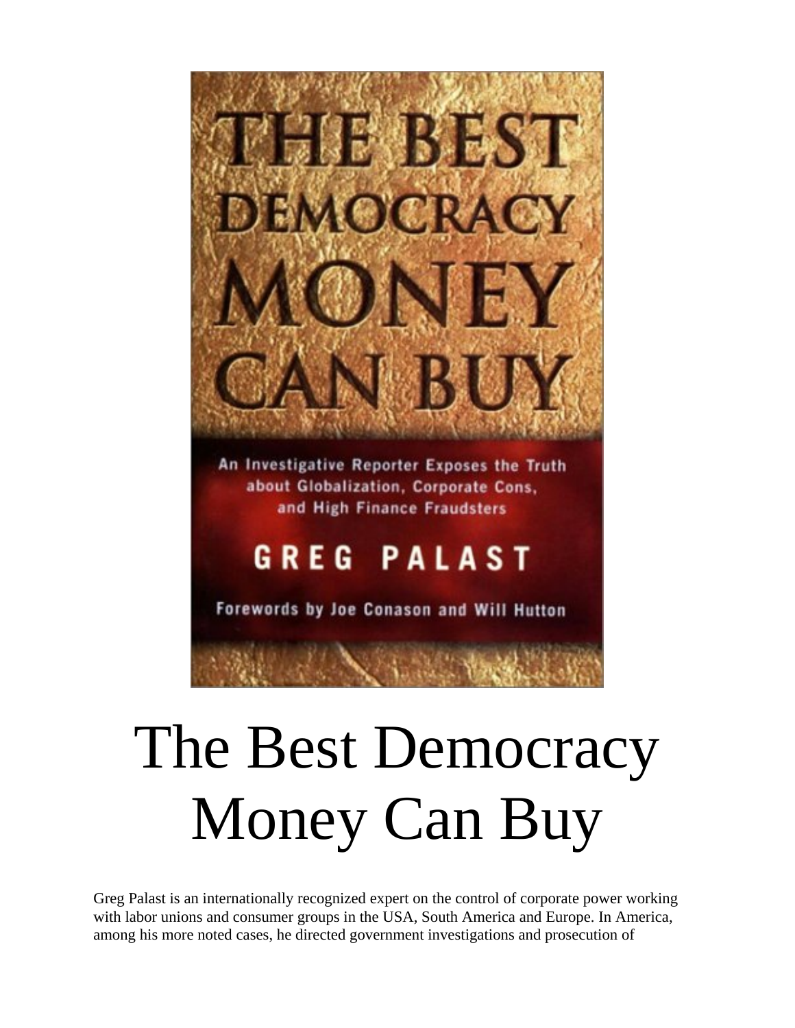# The Best Democracy Money Can Buy

Greg Palast is an internationally recognized expert on the control of corporate power working with labor unions and consumer groups in the USA, South America and Europe. In America, among his more noted cases, he directed government investigations and prosecution of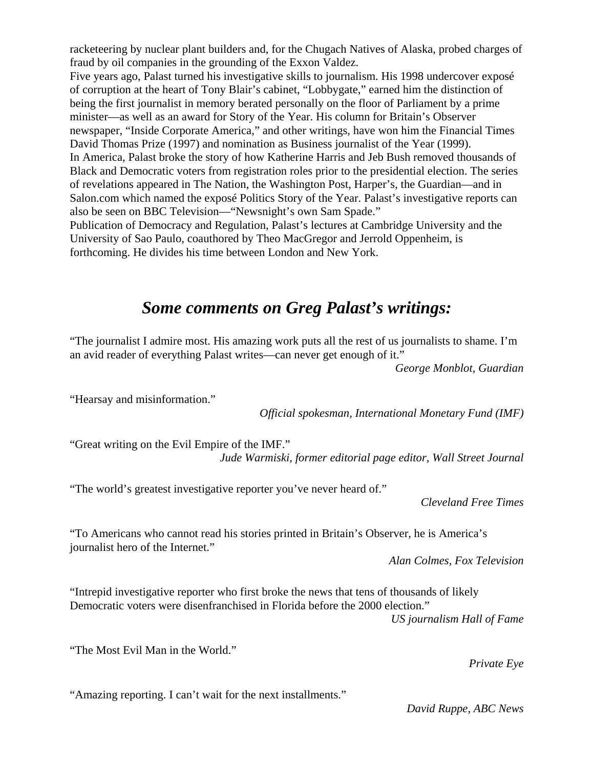racketeering by nuclear plant builders and, for the Chugach Natives of Alaska, probed charges of fraud by oil companies in the grounding of the Exxon Valdez.

Five years ago, Palast turned his investigative skills to journalism. His 1998 undercover exposé of corruption at the heart of Tony Blair's cabinet, "Lobbygate," earned him the distinction of being the first journalist in memory berated personally on the floor of Parliament by a prime minister—as well as an award for Story of the Year. His column for Britain's Observer newspaper, "Inside Corporate America," and other writings, have won him the Financial Times David Thomas Prize (1997) and nomination as Business journalist of the Year (1999).

In America, Palast broke the story of how Katherine Harris and Jeb Bush removed thousands of Black and Democratic voters from registration roles prior to the presidential election. The series of revelations appeared in The Nation, the Washington Post, Harper's, the Guardian—and in Salon.com which named the exposé Politics Story of the Year. Palast's investigative reports can also be seen on BBC Television—"Newsnight's own Sam Spade."

Publication of Democracy and Regulation, Palast's lectures at Cambridge University and the University of Sao Paulo, coauthored by Theo MacGregor and Jerrold Oppenheim, is forthcoming. He divides his time between London and New York.

## *Some comments on Greg Palast's writings:*

"The journalist I admire most. His amazing work puts all the rest of us journalists to shame. I'm an avid reader of everything Palast writes—can never get enough of it."

*George Monblot, Guardian*

"Hearsay and misinformation."

*Official spokesman, International Monetary Fund (IMF)*

"Great writing on the Evil Empire of the IMF."

*Jude Warmiski, former editorial page editor, Wall Street Journal*

"The world's greatest investigative reporter you've never heard of."

*Cleveland Free Times*

"To Americans who cannot read his stories printed in Britain's Observer, he is America's journalist hero of the Internet."

*Alan Colmes, Fox Television*

"Intrepid investigative reporter who first broke the news that tens of thousands of likely Democratic voters were disenfranchised in Florida before the 2000 election."

*US journalism Hall of Fame*

"The Most Evil Man in the World."

*Private Eye*

"Amazing reporting. I can't wait for the next installments."

*David Ruppe, ABC News*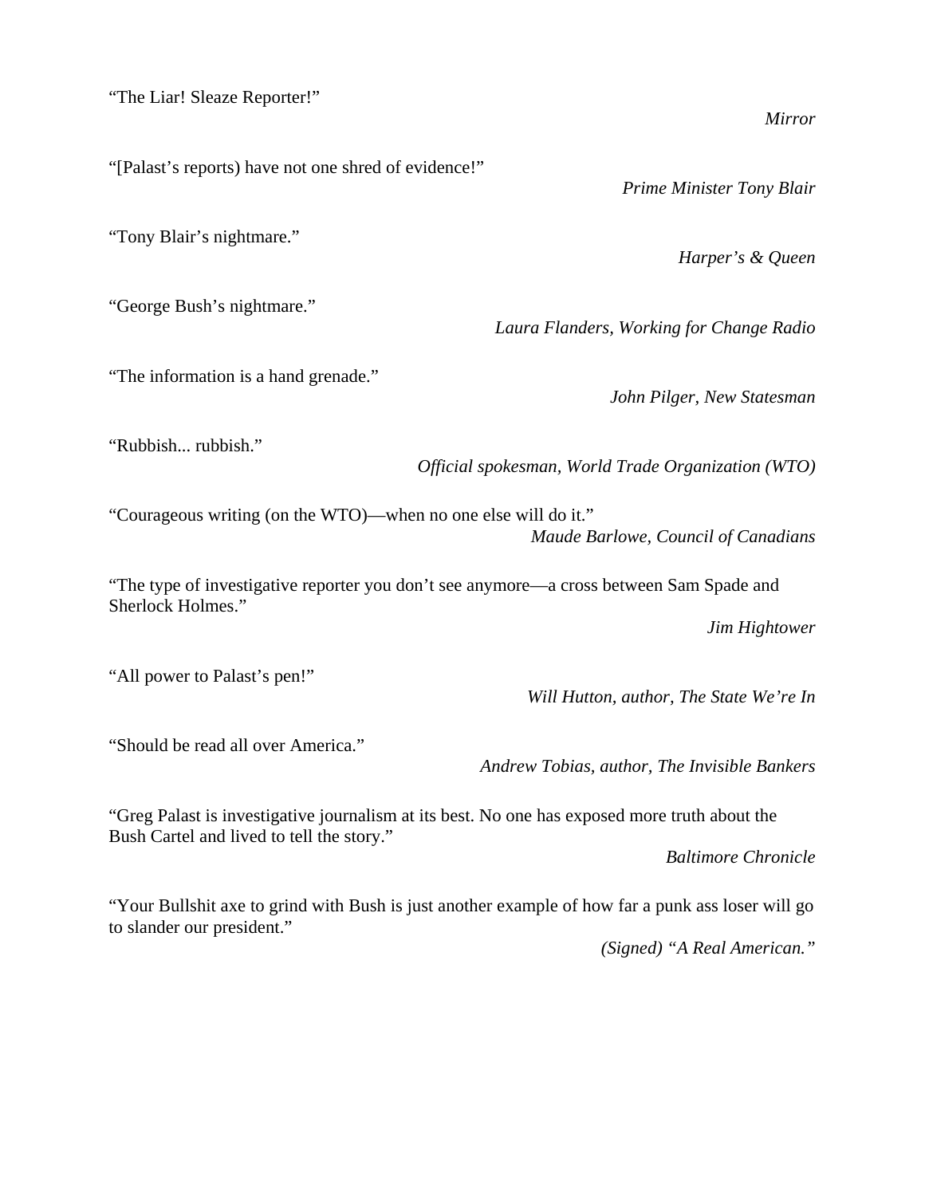“The Liar! Sleaze Reporter!”

*Mirror*

“[Palast’s reports) have not one shred of evidence!”

*Prime Minister Tony Blair*

“Tony Blair’s nightmare.”

*Harper’s & Queen*

“George Bush’s nightmare.”

*Laura Flanders, Working for Change Radio*

“The information is a hand grenade.”

*John Pilger, New Statesman*

“Rubbish... rubbish.”

*Official spokesman, World Trade Organization (WTO)*

“Courageous writing (on the WTO)—when no one else will do it.”

*Maude Barlowe, Council of Canadians*

“The type of investigative reporter you don’t see anymore—a cross between Sam Spade and Sherlock Holmes.”

*Jim Hightower*

“All power to Palast’s pen!”

*Will Hutton, author, The State We’re In*

“Should be read all over America.”

*Andrew Tobias, author, The Invisible Bankers*

“Greg Palast is investigative journalism at its best. No one has exposed more truth about the Bush Cartel and lived to tell the story.”

*Baltimore Chronicle*

“Your Bullshit axe to grind with Bush is just another example of how far a punk ass loser will go to slander our president.”

*(Signed) “A Real American.”*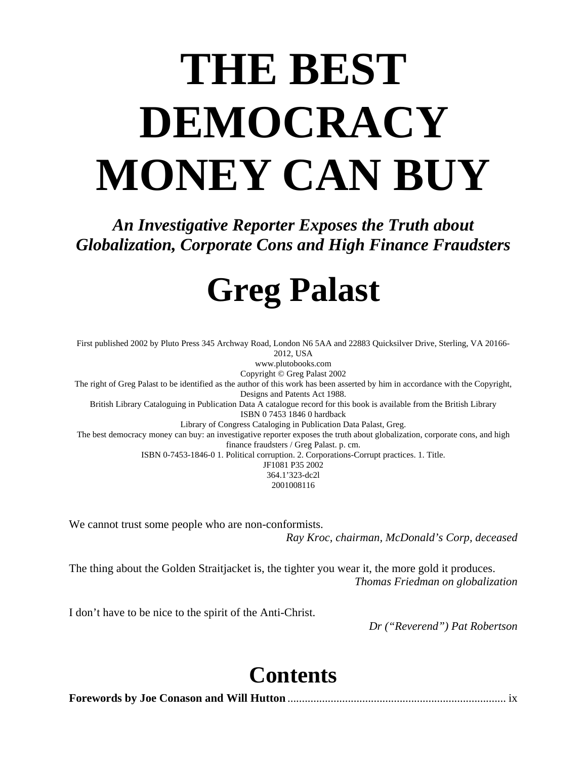# THE BEST DEMOCRACY MONEY CAN BUY

***An Investigative Reporter Exposes the Truth about Globalization, Corporate Cons and High Finance Fraudsters***

# Greg Palast

First published 2002 by Pluto Press 345 Archway Road, London N6 5AA and 22883 Quicksilver Drive, Sterling, VA 20166-2012, USA
www.plutobooks.com
Copyright © Greg Palast 2002
The right of Greg Palast to be identified as the author of this work has been asserted by him in accordance with the Copyright, Designs and Patents Act 1988.
British Library Cataloguing in Publication Data A catalogue record for this book is available from the British Library
ISBN 0 7453 1846 0 hardback
Library of Congress Cataloging in Publication Data Palast, Greg.
The best democracy money can buy: an investigative reporter exposes the truth about globalization, corporate cons, and high finance fraudsters / Greg Palast. p. cm.
ISBN 0-7453-1846-0 1. Political corruption. 2. Corporations-Corrupt practices. 1. Title.
JF1081 P35 2002
364.1'323-dc2l
2001008116

We cannot trust some people who are non-conformists.
*Ray Kroc, chairman, McDonald's Corp, deceased*

The thing about the Golden Straitjacket is, the tighter you wear it, the more gold it produces.
*Thomas Friedman on globalization*

I don't have to be nice to the spirit of the Anti-Christ.
*Dr ("Reverend") Pat Robertson*

## Contents

**Forewords by Joe Conason and Will Hutton** ........................................................................... ix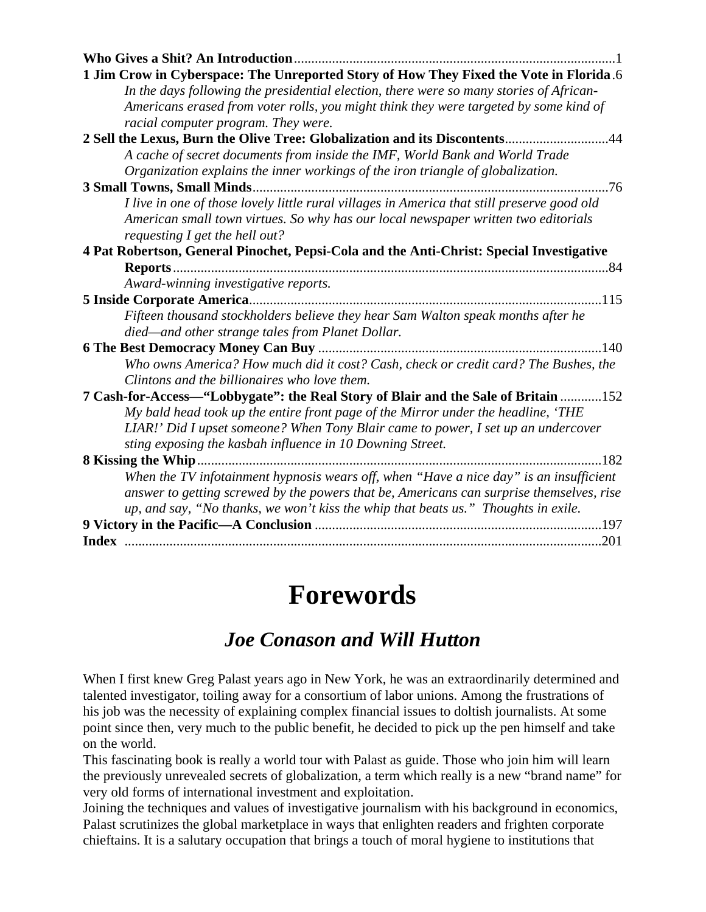**Who Gives a Shit? An Introduction**............................................................................................1

**1 Jim Crow in Cyberspace: The Unreported Story of How They Fixed the Vote in Florida**.6

*In the days following the presidential election, there were so many stories of African-Americans erased from voter rolls, you might think they were targeted by some kind of racial computer program. They were.*

**2 Sell the Lexus, Burn the Olive Tree: Globalization and its Discontents**.............................44

*A cache of secret documents from inside the IMF, World Bank and World Trade Organization explains the inner workings of the iron triangle of globalization.*

**3 Small Towns, Small Minds**......................................................................................................76

*I live in one of those lovely little rural villages in America that still preserve good old American small town virtues. So why has our local newspaper written two editorials requesting I get the hell out?*

**4 Pat Robertson, General Pinochet, Pepsi-Cola and the Anti-Christ: Special Investigative Reports**.............................................................................................................................84

*Award-winning investigative reports.*

**5 Inside Corporate America**.....................................................................................................115

*Fifteen thousand stockholders believe they hear Sam Walton speak months after he died—and other strange tales from Planet Dollar.*

**6 The Best Democracy Money Can Buy** ..................................................................................140

*Who owns America? How much did it cost? Cash, check or credit card? The Bushes, the Clintons and the billionaires who love them.*

**7 Cash-for-Access—"Lobbygate": the Real Story of Blair and the Sale of Britain** ............152

*My bald head took up the entire front page of the Mirror under the headline, 'THE LIAR!' Did I upset someone? When Tony Blair came to power, I set up an undercover sting exposing the kasbah influence in 10 Downing Street.*

**8 Kissing the Whip**.....................................................................................................................182

*When the TV infotainment hypnosis wears off, when "Have a nice day" is an insufficient answer to getting screwed by the powers that be, Americans can surprise themselves, rise up, and say, "No thanks, we won't kiss the whip that beats us." Thoughts in exile.*

**9 Victory in the Pacific—A Conclusion** ...................................................................................197

**Index** ..........................................................................................................................................201

# Forewords

## *Joe Conason and Will Hutton*

When I first knew Greg Palast years ago in New York, he was an extraordinarily determined and talented investigator, toiling away for a consortium of labor unions. Among the frustrations of his job was the necessity of explaining complex financial issues to doltish journalists. At some point since then, very much to the public benefit, he decided to pick up the pen himself and take on the world.

This fascinating book is really a world tour with Palast as guide. Those who join him will learn the previously unrevealed secrets of globalization, a term which really is a new "brand name" for very old forms of international investment and exploitation.

Joining the techniques and values of investigative journalism with his background in economics, Palast scrutinizes the global marketplace in ways that enlighten readers and frighten corporate chieftains. It is a salutary occupation that brings a touch of moral hygiene to institutions that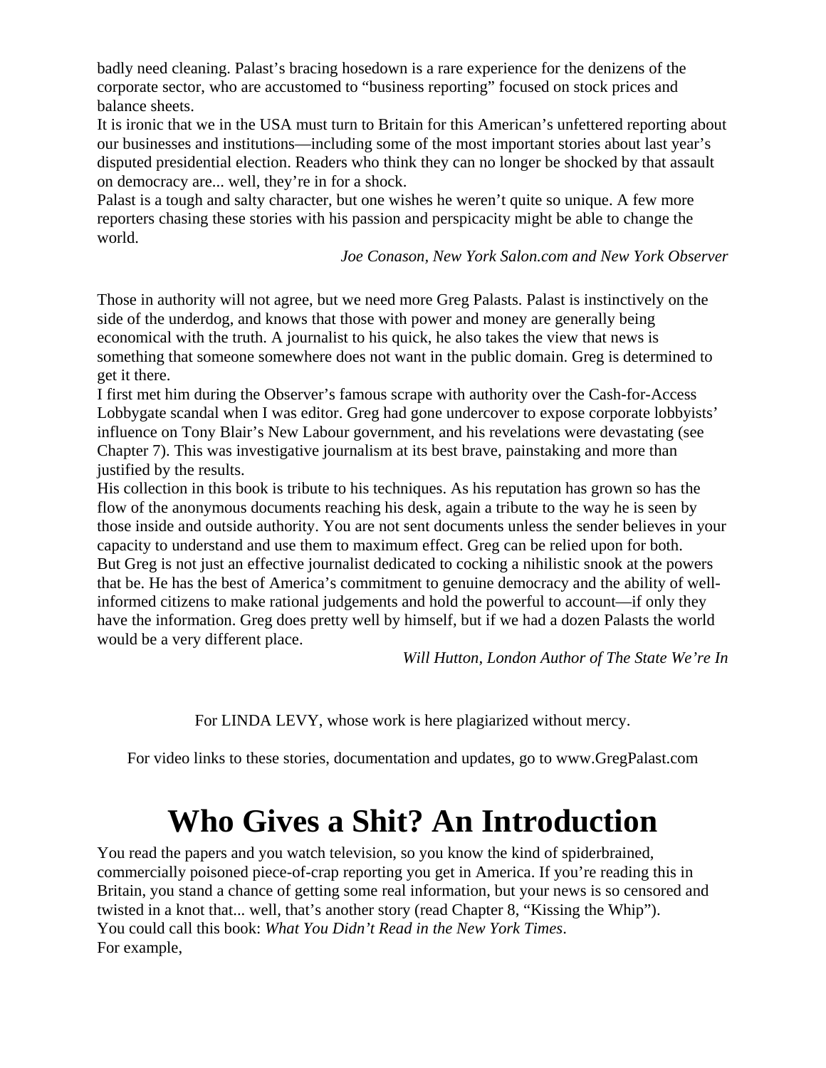badly need cleaning. Palast's bracing hosedown is a rare experience for the denizens of the corporate sector, who are accustomed to "business reporting" focused on stock prices and balance sheets.

It is ironic that we in the USA must turn to Britain for this American's unfettered reporting about our businesses and institutions—including some of the most important stories about last year's disputed presidential election. Readers who think they can no longer be shocked by that assault on democracy are... well, they're in for a shock.

Palast is a tough and salty character, but one wishes he weren't quite so unique. A few more reporters chasing these stories with his passion and perspicacity might be able to change the world.

*Joe Conason, New York Salon.com and New York Observer*

Those in authority will not agree, but we need more Greg Palasts. Palast is instinctively on the side of the underdog, and knows that those with power and money are generally being economical with the truth. A journalist to his quick, he also takes the view that news is something that someone somewhere does not want in the public domain. Greg is determined to get it there.

I first met him during the Observer's famous scrape with authority over the Cash-for-Access Lobbygate scandal when I was editor. Greg had gone undercover to expose corporate lobbyists' influence on Tony Blair's New Labour government, and his revelations were devastating (see Chapter 7). This was investigative journalism at its best brave, painstaking and more than justified by the results.

His collection in this book is tribute to his techniques. As his reputation has grown so has the flow of the anonymous documents reaching his desk, again a tribute to the way he is seen by those inside and outside authority. You are not sent documents unless the sender believes in your capacity to understand and use them to maximum effect. Greg can be relied upon for both.

But Greg is not just an effective journalist dedicated to cocking a nihilistic snook at the powers that be. He has the best of America's commitment to genuine democracy and the ability of well-informed citizens to make rational judgements and hold the powerful to account—if only they have the information. Greg does pretty well by himself, but if we had a dozen Palasts the world would be a very different place.

*Will Hutton, London Author of The State We're In*

For LINDA LEVY, whose work is here plagiarized without mercy.

For video links to these stories, documentation and updates, go to www.GregPalast.com

# Who Gives a Shit? An Introduction

You read the papers and you watch television, so you know the kind of spiderbrained, commercially poisoned piece-of-crap reporting you get in America. If you're reading this in Britain, you stand a chance of getting some real information, but your news is so censored and twisted in a knot that... well, that's another story (read Chapter 8, "Kissing the Whip").

You could call this book: *What You Didn't Read in the New York Times*.

For example,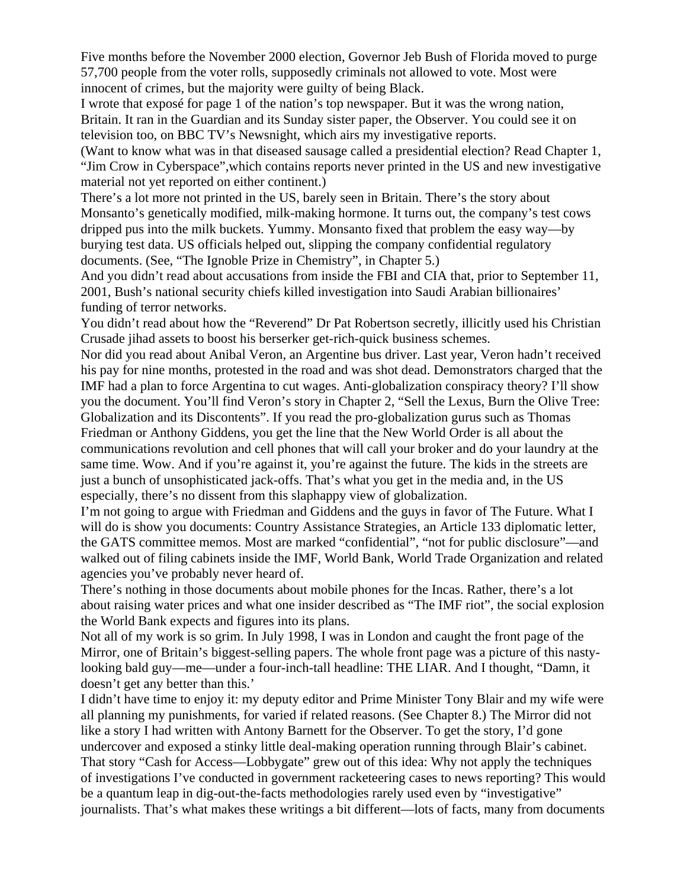Five months before the November 2000 election, Governor Jeb Bush of Florida moved to purge 57,700 people from the voter rolls, supposedly criminals not allowed to vote. Most were innocent of crimes, but the majority were guilty of being Black.

I wrote that exposé for page 1 of the nation's top newspaper. But it was the wrong nation, Britain. It ran in the Guardian and its Sunday sister paper, the Observer. You could see it on television too, on BBC TV's Newsnight, which airs my investigative reports.

(Want to know what was in that diseased sausage called a presidential election? Read Chapter 1, "Jim Crow in Cyberspace",which contains reports never printed in the US and new investigative material not yet reported on either continent.)

There's a lot more not printed in the US, barely seen in Britain. There's the story about Monsanto's genetically modified, milk-making hormone. It turns out, the company's test cows dripped pus into the milk buckets. Yummy. Monsanto fixed that problem the easy way—by burying test data. US officials helped out, slipping the company confidential regulatory documents. (See, "The Ignoble Prize in Chemistry", in Chapter 5.)

And you didn't read about accusations from inside the FBI and CIA that, prior to September 11, 2001, Bush's national security chiefs killed investigation into Saudi Arabian billionaires' funding of terror networks.

You didn't read about how the "Reverend" Dr Pat Robertson secretly, illicitly used his Christian Crusade jihad assets to boost his berserker get-rich-quick business schemes.

Nor did you read about Anibal Veron, an Argentine bus driver. Last year, Veron hadn't received his pay for nine months, protested in the road and was shot dead. Demonstrators charged that the IMF had a plan to force Argentina to cut wages. Anti-globalization conspiracy theory? I'll show you the document. You'll find Veron's story in Chapter 2, "Sell the Lexus, Burn the Olive Tree: Globalization and its Discontents". If you read the pro-globalization gurus such as Thomas Friedman or Anthony Giddens, you get the line that the New World Order is all about the communications revolution and cell phones that will call your broker and do your laundry at the same time. Wow. And if you're against it, you're against the future. The kids in the streets are just a bunch of unsophisticated jack-offs. That's what you get in the media and, in the US especially, there's no dissent from this slaphappy view of globalization.

I'm not going to argue with Friedman and Giddens and the guys in favor of The Future. What I will do is show you documents: Country Assistance Strategies, an Article 133 diplomatic letter, the GATS committee memos. Most are marked "confidential", "not for public disclosure"—and walked out of filing cabinets inside the IMF, World Bank, World Trade Organization and related agencies you've probably never heard of.

There's nothing in those documents about mobile phones for the Incas. Rather, there's a lot about raising water prices and what one insider described as "The IMF riot", the social explosion the World Bank expects and figures into its plans.

Not all of my work is so grim. In July 1998, I was in London and caught the front page of the Mirror, one of Britain's biggest-selling papers. The whole front page was a picture of this nasty-looking bald guy—me—under a four-inch-tall headline: THE LIAR. And I thought, "Damn, it doesn't get any better than this.'

I didn't have time to enjoy it: my deputy editor and Prime Minister Tony Blair and my wife were all planning my punishments, for varied if related reasons. (See Chapter 8.) The Mirror did not like a story I had written with Antony Barnett for the Observer. To get the story, I'd gone undercover and exposed a stinky little deal-making operation running through Blair's cabinet. That story "Cash for Access—Lobbygate" grew out of this idea: Why not apply the techniques of investigations I've conducted in government racketeering cases to news reporting? This would be a quantum leap in dig-out-the-facts methodologies rarely used even by "investigative" journalists. That's what makes these writings a bit different—lots of facts, many from documents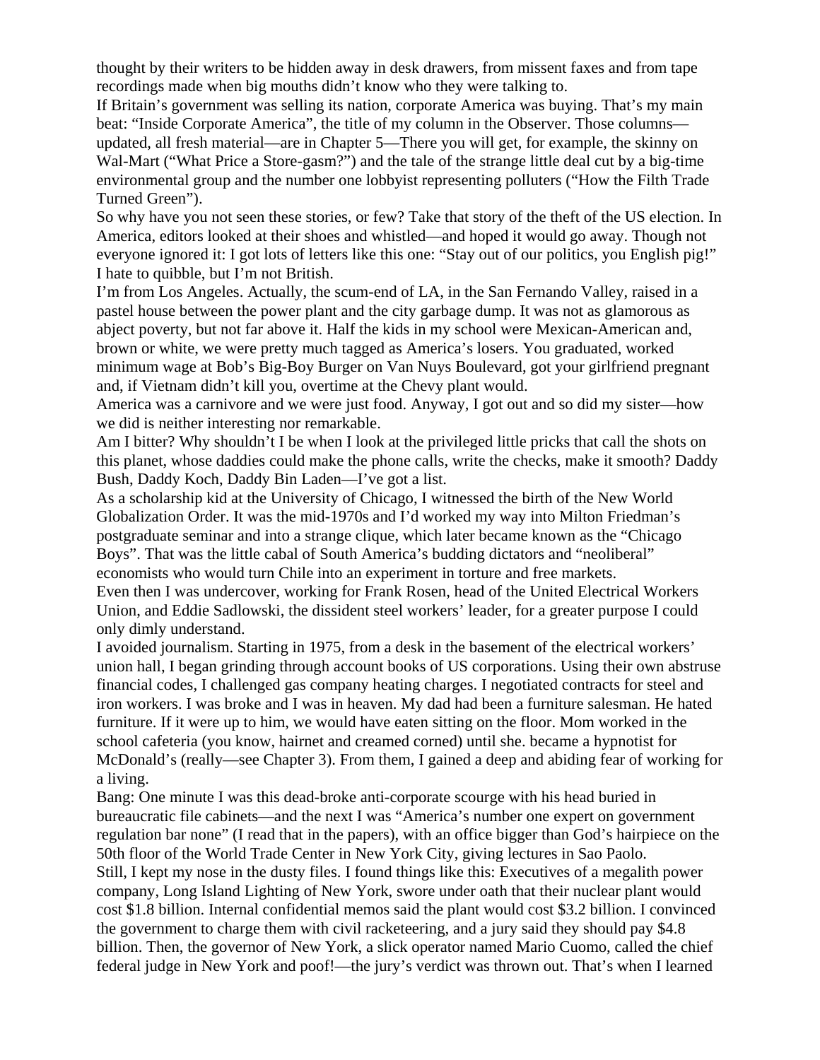thought by their writers to be hidden away in desk drawers, from missent faxes and from tape recordings made when big mouths didn't know who they were talking to.

If Britain's government was selling its nation, corporate America was buying. That's my main beat: "Inside Corporate America", the title of my column in the Observer. Those columns—updated, all fresh material—are in Chapter 5—There you will get, for example, the skinny on Wal-Mart ("What Price a Store-gasm?") and the tale of the strange little deal cut by a big-time environmental group and the number one lobbyist representing polluters ("How the Filth Trade Turned Green").

So why have you not seen these stories, or few? Take that story of the theft of the US election. In America, editors looked at their shoes and whistled—and hoped it would go away. Though not everyone ignored it: I got lots of letters like this one: "Stay out of our politics, you English pig!" I hate to quibble, but I'm not British.

I'm from Los Angeles. Actually, the scum-end of LA, in the San Fernando Valley, raised in a pastel house between the power plant and the city garbage dump. It was not as glamorous as abject poverty, but not far above it. Half the kids in my school were Mexican-American and, brown or white, we were pretty much tagged as America's losers. You graduated, worked minimum wage at Bob's Big-Boy Burger on Van Nuys Boulevard, got your girlfriend pregnant and, if Vietnam didn't kill you, overtime at the Chevy plant would.

America was a carnivore and we were just food. Anyway, I got out and so did my sister—how we did is neither interesting nor remarkable.

Am I bitter? Why shouldn't I be when I look at the privileged little pricks that call the shots on this planet, whose daddies could make the phone calls, write the checks, make it smooth? Daddy Bush, Daddy Koch, Daddy Bin Laden—I've got a list.

As a scholarship kid at the University of Chicago, I witnessed the birth of the New World Globalization Order. It was the mid-1970s and I'd worked my way into Milton Friedman's postgraduate seminar and into a strange clique, which later became known as the "Chicago Boys". That was the little cabal of South America's budding dictators and "neoliberal" economists who would turn Chile into an experiment in torture and free markets.

Even then I was undercover, working for Frank Rosen, head of the United Electrical Workers Union, and Eddie Sadlowski, the dissident steel workers' leader, for a greater purpose I could only dimly understand.

I avoided journalism. Starting in 1975, from a desk in the basement of the electrical workers' union hall, I began grinding through account books of US corporations. Using their own abstruse financial codes, I challenged gas company heating charges. I negotiated contracts for steel and iron workers. I was broke and I was in heaven. My dad had been a furniture salesman. He hated furniture. If it were up to him, we would have eaten sitting on the floor. Mom worked in the school cafeteria (you know, hairnet and creamed corned) until she. became a hypnotist for McDonald's (really—see Chapter 3). From them, I gained a deep and abiding fear of working for a living.

Bang: One minute I was this dead-broke anti-corporate scourge with his head buried in bureaucratic file cabinets—and the next I was "America's number one expert on government regulation bar none" (I read that in the papers), with an office bigger than God's hairpiece on the 50th floor of the World Trade Center in New York City, giving lectures in Sao Paolo.

Still, I kept my nose in the dusty files. I found things like this: Executives of a megalith power company, Long Island Lighting of New York, swore under oath that their nuclear plant would cost $1.8 billion. Internal confidential memos said the plant would cost $3.2 billion. I convinced the government to charge them with civil racketeering, and a jury said they should pay $4.8 billion. Then, the governor of New York, a slick operator named Mario Cuomo, called the chief federal judge in New York and poof!—the jury's verdict was thrown out. That's when I learned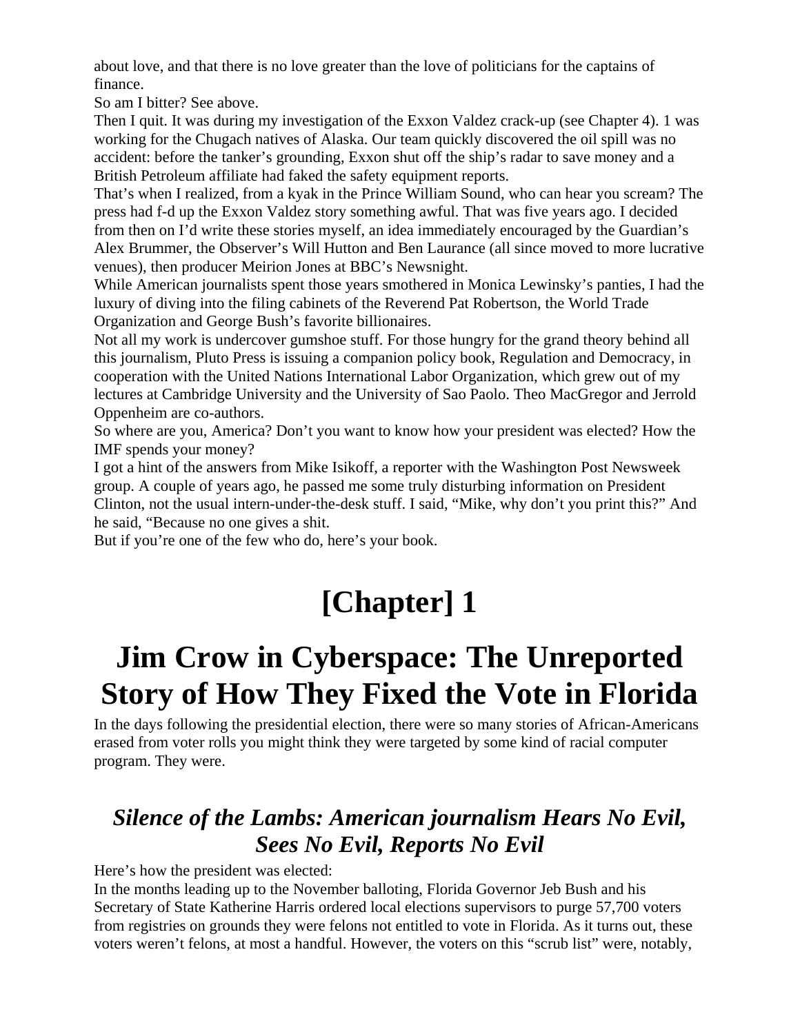about love, and that there is no love greater than the love of politicians for the captains of finance.

So am I bitter? See above.

Then I quit. It was during my investigation of the Exxon Valdez crack-up (see Chapter 4). 1 was working for the Chugach natives of Alaska. Our team quickly discovered the oil spill was no accident: before the tanker's grounding, Exxon shut off the ship's radar to save money and a British Petroleum affiliate had faked the safety equipment reports.

That's when I realized, from a kyak in the Prince William Sound, who can hear you scream? The press had f-d up the Exxon Valdez story something awful. That was five years ago. I decided from then on I'd write these stories myself, an idea immediately encouraged by the Guardian's Alex Brummer, the Observer's Will Hutton and Ben Laurance (all since moved to more lucrative venues), then producer Meirion Jones at BBC's Newsnight.

While American journalists spent those years smothered in Monica Lewinsky's panties, I had the luxury of diving into the filing cabinets of the Reverend Pat Robertson, the World Trade Organization and George Bush's favorite billionaires.

Not all my work is undercover gumshoe stuff. For those hungry for the grand theory behind all this journalism, Pluto Press is issuing a companion policy book, Regulation and Democracy, in cooperation with the United Nations International Labor Organization, which grew out of my lectures at Cambridge University and the University of Sao Paolo. Theo MacGregor and Jerrold Oppenheim are co-authors.

So where are you, America? Don't you want to know how your president was elected? How the IMF spends your money?

I got a hint of the answers from Mike Isikoff, a reporter with the Washington Post Newsweek group. A couple of years ago, he passed me some truly disturbing information on President Clinton, not the usual intern-under-the-desk stuff. I said, "Mike, why don't you print this?" And he said, "Because no one gives a shit.

But if you're one of the few who do, here's your book.

# [Chapter] 1

# Jim Crow in Cyberspace: The Unreported Story of How They Fixed the Vote in Florida

In the days following the presidential election, there were so many stories of African-Americans erased from voter rolls you might think they were targeted by some kind of racial computer program. They were.

## *Silence of the Lambs: American journalism Hears No Evil, Sees No Evil, Reports No Evil*

Here's how the president was elected:

In the months leading up to the November balloting, Florida Governor Jeb Bush and his Secretary of State Katherine Harris ordered local elections supervisors to purge 57,700 voters from registries on grounds they were felons not entitled to vote in Florida. As it turns out, these voters weren't felons, at most a handful. However, the voters on this "scrub list" were, notably,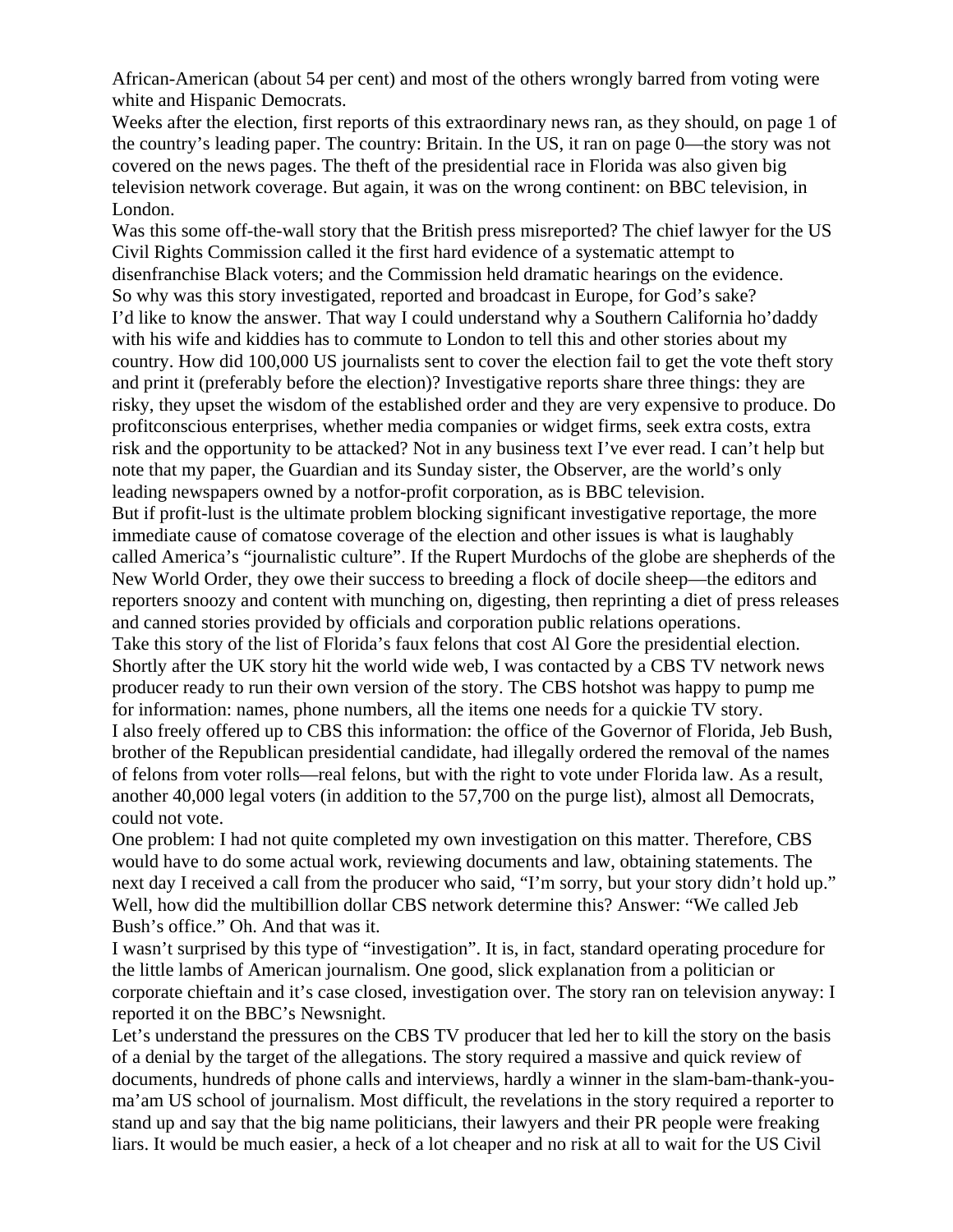African-American (about 54 per cent) and most of the others wrongly barred from voting were white and Hispanic Democrats.

Weeks after the election, first reports of this extraordinary news ran, as they should, on page 1 of the country's leading paper. The country: Britain. In the US, it ran on page 0—the story was not covered on the news pages. The theft of the presidential race in Florida was also given big television network coverage. But again, it was on the wrong continent: on BBC television, in London.

Was this some off-the-wall story that the British press misreported? The chief lawyer for the US Civil Rights Commission called it the first hard evidence of a systematic attempt to disenfranchise Black voters; and the Commission held dramatic hearings on the evidence.

So why was this story investigated, reported and broadcast in Europe, for God's sake?

I'd like to know the answer. That way I could understand why a Southern California ho'daddy with his wife and kiddies has to commute to London to tell this and other stories about my country. How did 100,000 US journalists sent to cover the election fail to get the vote theft story and print it (preferably before the election)? Investigative reports share three things: they are risky, they upset the wisdom of the established order and they are very expensive to produce. Do profitconscious enterprises, whether media companies or widget firms, seek extra costs, extra risk and the opportunity to be attacked? Not in any business text I've ever read. I can't help but note that my paper, the Guardian and its Sunday sister, the Observer, are the world's only leading newspapers owned by a notfor-profit corporation, as is BBC television.

But if profit-lust is the ultimate problem blocking significant investigative reportage, the more immediate cause of comatose coverage of the election and other issues is what is laughably called America's "journalistic culture". If the Rupert Murdochs of the globe are shepherds of the New World Order, they owe their success to breeding a flock of docile sheep—the editors and reporters snoozy and content with munching on, digesting, then reprinting a diet of press releases and canned stories provided by officials and corporation public relations operations.

Take this story of the list of Florida's faux felons that cost Al Gore the presidential election. Shortly after the UK story hit the world wide web, I was contacted by a CBS TV network news producer ready to run their own version of the story. The CBS hotshot was happy to pump me for information: names, phone numbers, all the items one needs for a quickie TV story.

I also freely offered up to CBS this information: the office of the Governor of Florida, Jeb Bush, brother of the Republican presidential candidate, had illegally ordered the removal of the names of felons from voter rolls—real felons, but with the right to vote under Florida law. As a result, another 40,000 legal voters (in addition to the 57,700 on the purge list), almost all Democrats, could not vote.

One problem: I had not quite completed my own investigation on this matter. Therefore, CBS would have to do some actual work, reviewing documents and law, obtaining statements. The next day I received a call from the producer who said, "I'm sorry, but your story didn't hold up." Well, how did the multibillion dollar CBS network determine this? Answer: "We called Jeb Bush's office." Oh. And that was it.

I wasn't surprised by this type of "investigation". It is, in fact, standard operating procedure for the little lambs of American journalism. One good, slick explanation from a politician or corporate chieftain and it's case closed, investigation over. The story ran on television anyway: I reported it on the BBC's Newsnight.

Let's understand the pressures on the CBS TV producer that led her to kill the story on the basis of a denial by the target of the allegations. The story required a massive and quick review of documents, hundreds of phone calls and interviews, hardly a winner in the slam-bam-thank-you-ma'am US school of journalism. Most difficult, the revelations in the story required a reporter to stand up and say that the big name politicians, their lawyers and their PR people were freaking liars. It would be much easier, a heck of a lot cheaper and no risk at all to wait for the US Civil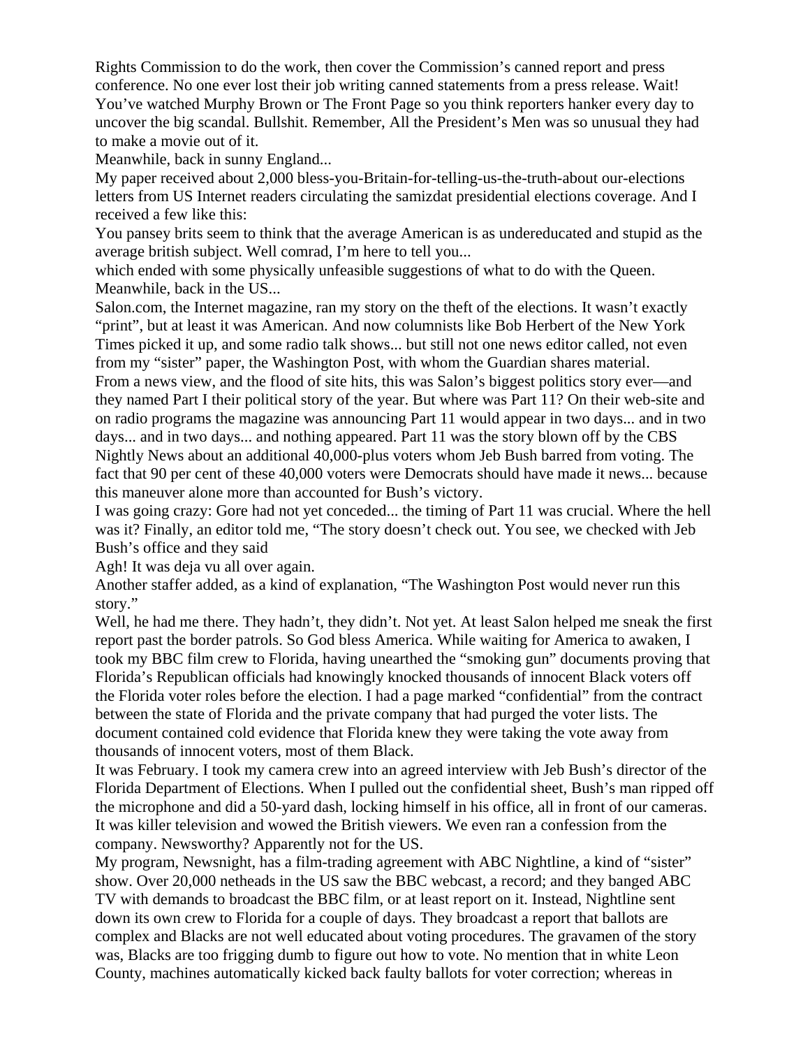Rights Commission to do the work, then cover the Commission's canned report and press conference. No one ever lost their job writing canned statements from a press release. Wait! You've watched Murphy Brown or The Front Page so you think reporters hanker every day to uncover the big scandal. Bullshit. Remember, All the President's Men was so unusual they had to make a movie out of it.

Meanwhile, back in sunny England...

My paper received about 2,000 bless-you-Britain-for-telling-us-the-truth-about our-elections letters from US Internet readers circulating the samizdat presidential elections coverage. And I received a few like this:

You pansey brits seem to think that the average American is as undereducated and stupid as the average british subject. Well comrad, I'm here to tell you...

which ended with some physically unfeasible suggestions of what to do with the Queen.

Meanwhile, back in the US...

Salon.com, the Internet magazine, ran my story on the theft of the elections. It wasn't exactly "print", but at least it was American. And now columnists like Bob Herbert of the New York Times picked it up, and some radio talk shows... but still not one news editor called, not even from my "sister" paper, the Washington Post, with whom the Guardian shares material.

From a news view, and the flood of site hits, this was Salon's biggest politics story ever—and they named Part I their political story of the year. But where was Part 11? On their web-site and on radio programs the magazine was announcing Part 11 would appear in two days... and in two days... and in two days... and nothing appeared. Part 11 was the story blown off by the CBS Nightly News about an additional 40,000-plus voters whom Jeb Bush barred from voting. The fact that 90 per cent of these 40,000 voters were Democrats should have made it news... because this maneuver alone more than accounted for Bush's victory.

I was going crazy: Gore had not yet conceded... the timing of Part 11 was crucial. Where the hell was it? Finally, an editor told me, "The story doesn't check out. You see, we checked with Jeb Bush's office and they said

Agh! It was deja vu all over again.

Another staffer added, as a kind of explanation, "The Washington Post would never run this story."

Well, he had me there. They hadn't, they didn't. Not yet. At least Salon helped me sneak the first report past the border patrols. So God bless America. While waiting for America to awaken, I took my BBC film crew to Florida, having unearthed the "smoking gun" documents proving that Florida's Republican officials had knowingly knocked thousands of innocent Black voters off the Florida voter roles before the election. I had a page marked "confidential" from the contract between the state of Florida and the private company that had purged the voter lists. The document contained cold evidence that Florida knew they were taking the vote away from thousands of innocent voters, most of them Black.

It was February. I took my camera crew into an agreed interview with Jeb Bush's director of the Florida Department of Elections. When I pulled out the confidential sheet, Bush's man ripped off the microphone and did a 50-yard dash, locking himself in his office, all in front of our cameras. It was killer television and wowed the British viewers. We even ran a confession from the company. Newsworthy? Apparently not for the US.

My program, Newsnight, has a film-trading agreement with ABC Nightline, a kind of "sister" show. Over 20,000 netheads in the US saw the BBC webcast, a record; and they banged ABC TV with demands to broadcast the BBC film, or at least report on it. Instead, Nightline sent down its own crew to Florida for a couple of days. They broadcast a report that ballots are complex and Blacks are not well educated about voting procedures. The gravamen of the story was, Blacks are too frigging dumb to figure out how to vote. No mention that in white Leon County, machines automatically kicked back faulty ballots for voter correction; whereas in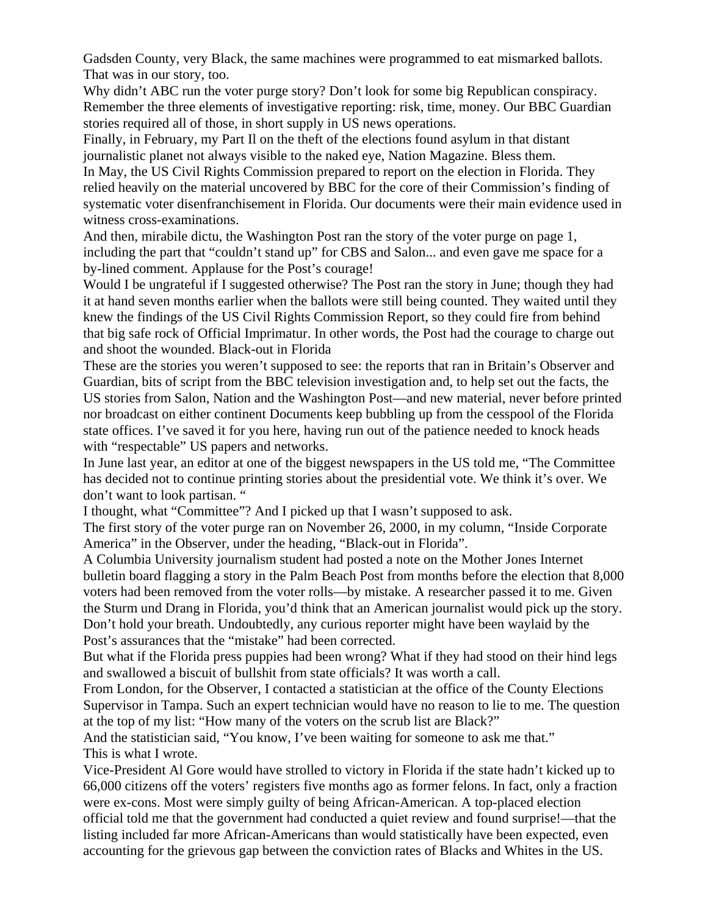Gadsden County, very Black, the same machines were programmed to eat mismarked ballots. That was in our story, too.

Why didn't ABC run the voter purge story? Don't look for some big Republican conspiracy. Remember the three elements of investigative reporting: risk, time, money. Our BBC Guardian stories required all of those, in short supply in US news operations.

Finally, in February, my Part Il on the theft of the elections found asylum in that distant journalistic planet not always visible to the naked eye, Nation Magazine. Bless them.

In May, the US Civil Rights Commission prepared to report on the election in Florida. They relied heavily on the material uncovered by BBC for the core of their Commission's finding of systematic voter disenfranchisement in Florida. Our documents were their main evidence used in witness cross-examinations.

And then, mirabile dictu, the Washington Post ran the story of the voter purge on page 1, including the part that "couldn't stand up" for CBS and Salon... and even gave me space for a by-lined comment. Applause for the Post's courage!

Would I be ungrateful if I suggested otherwise? The Post ran the story in June; though they had it at hand seven months earlier when the ballots were still being counted. They waited until they knew the findings of the US Civil Rights Commission Report, so they could fire from behind that big safe rock of Official Imprimatur. In other words, the Post had the courage to charge out and shoot the wounded. Black-out in Florida

These are the stories you weren't supposed to see: the reports that ran in Britain's Observer and Guardian, bits of script from the BBC television investigation and, to help set out the facts, the US stories from Salon, Nation and the Washington Post—and new material, never before printed nor broadcast on either continent Documents keep bubbling up from the cesspool of the Florida state offices. I've saved it for you here, having run out of the patience needed to knock heads with "respectable" US papers and networks.

In June last year, an editor at one of the biggest newspapers in the US told me, "The Committee has decided not to continue printing stories about the presidential vote. We think it's over. We don't want to look partisan. "

I thought, what "Committee"? And I picked up that I wasn't supposed to ask.

The first story of the voter purge ran on November 26, 2000, in my column, "Inside Corporate America" in the Observer, under the heading, "Black-out in Florida".

A Columbia University journalism student had posted a note on the Mother Jones Internet bulletin board flagging a story in the Palm Beach Post from months before the election that 8,000 voters had been removed from the voter rolls—by mistake. A researcher passed it to me. Given the Sturm und Drang in Florida, you'd think that an American journalist would pick up the story. Don't hold your breath. Undoubtedly, any curious reporter might have been waylaid by the Post's assurances that the "mistake" had been corrected.

But what if the Florida press puppies had been wrong? What if they had stood on their hind legs and swallowed a biscuit of bullshit from state officials? It was worth a call.

From London, for the Observer, I contacted a statistician at the office of the County Elections Supervisor in Tampa. Such an expert technician would have no reason to lie to me. The question at the top of my list: "How many of the voters on the scrub list are Black?"

And the statistician said, "You know, I've been waiting for someone to ask me that."

This is what I wrote.

Vice-President Al Gore would have strolled to victory in Florida if the state hadn't kicked up to 66,000 citizens off the voters' registers five months ago as former felons. In fact, only a fraction were ex-cons. Most were simply guilty of being African-American. A top-placed election official told me that the government had conducted a quiet review and found surprise!—that the listing included far more African-Americans than would statistically have been expected, even accounting for the grievous gap between the conviction rates of Blacks and Whites in the US.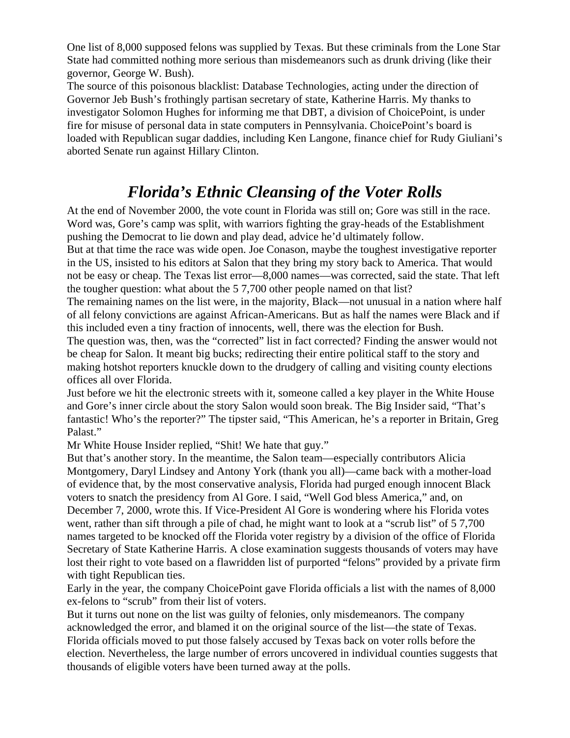One list of 8,000 supposed felons was supplied by Texas. But these criminals from the Lone Star State had committed nothing more serious than misdemeanors such as drunk driving (like their governor, George W. Bush).

The source of this poisonous blacklist: Database Technologies, acting under the direction of Governor Jeb Bush's frothingly partisan secretary of state, Katherine Harris. My thanks to investigator Solomon Hughes for informing me that DBT, a division of ChoicePoint, is under fire for misuse of personal data in state computers in Pennsylvania. ChoicePoint's board is loaded with Republican sugar daddies, including Ken Langone, finance chief for Rudy Giuliani's aborted Senate run against Hillary Clinton.

## *Florida's Ethnic Cleansing of the Voter Rolls*

At the end of November 2000, the vote count in Florida was still on; Gore was still in the race. Word was, Gore's camp was split, with warriors fighting the gray-heads of the Establishment pushing the Democrat to lie down and play dead, advice he'd ultimately follow.

But at that time the race was wide open. Joe Conason, maybe the toughest investigative reporter in the US, insisted to his editors at Salon that they bring my story back to America. That would not be easy or cheap. The Texas list error—8,000 names—was corrected, said the state. That left the tougher question: what about the 5 7,700 other people named on that list?

The remaining names on the list were, in the majority, Black—not unusual in a nation where half of all felony convictions are against African-Americans. But as half the names were Black and if this included even a tiny fraction of innocents, well, there was the election for Bush.

The question was, then, was the "corrected" list in fact corrected? Finding the answer would not be cheap for Salon. It meant big bucks; redirecting their entire political staff to the story and making hotshot reporters knuckle down to the drudgery of calling and visiting county elections offices all over Florida.

Just before we hit the electronic streets with it, someone called a key player in the White House and Gore's inner circle about the story Salon would soon break. The Big Insider said, "That's fantastic! Who's the reporter?" The tipster said, "This American, he's a reporter in Britain, Greg Palast."

Mr White House Insider replied, "Shit! We hate that guy."

But that's another story. In the meantime, the Salon team—especially contributors Alicia Montgomery, Daryl Lindsey and Antony York (thank you all)—came back with a mother-load of evidence that, by the most conservative analysis, Florida had purged enough innocent Black voters to snatch the presidency from Al Gore. I said, "Well God bless America," and, on December 7, 2000, wrote this. If Vice-President Al Gore is wondering where his Florida votes went, rather than sift through a pile of chad, he might want to look at a "scrub list" of 5 7,700 names targeted to be knocked off the Florida voter registry by a division of the office of Florida Secretary of State Katherine Harris. A close examination suggests thousands of voters may have lost their right to vote based on a flawridden list of purported "felons" provided by a private firm with tight Republican ties.

Early in the year, the company ChoicePoint gave Florida officials a list with the names of 8,000 ex-felons to "scrub" from their list of voters.

But it turns out none on the list was guilty of felonies, only misdemeanors. The company acknowledged the error, and blamed it on the original source of the list—the state of Texas. Florida officials moved to put those falsely accused by Texas back on voter rolls before the election. Nevertheless, the large number of errors uncovered in individual counties suggests that thousands of eligible voters have been turned away at the polls.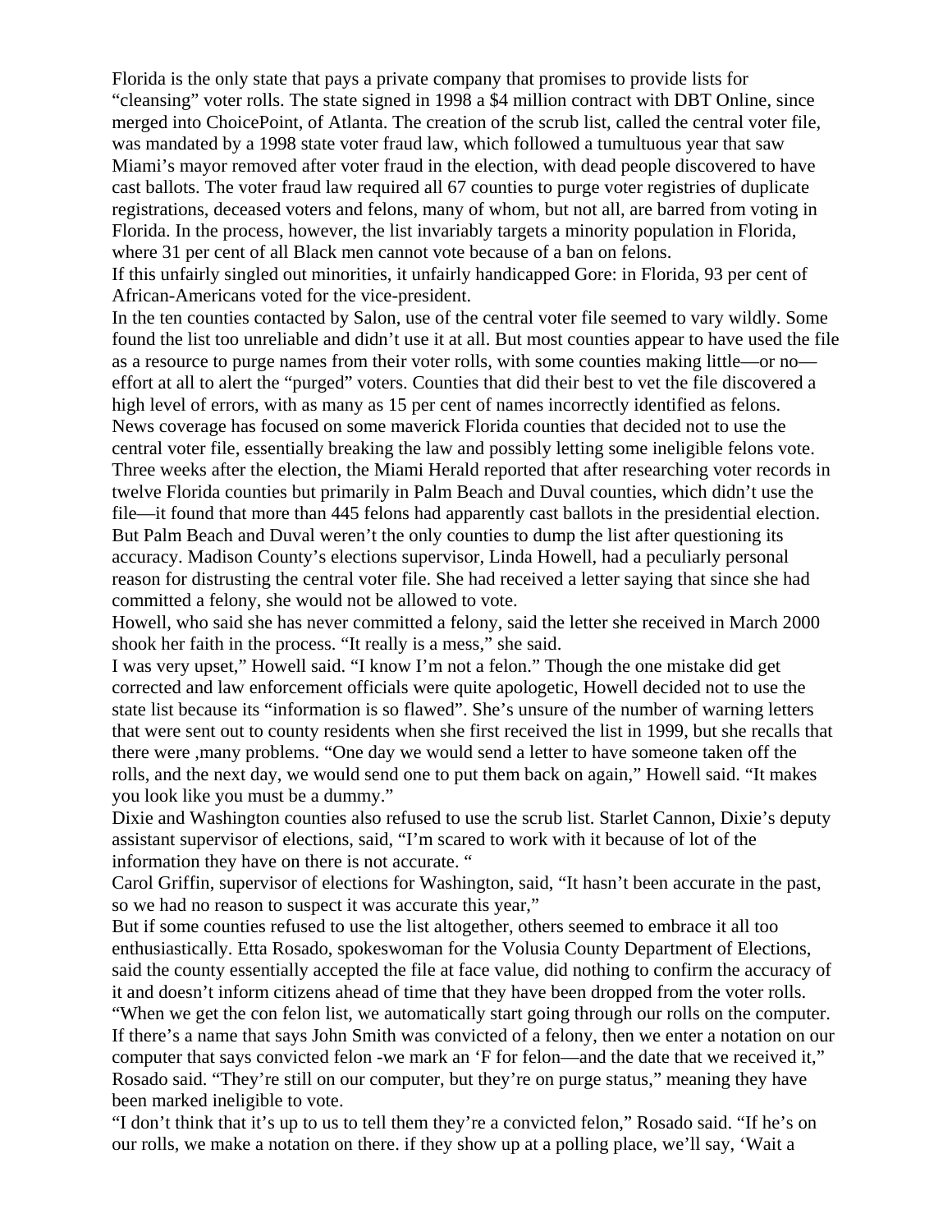Florida is the only state that pays a private company that promises to provide lists for "cleansing" voter rolls. The state signed in 1998 a $4 million contract with DBT Online, since merged into ChoicePoint, of Atlanta. The creation of the scrub list, called the central voter file, was mandated by a 1998 state voter fraud law, which followed a tumultuous year that saw Miami's mayor removed after voter fraud in the election, with dead people discovered to have cast ballots. The voter fraud law required all 67 counties to purge voter registries of duplicate registrations, deceased voters and felons, many of whom, but not all, are barred from voting in Florida. In the process, however, the list invariably targets a minority population in Florida, where 31 per cent of all Black men cannot vote because of a ban on felons.

If this unfairly singled out minorities, it unfairly handicapped Gore: in Florida, 93 per cent of African-Americans voted for the vice-president.

In the ten counties contacted by Salon, use of the central voter file seemed to vary wildly. Some found the list too unreliable and didn't use it at all. But most counties appear to have used the file as a resource to purge names from their voter rolls, with some counties making little—or no—effort at all to alert the "purged" voters. Counties that did their best to vet the file discovered a high level of errors, with as many as 15 per cent of names incorrectly identified as felons.

News coverage has focused on some maverick Florida counties that decided not to use the central voter file, essentially breaking the law and possibly letting some ineligible felons vote. Three weeks after the election, the Miami Herald reported that after researching voter records in twelve Florida counties but primarily in Palm Beach and Duval counties, which didn't use the file—it found that more than 445 felons had apparently cast ballots in the presidential election.

But Palm Beach and Duval weren't the only counties to dump the list after questioning its accuracy. Madison County's elections supervisor, Linda Howell, had a peculiarly personal reason for distrusting the central voter file. She had received a letter saying that since she had committed a felony, she would not be allowed to vote.

Howell, who said she has never committed a felony, said the letter she received in March 2000 shook her faith in the process. "It really is a mess," she said.

I was very upset," Howell said. "I know I'm not a felon." Though the one mistake did get corrected and law enforcement officials were quite apologetic, Howell decided not to use the state list because its "information is so flawed". She's unsure of the number of warning letters that were sent out to county residents when she first received the list in 1999, but she recalls that there were ,many problems. "One day we would send a letter to have someone taken off the rolls, and the next day, we would send one to put them back on again," Howell said. "It makes you look like you must be a dummy."

Dixie and Washington counties also refused to use the scrub list. Starlet Cannon, Dixie's deputy assistant supervisor of elections, said, "I'm scared to work with it because of lot of the information they have on there is not accurate. "

Carol Griffin, supervisor of elections for Washington, said, "It hasn't been accurate in the past, so we had no reason to suspect it was accurate this year,"

But if some counties refused to use the list altogether, others seemed to embrace it all too enthusiastically. Etta Rosado, spokeswoman for the Volusia County Department of Elections, said the county essentially accepted the file at face value, did nothing to confirm the accuracy of it and doesn't inform citizens ahead of time that they have been dropped from the voter rolls.

"When we get the con felon list, we automatically start going through our rolls on the computer. If there's a name that says John Smith was convicted of a felony, then we enter a notation on our computer that says convicted felon -we mark an 'F for felon—and the date that we received it," Rosado said. "They're still on our computer, but they're on purge status," meaning they have been marked ineligible to vote.

"I don't think that it's up to us to tell them they're a convicted felon," Rosado said. "If he's on our rolls, we make a notation on there. if they show up at a polling place, we'll say, 'Wait a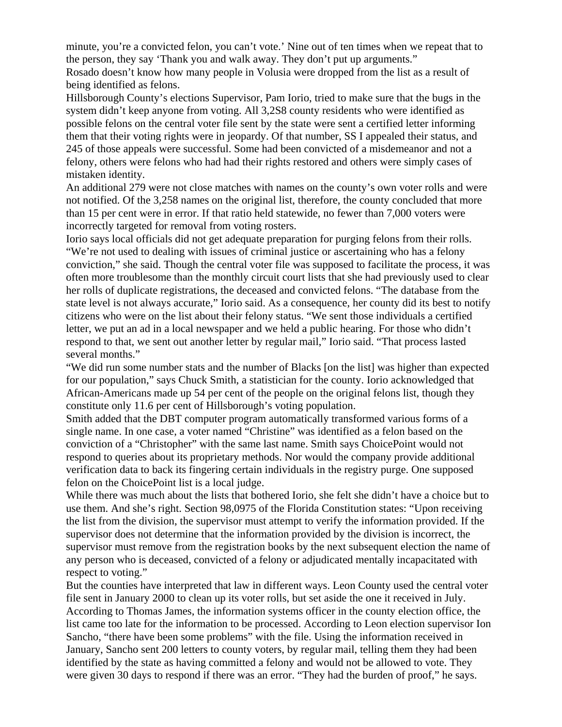minute, you're a convicted felon, you can't vote.' Nine out of ten times when we repeat that to the person, they say 'Thank you and walk away. They don't put up arguments."

Rosado doesn't know how many people in Volusia were dropped from the list as a result of being identified as felons.

Hillsborough County's elections Supervisor, Pam Iorio, tried to make sure that the bugs in the system didn't keep anyone from voting. All 3,2S8 county residents who were identified as possible felons on the central voter file sent by the state were sent a certified letter informing them that their voting rights were in jeopardy. Of that number, SS I appealed their status, and 245 of those appeals were successful. Some had been convicted of a misdemeanor and not a felony, others were felons who had had their rights restored and others were simply cases of mistaken identity.

An additional 279 were not close matches with names on the county's own voter rolls and were not notified. Of the 3,258 names on the original list, therefore, the county concluded that more than 15 per cent were in error. If that ratio held statewide, no fewer than 7,000 voters were incorrectly targeted for removal from voting rosters.

Iorio says local officials did not get adequate preparation for purging felons from their rolls. "We're not used to dealing with issues of criminal justice or ascertaining who has a felony conviction," she said. Though the central voter file was supposed to facilitate the process, it was often more troublesome than the monthly circuit court lists that she had previously used to clear her rolls of duplicate registrations, the deceased and convicted felons. "The database from the state level is not always accurate," Iorio said. As a consequence, her county did its best to notify citizens who were on the list about their felony status. "We sent those individuals a certified letter, we put an ad in a local newspaper and we held a public hearing. For those who didn't respond to that, we sent out another letter by regular mail," Iorio said. "That process lasted several months."

"We did run some number stats and the number of Blacks [on the list] was higher than expected for our population," says Chuck Smith, a statistician for the county. Iorio acknowledged that African-Americans made up 54 per cent of the people on the original felons list, though they constitute only 11.6 per cent of Hillsborough's voting population.

Smith added that the DBT computer program automatically transformed various forms of a single name. In one case, a voter named "Christine" was identified as a felon based on the conviction of a "Christopher" with the same last name. Smith says ChoicePoint would not respond to queries about its proprietary methods. Nor would the company provide additional verification data to back its fingering certain individuals in the registry purge. One supposed felon on the ChoicePoint list is a local judge.

While there was much about the lists that bothered Iorio, she felt she didn't have a choice but to use them. And she's right. Section 98,0975 of the Florida Constitution states: "Upon receiving the list from the division, the supervisor must attempt to verify the information provided. If the supervisor does not determine that the information provided by the division is incorrect, the supervisor must remove from the registration books by the next subsequent election the name of any person who is deceased, convicted of a felony or adjudicated mentally incapacitated with respect to voting."

But the counties have interpreted that law in different ways. Leon County used the central voter file sent in January 2000 to clean up its voter rolls, but set aside the one it received in July. According to Thomas James, the information systems officer in the county election office, the list came too late for the information to be processed. According to Leon election supervisor Ion Sancho, "there have been some problems" with the file. Using the information received in January, Sancho sent 200 letters to county voters, by regular mail, telling them they had been identified by the state as having committed a felony and would not be allowed to vote. They were given 30 days to respond if there was an error. "They had the burden of proof," he says.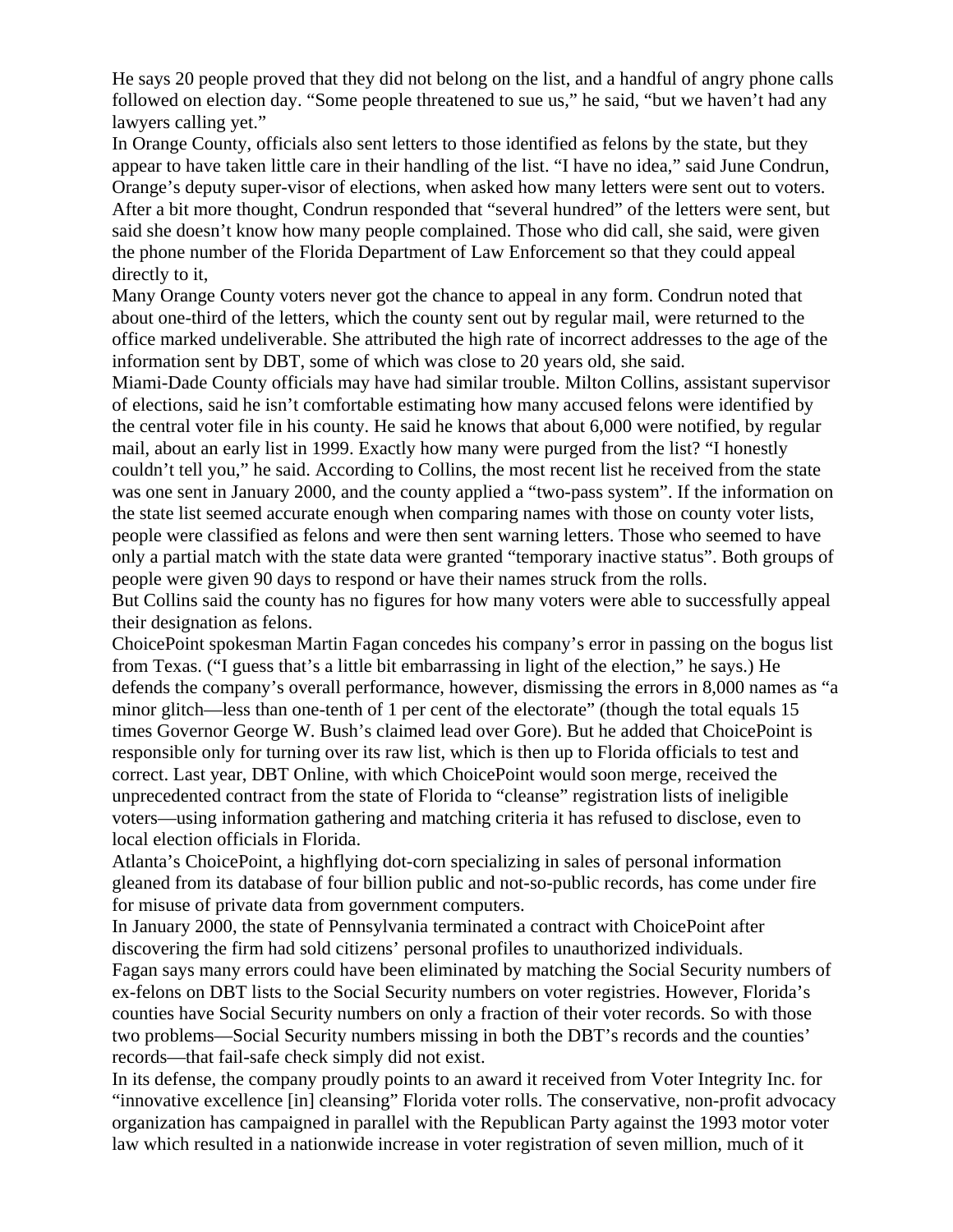He says 20 people proved that they did not belong on the list, and a handful of angry phone calls followed on election day. "Some people threatened to sue us," he said, "but we haven't had any lawyers calling yet."

In Orange County, officials also sent letters to those identified as felons by the state, but they appear to have taken little care in their handling of the list. "I have no idea," said June Condrun, Orange's deputy super-visor of elections, when asked how many letters were sent out to voters. After a bit more thought, Condrun responded that "several hundred" of the letters were sent, but said she doesn't know how many people complained. Those who did call, she said, were given the phone number of the Florida Department of Law Enforcement so that they could appeal directly to it,

Many Orange County voters never got the chance to appeal in any form. Condrun noted that about one-third of the letters, which the county sent out by regular mail, were returned to the office marked undeliverable. She attributed the high rate of incorrect addresses to the age of the information sent by DBT, some of which was close to 20 years old, she said.

Miami-Dade County officials may have had similar trouble. Milton Collins, assistant supervisor of elections, said he isn't comfortable estimating how many accused felons were identified by the central voter file in his county. He said he knows that about 6,000 were notified, by regular mail, about an early list in 1999. Exactly how many were purged from the list? "I honestly couldn't tell you," he said. According to Collins, the most recent list he received from the state was one sent in January 2000, and the county applied a "two-pass system". If the information on the state list seemed accurate enough when comparing names with those on county voter lists, people were classified as felons and were then sent warning letters. Those who seemed to have only a partial match with the state data were granted "temporary inactive status". Both groups of people were given 90 days to respond or have their names struck from the rolls.

But Collins said the county has no figures for how many voters were able to successfully appeal their designation as felons.

ChoicePoint spokesman Martin Fagan concedes his company's error in passing on the bogus list from Texas. ("I guess that's a little bit embarrassing in light of the election," he says.) He defends the company's overall performance, however, dismissing the errors in 8,000 names as "a minor glitch—less than one-tenth of 1 per cent of the electorate" (though the total equals 15 times Governor George W. Bush's claimed lead over Gore). But he added that ChoicePoint is responsible only for turning over its raw list, which is then up to Florida officials to test and correct. Last year, DBT Online, with which ChoicePoint would soon merge, received the unprecedented contract from the state of Florida to "cleanse" registration lists of ineligible voters—using information gathering and matching criteria it has refused to disclose, even to local election officials in Florida.

Atlanta's ChoicePoint, a highflying dot-corn specializing in sales of personal information gleaned from its database of four billion public and not-so-public records, has come under fire for misuse of private data from government computers.

In January 2000, the state of Pennsylvania terminated a contract with ChoicePoint after discovering the firm had sold citizens' personal profiles to unauthorized individuals.

Fagan says many errors could have been eliminated by matching the Social Security numbers of ex-felons on DBT lists to the Social Security numbers on voter registries. However, Florida's counties have Social Security numbers on only a fraction of their voter records. So with those two problems—Social Security numbers missing in both the DBT's records and the counties' records—that fail-safe check simply did not exist.

In its defense, the company proudly points to an award it received from Voter Integrity Inc. for "innovative excellence [in] cleansing" Florida voter rolls. The conservative, non-profit advocacy organization has campaigned in parallel with the Republican Party against the 1993 motor voter law which resulted in a nationwide increase in voter registration of seven million, much of it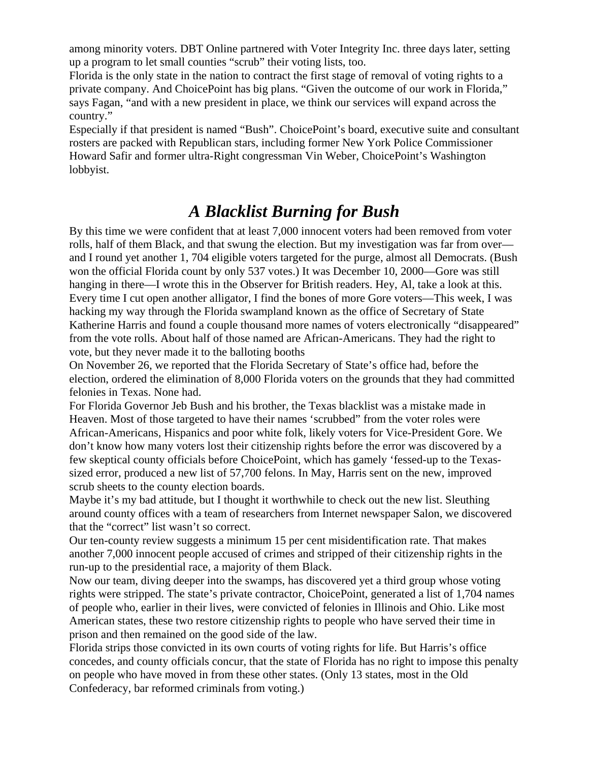among minority voters. DBT Online partnered with Voter Integrity Inc. three days later, setting up a program to let small counties "scrub" their voting lists, too.

Florida is the only state in the nation to contract the first stage of removal of voting rights to a private company. And ChoicePoint has big plans. "Given the outcome of our work in Florida," says Fagan, "and with a new president in place, we think our services will expand across the country."

Especially if that president is named "Bush". ChoicePoint's board, executive suite and consultant rosters are packed with Republican stars, including former New York Police Commissioner Howard Safir and former ultra-Right congressman Vin Weber, ChoicePoint's Washington lobbyist.

## *A Blacklist Burning for Bush*

By this time we were confident that at least 7,000 innocent voters had been removed from voter rolls, half of them Black, and that swung the election. But my investigation was far from over—and I round yet another 1, 704 eligible voters targeted for the purge, almost all Democrats. (Bush won the official Florida count by only 537 votes.) It was December 10, 2000—Gore was still hanging in there—I wrote this in the Observer for British readers. Hey, Al, take a look at this. Every time I cut open another alligator, I find the bones of more Gore voters—This week, I was hacking my way through the Florida swampland known as the office of Secretary of State Katherine Harris and found a couple thousand more names of voters electronically "disappeared" from the vote rolls. About half of those named are African-Americans. They had the right to vote, but they never made it to the balloting booths

On November 26, we reported that the Florida Secretary of State's office had, before the election, ordered the elimination of 8,000 Florida voters on the grounds that they had committed felonies in Texas. None had.

For Florida Governor Jeb Bush and his brother, the Texas blacklist was a mistake made in Heaven. Most of those targeted to have their names 'scrubbed" from the voter roles were African-Americans, Hispanics and poor white folk, likely voters for Vice-President Gore. We don't know how many voters lost their citizenship rights before the error was discovered by a few skeptical county officials before ChoicePoint, which has gamely 'fessed-up to the Texas-sized error, produced a new list of 57,700 felons. In May, Harris sent on the new, improved scrub sheets to the county election boards.

Maybe it's my bad attitude, but I thought it worthwhile to check out the new list. Sleuthing around county offices with a team of researchers from Internet newspaper Salon, we discovered that the "correct" list wasn't so correct.

Our ten-county review suggests a minimum 15 per cent misidentification rate. That makes another 7,000 innocent people accused of crimes and stripped of their citizenship rights in the run-up to the presidential race, a majority of them Black.

Now our team, diving deeper into the swamps, has discovered yet a third group whose voting rights were stripped. The state's private contractor, ChoicePoint, generated a list of 1,704 names of people who, earlier in their lives, were convicted of felonies in Illinois and Ohio. Like most American states, these two restore citizenship rights to people who have served their time in prison and then remained on the good side of the law.

Florida strips those convicted in its own courts of voting rights for life. But Harris's office concedes, and county officials concur, that the state of Florida has no right to impose this penalty on people who have moved in from these other states. (Only 13 states, most in the Old Confederacy, bar reformed criminals from voting.)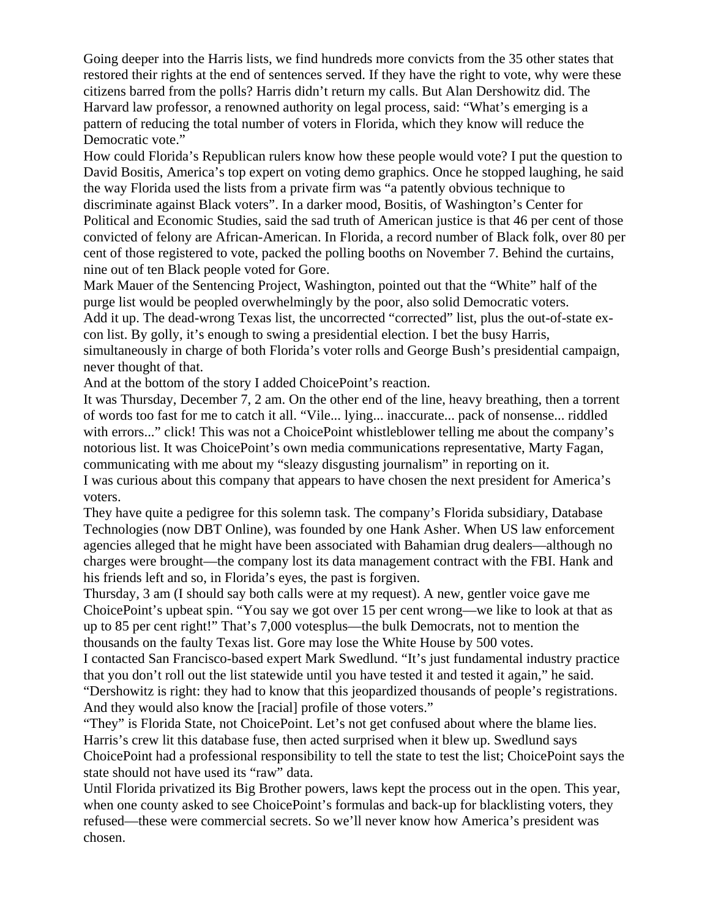Going deeper into the Harris lists, we find hundreds more convicts from the 35 other states that restored their rights at the end of sentences served. If they have the right to vote, why were these citizens barred from the polls? Harris didn't return my calls. But Alan Dershowitz did. The Harvard law professor, a renowned authority on legal process, said: "What's emerging is a pattern of reducing the total number of voters in Florida, which they know will reduce the Democratic vote."

How could Florida's Republican rulers know how these people would vote? I put the question to David Bositis, America's top expert on voting demo graphics. Once he stopped laughing, he said the way Florida used the lists from a private firm was "a patently obvious technique to discriminate against Black voters". In a darker mood, Bositis, of Washington's Center for Political and Economic Studies, said the sad truth of American justice is that 46 per cent of those convicted of felony are African-American. In Florida, a record number of Black folk, over 80 per cent of those registered to vote, packed the polling booths on November 7. Behind the curtains, nine out of ten Black people voted for Gore.

Mark Mauer of the Sentencing Project, Washington, pointed out that the "White" half of the purge list would be peopled overwhelmingly by the poor, also solid Democratic voters.

Add it up. The dead-wrong Texas list, the uncorrected "corrected" list, plus the out-of-state ex-con list. By golly, it's enough to swing a presidential election. I bet the busy Harris, simultaneously in charge of both Florida's voter rolls and George Bush's presidential campaign, never thought of that.

And at the bottom of the story I added ChoicePoint's reaction.

It was Thursday, December 7, 2 am. On the other end of the line, heavy breathing, then a torrent of words too fast for me to catch it all. "Vile... lying... inaccurate... pack of nonsense... riddled with errors..." click! This was not a ChoicePoint whistleblower telling me about the company's notorious list. It was ChoicePoint's own media communications representative, Marty Fagan, communicating with me about my "sleazy disgusting journalism" in reporting on it.

I was curious about this company that appears to have chosen the next president for America's voters.

They have quite a pedigree for this solemn task. The company's Florida subsidiary, Database Technologies (now DBT Online), was founded by one Hank Asher. When US law enforcement agencies alleged that he might have been associated with Bahamian drug dealers—although no charges were brought—the company lost its data management contract with the FBI. Hank and his friends left and so, in Florida's eyes, the past is forgiven.

Thursday, 3 am (I should say both calls were at my request). A new, gentler voice gave me ChoicePoint's upbeat spin. "You say we got over 15 per cent wrong—we like to look at that as up to 85 per cent right!" That's 7,000 votesplus—the bulk Democrats, not to mention the thousands on the faulty Texas list. Gore may lose the White House by 500 votes.

I contacted San Francisco-based expert Mark Swedlund. "It's just fundamental industry practice that you don't roll out the list statewide until you have tested it and tested it again," he said. "Dershowitz is right: they had to know that this jeopardized thousands of people's registrations. And they would also know the [racial] profile of those voters."

"They" is Florida State, not ChoicePoint. Let's not get confused about where the blame lies. Harris's crew lit this database fuse, then acted surprised when it blew up. Swedlund says ChoicePoint had a professional responsibility to tell the state to test the list; ChoicePoint says the state should not have used its "raw" data.

Until Florida privatized its Big Brother powers, laws kept the process out in the open. This year, when one county asked to see ChoicePoint's formulas and back-up for blacklisting voters, they refused—these were commercial secrets. So we'll never know how America's president was chosen.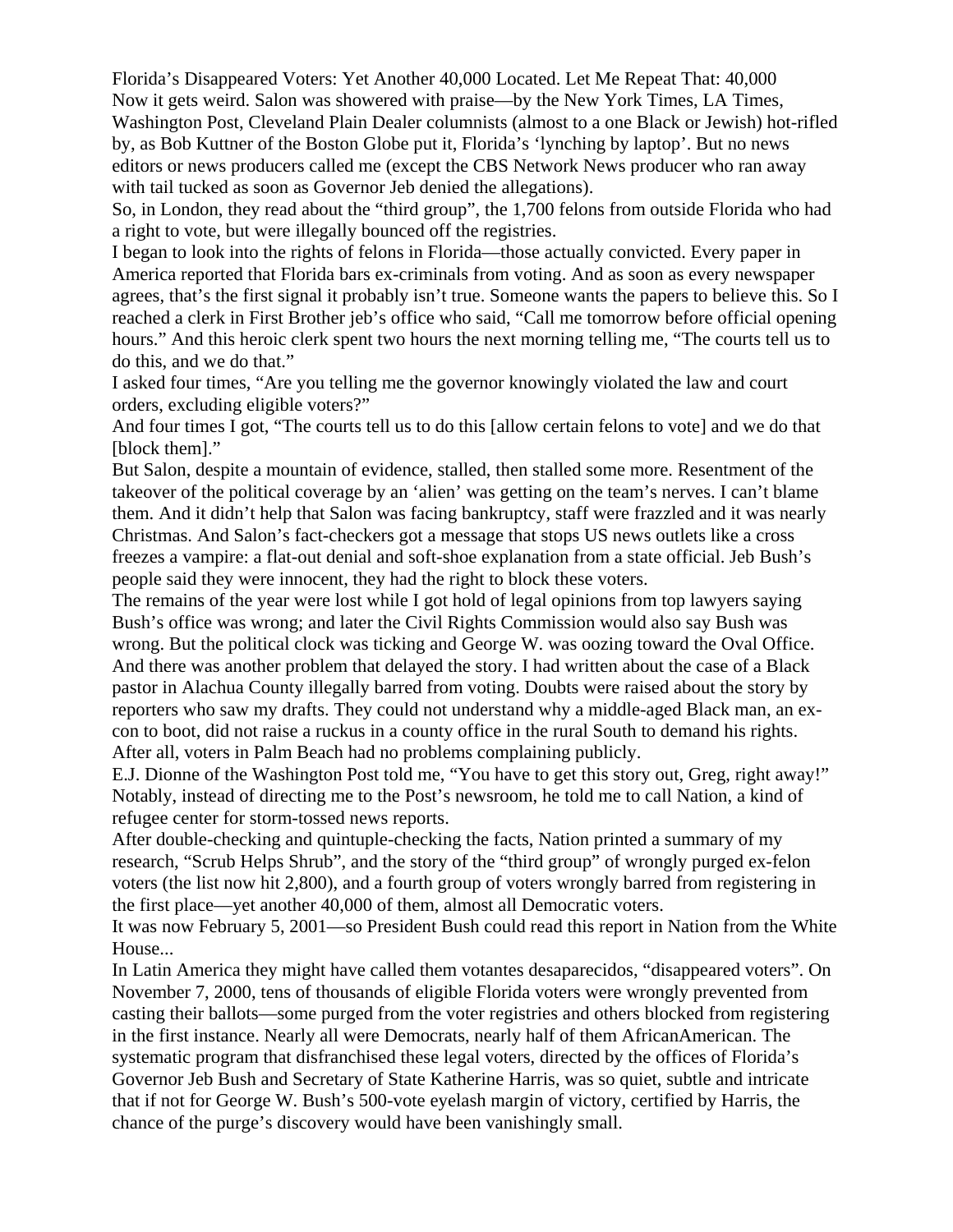Florida's Disappeared Voters: Yet Another 40,000 Located. Let Me Repeat That: 40,000

Now it gets weird. Salon was showered with praise—by the New York Times, LA Times, Washington Post, Cleveland Plain Dealer columnists (almost to a one Black or Jewish) hot-rifled by, as Bob Kuttner of the Boston Globe put it, Florida's 'lynching by laptop'. But no news editors or news producers called me (except the CBS Network News producer who ran away with tail tucked as soon as Governor Jeb denied the allegations).

So, in London, they read about the "third group", the 1,700 felons from outside Florida who had a right to vote, but were illegally bounced off the registries.

I began to look into the rights of felons in Florida—those actually convicted. Every paper in America reported that Florida bars ex-criminals from voting. And as soon as every newspaper agrees, that's the first signal it probably isn't true. Someone wants the papers to believe this. So I reached a clerk in First Brother jeb's office who said, "Call me tomorrow before official opening hours." And this heroic clerk spent two hours the next morning telling me, "The courts tell us to do this, and we do that."

I asked four times, "Are you telling me the governor knowingly violated the law and court orders, excluding eligible voters?"

And four times I got, "The courts tell us to do this [allow certain felons to vote] and we do that [block them]."

But Salon, despite a mountain of evidence, stalled, then stalled some more. Resentment of the takeover of the political coverage by an 'alien' was getting on the team's nerves. I can't blame them. And it didn't help that Salon was facing bankruptcy, staff were frazzled and it was nearly Christmas. And Salon's fact-checkers got a message that stops US news outlets like a cross freezes a vampire: a flat-out denial and soft-shoe explanation from a state official. Jeb Bush's people said they were innocent, they had the right to block these voters.

The remains of the year were lost while I got hold of legal opinions from top lawyers saying Bush's office was wrong; and later the Civil Rights Commission would also say Bush was wrong. But the political clock was ticking and George W. was oozing toward the Oval Office. And there was another problem that delayed the story. I had written about the case of a Black pastor in Alachua County illegally barred from voting. Doubts were raised about the story by reporters who saw my drafts. They could not understand why a middle-aged Black man, an ex-con to boot, did not raise a ruckus in a county office in the rural South to demand his rights. After all, voters in Palm Beach had no problems complaining publicly.

E.J. Dionne of the Washington Post told me, "You have to get this story out, Greg, right away!" Notably, instead of directing me to the Post's newsroom, he told me to call Nation, a kind of refugee center for storm-tossed news reports.

After double-checking and quintuple-checking the facts, Nation printed a summary of my research, "Scrub Helps Shrub", and the story of the "third group" of wrongly purged ex-felon voters (the list now hit 2,800), and a fourth group of voters wrongly barred from registering in the first place—yet another 40,000 of them, almost all Democratic voters.

It was now February 5, 2001—so President Bush could read this report in Nation from the White House...

In Latin America they might have called them votantes desaparecidos, "disappeared voters". On November 7, 2000, tens of thousands of eligible Florida voters were wrongly prevented from casting their ballots—some purged from the voter registries and others blocked from registering in the first instance. Nearly all were Democrats, nearly half of them AfricanAmerican. The systematic program that disfranchised these legal voters, directed by the offices of Florida's Governor Jeb Bush and Secretary of State Katherine Harris, was so quiet, subtle and intricate that if not for George W. Bush's 500-vote eyelash margin of victory, certified by Harris, the chance of the purge's discovery would have been vanishingly small.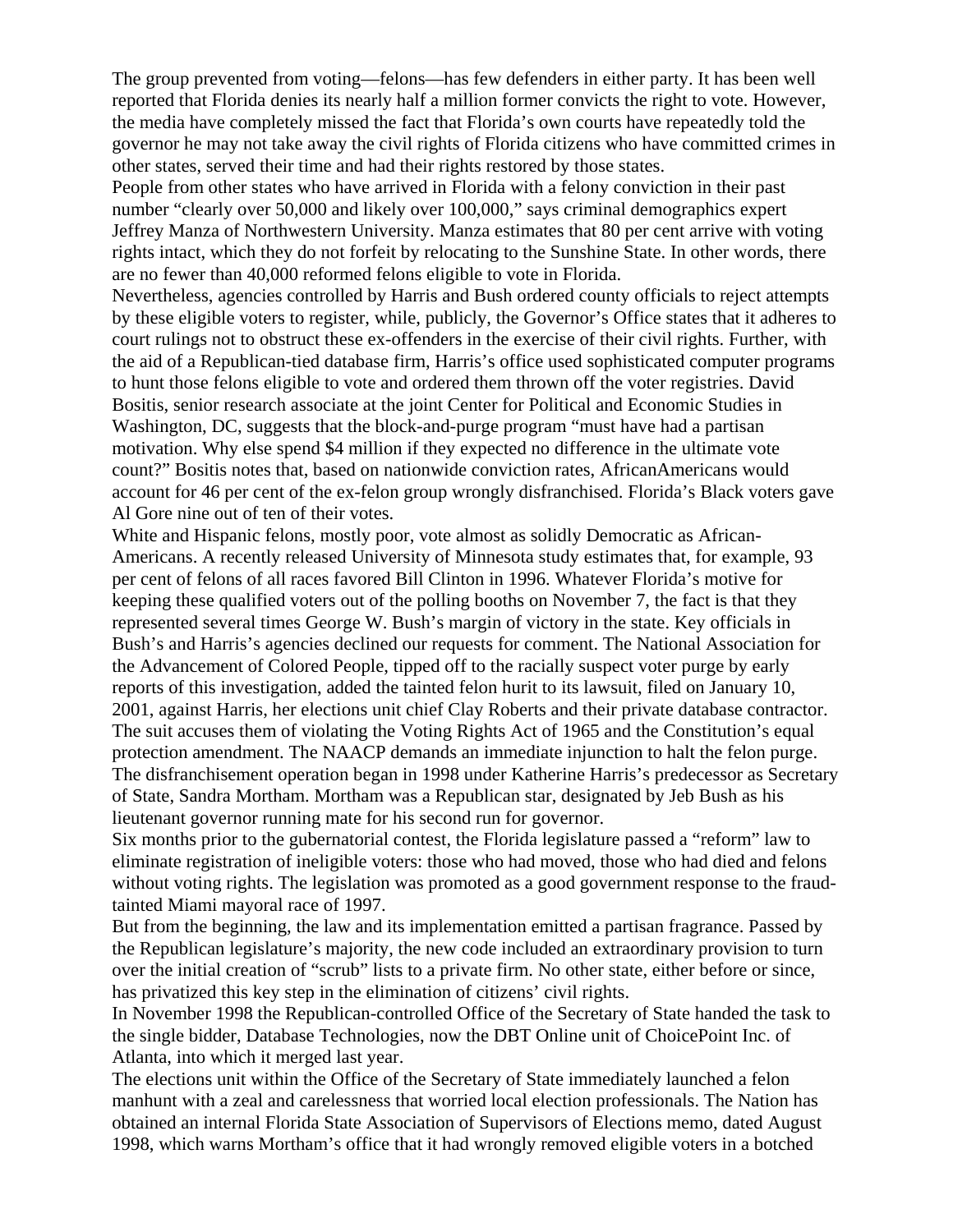The group prevented from voting—felons—has few defenders in either party. It has been well reported that Florida denies its nearly half a million former convicts the right to vote. However, the media have completely missed the fact that Florida's own courts have repeatedly told the governor he may not take away the civil rights of Florida citizens who have committed crimes in other states, served their time and had their rights restored by those states.

People from other states who have arrived in Florida with a felony conviction in their past number "clearly over 50,000 and likely over 100,000," says criminal demographics expert Jeffrey Manza of Northwestern University. Manza estimates that 80 per cent arrive with voting rights intact, which they do not forfeit by relocating to the Sunshine State. In other words, there are no fewer than 40,000 reformed felons eligible to vote in Florida.

Nevertheless, agencies controlled by Harris and Bush ordered county officials to reject attempts by these eligible voters to register, while, publicly, the Governor's Office states that it adheres to court rulings not to obstruct these ex-offenders in the exercise of their civil rights. Further, with the aid of a Republican-tied database firm, Harris's office used sophisticated computer programs to hunt those felons eligible to vote and ordered them thrown off the voter registries. David Bositis, senior research associate at the joint Center for Political and Economic Studies in Washington, DC, suggests that the block-and-purge program "must have had a partisan motivation. Why else spend $4 million if they expected no difference in the ultimate vote count?" Bositis notes that, based on nationwide conviction rates, AfricanAmericans would account for 46 per cent of the ex-felon group wrongly disfranchised. Florida's Black voters gave Al Gore nine out of ten of their votes.

White and Hispanic felons, mostly poor, vote almost as solidly Democratic as African-Americans. A recently released University of Minnesota study estimates that, for example, 93 per cent of felons of all races favored Bill Clinton in 1996. Whatever Florida's motive for keeping these qualified voters out of the polling booths on November 7, the fact is that they represented several times George W. Bush's margin of victory in the state. Key officials in Bush's and Harris's agencies declined our requests for comment. The National Association for the Advancement of Colored People, tipped off to the racially suspect voter purge by early reports of this investigation, added the tainted felon hurit to its lawsuit, filed on January 10, 2001, against Harris, her elections unit chief Clay Roberts and their private database contractor. The suit accuses them of violating the Voting Rights Act of 1965 and the Constitution's equal protection amendment. The NAACP demands an immediate injunction to halt the felon purge.

The disfranchisement operation began in 1998 under Katherine Harris's predecessor as Secretary of State, Sandra Mortham. Mortham was a Republican star, designated by Jeb Bush as his lieutenant governor running mate for his second run for governor.

Six months prior to the gubernatorial contest, the Florida legislature passed a "reform" law to eliminate registration of ineligible voters: those who had moved, those who had died and felons without voting rights. The legislation was promoted as a good government response to the fraud-tainted Miami mayoral race of 1997.

But from the beginning, the law and its implementation emitted a partisan fragrance. Passed by the Republican legislature's majority, the new code included an extraordinary provision to turn over the initial creation of "scrub" lists to a private firm. No other state, either before or since, has privatized this key step in the elimination of citizens' civil rights.

In November 1998 the Republican-controlled Office of the Secretary of State handed the task to the single bidder, Database Technologies, now the DBT Online unit of ChoicePoint Inc. of Atlanta, into which it merged last year.

The elections unit within the Office of the Secretary of State immediately launched a felon manhunt with a zeal and carelessness that worried local election professionals. The Nation has obtained an internal Florida State Association of Supervisors of Elections memo, dated August 1998, which warns Mortham's office that it had wrongly removed eligible voters in a botched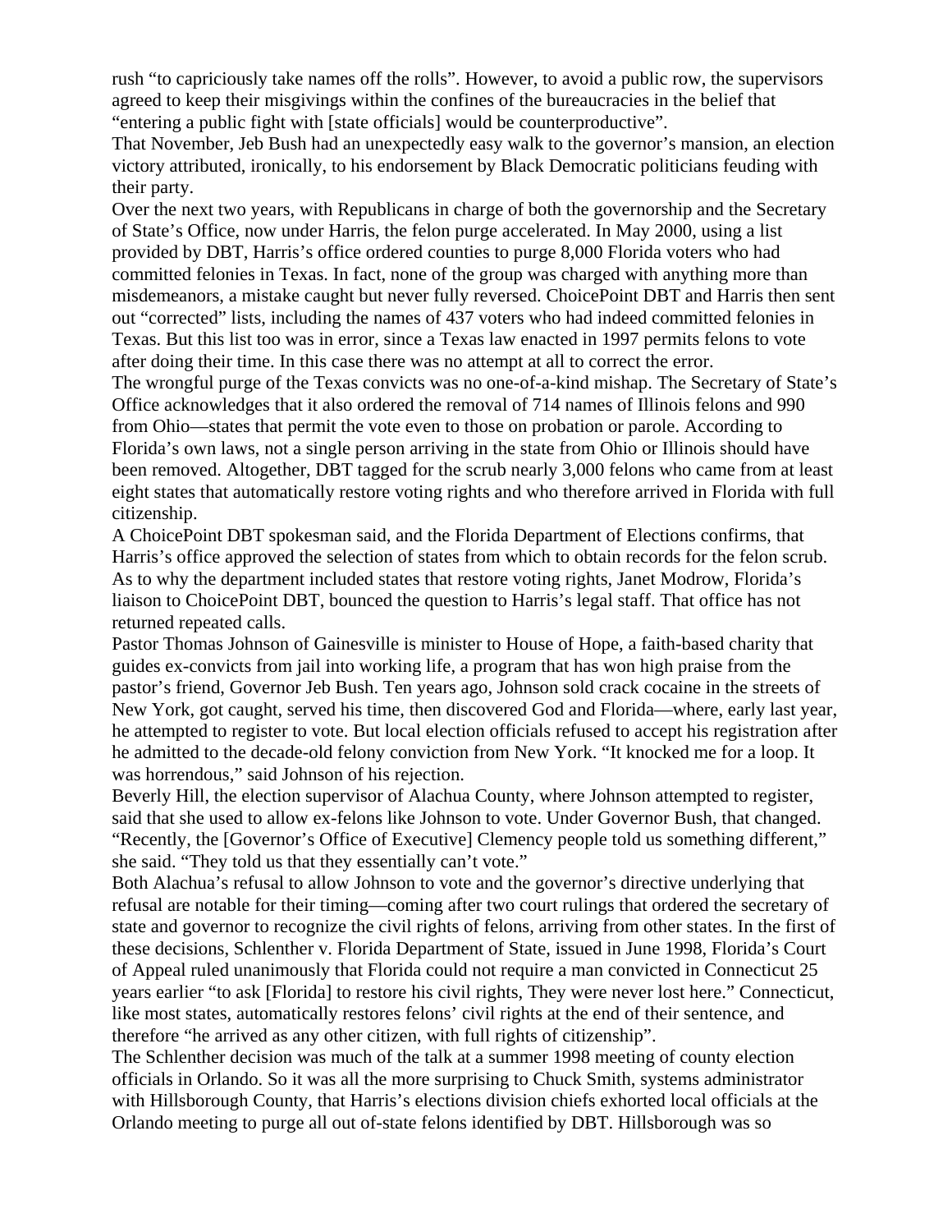rush “to capriciously take names off the rolls”. However, to avoid a public row, the supervisors agreed to keep their misgivings within the confines of the bureaucracies in the belief that “entering a public fight with [state officials] would be counterproductive”.

That November, Jeb Bush had an unexpectedly easy walk to the governor’s mansion, an election victory attributed, ironically, to his endorsement by Black Democratic politicians feuding with their party.

Over the next two years, with Republicans in charge of both the governorship and the Secretary of State’s Office, now under Harris, the felon purge accelerated. In May 2000, using a list provided by DBT, Harris’s office ordered counties to purge 8,000 Florida voters who had committed felonies in Texas. In fact, none of the group was charged with anything more than misdemeanors, a mistake caught but never fully reversed. ChoicePoint DBT and Harris then sent out “corrected” lists, including the names of 437 voters who had indeed committed felonies in Texas. But this list too was in error, since a Texas law enacted in 1997 permits felons to vote after doing their time. In this case there was no attempt at all to correct the error.

The wrongful purge of the Texas convicts was no one-of-a-kind mishap. The Secretary of State’s Office acknowledges that it also ordered the removal of 714 names of Illinois felons and 990 from Ohio—states that permit the vote even to those on probation or parole. According to Florida’s own laws, not a single person arriving in the state from Ohio or Illinois should have been removed. Altogether, DBT tagged for the scrub nearly 3,000 felons who came from at least eight states that automatically restore voting rights and who therefore arrived in Florida with full citizenship.

A ChoicePoint DBT spokesman said, and the Florida Department of Elections confirms, that Harris’s office approved the selection of states from which to obtain records for the felon scrub. As to why the department included states that restore voting rights, Janet Modrow, Florida’s liaison to ChoicePoint DBT, bounced the question to Harris’s legal staff. That office has not returned repeated calls.

Pastor Thomas Johnson of Gainesville is minister to House of Hope, a faith-based charity that guides ex-convicts from jail into working life, a program that has won high praise from the pastor’s friend, Governor Jeb Bush. Ten years ago, Johnson sold crack cocaine in the streets of New York, got caught, served his time, then discovered God and Florida—where, early last year, he attempted to register to vote. But local election officials refused to accept his registration after he admitted to the decade-old felony conviction from New York. “It knocked me for a loop. It was horrendous,” said Johnson of his rejection.

Beverly Hill, the election supervisor of Alachua County, where Johnson attempted to register, said that she used to allow ex-felons like Johnson to vote. Under Governor Bush, that changed. “Recently, the [Governor’s Office of Executive] Clemency people told us something different,” she said. “They told us that they essentially can’t vote.”

Both Alachua’s refusal to allow Johnson to vote and the governor’s directive underlying that refusal are notable for their timing—coming after two court rulings that ordered the secretary of state and governor to recognize the civil rights of felons, arriving from other states. In the first of these decisions, Schlenther v. Florida Department of State, issued in June 1998, Florida’s Court of Appeal ruled unanimously that Florida could not require a man convicted in Connecticut 25 years earlier “to ask [Florida] to restore his civil rights, They were never lost here.” Connecticut, like most states, automatically restores felons’ civil rights at the end of their sentence, and therefore “he arrived as any other citizen, with full rights of citizenship”.

The Schlenther decision was much of the talk at a summer 1998 meeting of county election officials in Orlando. So it was all the more surprising to Chuck Smith, systems administrator with Hillsborough County, that Harris’s elections division chiefs exhorted local officials at the Orlando meeting to purge all out of-state felons identified by DBT. Hillsborough was so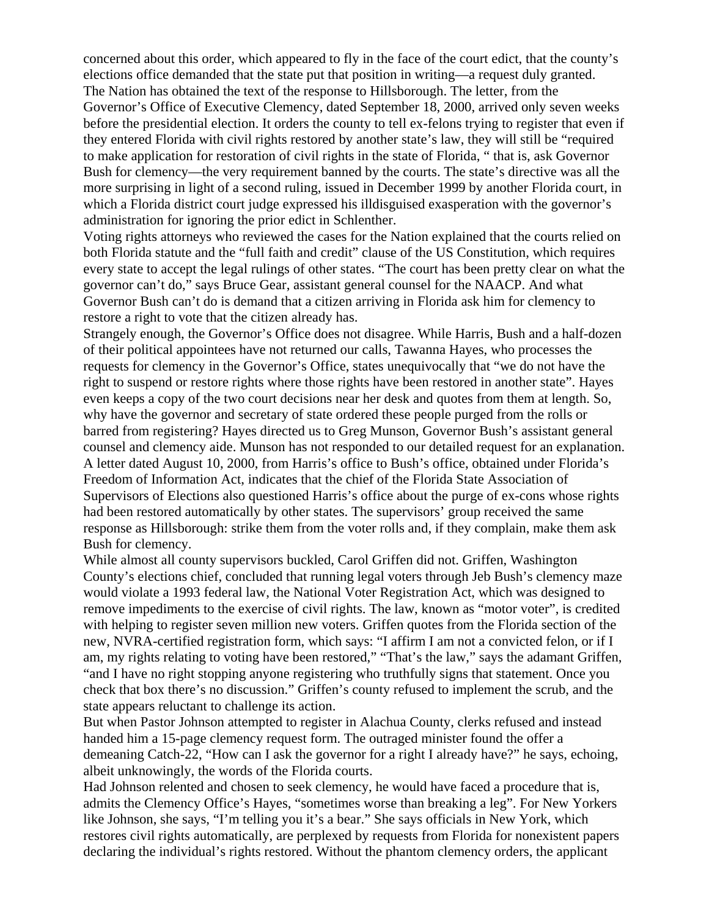concerned about this order, which appeared to fly in the face of the court edict, that the county's elections office demanded that the state put that position in writing—a request duly granted. The Nation has obtained the text of the response to Hillsborough. The letter, from the Governor's Office of Executive Clemency, dated September 18, 2000, arrived only seven weeks before the presidential election. It orders the county to tell ex-felons trying to register that even if they entered Florida with civil rights restored by another state's law, they will still be "required to make application for restoration of civil rights in the state of Florida, " that is, ask Governor Bush for clemency—the very requirement banned by the courts. The state's directive was all the more surprising in light of a second ruling, issued in December 1999 by another Florida court, in which a Florida district court judge expressed his illdisguised exasperation with the governor's administration for ignoring the prior edict in Schlenther.

Voting rights attorneys who reviewed the cases for the Nation explained that the courts relied on both Florida statute and the "full faith and credit" clause of the US Constitution, which requires every state to accept the legal rulings of other states. "The court has been pretty clear on what the governor can't do," says Bruce Gear, assistant general counsel for the NAACP. And what Governor Bush can't do is demand that a citizen arriving in Florida ask him for clemency to restore a right to vote that the citizen already has.

Strangely enough, the Governor's Office does not disagree. While Harris, Bush and a half-dozen of their political appointees have not returned our calls, Tawanna Hayes, who processes the requests for clemency in the Governor's Office, states unequivocally that "we do not have the right to suspend or restore rights where those rights have been restored in another state". Hayes even keeps a copy of the two court decisions near her desk and quotes from them at length. So, why have the governor and secretary of state ordered these people purged from the rolls or barred from registering? Hayes directed us to Greg Munson, Governor Bush's assistant general counsel and clemency aide. Munson has not responded to our detailed request for an explanation. A letter dated August 10, 2000, from Harris's office to Bush's office, obtained under Florida's Freedom of Information Act, indicates that the chief of the Florida State Association of Supervisors of Elections also questioned Harris's office about the purge of ex-cons whose rights had been restored automatically by other states. The supervisors' group received the same response as Hillsborough: strike them from the voter rolls and, if they complain, make them ask Bush for clemency.

While almost all county supervisors buckled, Carol Griffen did not. Griffen, Washington County's elections chief, concluded that running legal voters through Jeb Bush's clemency maze would violate a 1993 federal law, the National Voter Registration Act, which was designed to remove impediments to the exercise of civil rights. The law, known as "motor voter", is credited with helping to register seven million new voters. Griffen quotes from the Florida section of the new, NVRA-certified registration form, which says: "I affirm I am not a convicted felon, or if I am, my rights relating to voting have been restored," "That's the law," says the adamant Griffen, "and I have no right stopping anyone registering who truthfully signs that statement. Once you check that box there's no discussion." Griffen's county refused to implement the scrub, and the state appears reluctant to challenge its action.

But when Pastor Johnson attempted to register in Alachua County, clerks refused and instead handed him a 15-page clemency request form. The outraged minister found the offer a demeaning Catch-22, "How can I ask the governor for a right I already have?" he says, echoing, albeit unknowingly, the words of the Florida courts.

Had Johnson relented and chosen to seek clemency, he would have faced a procedure that is, admits the Clemency Office's Hayes, "sometimes worse than breaking a leg". For New Yorkers like Johnson, she says, "I'm telling you it's a bear." She says officials in New York, which restores civil rights automatically, are perplexed by requests from Florida for nonexistent papers declaring the individual's rights restored. Without the phantom clemency orders, the applicant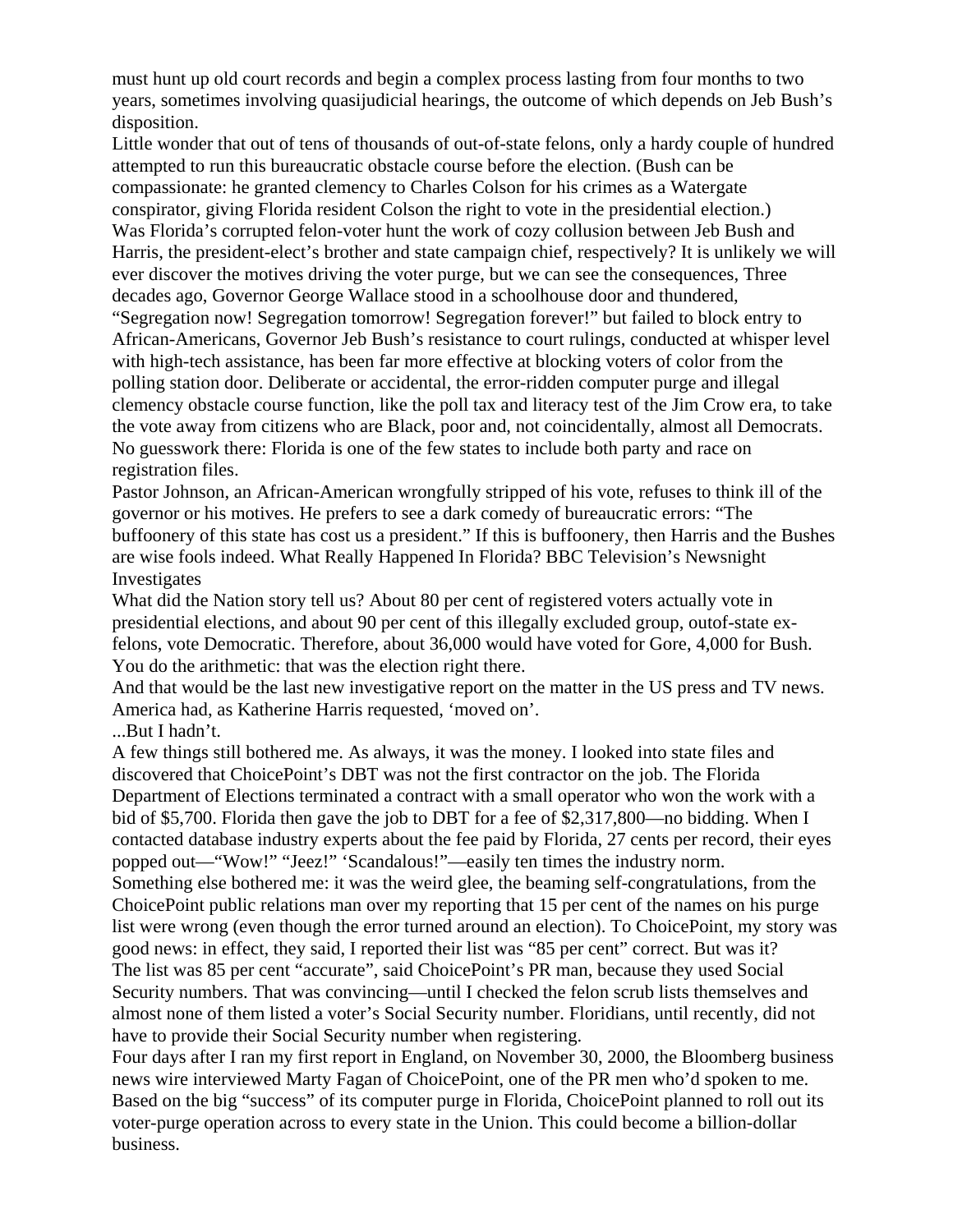must hunt up old court records and begin a complex process lasting from four months to two years, sometimes involving quasijudicial hearings, the outcome of which depends on Jeb Bush's disposition.

Little wonder that out of tens of thousands of out-of-state felons, only a hardy couple of hundred attempted to run this bureaucratic obstacle course before the election. (Bush can be compassionate: he granted clemency to Charles Colson for his crimes as a Watergate conspirator, giving Florida resident Colson the right to vote in the presidential election.)

Was Florida's corrupted felon-voter hunt the work of cozy collusion between Jeb Bush and Harris, the president-elect's brother and state campaign chief, respectively? It is unlikely we will ever discover the motives driving the voter purge, but we can see the consequences, Three decades ago, Governor George Wallace stood in a schoolhouse door and thundered, "Segregation now! Segregation tomorrow! Segregation forever!" but failed to block entry to African-Americans, Governor Jeb Bush's resistance to court rulings, conducted at whisper level with high-tech assistance, has been far more effective at blocking voters of color from the polling station door. Deliberate or accidental, the error-ridden computer purge and illegal clemency obstacle course function, like the poll tax and literacy test of the Jim Crow era, to take the vote away from citizens who are Black, poor and, not coincidentally, almost all Democrats. No guesswork there: Florida is one of the few states to include both party and race on registration files.

Pastor Johnson, an African-American wrongfully stripped of his vote, refuses to think ill of the governor or his motives. He prefers to see a dark comedy of bureaucratic errors: "The buffoonery of this state has cost us a president." If this is buffoonery, then Harris and the Bushes are wise fools indeed. What Really Happened In Florida? BBC Television's Newsnight Investigates

What did the Nation story tell us? About 80 per cent of registered voters actually vote in presidential elections, and about 90 per cent of this illegally excluded group, outof-state ex-felons, vote Democratic. Therefore, about 36,000 would have voted for Gore, 4,000 for Bush. You do the arithmetic: that was the election right there.

And that would be the last new investigative report on the matter in the US press and TV news. America had, as Katherine Harris requested, 'moved on'.

...But I hadn't.

A few things still bothered me. As always, it was the money. I looked into state files and discovered that ChoicePoint's DBT was not the first contractor on the job. The Florida Department of Elections terminated a contract with a small operator who won the work with a bid of $5,700. Florida then gave the job to DBT for a fee of $2,317,800—no bidding. When I contacted database industry experts about the fee paid by Florida, 27 cents per record, their eyes popped out—"Wow!" "Jeez!" 'Scandalous!"—easily ten times the industry norm.

Something else bothered me: it was the weird glee, the beaming self-congratulations, from the ChoicePoint public relations man over my reporting that 15 per cent of the names on his purge list were wrong (even though the error turned around an election). To ChoicePoint, my story was good news: in effect, they said, I reported their list was "85 per cent" correct. But was it?

The list was 85 per cent "accurate", said ChoicePoint's PR man, because they used Social Security numbers. That was convincing—until I checked the felon scrub lists themselves and almost none of them listed a voter's Social Security number. Floridians, until recently, did not have to provide their Social Security number when registering.

Four days after I ran my first report in England, on November 30, 2000, the Bloomberg business news wire interviewed Marty Fagan of ChoicePoint, one of the PR men who'd spoken to me. Based on the big "success" of its computer purge in Florida, ChoicePoint planned to roll out its voter-purge operation across to every state in the Union. This could become a billion-dollar business.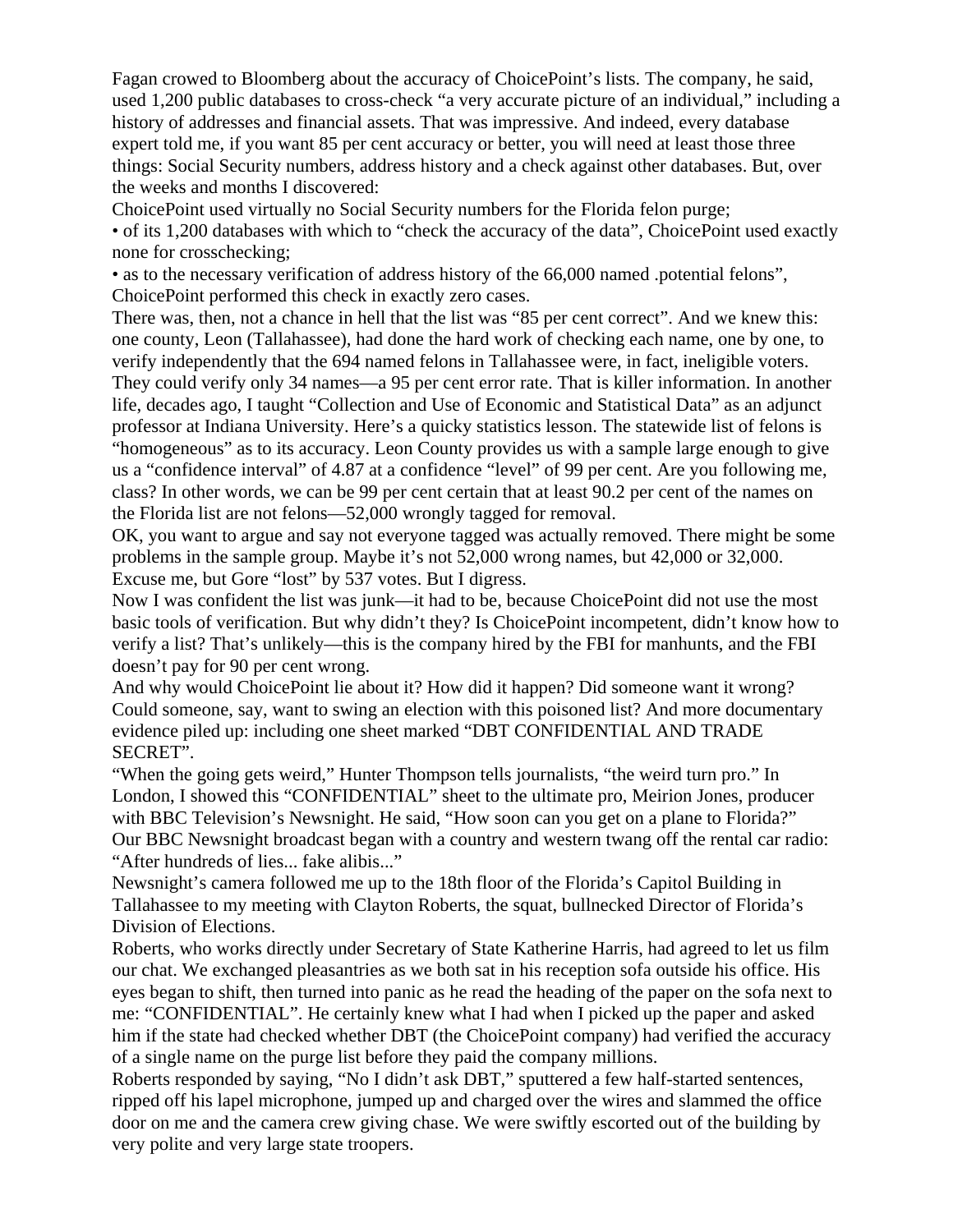Fagan crowed to Bloomberg about the accuracy of ChoicePoint's lists. The company, he said, used 1,200 public databases to cross-check "a very accurate picture of an individual," including a history of addresses and financial assets. That was impressive. And indeed, every database expert told me, if you want 85 per cent accuracy or better, you will need at least those three things: Social Security numbers, address history and a check against other databases. But, over the weeks and months I discovered:

ChoicePoint used virtually no Social Security numbers for the Florida felon purge;

- of its 1,200 databases with which to "check the accuracy of the data", ChoicePoint used exactly none for crosschecking;
- as to the necessary verification of address history of the 66,000 named .potential felons", ChoicePoint performed this check in exactly zero cases.

There was, then, not a chance in hell that the list was "85 per cent correct". And we knew this: one county, Leon (Tallahassee), had done the hard work of checking each name, one by one, to verify independently that the 694 named felons in Tallahassee were, in fact, ineligible voters. They could verify only 34 names—a 95 per cent error rate. That is killer information. In another life, decades ago, I taught "Collection and Use of Economic and Statistical Data" as an adjunct professor at Indiana University. Here's a quicky statistics lesson. The statewide list of felons is "homogeneous" as to its accuracy. Leon County provides us with a sample large enough to give us a "confidence interval" of 4.87 at a confidence "level" of 99 per cent. Are you following me, class? In other words, we can be 99 per cent certain that at least 90.2 per cent of the names on the Florida list are not felons—52,000 wrongly tagged for removal.

OK, you want to argue and say not everyone tagged was actually removed. There might be some problems in the sample group. Maybe it's not 52,000 wrong names, but 42,000 or 32,000. Excuse me, but Gore "lost" by 537 votes. But I digress.

Now I was confident the list was junk—it had to be, because ChoicePoint did not use the most basic tools of verification. But why didn't they? Is ChoicePoint incompetent, didn't know how to verify a list? That's unlikely—this is the company hired by the FBI for manhunts, and the FBI doesn't pay for 90 per cent wrong.

And why would ChoicePoint lie about it? How did it happen? Did someone want it wrong? Could someone, say, want to swing an election with this poisoned list? And more documentary evidence piled up: including one sheet marked "DBT CONFIDENTIAL AND TRADE SECRET".

"When the going gets weird," Hunter Thompson tells journalists, "the weird turn pro." In London, I showed this "CONFIDENTIAL" sheet to the ultimate pro, Meirion Jones, producer with BBC Television's Newsnight. He said, "How soon can you get on a plane to Florida?"

Our BBC Newsnight broadcast began with a country and western twang off the rental car radio: "After hundreds of lies... fake alibis..."

Newsnight's camera followed me up to the 18th floor of the Florida's Capitol Building in Tallahassee to my meeting with Clayton Roberts, the squat, bullnecked Director of Florida's Division of Elections.

Roberts, who works directly under Secretary of State Katherine Harris, had agreed to let us film our chat. We exchanged pleasantries as we both sat in his reception sofa outside his office. His eyes began to shift, then turned into panic as he read the heading of the paper on the sofa next to me: "CONFIDENTIAL". He certainly knew what I had when I picked up the paper and asked him if the state had checked whether DBT (the ChoicePoint company) had verified the accuracy of a single name on the purge list before they paid the company millions.

Roberts responded by saying, "No I didn't ask DBT," sputtered a few half-started sentences, ripped off his lapel microphone, jumped up and charged over the wires and slammed the office door on me and the camera crew giving chase. We were swiftly escorted out of the building by very polite and very large state troopers.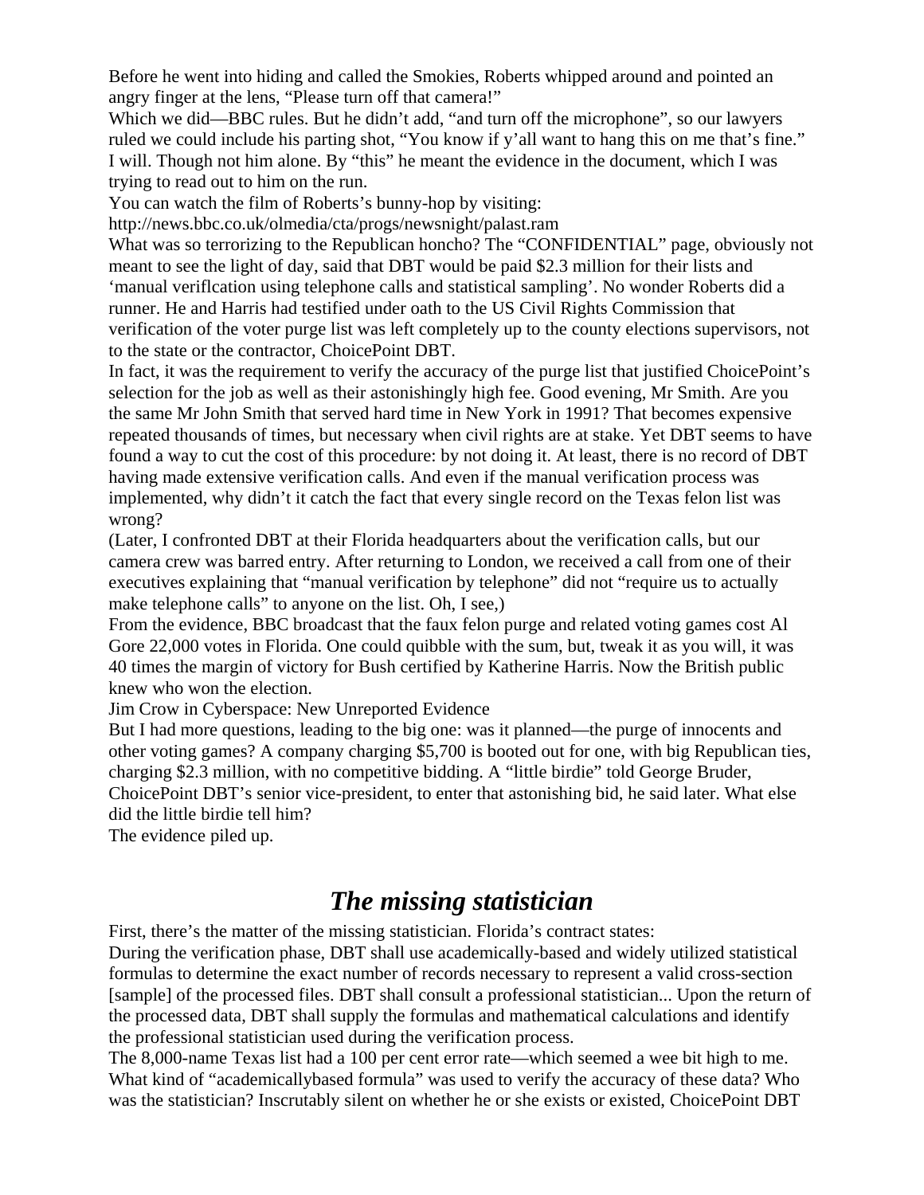Before he went into hiding and called the Smokies, Roberts whipped around and pointed an angry finger at the lens, "Please turn off that camera!"

Which we did—BBC rules. But he didn't add, "and turn off the microphone", so our lawyers ruled we could include his parting shot, "You know if y'all want to hang this on me that's fine." I will. Though not him alone. By "this" he meant the evidence in the document, which I was trying to read out to him on the run.

You can watch the film of Roberts's bunny-hop by visiting:

http://news.bbc.co.uk/olmedia/cta/progs/newsnight/palast.ram

What was so terrorizing to the Republican honcho? The "CONFIDENTIAL" page, obviously not meant to see the light of day, said that DBT would be paid $2.3 million for their lists and 'manual veriflcation using telephone calls and statistical sampling'. No wonder Roberts did a runner. He and Harris had testified under oath to the US Civil Rights Commission that verification of the voter purge list was left completely up to the county elections supervisors, not to the state or the contractor, ChoicePoint DBT.

In fact, it was the requirement to verify the accuracy of the purge list that justified ChoicePoint's selection for the job as well as their astonishingly high fee. Good evening, Mr Smith. Are you the same Mr John Smith that served hard time in New York in 1991? That becomes expensive repeated thousands of times, but necessary when civil rights are at stake. Yet DBT seems to have found a way to cut the cost of this procedure: by not doing it. At least, there is no record of DBT having made extensive verification calls. And even if the manual verification process was implemented, why didn't it catch the fact that every single record on the Texas felon list was wrong?

(Later, I confronted DBT at their Florida headquarters about the verification calls, but our camera crew was barred entry. After returning to London, we received a call from one of their executives explaining that "manual verification by telephone" did not "require us to actually make telephone calls" to anyone on the list. Oh, I see,)

From the evidence, BBC broadcast that the faux felon purge and related voting games cost Al Gore 22,000 votes in Florida. One could quibble with the sum, but, tweak it as you will, it was 40 times the margin of victory for Bush certified by Katherine Harris. Now the British public knew who won the election.

Jim Crow in Cyberspace: New Unreported Evidence

But I had more questions, leading to the big one: was it planned—the purge of innocents and other voting games? A company charging $5,700 is booted out for one, with big Republican ties, charging $2.3 million, with no competitive bidding. A "little birdie" told George Bruder, ChoicePoint DBT's senior vice-president, to enter that astonishing bid, he said later. What else did the little birdie tell him?

The evidence piled up.

## *The missing statistician*

First, there's the matter of the missing statistician. Florida's contract states:

During the verification phase, DBT shall use academically-based and widely utilized statistical formulas to determine the exact number of records necessary to represent a valid cross-section [sample] of the processed files. DBT shall consult a professional statistician... Upon the return of the processed data, DBT shall supply the formulas and mathematical calculations and identify the professional statistician used during the verification process.

The 8,000-name Texas list had a 100 per cent error rate—which seemed a wee bit high to me. What kind of "academicallybased formula" was used to verify the accuracy of these data? Who was the statistician? Inscrutably silent on whether he or she exists or existed, ChoicePoint DBT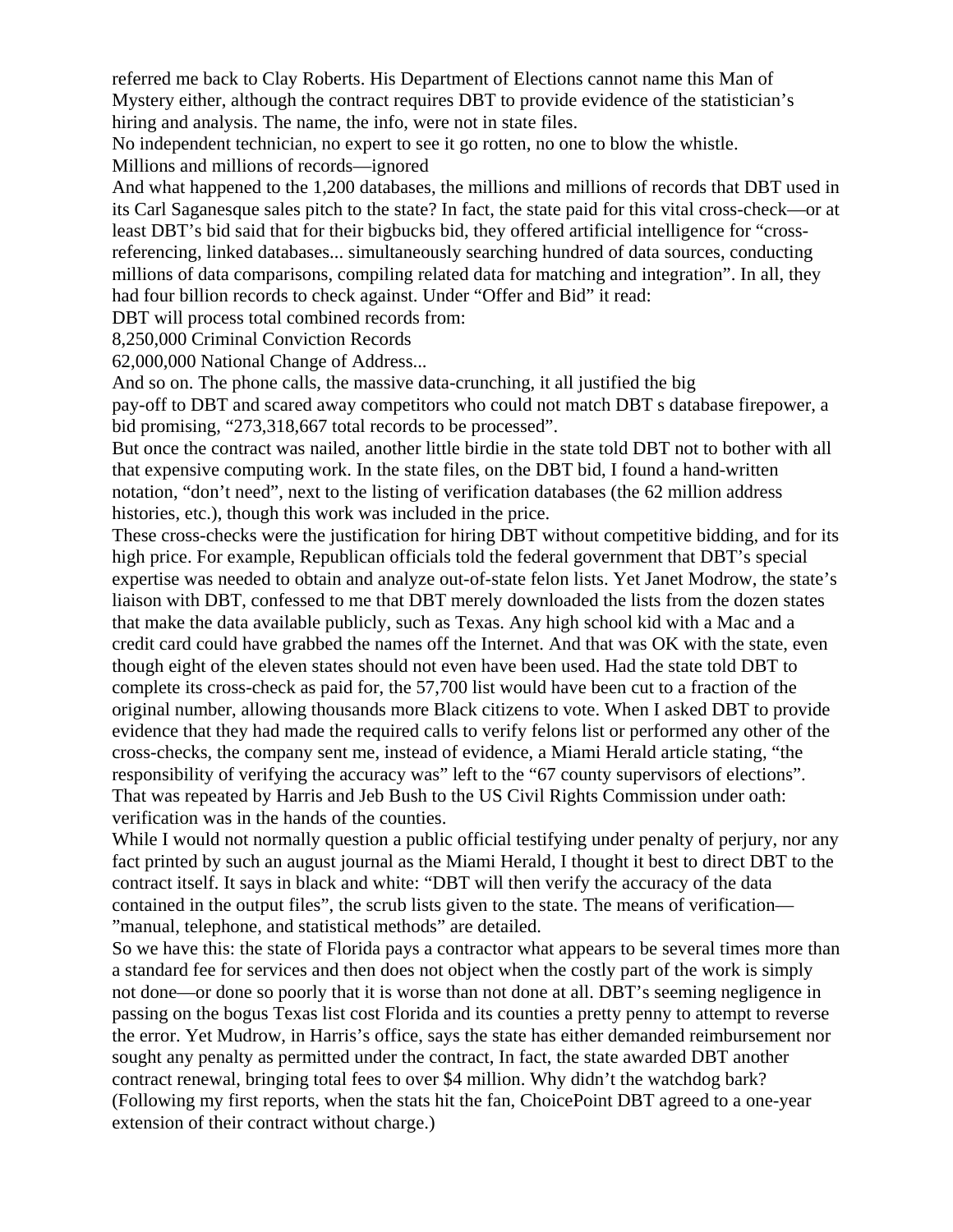referred me back to Clay Roberts. His Department of Elections cannot name this Man of Mystery either, although the contract requires DBT to provide evidence of the statistician's hiring and analysis. The name, the info, were not in state files.

No independent technician, no expert to see it go rotten, no one to blow the whistle.

Millions and millions of records—ignored

And what happened to the 1,200 databases, the millions and millions of records that DBT used in its Carl Saganesque sales pitch to the state? In fact, the state paid for this vital cross-check—or at least DBT's bid said that for their bigbucks bid, they offered artificial intelligence for "cross-referencing, linked databases... simultaneously searching hundred of data sources, conducting millions of data comparisons, compiling related data for matching and integration". In all, they had four billion records to check against. Under "Offer and Bid" it read:

DBT will process total combined records from:

8,250,000 Criminal Conviction Records

62,000,000 National Change of Address...

And so on. The phone calls, the massive data-crunching, it all justified the big pay-off to DBT and scared away competitors who could not match DBT s database firepower, a bid promising, "273,318,667 total records to be processed".

But once the contract was nailed, another little birdie in the state told DBT not to bother with all that expensive computing work. In the state files, on the DBT bid, I found a hand-written notation, "don't need", next to the listing of verification databases (the 62 million address histories, etc.), though this work was included in the price.

These cross-checks were the justification for hiring DBT without competitive bidding, and for its high price. For example, Republican officials told the federal government that DBT's special expertise was needed to obtain and analyze out-of-state felon lists. Yet Janet Modrow, the state's liaison with DBT, confessed to me that DBT merely downloaded the lists from the dozen states that make the data available publicly, such as Texas. Any high school kid with a Mac and a credit card could have grabbed the names off the Internet. And that was OK with the state, even though eight of the eleven states should not even have been used. Had the state told DBT to complete its cross-check as paid for, the 57,700 list would have been cut to a fraction of the original number, allowing thousands more Black citizens to vote. When I asked DBT to provide evidence that they had made the required calls to verify felons list or performed any other of the cross-checks, the company sent me, instead of evidence, a Miami Herald article stating, "the responsibility of verifying the accuracy was" left to the "67 county supervisors of elections". That was repeated by Harris and Jeb Bush to the US Civil Rights Commission under oath: verification was in the hands of the counties.

While I would not normally question a public official testifying under penalty of perjury, nor any fact printed by such an august journal as the Miami Herald, I thought it best to direct DBT to the contract itself. It says in black and white: "DBT will then verify the accuracy of the data contained in the output files", the scrub lists given to the state. The means of verification—"manual, telephone, and statistical methods" are detailed.

So we have this: the state of Florida pays a contractor what appears to be several times more than a standard fee for services and then does not object when the costly part of the work is simply not done—or done so poorly that it is worse than not done at all. DBT's seeming negligence in passing on the bogus Texas list cost Florida and its counties a pretty penny to attempt to reverse the error. Yet Mudrow, in Harris's office, says the state has either demanded reimbursement nor sought any penalty as permitted under the contract, In fact, the state awarded DBT another contract renewal, bringing total fees to over $4 million. Why didn't the watchdog bark? (Following my first reports, when the stats hit the fan, ChoicePoint DBT agreed to a one-year extension of their contract without charge.)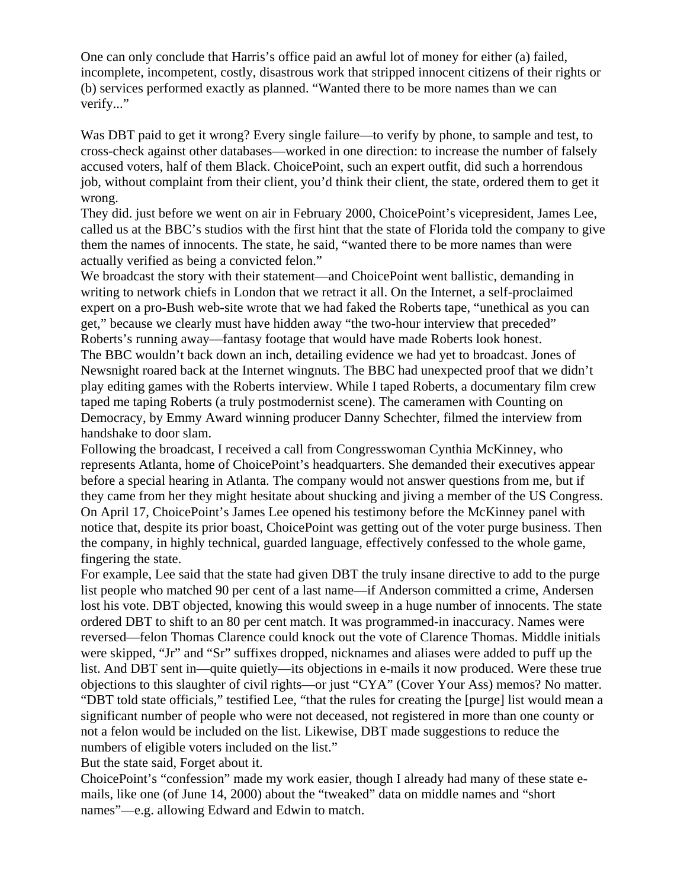One can only conclude that Harris's office paid an awful lot of money for either (a) failed, incomplete, incompetent, costly, disastrous work that stripped innocent citizens of their rights or (b) services performed exactly as planned. "Wanted there to be more names than we can verify..."

Was DBT paid to get it wrong? Every single failure—to verify by phone, to sample and test, to cross-check against other databases—worked in one direction: to increase the number of falsely accused voters, half of them Black. ChoicePoint, such an expert outfit, did such a horrendous job, without complaint from their client, you'd think their client, the state, ordered them to get it wrong.

They did. just before we went on air in February 2000, ChoicePoint's vicepresident, James Lee, called us at the BBC's studios with the first hint that the state of Florida told the company to give them the names of innocents. The state, he said, "wanted there to be more names than were actually verified as being a convicted felon."

We broadcast the story with their statement—and ChoicePoint went ballistic, demanding in writing to network chiefs in London that we retract it all. On the Internet, a self-proclaimed expert on a pro-Bush web-site wrote that we had faked the Roberts tape, "unethical as you can get," because we clearly must have hidden away "the two-hour interview that preceded" Roberts's running away—fantasy footage that would have made Roberts look honest.

The BBC wouldn't back down an inch, detailing evidence we had yet to broadcast. Jones of Newsnight roared back at the Internet wingnuts. The BBC had unexpected proof that we didn't play editing games with the Roberts interview. While I taped Roberts, a documentary film crew taped me taping Roberts (a truly postmodernist scene). The cameramen with Counting on Democracy, by Emmy Award winning producer Danny Schechter, filmed the interview from handshake to door slam.

Following the broadcast, I received a call from Congresswoman Cynthia McKinney, who represents Atlanta, home of ChoicePoint's headquarters. She demanded their executives appear before a special hearing in Atlanta. The company would not answer questions from me, but if they came from her they might hesitate about shucking and jiving a member of the US Congress.

On April 17, ChoicePoint's James Lee opened his testimony before the McKinney panel with notice that, despite its prior boast, ChoicePoint was getting out of the voter purge business. Then the company, in highly technical, guarded language, effectively confessed to the whole game, fingering the state.

For example, Lee said that the state had given DBT the truly insane directive to add to the purge list people who matched 90 per cent of a last name—if Anderson committed a crime, Andersen lost his vote. DBT objected, knowing this would sweep in a huge number of innocents. The state ordered DBT to shift to an 80 per cent match. It was programmed-in inaccuracy. Names were reversed—felon Thomas Clarence could knock out the vote of Clarence Thomas. Middle initials were skipped, "Jr" and "Sr" suffixes dropped, nicknames and aliases were added to puff up the list. And DBT sent in—quite quietly—its objections in e-mails it now produced. Were these true objections to this slaughter of civil rights—or just "CYA" (Cover Your Ass) memos? No matter. "DBT told state officials," testified Lee, "that the rules for creating the [purge] list would mean a significant number of people who were not deceased, not registered in more than one county or not a felon would be included on the list. Likewise, DBT made suggestions to reduce the numbers of eligible voters included on the list."

But the state said, Forget about it.

ChoicePoint's "confession" made my work easier, though I already had many of these state e-mails, like one (of June 14, 2000) about the "tweaked" data on middle names and "short names"—e.g. allowing Edward and Edwin to match.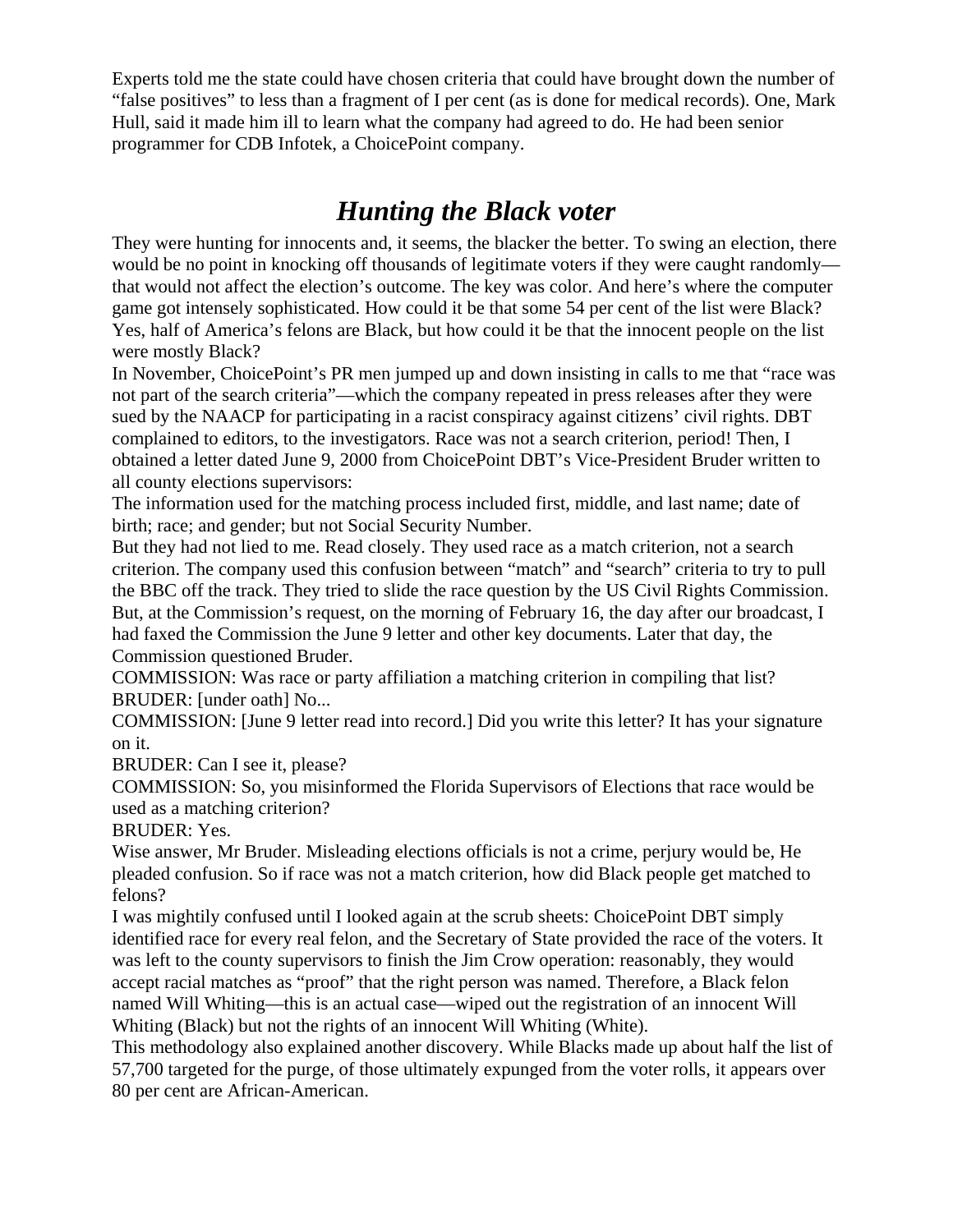Experts told me the state could have chosen criteria that could have brought down the number of "false positives" to less than a fragment of I per cent (as is done for medical records). One, Mark Hull, said it made him ill to learn what the company had agreed to do. He had been senior programmer for CDB Infotek, a ChoicePoint company.

## *Hunting the Black voter*

They were hunting for innocents and, it seems, the blacker the better. To swing an election, there would be no point in knocking off thousands of legitimate voters if they were caught randomly—that would not affect the election's outcome. The key was color. And here's where the computer game got intensely sophisticated. How could it be that some 54 per cent of the list were Black? Yes, half of America's felons are Black, but how could it be that the innocent people on the list were mostly Black?

In November, ChoicePoint's PR men jumped up and down insisting in calls to me that "race was not part of the search criteria"—which the company repeated in press releases after they were sued by the NAACP for participating in a racist conspiracy against citizens' civil rights. DBT complained to editors, to the investigators. Race was not a search criterion, period! Then, I obtained a letter dated June 9, 2000 from ChoicePoint DBT's Vice-President Bruder written to all county elections supervisors:

The information used for the matching process included first, middle, and last name; date of birth; race; and gender; but not Social Security Number.

But they had not lied to me. Read closely. They used race as a match criterion, not a search criterion. The company used this confusion between "match" and "search" criteria to try to pull the BBC off the track. They tried to slide the race question by the US Civil Rights Commission. But, at the Commission's request, on the morning of February 16, the day after our broadcast, I had faxed the Commission the June 9 letter and other key documents. Later that day, the Commission questioned Bruder.

COMMISSION: Was race or party affiliation a matching criterion in compiling that list?

BRUDER: [under oath] No...

COMMISSION: [June 9 letter read into record.] Did you write this letter? It has your signature on it.

BRUDER: Can I see it, please?

COMMISSION: So, you misinformed the Florida Supervisors of Elections that race would be used as a matching criterion?

BRUDER: Yes.

Wise answer, Mr Bruder. Misleading elections officials is not a crime, perjury would be, He pleaded confusion. So if race was not a match criterion, how did Black people get matched to felons?

I was mightily confused until I looked again at the scrub sheets: ChoicePoint DBT simply identified race for every real felon, and the Secretary of State provided the race of the voters. It was left to the county supervisors to finish the Jim Crow operation: reasonably, they would accept racial matches as "proof" that the right person was named. Therefore, a Black felon named Will Whiting—this is an actual case—wiped out the registration of an innocent Will Whiting (Black) but not the rights of an innocent Will Whiting (White).

This methodology also explained another discovery. While Blacks made up about half the list of 57,700 targeted for the purge, of those ultimately expunged from the voter rolls, it appears over 80 per cent are African-American.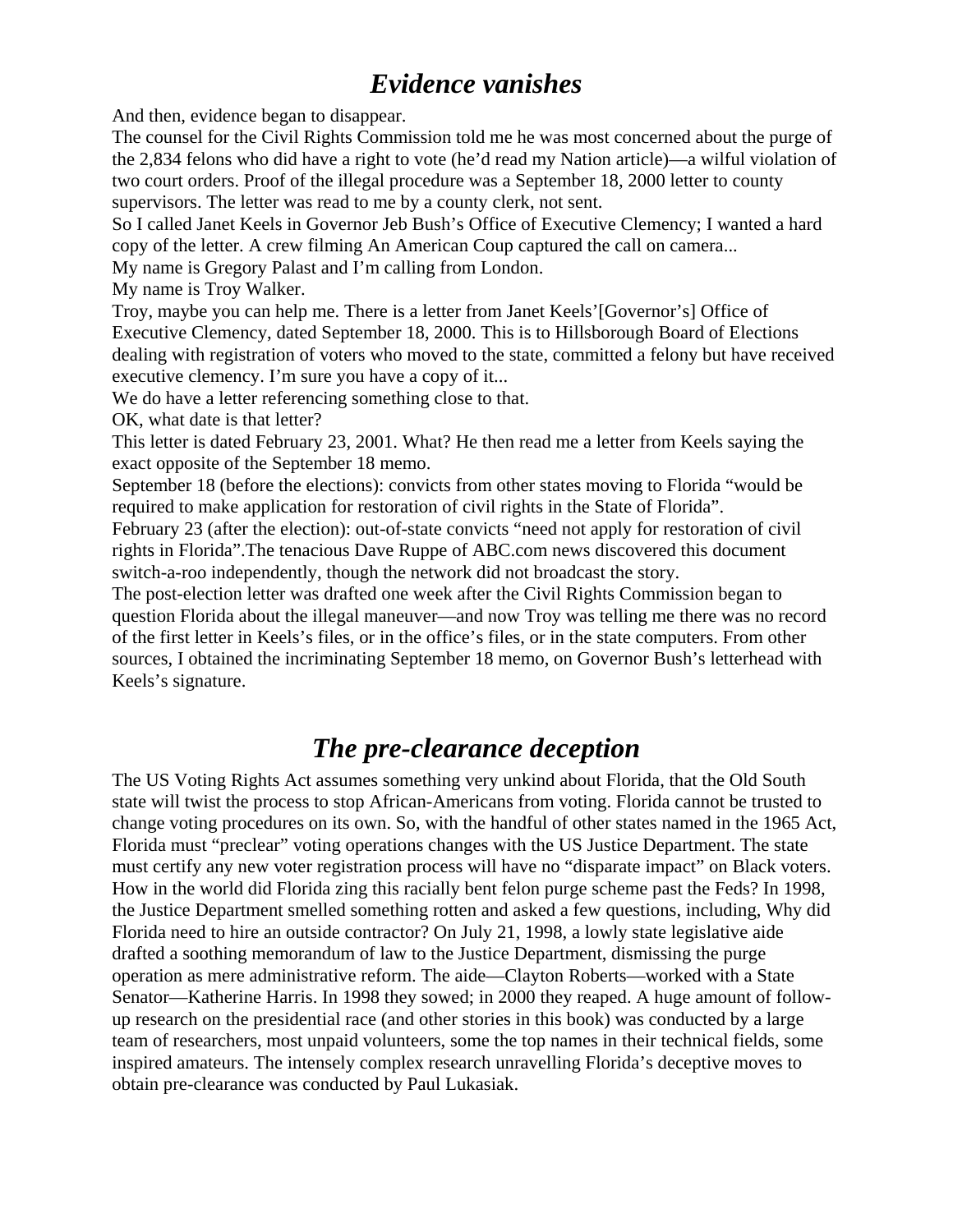## *Evidence vanishes*

And then, evidence began to disappear.

The counsel for the Civil Rights Commission told me he was most concerned about the purge of the 2,834 felons who did have a right to vote (he'd read my Nation article)—a wilful violation of two court orders. Proof of the illegal procedure was a September 18, 2000 letter to county supervisors. The letter was read to me by a county clerk, not sent.

So I called Janet Keels in Governor Jeb Bush's Office of Executive Clemency; I wanted a hard copy of the letter. A crew filming An American Coup captured the call on camera...

My name is Gregory Palast and I'm calling from London.

My name is Troy Walker.

Troy, maybe you can help me. There is a letter from Janet Keels'[Governor's] Office of Executive Clemency, dated September 18, 2000. This is to Hillsborough Board of Elections dealing with registration of voters who moved to the state, committed a felony but have received executive clemency. I'm sure you have a copy of it...

We do have a letter referencing something close to that.

OK, what date is that letter?

This letter is dated February 23, 2001. What? He then read me a letter from Keels saying the exact opposite of the September 18 memo.

September 18 (before the elections): convicts from other states moving to Florida "would be required to make application for restoration of civil rights in the State of Florida".

February 23 (after the election): out-of-state convicts "need not apply for restoration of civil rights in Florida".The tenacious Dave Ruppe of ABC.com news discovered this document switch-a-roo independently, though the network did not broadcast the story.

The post-election letter was drafted one week after the Civil Rights Commission began to question Florida about the illegal maneuver—and now Troy was telling me there was no record of the first letter in Keels's files, or in the office's files, or in the state computers. From other sources, I obtained the incriminating September 18 memo, on Governor Bush's letterhead with Keels's signature.

## *The pre-clearance deception*

The US Voting Rights Act assumes something very unkind about Florida, that the Old South state will twist the process to stop African-Americans from voting. Florida cannot be trusted to change voting procedures on its own. So, with the handful of other states named in the 1965 Act, Florida must "preclear" voting operations changes with the US Justice Department. The state must certify any new voter registration process will have no "disparate impact" on Black voters. How in the world did Florida zing this racially bent felon purge scheme past the Feds? In 1998, the Justice Department smelled something rotten and asked a few questions, including, Why did Florida need to hire an outside contractor? On July 21, 1998, a lowly state legislative aide drafted a soothing memorandum of law to the Justice Department, dismissing the purge operation as mere administrative reform. The aide—Clayton Roberts—worked with a State Senator—Katherine Harris. In 1998 they sowed; in 2000 they reaped. A huge amount of follow-up research on the presidential race (and other stories in this book) was conducted by a large team of researchers, most unpaid volunteers, some the top names in their technical fields, some inspired amateurs. The intensely complex research unravelling Florida's deceptive moves to obtain pre-clearance was conducted by Paul Lukasiak.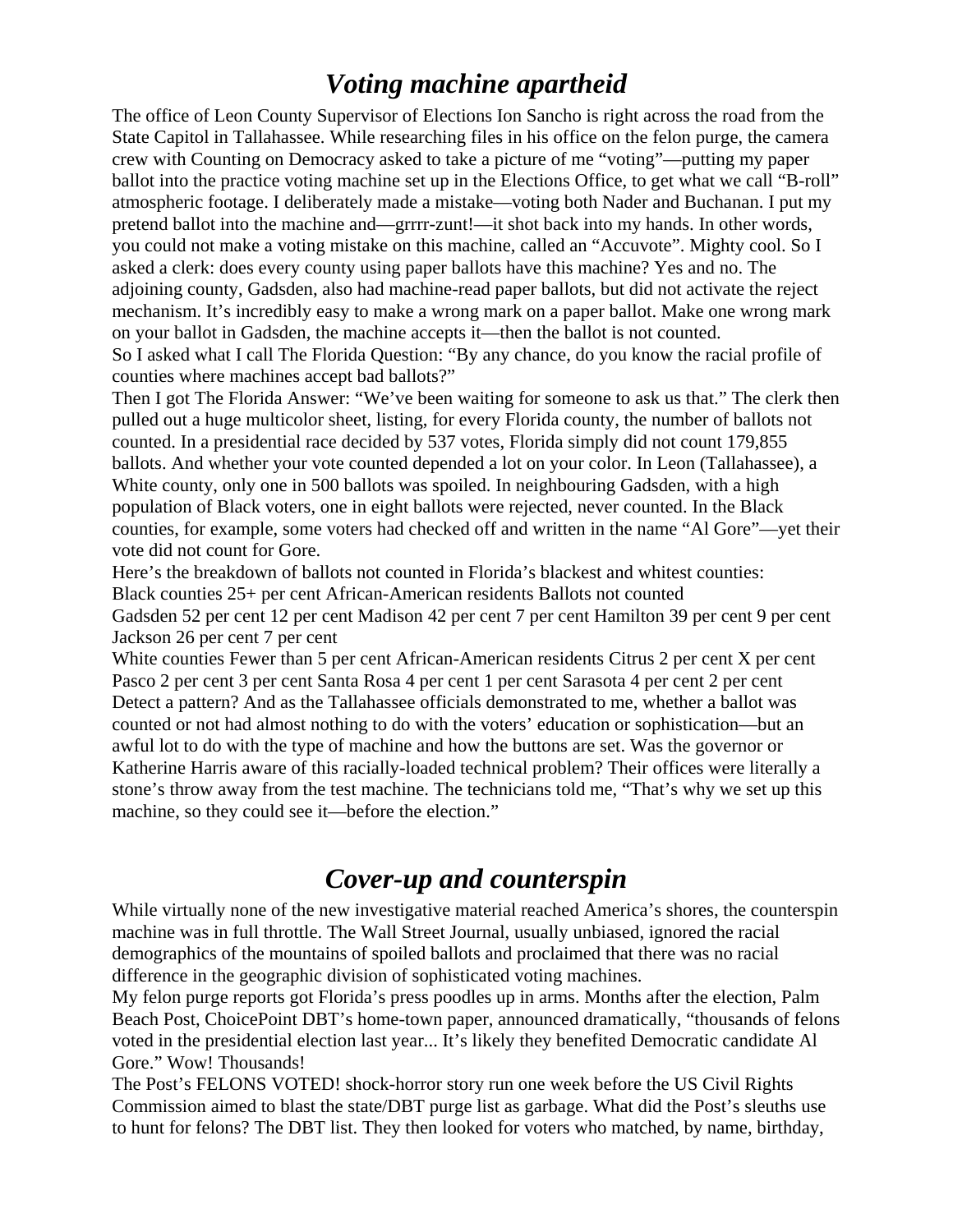# *Voting machine apartheid*

The office of Leon County Supervisor of Elections Ion Sancho is right across the road from the State Capitol in Tallahassee. While researching files in his office on the felon purge, the camera crew with Counting on Democracy asked to take a picture of me "voting"—putting my paper ballot into the practice voting machine set up in the Elections Office, to get what we call "B-roll" atmospheric footage. I deliberately made a mistake—voting both Nader and Buchanan. I put my pretend ballot into the machine and—grrrr-zunt!—it shot back into my hands. In other words, you could not make a voting mistake on this machine, called an "Accuvote". Mighty cool. So I asked a clerk: does every county using paper ballots have this machine? Yes and no. The adjoining county, Gadsden, also had machine-read paper ballots, but did not activate the reject mechanism. It's incredibly easy to make a wrong mark on a paper ballot. Make one wrong mark on your ballot in Gadsden, the machine accepts it—then the ballot is not counted.

So I asked what I call The Florida Question: "By any chance, do you know the racial profile of counties where machines accept bad ballots?"

Then I got The Florida Answer: "We've been waiting for someone to ask us that." The clerk then pulled out a huge multicolor sheet, listing, for every Florida county, the number of ballots not counted. In a presidential race decided by 537 votes, Florida simply did not count 179,855 ballots. And whether your vote counted depended a lot on your color. In Leon (Tallahassee), a White county, only one in 500 ballots was spoiled. In neighbouring Gadsden, with a high population of Black voters, one in eight ballots were rejected, never counted. In the Black counties, for example, some voters had checked off and written in the name "Al Gore"—yet their vote did not count for Gore.

Here's the breakdown of ballots not counted in Florida's blackest and whitest counties:

| Black counties | 25+ per cent African-American residents | Ballots not counted |
|---|---|---|
| Gadsden | 52 per cent | 12 per cent |
| Madison | 42 per cent | 7 per cent |
| Hamilton | 39 per cent | 9 per cent |
| Jackson | 26 per cent | 7 per cent |
| **White counties** | **Fewer than 5 per cent African-American residents** | |
| Citrus | 2 per cent | X per cent |
| Pasco | 2 per cent | 3 per cent |
| Santa Rosa | 4 per cent | 1 per cent |
| Sarasota | 4 per cent | 2 per cent |

Detect a pattern? And as the Tallahassee officials demonstrated to me, whether a ballot was counted or not had almost nothing to do with the voters' education or sophistication—but an awful lot to do with the type of machine and how the buttons are set. Was the governor or Katherine Harris aware of this racially-loaded technical problem? Their offices were literally a stone's throw away from the test machine. The technicians told me, "That's why we set up this machine, so they could see it—before the election."

# *Cover-up and counterspin*

While virtually none of the new investigative material reached America's shores, the counterspin machine was in full throttle. The Wall Street Journal, usually unbiased, ignored the racial demographics of the mountains of spoiled ballots and proclaimed that there was no racial difference in the geographic division of sophisticated voting machines.

My felon purge reports got Florida's press poodles up in arms. Months after the election, Palm Beach Post, ChoicePoint DBT's home-town paper, announced dramatically, "thousands of felons voted in the presidential election last year... It's likely they benefited Democratic candidate Al Gore." Wow! Thousands!

The Post's FELONS VOTED! shock-horror story run one week before the US Civil Rights Commission aimed to blast the state/DBT purge list as garbage. What did the Post's sleuths use to hunt for felons? The DBT list. They then looked for voters who matched, by name, birthday,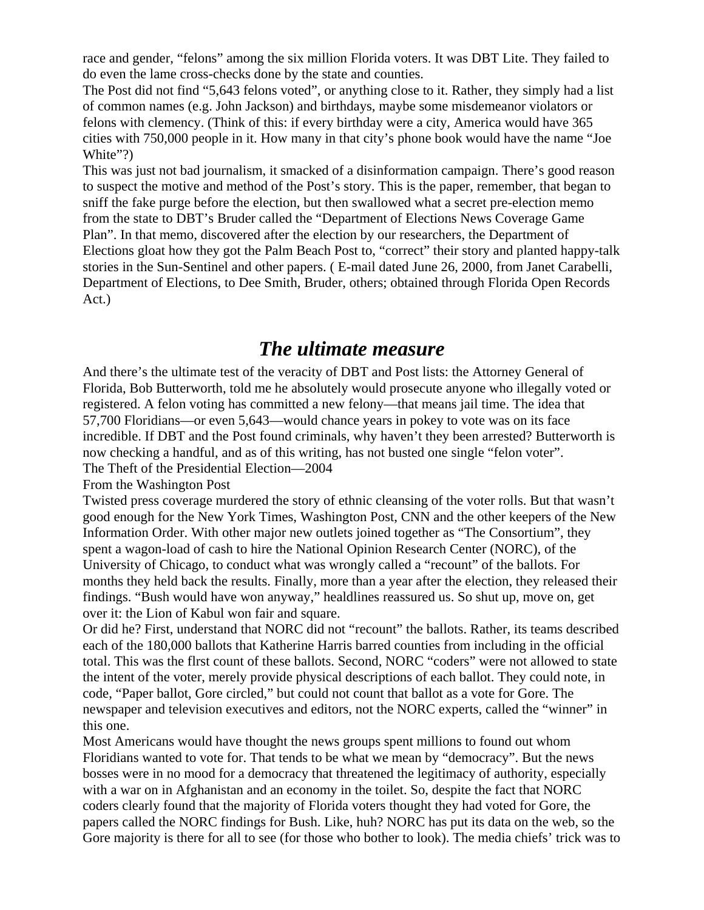race and gender, "felons" among the six million Florida voters. It was DBT Lite. They failed to do even the lame cross-checks done by the state and counties.

The Post did not find "5,643 felons voted", or anything close to it. Rather, they simply had a list of common names (e.g. John Jackson) and birthdays, maybe some misdemeanor violators or felons with clemency. (Think of this: if every birthday were a city, America would have 365 cities with 750,000 people in it. How many in that city's phone book would have the name "Joe White"?)

This was just not bad journalism, it smacked of a disinformation campaign. There's good reason to suspect the motive and method of the Post's story. This is the paper, remember, that began to sniff the fake purge before the election, but then swallowed what a secret pre-election memo from the state to DBT's Bruder called the "Department of Elections News Coverage Game Plan". In that memo, discovered after the election by our researchers, the Department of Elections gloat how they got the Palm Beach Post to, "correct" their story and planted happy-talk stories in the Sun-Sentinel and other papers. ( E-mail dated June 26, 2000, from Janet Carabelli, Department of Elections, to Dee Smith, Bruder, others; obtained through Florida Open Records Act.)

## *The ultimate measure*

And there's the ultimate test of the veracity of DBT and Post lists: the Attorney General of Florida, Bob Butterworth, told me he absolutely would prosecute anyone who illegally voted or registered. A felon voting has committed a new felony—that means jail time. The idea that 57,700 Floridians—or even 5,643—would chance years in pokey to vote was on its face incredible. If DBT and the Post found criminals, why haven't they been arrested? Butterworth is now checking a handful, and as of this writing, has not busted one single "felon voter".

The Theft of the Presidential Election—2004

From the Washington Post

Twisted press coverage murdered the story of ethnic cleansing of the voter rolls. But that wasn't good enough for the New York Times, Washington Post, CNN and the other keepers of the New Information Order. With other major new outlets joined together as "The Consortium", they spent a wagon-load of cash to hire the National Opinion Research Center (NORC), of the University of Chicago, to conduct what was wrongly called a "recount" of the ballots. For months they held back the results. Finally, more than a year after the election, they released their findings. "Bush would have won anyway," healdlines reassured us. So shut up, move on, get over it: the Lion of Kabul won fair and square.

Or did he? First, understand that NORC did not "recount" the ballots. Rather, its teams described each of the 180,000 ballots that Katherine Harris barred counties from including in the official total. This was the flrst count of these ballots. Second, NORC "coders" were not allowed to state the intent of the voter, merely provide physical descriptions of each ballot. They could note, in code, "Paper ballot, Gore circled," but could not count that ballot as a vote for Gore. The newspaper and television executives and editors, not the NORC experts, called the "winner" in this one.

Most Americans would have thought the news groups spent millions to found out whom Floridians wanted to vote for. That tends to be what we mean by "democracy". But the news bosses were in no mood for a democracy that threatened the legitimacy of authority, especially with a war on in Afghanistan and an economy in the toilet. So, despite the fact that NORC coders clearly found that the majority of Florida voters thought they had voted for Gore, the papers called the NORC findings for Bush. Like, huh? NORC has put its data on the web, so the Gore majority is there for all to see (for those who bother to look). The media chiefs' trick was to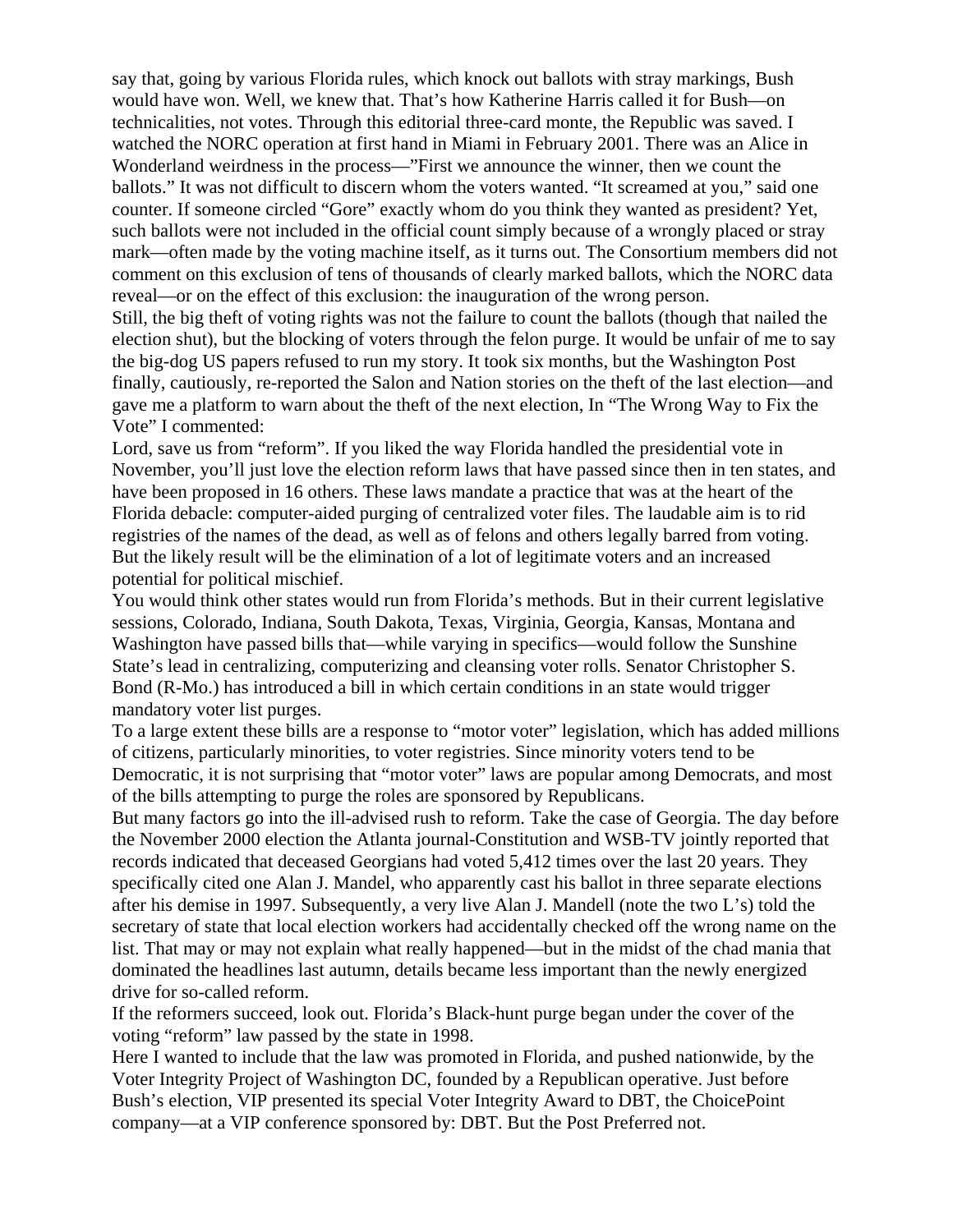say that, going by various Florida rules, which knock out ballots with stray markings, Bush would have won. Well, we knew that. That's how Katherine Harris called it for Bush—on technicalities, not votes. Through this editorial three-card monte, the Republic was saved. I watched the NORC operation at first hand in Miami in February 2001. There was an Alice in Wonderland weirdness in the process—"First we announce the winner, then we count the ballots." It was not difficult to discern whom the voters wanted. "It screamed at you," said one counter. If someone circled "Gore" exactly whom do you think they wanted as president? Yet, such ballots were not included in the official count simply because of a wrongly placed or stray mark—often made by the voting machine itself, as it turns out. The Consortium members did not comment on this exclusion of tens of thousands of clearly marked ballots, which the NORC data reveal—or on the effect of this exclusion: the inauguration of the wrong person.

Still, the big theft of voting rights was not the failure to count the ballots (though that nailed the election shut), but the blocking of voters through the felon purge. It would be unfair of me to say the big-dog US papers refused to run my story. It took six months, but the Washington Post finally, cautiously, re-reported the Salon and Nation stories on the theft of the last election—and gave me a platform to warn about the theft of the next election, In "The Wrong Way to Fix the Vote" I commented:

Lord, save us from "reform". If you liked the way Florida handled the presidential vote in November, you'll just love the election reform laws that have passed since then in ten states, and have been proposed in 16 others. These laws mandate a practice that was at the heart of the Florida debacle: computer-aided purging of centralized voter files. The laudable aim is to rid registries of the names of the dead, as well as of felons and others legally barred from voting. But the likely result will be the elimination of a lot of legitimate voters and an increased potential for political mischief.

You would think other states would run from Florida's methods. But in their current legislative sessions, Colorado, Indiana, South Dakota, Texas, Virginia, Georgia, Kansas, Montana and Washington have passed bills that—while varying in specifics—would follow the Sunshine State's lead in centralizing, computerizing and cleansing voter rolls. Senator Christopher S. Bond (R-Mo.) has introduced a bill in which certain conditions in an state would trigger mandatory voter list purges.

To a large extent these bills are a response to "motor voter" legislation, which has added millions of citizens, particularly minorities, to voter registries. Since minority voters tend to be Democratic, it is not surprising that "motor voter" laws are popular among Democrats, and most of the bills attempting to purge the roles are sponsored by Republicans.

But many factors go into the ill-advised rush to reform. Take the case of Georgia. The day before the November 2000 election the Atlanta journal-Constitution and WSB-TV jointly reported that records indicated that deceased Georgians had voted 5,412 times over the last 20 years. They specifically cited one Alan J. Mandel, who apparently cast his ballot in three separate elections after his demise in 1997. Subsequently, a very live Alan J. Mandell (note the two L's) told the secretary of state that local election workers had accidentally checked off the wrong name on the list. That may or may not explain what really happened—but in the midst of the chad mania that dominated the headlines last autumn, details became less important than the newly energized drive for so-called reform.

If the reformers succeed, look out. Florida's Black-hunt purge began under the cover of the voting "reform" law passed by the state in 1998.

Here I wanted to include that the law was promoted in Florida, and pushed nationwide, by the Voter Integrity Project of Washington DC, founded by a Republican operative. Just before Bush's election, VIP presented its special Voter Integrity Award to DBT, the ChoicePoint company—at a VIP conference sponsored by: DBT. But the Post Preferred not.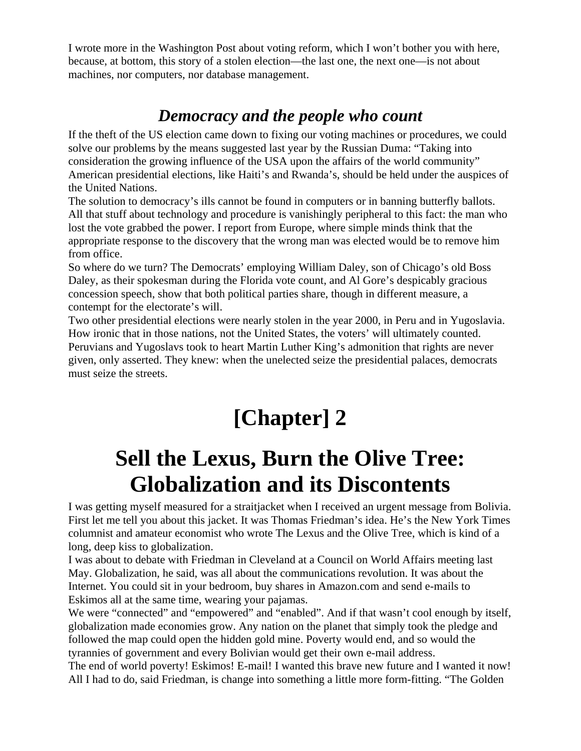I wrote more in the Washington Post about voting reform, which I won't bother you with here, because, at bottom, this story of a stolen election—the last one, the next one—is not about machines, nor computers, nor database management.

### *Democracy and the people who count*

If the theft of the US election came down to fixing our voting machines or procedures, we could solve our problems by the means suggested last year by the Russian Duma: "Taking into consideration the growing influence of the USA upon the affairs of the world community" American presidential elections, like Haiti's and Rwanda's, should be held under the auspices of the United Nations.

The solution to democracy's ills cannot be found in computers or in banning butterfly ballots. All that stuff about technology and procedure is vanishingly peripheral to this fact: the man who lost the vote grabbed the power. I report from Europe, where simple minds think that the appropriate response to the discovery that the wrong man was elected would be to remove him from office.

So where do we turn? The Democrats' employing William Daley, son of Chicago's old Boss Daley, as their spokesman during the Florida vote count, and Al Gore's despicably gracious concession speech, show that both political parties share, though in different measure, a contempt for the electorate's will.

Two other presidential elections were nearly stolen in the year 2000, in Peru and in Yugoslavia. How ironic that in those nations, not the United States, the voters' will ultimately counted. Peruvians and Yugoslavs took to heart Martin Luther King's admonition that rights are never given, only asserted. They knew: when the unelected seize the presidential palaces, democrats must seize the streets.

# [Chapter] 2

# Sell the Lexus, Burn the Olive Tree: Globalization and its Discontents

I was getting myself measured for a straitjacket when I received an urgent message from Bolivia. First let me tell you about this jacket. It was Thomas Friedman's idea. He's the New York Times columnist and amateur economist who wrote The Lexus and the Olive Tree, which is kind of a long, deep kiss to globalization.

I was about to debate with Friedman in Cleveland at a Council on World Affairs meeting last May. Globalization, he said, was all about the communications revolution. It was about the Internet. You could sit in your bedroom, buy shares in Amazon.com and send e-mails to Eskimos all at the same time, wearing your pajamas.

We were "connected" and "empowered" and "enabled". And if that wasn't cool enough by itself, globalization made economies grow. Any nation on the planet that simply took the pledge and followed the map could open the hidden gold mine. Poverty would end, and so would the tyrannies of government and every Bolivian would get their own e-mail address.

The end of world poverty! Eskimos! E-mail! I wanted this brave new future and I wanted it now! All I had to do, said Friedman, is change into something a little more form-fitting. "The Golden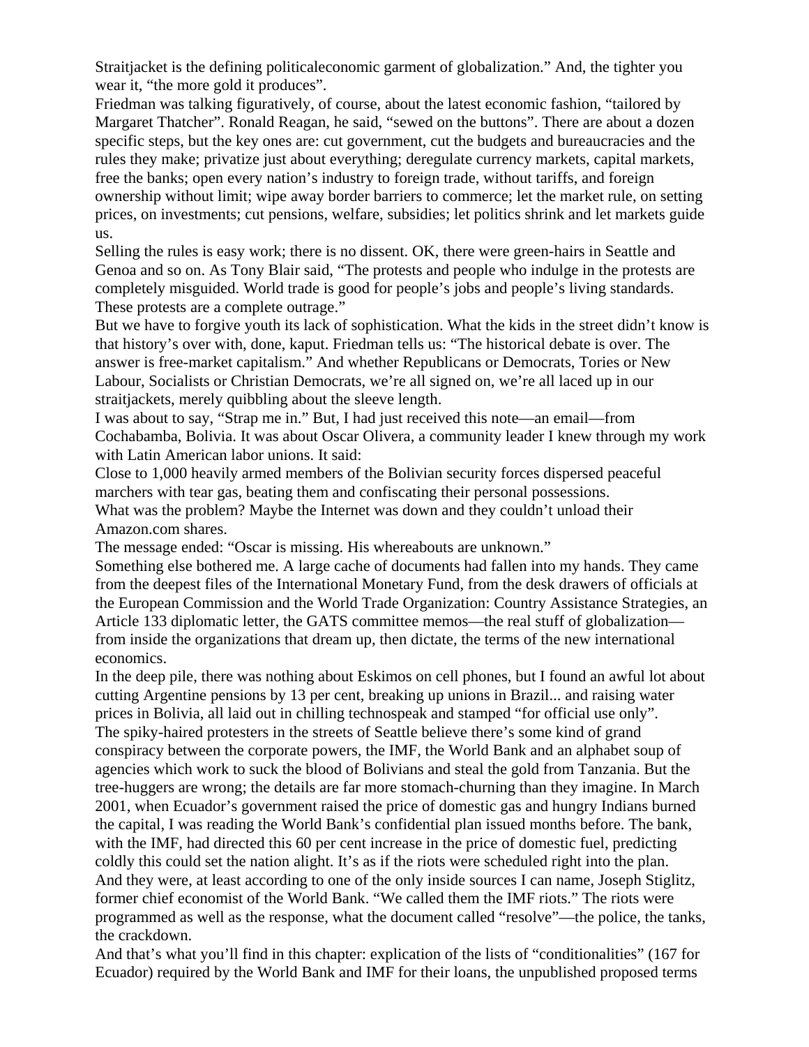Straitjacket is the defining politicaleconomic garment of globalization." And, the tighter you wear it, "the more gold it produces".

Friedman was talking figuratively, of course, about the latest economic fashion, "tailored by Margaret Thatcher". Ronald Reagan, he said, "sewed on the buttons". There are about a dozen specific steps, but the key ones are: cut government, cut the budgets and bureaucracies and the rules they make; privatize just about everything; deregulate currency markets, capital markets, free the banks; open every nation's industry to foreign trade, without tariffs, and foreign ownership without limit; wipe away border barriers to commerce; let the market rule, on setting prices, on investments; cut pensions, welfare, subsidies; let politics shrink and let markets guide us.

Selling the rules is easy work; there is no dissent. OK, there were green-hairs in Seattle and Genoa and so on. As Tony Blair said, "The protests and people who indulge in the protests are completely misguided. World trade is good for people's jobs and people's living standards. These protests are a complete outrage."

But we have to forgive youth its lack of sophistication. What the kids in the street didn't know is that history's over with, done, kaput. Friedman tells us: "The historical debate is over. The answer is free-market capitalism." And whether Republicans or Democrats, Tories or New Labour, Socialists or Christian Democrats, we're all signed on, we're all laced up in our straitjackets, merely quibbling about the sleeve length.

I was about to say, "Strap me in." But, I had just received this note—an email—from Cochabamba, Bolivia. It was about Oscar Olivera, a community leader I knew through my work with Latin American labor unions. It said:

Close to 1,000 heavily armed members of the Bolivian security forces dispersed peaceful marchers with tear gas, beating them and confiscating their personal possessions.

What was the problem? Maybe the Internet was down and they couldn't unload their Amazon.com shares.

The message ended: "Oscar is missing. His whereabouts are unknown."

Something else bothered me. A large cache of documents had fallen into my hands. They came from the deepest files of the International Monetary Fund, from the desk drawers of officials at the European Commission and the World Trade Organization: Country Assistance Strategies, an Article 133 diplomatic letter, the GATS committee memos—the real stuff of globalization—from inside the organizations that dream up, then dictate, the terms of the new international economics.

In the deep pile, there was nothing about Eskimos on cell phones, but I found an awful lot about cutting Argentine pensions by 13 per cent, breaking up unions in Brazil... and raising water prices in Bolivia, all laid out in chilling technospeak and stamped "for official use only".

The spiky-haired protesters in the streets of Seattle believe there's some kind of grand conspiracy between the corporate powers, the IMF, the World Bank and an alphabet soup of agencies which work to suck the blood of Bolivians and steal the gold from Tanzania. But the tree-huggers are wrong; the details are far more stomach-churning than they imagine. In March 2001, when Ecuador's government raised the price of domestic gas and hungry Indians burned the capital, I was reading the World Bank's confidential plan issued months before. The bank, with the IMF, had directed this 60 per cent increase in the price of domestic fuel, predicting coldly this could set the nation alight. It's as if the riots were scheduled right into the plan. And they were, at least according to one of the only inside sources I can name, Joseph Stiglitz, former chief economist of the World Bank. "We called them the IMF riots." The riots were programmed as well as the response, what the document called "resolve"—the police, the tanks, the crackdown.

And that's what you'll find in this chapter: explication of the lists of "conditionalities" (167 for Ecuador) required by the World Bank and IMF for their loans, the unpublished proposed terms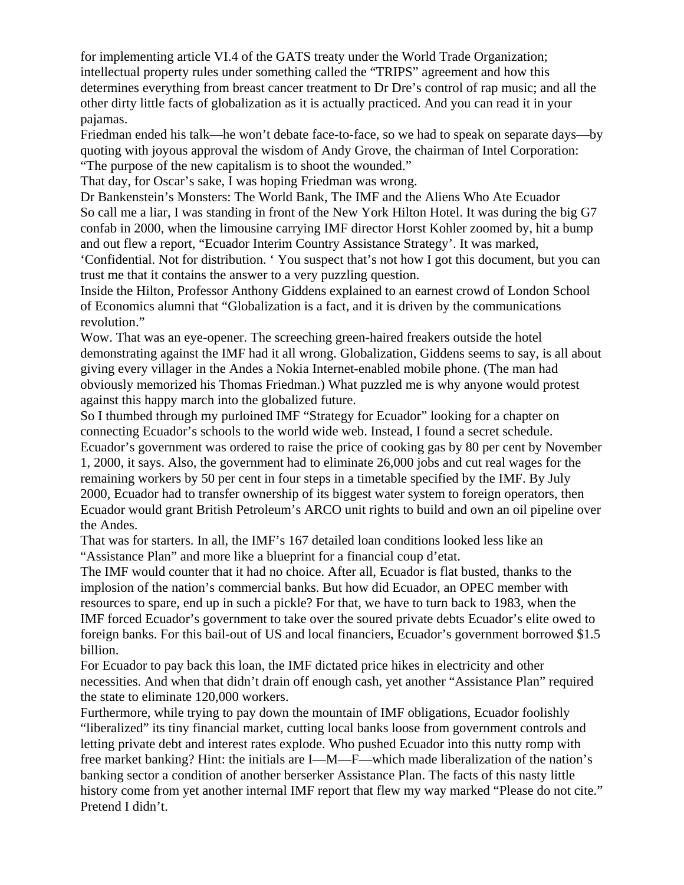for implementing article VI.4 of the GATS treaty under the World Trade Organization; intellectual property rules under something called the "TRIPS" agreement and how this determines everything from breast cancer treatment to Dr Dre's control of rap music; and all the other dirty little facts of globalization as it is actually practiced. And you can read it in your pajamas.

Friedman ended his talk—he won't debate face-to-face, so we had to speak on separate days—by quoting with joyous approval the wisdom of Andy Grove, the chairman of Intel Corporation: "The purpose of the new capitalism is to shoot the wounded."

That day, for Oscar's sake, I was hoping Friedman was wrong.

## Dr Bankenstein's Monsters: The World Bank, The IMF and the Aliens Who Ate Ecuador

So call me a liar, I was standing in front of the New York Hilton Hotel. It was during the big G7 confab in 2000, when the limousine carrying IMF director Horst Kohler zoomed by, hit a bump and out flew a report, "Ecuador Interim Country Assistance Strategy'. It was marked, 'Confidential. Not for distribution. ' You suspect that's not how I got this document, but you can trust me that it contains the answer to a very puzzling question.

Inside the Hilton, Professor Anthony Giddens explained to an earnest crowd of London School of Economics alumni that "Globalization is a fact, and it is driven by the communications revolution."

Wow. That was an eye-opener. The screeching green-haired freakers outside the hotel demonstrating against the IMF had it all wrong. Globalization, Giddens seems to say, is all about giving every villager in the Andes a Nokia Internet-enabled mobile phone. (The man had obviously memorized his Thomas Friedman.) What puzzled me is why anyone would protest against this happy march into the globalized future.

So I thumbed through my purloined IMF "Strategy for Ecuador" looking for a chapter on connecting Ecuador's schools to the world wide web. Instead, I found a secret schedule. Ecuador's government was ordered to raise the price of cooking gas by 80 per cent by November 1, 2000, it says. Also, the government had to eliminate 26,000 jobs and cut real wages for the remaining workers by 50 per cent in four steps in a timetable specified by the IMF. By July 2000, Ecuador had to transfer ownership of its biggest water system to foreign operators, then Ecuador would grant British Petroleum's ARCO unit rights to build and own an oil pipeline over the Andes.

That was for starters. In all, the IMF's 167 detailed loan conditions looked less like an "Assistance Plan" and more like a blueprint for a financial coup d'etat.

The IMF would counter that it had no choice. After all, Ecuador is flat busted, thanks to the implosion of the nation's commercial banks. But how did Ecuador, an OPEC member with resources to spare, end up in such a pickle? For that, we have to turn back to 1983, when the IMF forced Ecuador's government to take over the soured private debts Ecuador's elite owed to foreign banks. For this bail-out of US and local financiers, Ecuador's government borrowed $1.5 billion.

For Ecuador to pay back this loan, the IMF dictated price hikes in electricity and other necessities. And when that didn't drain off enough cash, yet another "Assistance Plan" required the state to eliminate 120,000 workers.

Furthermore, while trying to pay down the mountain of IMF obligations, Ecuador foolishly "liberalized" its tiny financial market, cutting local banks loose from government controls and letting private debt and interest rates explode. Who pushed Ecuador into this nutty romp with free market banking? Hint: the initials are I—M—F—which made liberalization of the nation's banking sector a condition of another berserker Assistance Plan. The facts of this nasty little history come from yet another internal IMF report that flew my way marked "Please do not cite." Pretend I didn't.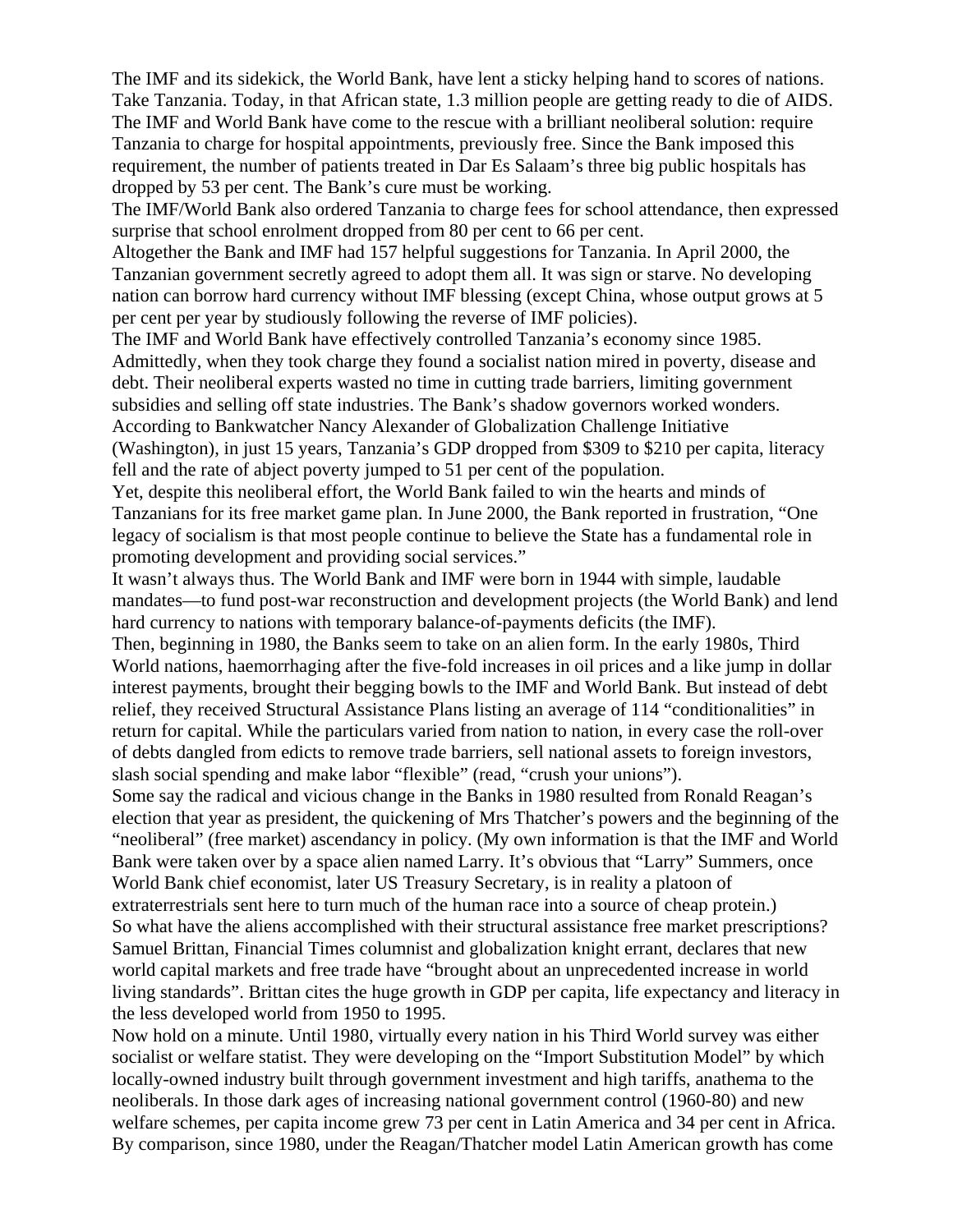The IMF and its sidekick, the World Bank, have lent a sticky helping hand to scores of nations. Take Tanzania. Today, in that African state, 1.3 million people are getting ready to die of AIDS. The IMF and World Bank have come to the rescue with a brilliant neoliberal solution: require Tanzania to charge for hospital appointments, previously free. Since the Bank imposed this requirement, the number of patients treated in Dar Es Salaam's three big public hospitals has dropped by 53 per cent. The Bank's cure must be working.

The IMF/World Bank also ordered Tanzania to charge fees for school attendance, then expressed surprise that school enrolment dropped from 80 per cent to 66 per cent.

Altogether the Bank and IMF had 157 helpful suggestions for Tanzania. In April 2000, the Tanzanian government secretly agreed to adopt them all. It was sign or starve. No developing nation can borrow hard currency without IMF blessing (except China, whose output grows at 5 per cent per year by studiously following the reverse of IMF policies).

The IMF and World Bank have effectively controlled Tanzania's economy since 1985. Admittedly, when they took charge they found a socialist nation mired in poverty, disease and debt. Their neoliberal experts wasted no time in cutting trade barriers, limiting government subsidies and selling off state industries. The Bank's shadow governors worked wonders. According to Bankwatcher Nancy Alexander of Globalization Challenge Initiative (Washington), in just 15 years, Tanzania's GDP dropped from $309 to $210 per capita, literacy fell and the rate of abject poverty jumped to 51 per cent of the population.

Yet, despite this neoliberal effort, the World Bank failed to win the hearts and minds of Tanzanians for its free market game plan. In June 2000, the Bank reported in frustration, "One legacy of socialism is that most people continue to believe the State has a fundamental role in promoting development and providing social services."

It wasn't always thus. The World Bank and IMF were born in 1944 with simple, laudable mandates—to fund post-war reconstruction and development projects (the World Bank) and lend hard currency to nations with temporary balance-of-payments deficits (the IMF).

Then, beginning in 1980, the Banks seem to take on an alien form. In the early 1980s, Third World nations, haemorrhaging after the five-fold increases in oil prices and a like jump in dollar interest payments, brought their begging bowls to the IMF and World Bank. But instead of debt relief, they received Structural Assistance Plans listing an average of 114 "conditionalities" in return for capital. While the particulars varied from nation to nation, in every case the roll-over of debts dangled from edicts to remove trade barriers, sell national assets to foreign investors, slash social spending and make labor "flexible" (read, "crush your unions").

Some say the radical and vicious change in the Banks in 1980 resulted from Ronald Reagan's election that year as president, the quickening of Mrs Thatcher's powers and the beginning of the "neoliberal" (free market) ascendancy in policy. (My own information is that the IMF and World Bank were taken over by a space alien named Larry. It's obvious that "Larry" Summers, once World Bank chief economist, later US Treasury Secretary, is in reality a platoon of extraterrestrials sent here to turn much of the human race into a source of cheap protein.)

So what have the aliens accomplished with their structural assistance free market prescriptions? Samuel Brittan, Financial Times columnist and globalization knight errant, declares that new world capital markets and free trade have "brought about an unprecedented increase in world living standards". Brittan cites the huge growth in GDP per capita, life expectancy and literacy in the less developed world from 1950 to 1995.

Now hold on a minute. Until 1980, virtually every nation in his Third World survey was either socialist or welfare statist. They were developing on the "Import Substitution Model" by which locally-owned industry built through government investment and high tariffs, anathema to the neoliberals. In those dark ages of increasing national government control (1960-80) and new welfare schemes, per capita income grew 73 per cent in Latin America and 34 per cent in Africa. By comparison, since 1980, under the Reagan/Thatcher model Latin American growth has come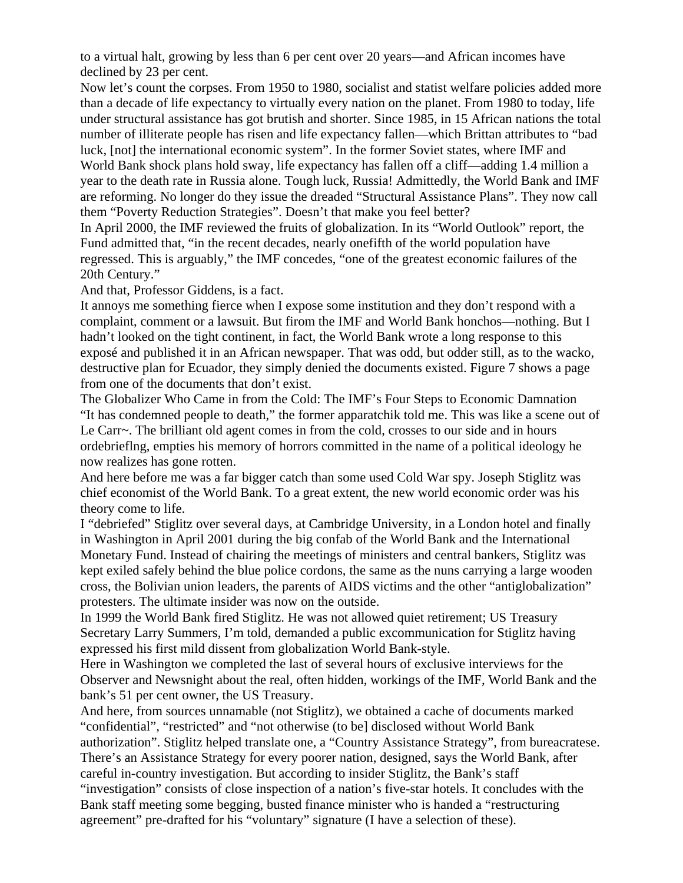to a virtual halt, growing by less than 6 per cent over 20 years—and African incomes have declined by 23 per cent.

Now let's count the corpses. From 1950 to 1980, socialist and statist welfare policies added more than a decade of life expectancy to virtually every nation on the planet. From 1980 to today, life under structural assistance has got brutish and shorter. Since 1985, in 15 African nations the total number of illiterate people has risen and life expectancy fallen—which Brittan attributes to "bad luck, [not] the international economic system". In the former Soviet states, where IMF and World Bank shock plans hold sway, life expectancy has fallen off a cliff—adding 1.4 million a year to the death rate in Russia alone. Tough luck, Russia! Admittedly, the World Bank and IMF are reforming. No longer do they issue the dreaded "Structural Assistance Plans". They now call them "Poverty Reduction Strategies". Doesn't that make you feel better?

In April 2000, the IMF reviewed the fruits of globalization. In its "World Outlook" report, the Fund admitted that, "in the recent decades, nearly onefifth of the world population have regressed. This is arguably," the IMF concedes, "one of the greatest economic failures of the 20th Century."

And that, Professor Giddens, is a fact.

It annoys me something fierce when I expose some institution and they don't respond with a complaint, comment or a lawsuit. But firom the IMF and World Bank honchos—nothing. But I hadn't looked on the tight continent, in fact, the World Bank wrote a long response to this exposé and published it in an African newspaper. That was odd, but odder still, as to the wacko, destructive plan for Ecuador, they simply denied the documents existed. Figure 7 shows a page from one of the documents that don't exist.

## The Globalizer Who Came in from the Cold: The IMF's Four Steps to Economic Damnation

"It has condemned people to death," the former apparatchik told me. This was like a scene out of Le Carr~. The brilliant old agent comes in from the cold, crosses to our side and in hours ordebrieflng, empties his memory of horrors committed in the name of a political ideology he now realizes has gone rotten.

And here before me was a far bigger catch than some used Cold War spy. Joseph Stiglitz was chief economist of the World Bank. To a great extent, the new world economic order was his theory come to life.

I "debriefed" Stiglitz over several days, at Cambridge University, in a London hotel and finally in Washington in April 2001 during the big confab of the World Bank and the International Monetary Fund. Instead of chairing the meetings of ministers and central bankers, Stiglitz was kept exiled safely behind the blue police cordons, the same as the nuns carrying a large wooden cross, the Bolivian union leaders, the parents of AIDS victims and the other "antiglobalization" protesters. The ultimate insider was now on the outside.

In 1999 the World Bank fired Stiglitz. He was not allowed quiet retirement; US Treasury Secretary Larry Summers, I'm told, demanded a public excommunication for Stiglitz having expressed his first mild dissent from globalization World Bank-style.

Here in Washington we completed the last of several hours of exclusive interviews for the Observer and Newsnight about the real, often hidden, workings of the IMF, World Bank and the bank's 51 per cent owner, the US Treasury.

And here, from sources unnamable (not Stiglitz), we obtained a cache of documents marked "confidential", "restricted" and "not otherwise (to be] disclosed without World Bank authorization". Stiglitz helped translate one, a "Country Assistance Strategy", from bureacratese. There's an Assistance Strategy for every poorer nation, designed, says the World Bank, after careful in-country investigation. But according to insider Stiglitz, the Bank's staff "investigation" consists of close inspection of a nation's five-star hotels. It concludes with the Bank staff meeting some begging, busted finance minister who is handed a "restructuring agreement" pre-drafted for his "voluntary" signature (I have a selection of these).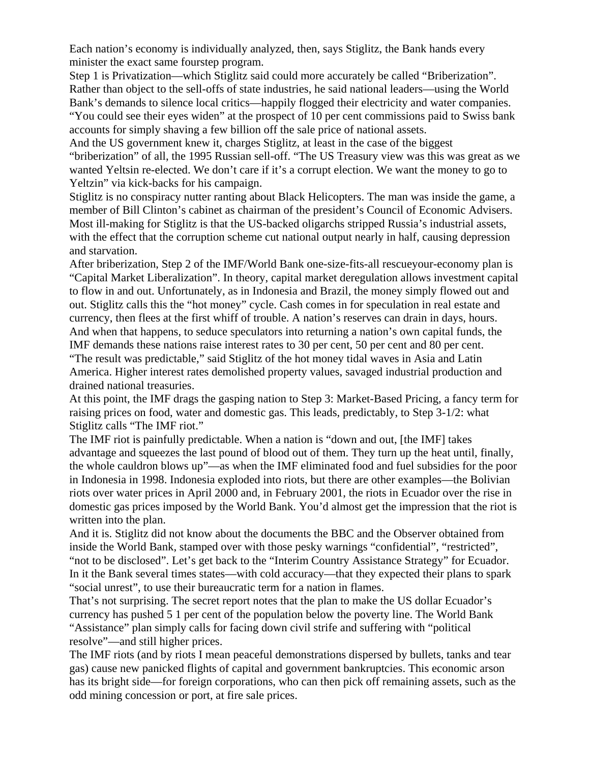Each nation's economy is individually analyzed, then, says Stiglitz, the Bank hands every minister the exact same fourstep program.

Step 1 is Privatization—which Stiglitz said could more accurately be called "Briberization". Rather than object to the sell-offs of state industries, he said national leaders—using the World Bank's demands to silence local critics—happily flogged their electricity and water companies. "You could see their eyes widen" at the prospect of 10 per cent commissions paid to Swiss bank accounts for simply shaving a few billion off the sale price of national assets.

And the US government knew it, charges Stiglitz, at least in the case of the biggest "briberization" of all, the 1995 Russian sell-off. "The US Treasury view was this was great as we wanted Yeltsin re-elected. We don't care if it's a corrupt election. We want the money to go to Yeltzin" via kick-backs for his campaign.

Stiglitz is no conspiracy nutter ranting about Black Helicopters. The man was inside the game, a member of Bill Clinton's cabinet as chairman of the president's Council of Economic Advisers. Most ill-making for Stiglitz is that the US-backed oligarchs stripped Russia's industrial assets, with the effect that the corruption scheme cut national output nearly in half, causing depression and starvation.

After briberization, Step 2 of the IMF/World Bank one-size-fits-all rescueyour-economy plan is "Capital Market Liberalization". In theory, capital market deregulation allows investment capital to flow in and out. Unfortunately, as in Indonesia and Brazil, the money simply flowed out and out. Stiglitz calls this the "hot money" cycle. Cash comes in for speculation in real estate and currency, then flees at the first whiff of trouble. A nation's reserves can drain in days, hours. And when that happens, to seduce speculators into returning a nation's own capital funds, the IMF demands these nations raise interest rates to 30 per cent, 50 per cent and 80 per cent. "The result was predictable," said Stiglitz of the hot money tidal waves in Asia and Latin America. Higher interest rates demolished property values, savaged industrial production and drained national treasuries.

At this point, the IMF drags the gasping nation to Step 3: Market-Based Pricing, a fancy term for raising prices on food, water and domestic gas. This leads, predictably, to Step 3-1/2: what Stiglitz calls "The IMF riot."

The IMF riot is painfully predictable. When a nation is "down and out, [the IMF] takes advantage and squeezes the last pound of blood out of them. They turn up the heat until, finally, the whole cauldron blows up"—as when the IMF eliminated food and fuel subsidies for the poor in Indonesia in 1998. Indonesia exploded into riots, but there are other examples—the Bolivian riots over water prices in April 2000 and, in February 2001, the riots in Ecuador over the rise in domestic gas prices imposed by the World Bank. You'd almost get the impression that the riot is written into the plan.

And it is. Stiglitz did not know about the documents the BBC and the Observer obtained from inside the World Bank, stamped over with those pesky warnings "confidential", "restricted", "not to be disclosed". Let's get back to the "Interim Country Assistance Strategy" for Ecuador. In it the Bank several times states—with cold accuracy—that they expected their plans to spark "social unrest", to use their bureaucratic term for a nation in flames.

That's not surprising. The secret report notes that the plan to make the US dollar Ecuador's currency has pushed 5 1 per cent of the population below the poverty line. The World Bank "Assistance" plan simply calls for facing down civil strife and suffering with "political resolve"—and still higher prices.

The IMF riots (and by riots I mean peaceful demonstrations dispersed by bullets, tanks and tear gas) cause new panicked flights of capital and government bankruptcies. This economic arson has its bright side—for foreign corporations, who can then pick off remaining assets, such as the odd mining concession or port, at fire sale prices.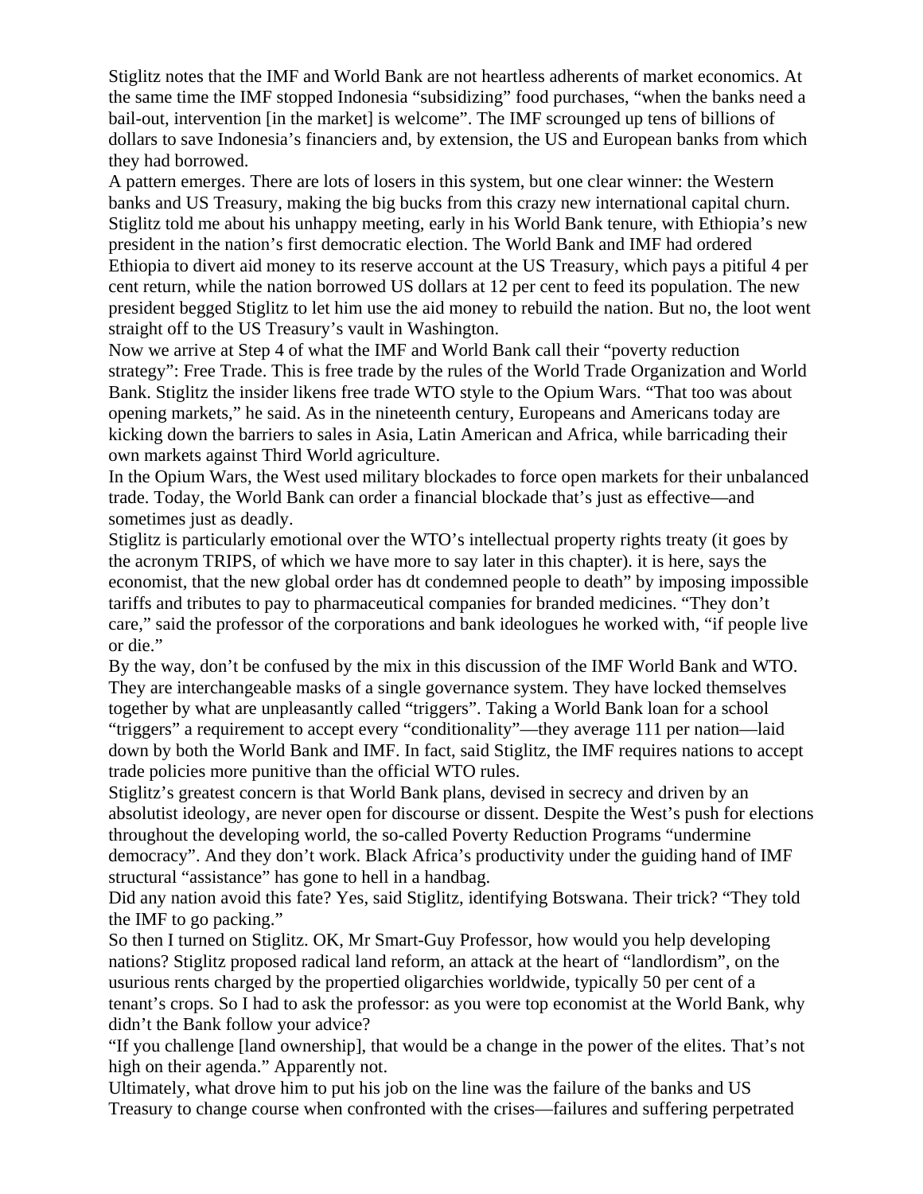Stiglitz notes that the IMF and World Bank are not heartless adherents of market economics. At the same time the IMF stopped Indonesia “subsidizing” food purchases, “when the banks need a bail-out, intervention [in the market] is welcome”. The IMF scrounged up tens of billions of dollars to save Indonesia’s financiers and, by extension, the US and European banks from which they had borrowed.

A pattern emerges. There are lots of losers in this system, but one clear winner: the Western banks and US Treasury, making the big bucks from this crazy new international capital churn. Stiglitz told me about his unhappy meeting, early in his World Bank tenure, with Ethiopia’s new president in the nation’s first democratic election. The World Bank and IMF had ordered Ethiopia to divert aid money to its reserve account at the US Treasury, which pays a pitiful 4 per cent return, while the nation borrowed US dollars at 12 per cent to feed its population. The new president begged Stiglitz to let him use the aid money to rebuild the nation. But no, the loot went straight off to the US Treasury’s vault in Washington.

Now we arrive at Step 4 of what the IMF and World Bank call their “poverty reduction strategy”: Free Trade. This is free trade by the rules of the World Trade Organization and World Bank. Stiglitz the insider likens free trade WTO style to the Opium Wars. “That too was about opening markets,” he said. As in the nineteenth century, Europeans and Americans today are kicking down the barriers to sales in Asia, Latin American and Africa, while barricading their own markets against Third World agriculture.

In the Opium Wars, the West used military blockades to force open markets for their unbalanced trade. Today, the World Bank can order a financial blockade that’s just as effective—and sometimes just as deadly.

Stiglitz is particularly emotional over the WTO’s intellectual property rights treaty (it goes by the acronym TRIPS, of which we have more to say later in this chapter). it is here, says the economist, that the new global order has dt condemned people to death” by imposing impossible tariffs and tributes to pay to pharmaceutical companies for branded medicines. “They don’t care,” said the professor of the corporations and bank ideologues he worked with, “if people live or die.”

By the way, don’t be confused by the mix in this discussion of the IMF World Bank and WTO. They are interchangeable masks of a single governance system. They have locked themselves together by what are unpleasantly called “triggers”. Taking a World Bank loan for a school “triggers” a requirement to accept every “conditionality”—they average 111 per nation—laid down by both the World Bank and IMF. In fact, said Stiglitz, the IMF requires nations to accept trade policies more punitive than the official WTO rules.

Stiglitz’s greatest concern is that World Bank plans, devised in secrecy and driven by an absolutist ideology, are never open for discourse or dissent. Despite the West’s push for elections throughout the developing world, the so-called Poverty Reduction Programs “undermine democracy”. And they don’t work. Black Africa’s productivity under the guiding hand of IMF structural “assistance” has gone to hell in a handbag.

Did any nation avoid this fate? Yes, said Stiglitz, identifying Botswana. Their trick? “They told the IMF to go packing.”

So then I turned on Stiglitz. OK, Mr Smart-Guy Professor, how would you help developing nations? Stiglitz proposed radical land reform, an attack at the heart of “landlordism”, on the usurious rents charged by the propertied oligarchies worldwide, typically 50 per cent of a tenant’s crops. So I had to ask the professor: as you were top economist at the World Bank, why didn’t the Bank follow your advice?

“If you challenge [land ownership], that would be a change in the power of the elites. That’s not high on their agenda.” Apparently not.

Ultimately, what drove him to put his job on the line was the failure of the banks and US Treasury to change course when confronted with the crises—failures and suffering perpetrated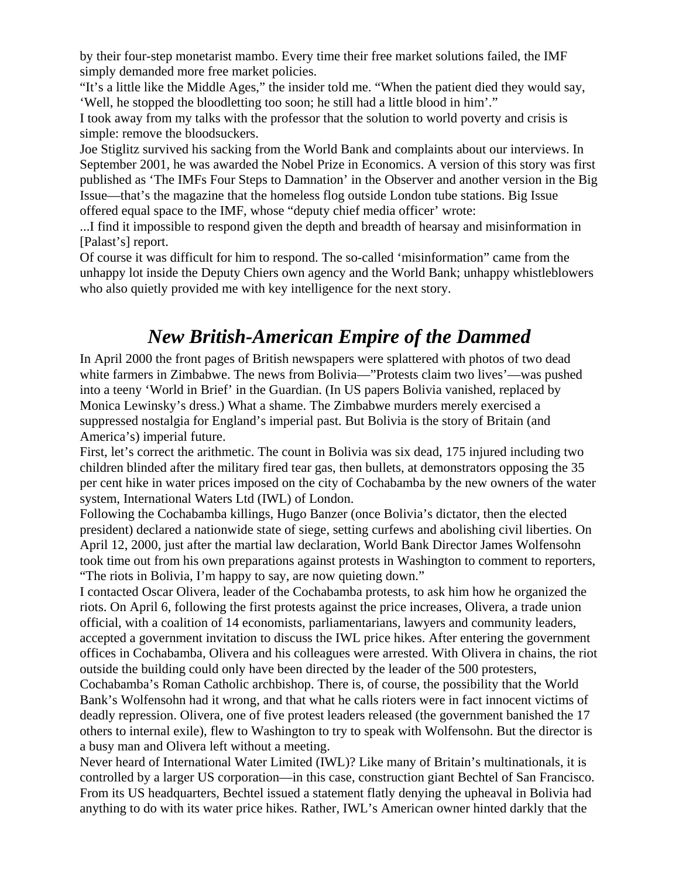by their four-step monetarist mambo. Every time their free market solutions failed, the IMF simply demanded more free market policies.

“It’s a little like the Middle Ages,” the insider told me. “When the patient died they would say, ‘Well, he stopped the bloodletting too soon; he still had a little blood in him’.”

I took away from my talks with the professor that the solution to world poverty and crisis is simple: remove the bloodsuckers.

Joe Stiglitz survived his sacking from the World Bank and complaints about our interviews. In September 2001, he was awarded the Nobel Prize in Economics. A version of this story was first published as ‘The IMFs Four Steps to Damnation’ in the Observer and another version in the Big Issue—that’s the magazine that the homeless flog outside London tube stations. Big Issue offered equal space to the IMF, whose “deputy chief media officer’ wrote:

...I find it impossible to respond given the depth and breadth of hearsay and misinformation in [Palast’s] report.

Of course it was difficult for him to respond. The so-called ‘misinformation” came from the unhappy lot inside the Deputy Chiers own agency and the World Bank; unhappy whistleblowers who also quietly provided me with key intelligence for the next story.

## *New British-American Empire of the Dammed*

In April 2000 the front pages of British newspapers were splattered with photos of two dead white farmers in Zimbabwe. The news from Bolivia—”Protests claim two lives’—was pushed into a teeny ‘World in Brief’ in the Guardian. (In US papers Bolivia vanished, replaced by Monica Lewinsky’s dress.) What a shame. The Zimbabwe murders merely exercised a suppressed nostalgia for England’s imperial past. But Bolivia is the story of Britain (and America’s) imperial future.

First, let’s correct the arithmetic. The count in Bolivia was six dead, 175 injured including two children blinded after the military fired tear gas, then bullets, at demonstrators opposing the 35 per cent hike in water prices imposed on the city of Cochabamba by the new owners of the water system, International Waters Ltd (IWL) of London.

Following the Cochabamba killings, Hugo Banzer (once Bolivia’s dictator, then the elected president) declared a nationwide state of siege, setting curfews and abolishing civil liberties. On April 12, 2000, just after the martial law declaration, World Bank Director James Wolfensohn took time out from his own preparations against protests in Washington to comment to reporters, “The riots in Bolivia, I’m happy to say, are now quieting down.”

I contacted Oscar Olivera, leader of the Cochabamba protests, to ask him how he organized the riots. On April 6, following the first protests against the price increases, Olivera, a trade union official, with a coalition of 14 economists, parliamentarians, lawyers and community leaders, accepted a government invitation to discuss the IWL price hikes. After entering the government offices in Cochabamba, Olivera and his colleagues were arrested. With Olivera in chains, the riot outside the building could only have been directed by the leader of the 500 protesters, Cochabamba’s Roman Catholic archbishop. There is, of course, the possibility that the World Bank’s Wolfensohn had it wrong, and that what he calls rioters were in fact innocent victims of deadly repression. Olivera, one of five protest leaders released (the government banished the 17 others to internal exile), flew to Washington to try to speak with Wolfensohn. But the director is a busy man and Olivera left without a meeting.

Never heard of International Water Limited (IWL)? Like many of Britain’s multinationals, it is controlled by a larger US corporation—in this case, construction giant Bechtel of San Francisco. From its US headquarters, Bechtel issued a statement flatly denying the upheaval in Bolivia had anything to do with its water price hikes. Rather, IWL’s American owner hinted darkly that the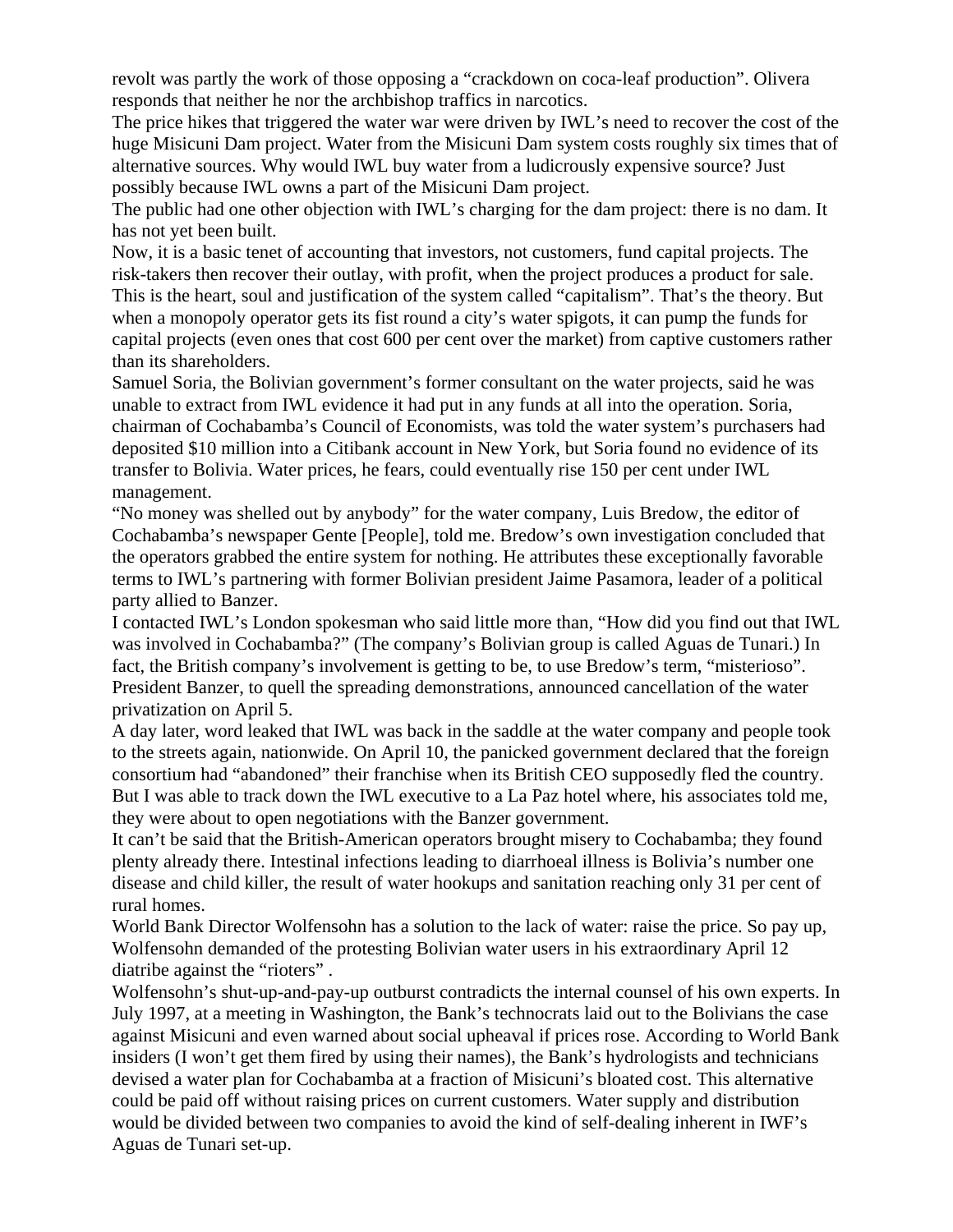revolt was partly the work of those opposing a "crackdown on coca-leaf production". Olivera responds that neither he nor the archbishop traffics in narcotics.

The price hikes that triggered the water war were driven by IWL's need to recover the cost of the huge Misicuni Dam project. Water from the Misicuni Dam system costs roughly six times that of alternative sources. Why would IWL buy water from a ludicrously expensive source? Just possibly because IWL owns a part of the Misicuni Dam project.

The public had one other objection with IWL's charging for the dam project: there is no dam. It has not yet been built.

Now, it is a basic tenet of accounting that investors, not customers, fund capital projects. The risk-takers then recover their outlay, with profit, when the project produces a product for sale. This is the heart, soul and justification of the system called "capitalism". That's the theory. But when a monopoly operator gets its fist round a city's water spigots, it can pump the funds for capital projects (even ones that cost 600 per cent over the market) from captive customers rather than its shareholders.

Samuel Soria, the Bolivian government's former consultant on the water projects, said he was unable to extract from IWL evidence it had put in any funds at all into the operation. Soria, chairman of Cochabamba's Council of Economists, was told the water system's purchasers had deposited $10 million into a Citibank account in New York, but Soria found no evidence of its transfer to Bolivia. Water prices, he fears, could eventually rise 150 per cent under IWL management.

"No money was shelled out by anybody" for the water company, Luis Bredow, the editor of Cochabamba's newspaper Gente [People], told me. Bredow's own investigation concluded that the operators grabbed the entire system for nothing. He attributes these exceptionally favorable terms to IWL's partnering with former Bolivian president Jaime Pasamora, leader of a political party allied to Banzer.

I contacted IWL's London spokesman who said little more than, "How did you find out that IWL was involved in Cochabamba?" (The company's Bolivian group is called Aguas de Tunari.) In fact, the British company's involvement is getting to be, to use Bredow's term, "misterioso".

President Banzer, to quell the spreading demonstrations, announced cancellation of the water privatization on April 5.

A day later, word leaked that IWL was back in the saddle at the water company and people took to the streets again, nationwide. On April 10, the panicked government declared that the foreign consortium had "abandoned" their franchise when its British CEO supposedly fled the country. But I was able to track down the IWL executive to a La Paz hotel where, his associates told me, they were about to open negotiations with the Banzer government.

It can't be said that the British-American operators brought misery to Cochabamba; they found plenty already there. Intestinal infections leading to diarrhoeal illness is Bolivia's number one disease and child killer, the result of water hookups and sanitation reaching only 31 per cent of rural homes.

World Bank Director Wolfensohn has a solution to the lack of water: raise the price. So pay up, Wolfensohn demanded of the protesting Bolivian water users in his extraordinary April 12 diatribe against the "rioters" .

Wolfensohn's shut-up-and-pay-up outburst contradicts the internal counsel of his own experts. In July 1997, at a meeting in Washington, the Bank's technocrats laid out to the Bolivians the case against Misicuni and even warned about social upheaval if prices rose. According to World Bank insiders (I won't get them fired by using their names), the Bank's hydrologists and technicians devised a water plan for Cochabamba at a fraction of Misicuni's bloated cost. This alternative could be paid off without raising prices on current customers. Water supply and distribution would be divided between two companies to avoid the kind of self-dealing inherent in IWF's Aguas de Tunari set-up.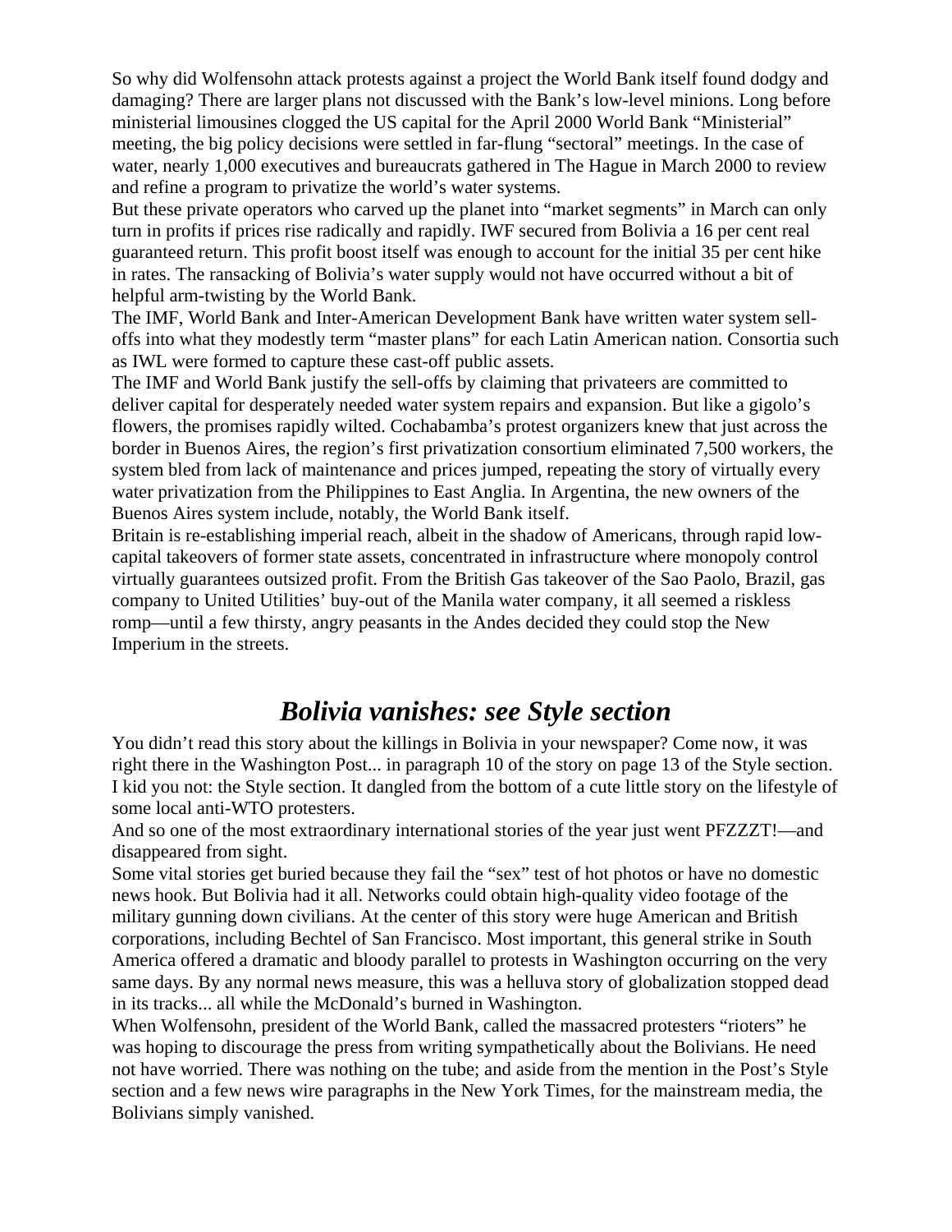So why did Wolfensohn attack protests against a project the World Bank itself found dodgy and damaging? There are larger plans not discussed with the Bank's low-level minions. Long before ministerial limousines clogged the US capital for the April 2000 World Bank "Ministerial" meeting, the big policy decisions were settled in far-flung "sectoral" meetings. In the case of water, nearly 1,000 executives and bureaucrats gathered in The Hague in March 2000 to review and refine a program to privatize the world's water systems.

But these private operators who carved up the planet into "market segments" in March can only turn in profits if prices rise radically and rapidly. IWF secured from Bolivia a 16 per cent real guaranteed return. This profit boost itself was enough to account for the initial 35 per cent hike in rates. The ransacking of Bolivia's water supply would not have occurred without a bit of helpful arm-twisting by the World Bank.

The IMF, World Bank and Inter-American Development Bank have written water system sell-offs into what they modestly term "master plans" for each Latin American nation. Consortia such as IWL were formed to capture these cast-off public assets.

The IMF and World Bank justify the sell-offs by claiming that privateers are committed to deliver capital for desperately needed water system repairs and expansion. But like a gigolo's flowers, the promises rapidly wilted. Cochabamba's protest organizers knew that just across the border in Buenos Aires, the region's first privatization consortium eliminated 7,500 workers, the system bled from lack of maintenance and prices jumped, repeating the story of virtually every water privatization from the Philippines to East Anglia. In Argentina, the new owners of the Buenos Aires system include, notably, the World Bank itself.

Britain is re-establishing imperial reach, albeit in the shadow of Americans, through rapid low-capital takeovers of former state assets, concentrated in infrastructure where monopoly control virtually guarantees outsized profit. From the British Gas takeover of the Sao Paolo, Brazil, gas company to United Utilities' buy-out of the Manila water company, it all seemed a riskless romp—until a few thirsty, angry peasants in the Andes decided they could stop the New Imperium in the streets.

## *Bolivia vanishes: see Style section*

You didn't read this story about the killings in Bolivia in your newspaper? Come now, it was right there in the Washington Post... in paragraph 10 of the story on page 13 of the Style section. I kid you not: the Style section. It dangled from the bottom of a cute little story on the lifestyle of some local anti-WTO protesters.

And so one of the most extraordinary international stories of the year just went PFZZZT!—and disappeared from sight.

Some vital stories get buried because they fail the "sex" test of hot photos or have no domestic news hook. But Bolivia had it all. Networks could obtain high-quality video footage of the military gunning down civilians. At the center of this story were huge American and British corporations, including Bechtel of San Francisco. Most important, this general strike in South America offered a dramatic and bloody parallel to protests in Washington occurring on the very same days. By any normal news measure, this was a helluva story of globalization stopped dead in its tracks... all while the McDonald's burned in Washington.

When Wolfensohn, president of the World Bank, called the massacred protesters "rioters" he was hoping to discourage the press from writing sympathetically about the Bolivians. He need not have worried. There was nothing on the tube; and aside from the mention in the Post's Style section and a few news wire paragraphs in the New York Times, for the mainstream media, the Bolivians simply vanished.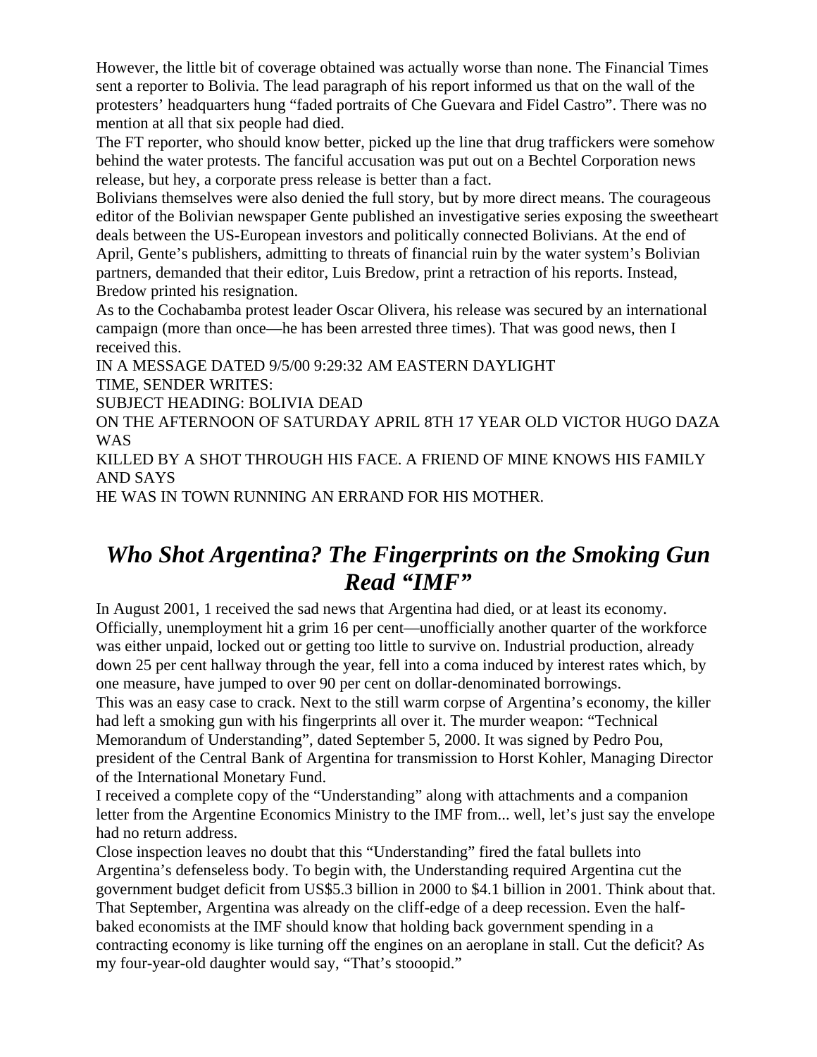However, the little bit of coverage obtained was actually worse than none. The Financial Times sent a reporter to Bolivia. The lead paragraph of his report informed us that on the wall of the protesters' headquarters hung "faded portraits of Che Guevara and Fidel Castro". There was no mention at all that six people had died.

The FT reporter, who should know better, picked up the line that drug traffickers were somehow behind the water protests. The fanciful accusation was put out on a Bechtel Corporation news release, but hey, a corporate press release is better than a fact.

Bolivians themselves were also denied the full story, but by more direct means. The courageous editor of the Bolivian newspaper Gente published an investigative series exposing the sweetheart deals between the US-European investors and politically connected Bolivians. At the end of April, Gente's publishers, admitting to threats of financial ruin by the water system's Bolivian partners, demanded that their editor, Luis Bredow, print a retraction of his reports. Instead, Bredow printed his resignation.

As to the Cochabamba protest leader Oscar Olivera, his release was secured by an international campaign (more than once—he has been arrested three times). That was good news, then I received this.

IN A MESSAGE DATED 9/5/00 9:29:32 AM EASTERN DAYLIGHT
TIME, SENDER WRITES:
SUBJECT HEADING: BOLIVIA DEAD
ON THE AFTERNOON OF SATURDAY APRIL 8TH 17 YEAR OLD VICTOR HUGO DAZA WAS
KILLED BY A SHOT THROUGH HIS FACE. A FRIEND OF MINE KNOWS HIS FAMILY AND SAYS
HE WAS IN TOWN RUNNING AN ERRAND FOR HIS MOTHER.

## *Who Shot Argentina? The Fingerprints on the Smoking Gun Read "IMF"*

In August 2001, 1 received the sad news that Argentina had died, or at least its economy. Officially, unemployment hit a grim 16 per cent—unofficially another quarter of the workforce was either unpaid, locked out or getting too little to survive on. Industrial production, already down 25 per cent hallway through the year, fell into a coma induced by interest rates which, by one measure, have jumped to over 90 per cent on dollar-denominated borrowings.

This was an easy case to crack. Next to the still warm corpse of Argentina's economy, the killer had left a smoking gun with his fingerprints all over it. The murder weapon: "Technical Memorandum of Understanding", dated September 5, 2000. It was signed by Pedro Pou, president of the Central Bank of Argentina for transmission to Horst Kohler, Managing Director of the International Monetary Fund.

I received a complete copy of the "Understanding" along with attachments and a companion letter from the Argentine Economics Ministry to the IMF from... well, let's just say the envelope had no return address.

Close inspection leaves no doubt that this "Understanding" fired the fatal bullets into Argentina's defenseless body. To begin with, the Understanding required Argentina cut the government budget deficit from US$5.3 billion in 2000 to $4.1 billion in 2001. Think about that. That September, Argentina was already on the cliff-edge of a deep recession. Even the half-baked economists at the IMF should know that holding back government spending in a contracting economy is like turning off the engines on an aeroplane in stall. Cut the deficit? As my four-year-old daughter would say, "That's stooopid."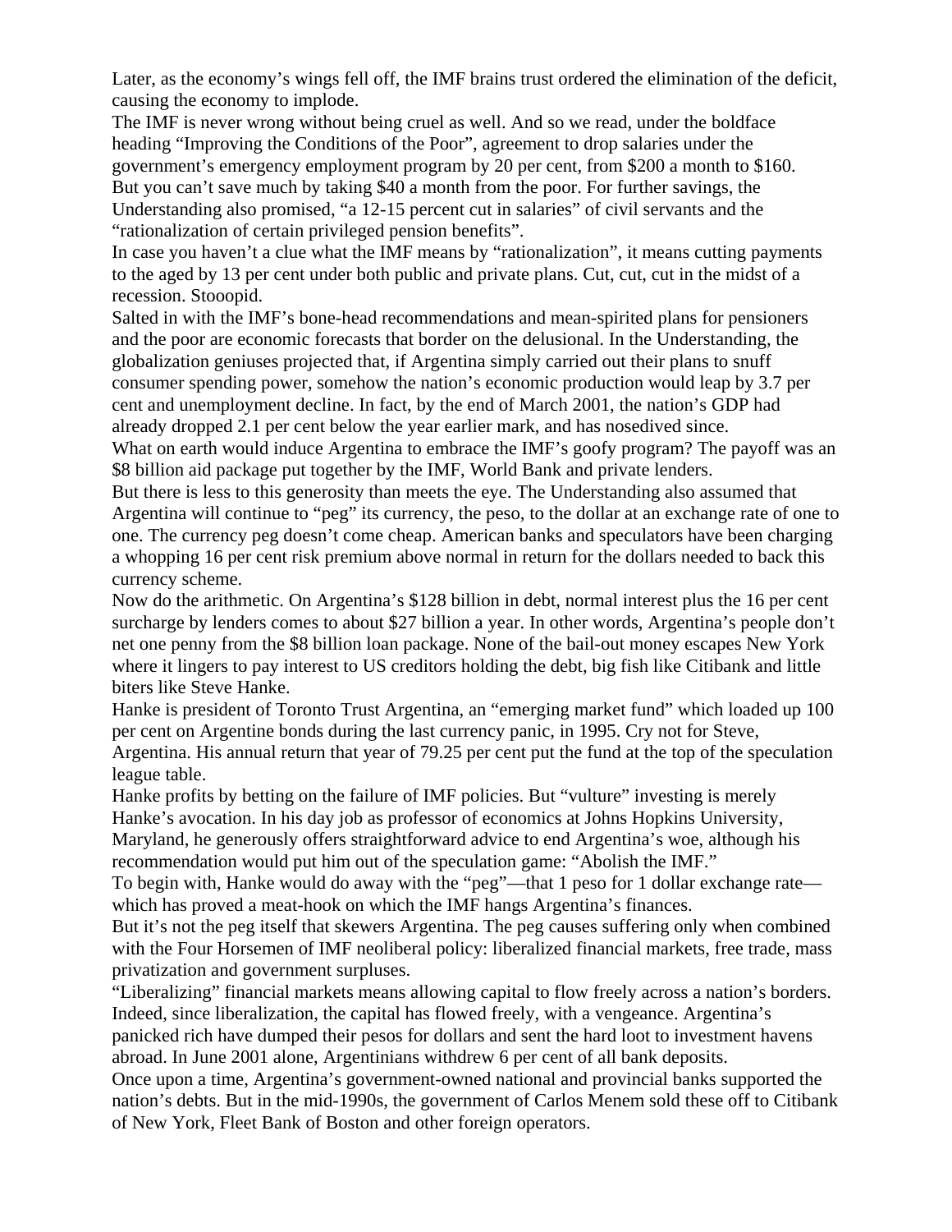Later, as the economy's wings fell off, the IMF brains trust ordered the elimination of the deficit, causing the economy to implode.

The IMF is never wrong without being cruel as well. And so we read, under the boldface heading "Improving the Conditions of the Poor", agreement to drop salaries under the government's emergency employment program by 20 per cent, from $200 a month to $160. But you can't save much by taking $40 a month from the poor. For further savings, the Understanding also promised, "a 12-15 percent cut in salaries" of civil servants and the "rationalization of certain privileged pension benefits".

In case you haven't a clue what the IMF means by "rationalization", it means cutting payments to the aged by 13 per cent under both public and private plans. Cut, cut, cut in the midst of a recession. Stooopid.

Salted in with the IMF's bone-head recommendations and mean-spirited plans for pensioners and the poor are economic forecasts that border on the delusional. In the Understanding, the globalization geniuses projected that, if Argentina simply carried out their plans to snuff consumer spending power, somehow the nation's economic production would leap by 3.7 per cent and unemployment decline. In fact, by the end of March 2001, the nation's GDP had already dropped 2.1 per cent below the year earlier mark, and has nosedived since.

What on earth would induce Argentina to embrace the IMF's goofy program? The payoff was an $8 billion aid package put together by the IMF, World Bank and private lenders.

But there is less to this generosity than meets the eye. The Understanding also assumed that Argentina will continue to "peg" its currency, the peso, to the dollar at an exchange rate of one to one. The currency peg doesn't come cheap. American banks and speculators have been charging a whopping 16 per cent risk premium above normal in return for the dollars needed to back this currency scheme.

Now do the arithmetic. On Argentina's $128 billion in debt, normal interest plus the 16 per cent surcharge by lenders comes to about $27 billion a year. In other words, Argentina's people don't net one penny from the $8 billion loan package. None of the bail-out money escapes New York where it lingers to pay interest to US creditors holding the debt, big fish like Citibank and little biters like Steve Hanke.

Hanke is president of Toronto Trust Argentina, an "emerging market fund" which loaded up 100 per cent on Argentine bonds during the last currency panic, in 1995. Cry not for Steve, Argentina. His annual return that year of 79.25 per cent put the fund at the top of the speculation league table.

Hanke profits by betting on the failure of IMF policies. But "vulture" investing is merely Hanke's avocation. In his day job as professor of economics at Johns Hopkins University, Maryland, he generously offers straightforward advice to end Argentina's woe, although his recommendation would put him out of the speculation game: "Abolish the IMF."

To begin with, Hanke would do away with the "peg"—that 1 peso for 1 dollar exchange rate—which has proved a meat-hook on which the IMF hangs Argentina's finances.

But it's not the peg itself that skewers Argentina. The peg causes suffering only when combined with the Four Horsemen of IMF neoliberal policy: liberalized financial markets, free trade, mass privatization and government surpluses.

"Liberalizing" financial markets means allowing capital to flow freely across a nation's borders. Indeed, since liberalization, the capital has flowed freely, with a vengeance. Argentina's panicked rich have dumped their pesos for dollars and sent the hard loot to investment havens abroad. In June 2001 alone, Argentinians withdrew 6 per cent of all bank deposits.

Once upon a time, Argentina's government-owned national and provincial banks supported the nation's debts. But in the mid-1990s, the government of Carlos Menem sold these off to Citibank of New York, Fleet Bank of Boston and other foreign operators.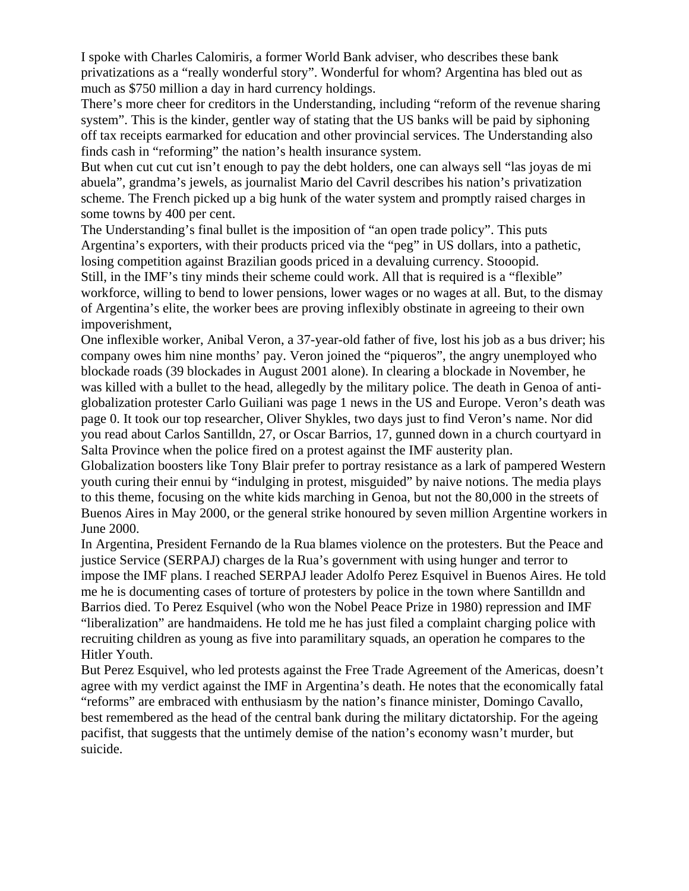I spoke with Charles Calomiris, a former World Bank adviser, who describes these bank privatizations as a "really wonderful story". Wonderful for whom? Argentina has bled out as much as $750 million a day in hard currency holdings.

There's more cheer for creditors in the Understanding, including "reform of the revenue sharing system". This is the kinder, gentler way of stating that the US banks will be paid by siphoning off tax receipts earmarked for education and other provincial services. The Understanding also finds cash in "reforming" the nation's health insurance system.

But when cut cut cut isn't enough to pay the debt holders, one can always sell "las joyas de mi abuela", grandma's jewels, as journalist Mario del Cavril describes his nation's privatization scheme. The French picked up a big hunk of the water system and promptly raised charges in some towns by 400 per cent.

The Understanding's final bullet is the imposition of "an open trade policy". This puts Argentina's exporters, with their products priced via the "peg" in US dollars, into a pathetic, losing competition against Brazilian goods priced in a devaluing currency. Stooopid.

Still, in the IMF's tiny minds their scheme could work. All that is required is a "flexible" workforce, willing to bend to lower pensions, lower wages or no wages at all. But, to the dismay of Argentina's elite, the worker bees are proving inflexibly obstinate in agreeing to their own impoverishment,

One inflexible worker, Anibal Veron, a 37-year-old father of five, lost his job as a bus driver; his company owes him nine months' pay. Veron joined the "piqueros", the angry unemployed who blockade roads (39 blockades in August 2001 alone). In clearing a blockade in November, he was killed with a bullet to the head, allegedly by the military police. The death in Genoa of anti-globalization protester Carlo Guiliani was page 1 news in the US and Europe. Veron's death was page 0. It took our top researcher, Oliver Shykles, two days just to find Veron's name. Nor did you read about Carlos Santilldn, 27, or Oscar Barrios, 17, gunned down in a church courtyard in Salta Province when the police fired on a protest against the IMF austerity plan.

Globalization boosters like Tony Blair prefer to portray resistance as a lark of pampered Western youth curing their ennui by "indulging in protest, misguided" by naive notions. The media plays to this theme, focusing on the white kids marching in Genoa, but not the 80,000 in the streets of Buenos Aires in May 2000, or the general strike honoured by seven million Argentine workers in June 2000.

In Argentina, President Fernando de la Rua blames violence on the protesters. But the Peace and justice Service (SERPAJ) charges de la Rua's government with using hunger and terror to impose the IMF plans. I reached SERPAJ leader Adolfo Perez Esquivel in Buenos Aires. He told me he is documenting cases of torture of protesters by police in the town where Santilldn and Barrios died. To Perez Esquivel (who won the Nobel Peace Prize in 1980) repression and IMF "liberalization" are handmaidens. He told me he has just filed a complaint charging police with recruiting children as young as five into paramilitary squads, an operation he compares to the Hitler Youth.

But Perez Esquivel, who led protests against the Free Trade Agreement of the Americas, doesn't agree with my verdict against the IMF in Argentina's death. He notes that the economically fatal "reforms" are embraced with enthusiasm by the nation's finance minister, Domingo Cavallo, best remembered as the head of the central bank during the military dictatorship. For the ageing pacifist, that suggests that the untimely demise of the nation's economy wasn't murder, but suicide.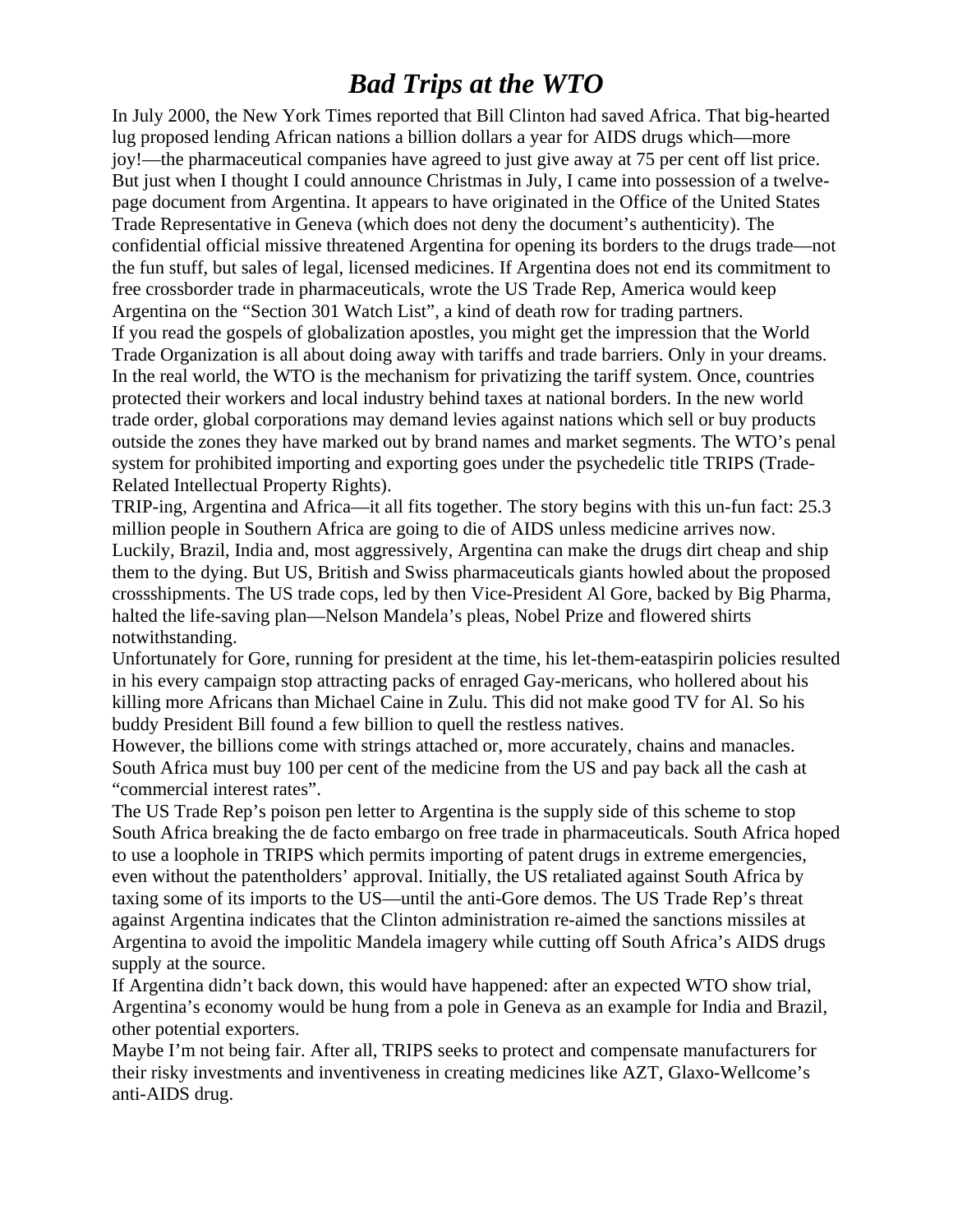# *Bad Trips at the WTO*

In July 2000, the New York Times reported that Bill Clinton had saved Africa. That big-hearted lug proposed lending African nations a billion dollars a year for AIDS drugs which—more joy!—the pharmaceutical companies have agreed to just give away at 75 per cent off list price. But just when I thought I could announce Christmas in July, I came into possession of a twelve-page document from Argentina. It appears to have originated in the Office of the United States Trade Representative in Geneva (which does not deny the document's authenticity). The confidential official missive threatened Argentina for opening its borders to the drugs trade—not the fun stuff, but sales of legal, licensed medicines. If Argentina does not end its commitment to free crossborder trade in pharmaceuticals, wrote the US Trade Rep, America would keep Argentina on the "Section 301 Watch List", a kind of death row for trading partners.

If you read the gospels of globalization apostles, you might get the impression that the World Trade Organization is all about doing away with tariffs and trade barriers. Only in your dreams. In the real world, the WTO is the mechanism for privatizing the tariff system. Once, countries protected their workers and local industry behind taxes at national borders. In the new world trade order, global corporations may demand levies against nations which sell or buy products outside the zones they have marked out by brand names and market segments. The WTO's penal system for prohibited importing and exporting goes under the psychedelic title TRIPS (Trade-Related Intellectual Property Rights).

TRIP-ing, Argentina and Africa—it all fits together. The story begins with this un-fun fact: 25.3 million people in Southern Africa are going to die of AIDS unless medicine arrives now. Luckily, Brazil, India and, most aggressively, Argentina can make the drugs dirt cheap and ship them to the dying. But US, British and Swiss pharmaceuticals giants howled about the proposed crossshipments. The US trade cops, led by then Vice-President Al Gore, backed by Big Pharma, halted the life-saving plan—Nelson Mandela's pleas, Nobel Prize and flowered shirts notwithstanding.

Unfortunately for Gore, running for president at the time, his let-them-eataspirin policies resulted in his every campaign stop attracting packs of enraged Gay-mericans, who hollered about his killing more Africans than Michael Caine in Zulu. This did not make good TV for Al. So his buddy President Bill found a few billion to quell the restless natives.

However, the billions come with strings attached or, more accurately, chains and manacles. South Africa must buy 100 per cent of the medicine from the US and pay back all the cash at "commercial interest rates".

The US Trade Rep's poison pen letter to Argentina is the supply side of this scheme to stop South Africa breaking the de facto embargo on free trade in pharmaceuticals. South Africa hoped to use a loophole in TRIPS which permits importing of patent drugs in extreme emergencies, even without the patentholders' approval. Initially, the US retaliated against South Africa by taxing some of its imports to the US—until the anti-Gore demos. The US Trade Rep's threat against Argentina indicates that the Clinton administration re-aimed the sanctions missiles at Argentina to avoid the impolitic Mandela imagery while cutting off South Africa's AIDS drugs supply at the source.

If Argentina didn't back down, this would have happened: after an expected WTO show trial, Argentina's economy would be hung from a pole in Geneva as an example for India and Brazil, other potential exporters.

Maybe I'm not being fair. After all, TRIPS seeks to protect and compensate manufacturers for their risky investments and inventiveness in creating medicines like AZT, Glaxo-Wellcome's anti-AIDS drug.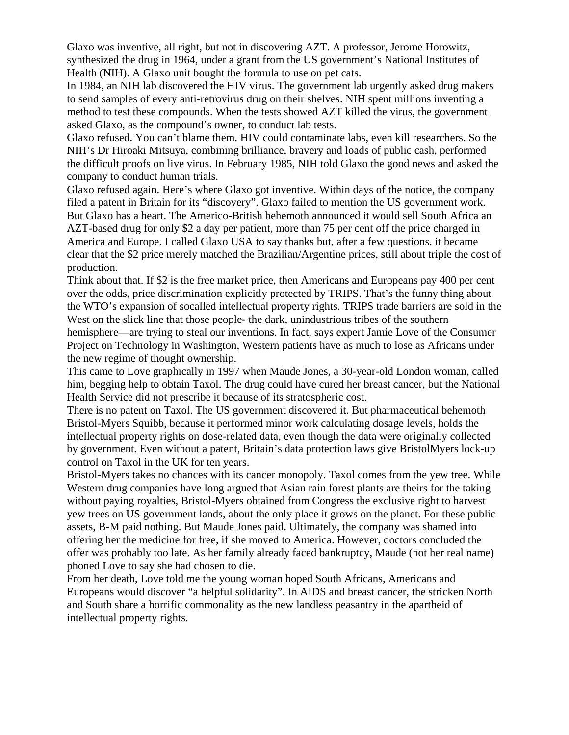Glaxo was inventive, all right, but not in discovering AZT. A professor, Jerome Horowitz, synthesized the drug in 1964, under a grant from the US government's National Institutes of Health (NIH). A Glaxo unit bought the formula to use on pet cats.

In 1984, an NIH lab discovered the HIV virus. The government lab urgently asked drug makers to send samples of every anti-retrovirus drug on their shelves. NIH spent millions inventing a method to test these compounds. When the tests showed AZT killed the virus, the government asked Glaxo, as the compound's owner, to conduct lab tests.

Glaxo refused. You can't blame them. HIV could contaminate labs, even kill researchers. So the NIH's Dr Hiroaki Mitsuya, combining brilliance, bravery and loads of public cash, performed the difficult proofs on live virus. In February 1985, NIH told Glaxo the good news and asked the company to conduct human trials.

Glaxo refused again. Here's where Glaxo got inventive. Within days of the notice, the company filed a patent in Britain for its "discovery". Glaxo failed to mention the US government work. But Glaxo has a heart. The Americo-British behemoth announced it would sell South Africa an AZT-based drug for only $2 a day per patient, more than 75 per cent off the price charged in America and Europe. I called Glaxo USA to say thanks but, after a few questions, it became clear that the $2 price merely matched the Brazilian/Argentine prices, still about triple the cost of production.

Think about that. If $2 is the free market price, then Americans and Europeans pay 400 per cent over the odds, price discrimination explicitly protected by TRIPS. That's the funny thing about the WTO's expansion of socalled intellectual property rights. TRIPS trade barriers are sold in the West on the slick line that those people- the dark, unindustrious tribes of the southern hemisphere—are trying to steal our inventions. In fact, says expert Jamie Love of the Consumer Project on Technology in Washington, Western patients have as much to lose as Africans under the new regime of thought ownership.

This came to Love graphically in 1997 when Maude Jones, a 30-year-old London woman, called him, begging help to obtain Taxol. The drug could have cured her breast cancer, but the National Health Service did not prescribe it because of its stratospheric cost.

There is no patent on Taxol. The US government discovered it. But pharmaceutical behemoth Bristol-Myers Squibb, because it performed minor work calculating dosage levels, holds the intellectual property rights on dose-related data, even though the data were originally collected by government. Even without a patent, Britain's data protection laws give BristolMyers lock-up control on Taxol in the UK for ten years.

Bristol-Myers takes no chances with its cancer monopoly. Taxol comes from the yew tree. While Western drug companies have long argued that Asian rain forest plants are theirs for the taking without paying royalties, Bristol-Myers obtained from Congress the exclusive right to harvest yew trees on US government lands, about the only place it grows on the planet. For these public assets, B-M paid nothing. But Maude Jones paid. Ultimately, the company was shamed into offering her the medicine for free, if she moved to America. However, doctors concluded the offer was probably too late. As her family already faced bankruptcy, Maude (not her real name) phoned Love to say she had chosen to die.

From her death, Love told me the young woman hoped South Africans, Americans and Europeans would discover "a helpful solidarity". In AIDS and breast cancer, the stricken North and South share a horrific commonality as the new landless peasantry in the apartheid of intellectual property rights.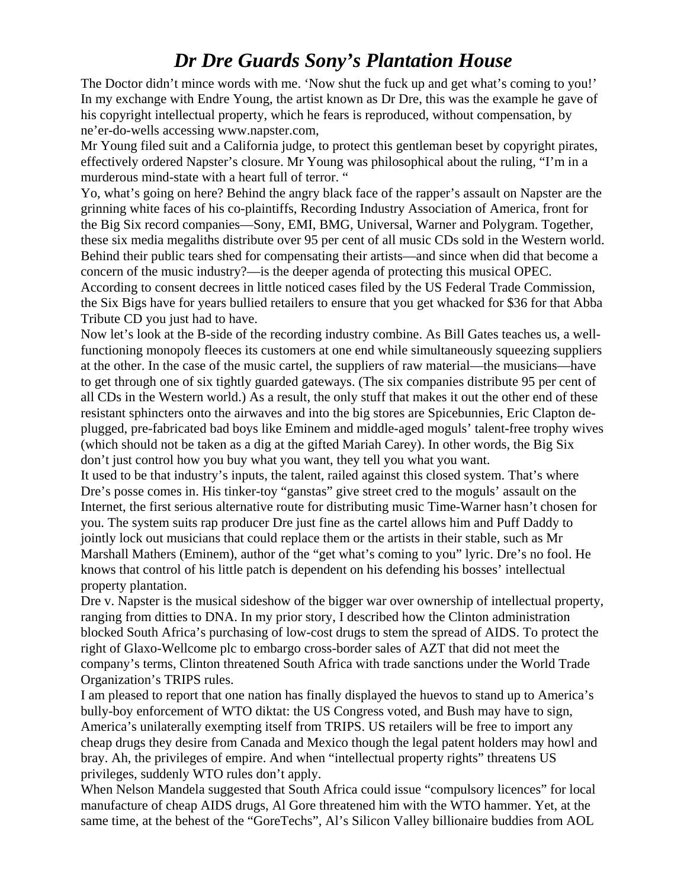# *Dr Dre Guards Sony's Plantation House*

The Doctor didn't mince words with me. 'Now shut the fuck up and get what's coming to you!' In my exchange with Endre Young, the artist known as Dr Dre, this was the example he gave of his copyright intellectual property, which he fears is reproduced, without compensation, by ne'er-do-wells accessing www.napster.com,

Mr Young filed suit and a California judge, to protect this gentleman beset by copyright pirates, effectively ordered Napster's closure. Mr Young was philosophical about the ruling, "I'm in a murderous mind-state with a heart full of terror. "

Yo, what's going on here? Behind the angry black face of the rapper's assault on Napster are the grinning white faces of his co-plaintiffs, Recording Industry Association of America, front for the Big Six record companies—Sony, EMI, BMG, Universal, Warner and Polygram. Together, these six media megaliths distribute over 95 per cent of all music CDs sold in the Western world. Behind their public tears shed for compensating their artists—and since when did that become a concern of the music industry?—is the deeper agenda of protecting this musical OPEC. According to consent decrees in little noticed cases filed by the US Federal Trade Commission, the Six Bigs have for years bullied retailers to ensure that you get whacked for $36 for that Abba Tribute CD you just had to have.

Now let's look at the B-side of the recording industry combine. As Bill Gates teaches us, a well-functioning monopoly fleeces its customers at one end while simultaneously squeezing suppliers at the other. In the case of the music cartel, the suppliers of raw material—the musicians—have to get through one of six tightly guarded gateways. (The six companies distribute 95 per cent of all CDs in the Western world.) As a result, the only stuff that makes it out the other end of these resistant sphincters onto the airwaves and into the big stores are Spicebunnies, Eric Clapton de-plugged, pre-fabricated bad boys like Eminem and middle-aged moguls' talent-free trophy wives (which should not be taken as a dig at the gifted Mariah Carey). In other words, the Big Six don't just control how you buy what you want, they tell you what you want.

It used to be that industry's inputs, the talent, railed against this closed system. That's where Dre's posse comes in. His tinker-toy "ganstas" give street cred to the moguls' assault on the Internet, the first serious alternative route for distributing music Time-Warner hasn't chosen for you. The system suits rap producer Dre just fine as the cartel allows him and Puff Daddy to jointly lock out musicians that could replace them or the artists in their stable, such as Mr Marshall Mathers (Eminem), author of the "get what's coming to you" lyric. Dre's no fool. He knows that control of his little patch is dependent on his defending his bosses' intellectual property plantation.

Dre v. Napster is the musical sideshow of the bigger war over ownership of intellectual property, ranging from ditties to DNA. In my prior story, I described how the Clinton administration blocked South Africa's purchasing of low-cost drugs to stem the spread of AIDS. To protect the right of Glaxo-Wellcome plc to embargo cross-border sales of AZT that did not meet the company's terms, Clinton threatened South Africa with trade sanctions under the World Trade Organization's TRIPS rules.

I am pleased to report that one nation has finally displayed the huevos to stand up to America's bully-boy enforcement of WTO diktat: the US Congress voted, and Bush may have to sign, America's unilaterally exempting itself from TRIPS. US retailers will be free to import any cheap drugs they desire from Canada and Mexico though the legal patent holders may howl and bray. Ah, the privileges of empire. And when "intellectual property rights" threatens US privileges, suddenly WTO rules don't apply.

When Nelson Mandela suggested that South Africa could issue "compulsory licences" for local manufacture of cheap AIDS drugs, Al Gore threatened him with the WTO hammer. Yet, at the same time, at the behest of the "GoreTechs", Al's Silicon Valley billionaire buddies from AOL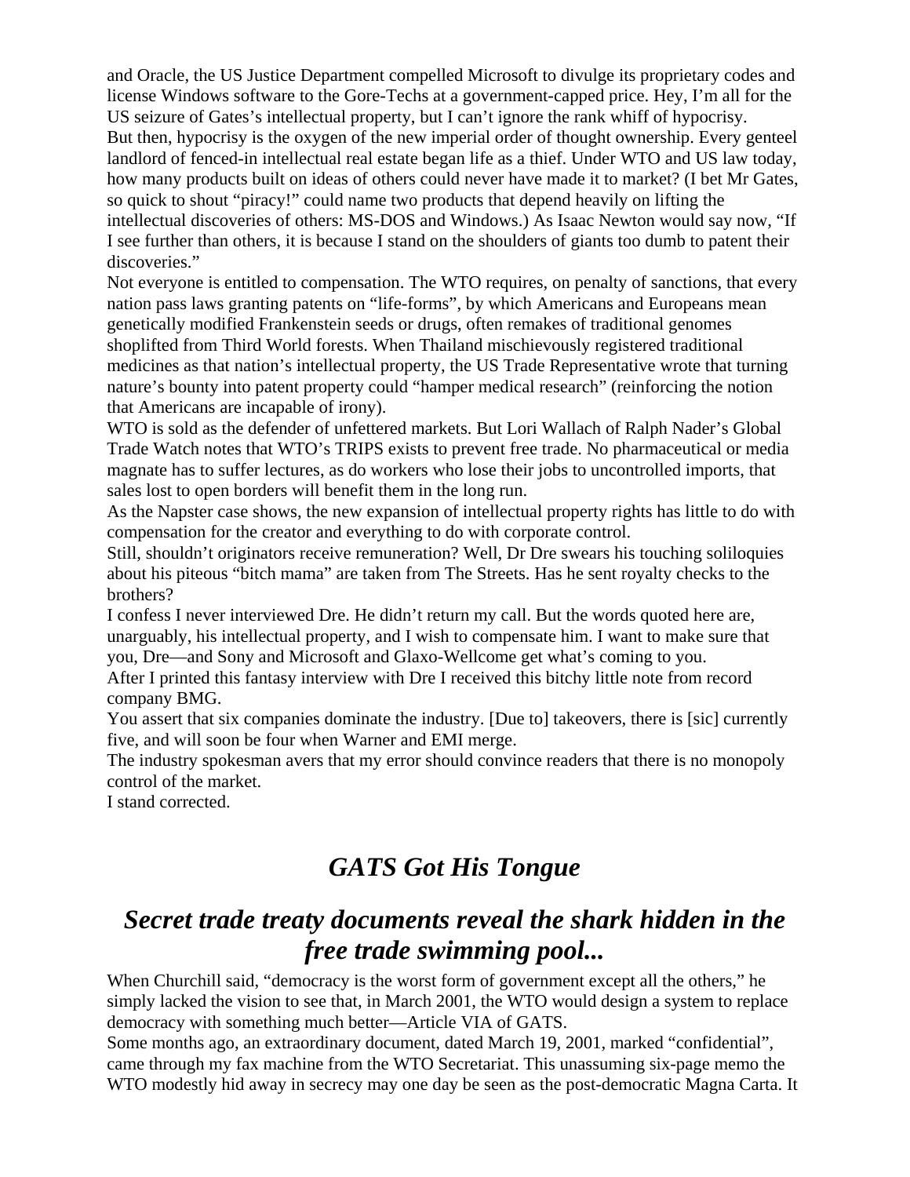and Oracle, the US Justice Department compelled Microsoft to divulge its proprietary codes and license Windows software to the Gore-Techs at a government-capped price. Hey, I'm all for the US seizure of Gates's intellectual property, but I can't ignore the rank whiff of hypocrisy.

But then, hypocrisy is the oxygen of the new imperial order of thought ownership. Every genteel landlord of fenced-in intellectual real estate began life as a thief. Under WTO and US law today, how many products built on ideas of others could never have made it to market? (I bet Mr Gates, so quick to shout "piracy!" could name two products that depend heavily on lifting the intellectual discoveries of others: MS-DOS and Windows.) As Isaac Newton would say now, "If I see further than others, it is because I stand on the shoulders of giants too dumb to patent their discoveries."

Not everyone is entitled to compensation. The WTO requires, on penalty of sanctions, that every nation pass laws granting patents on "life-forms", by which Americans and Europeans mean genetically modified Frankenstein seeds or drugs, often remakes of traditional genomes shoplifted from Third World forests. When Thailand mischievously registered traditional medicines as that nation's intellectual property, the US Trade Representative wrote that turning nature's bounty into patent property could "hamper medical research" (reinforcing the notion that Americans are incapable of irony).

WTO is sold as the defender of unfettered markets. But Lori Wallach of Ralph Nader's Global Trade Watch notes that WTO's TRIPS exists to prevent free trade. No pharmaceutical or media magnate has to suffer lectures, as do workers who lose their jobs to uncontrolled imports, that sales lost to open borders will benefit them in the long run.

As the Napster case shows, the new expansion of intellectual property rights has little to do with compensation for the creator and everything to do with corporate control.

Still, shouldn't originators receive remuneration? Well, Dr Dre swears his touching soliloquies about his piteous "bitch mama" are taken from The Streets. Has he sent royalty checks to the brothers?

I confess I never interviewed Dre. He didn't return my call. But the words quoted here are, unarguably, his intellectual property, and I wish to compensate him. I want to make sure that you, Dre—and Sony and Microsoft and Glaxo-Wellcome get what's coming to you.

After I printed this fantasy interview with Dre I received this bitchy little note from record company BMG.

You assert that six companies dominate the industry. [Due to] takeovers, there is [sic] currently five, and will soon be four when Warner and EMI merge.

The industry spokesman avers that my error should convince readers that there is no monopoly control of the market.

I stand corrected.

## *GATS Got His Tongue*

## *Secret trade treaty documents reveal the shark hidden in the free trade swimming pool...*

When Churchill said, "democracy is the worst form of government except all the others," he simply lacked the vision to see that, in March 2001, the WTO would design a system to replace democracy with something much better—Article VIA of GATS.

Some months ago, an extraordinary document, dated March 19, 2001, marked "confidential", came through my fax machine from the WTO Secretariat. This unassuming six-page memo the WTO modestly hid away in secrecy may one day be seen as the post-democratic Magna Carta. It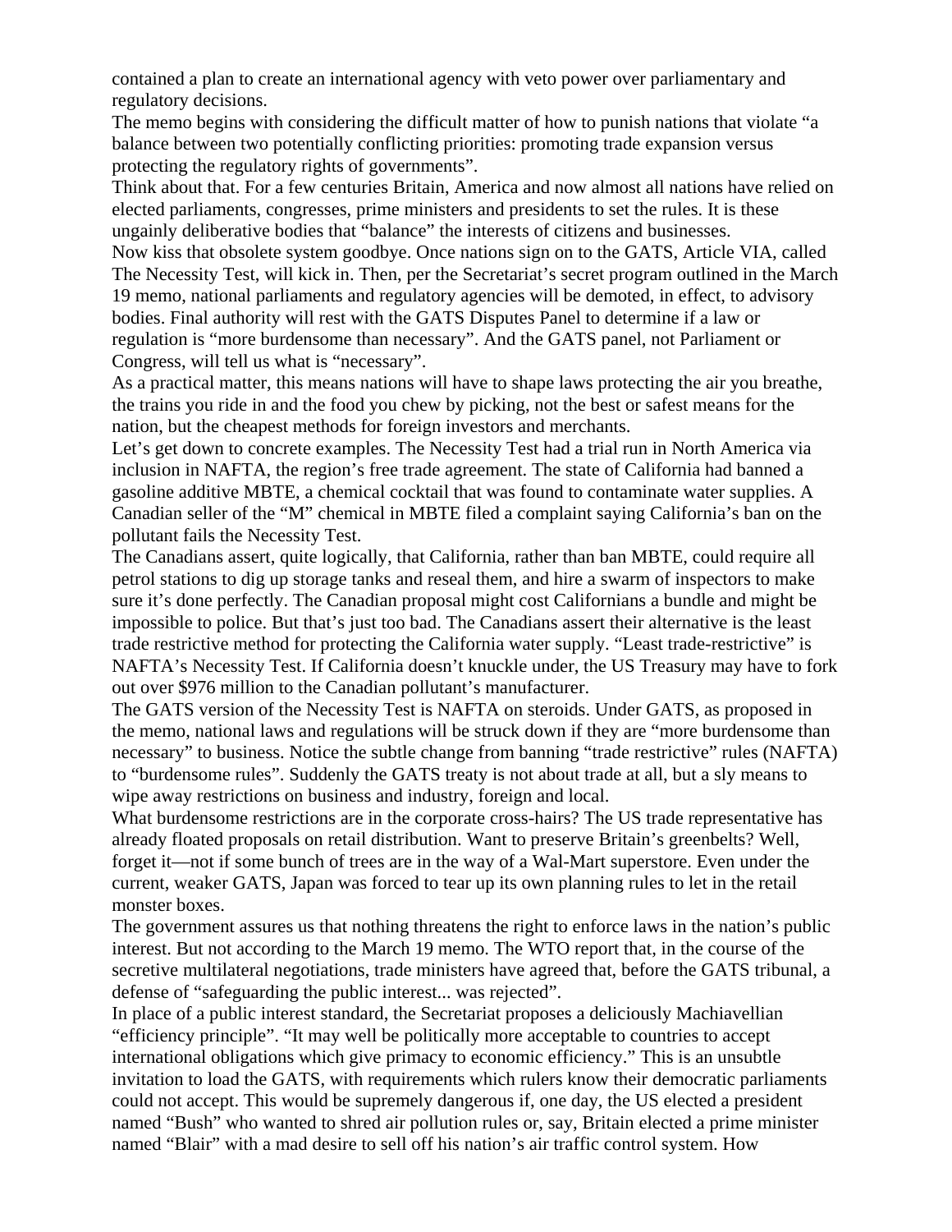contained a plan to create an international agency with veto power over parliamentary and regulatory decisions.

The memo begins with considering the difficult matter of how to punish nations that violate "a balance between two potentially conflicting priorities: promoting trade expansion versus protecting the regulatory rights of governments".

Think about that. For a few centuries Britain, America and now almost all nations have relied on elected parliaments, congresses, prime ministers and presidents to set the rules. It is these ungainly deliberative bodies that "balance" the interests of citizens and businesses.

Now kiss that obsolete system goodbye. Once nations sign on to the GATS, Article VIA, called The Necessity Test, will kick in. Then, per the Secretariat's secret program outlined in the March 19 memo, national parliaments and regulatory agencies will be demoted, in effect, to advisory bodies. Final authority will rest with the GATS Disputes Panel to determine if a law or regulation is "more burdensome than necessary". And the GATS panel, not Parliament or Congress, will tell us what is "necessary".

As a practical matter, this means nations will have to shape laws protecting the air you breathe, the trains you ride in and the food you chew by picking, not the best or safest means for the nation, but the cheapest methods for foreign investors and merchants.

Let's get down to concrete examples. The Necessity Test had a trial run in North America via inclusion in NAFTA, the region's free trade agreement. The state of California had banned a gasoline additive MBTE, a chemical cocktail that was found to contaminate water supplies. A Canadian seller of the "M" chemical in MBTE filed a complaint saying California's ban on the pollutant fails the Necessity Test.

The Canadians assert, quite logically, that California, rather than ban MBTE, could require all petrol stations to dig up storage tanks and reseal them, and hire a swarm of inspectors to make sure it's done perfectly. The Canadian proposal might cost Californians a bundle and might be impossible to police. But that's just too bad. The Canadians assert their alternative is the least trade restrictive method for protecting the California water supply. "Least trade-restrictive" is NAFTA's Necessity Test. If California doesn't knuckle under, the US Treasury may have to fork out over $976 million to the Canadian pollutant's manufacturer.

The GATS version of the Necessity Test is NAFTA on steroids. Under GATS, as proposed in the memo, national laws and regulations will be struck down if they are "more burdensome than necessary" to business. Notice the subtle change from banning "trade restrictive" rules (NAFTA) to "burdensome rules". Suddenly the GATS treaty is not about trade at all, but a sly means to wipe away restrictions on business and industry, foreign and local.

What burdensome restrictions are in the corporate cross-hairs? The US trade representative has already floated proposals on retail distribution. Want to preserve Britain's greenbelts? Well, forget it—not if some bunch of trees are in the way of a Wal-Mart superstore. Even under the current, weaker GATS, Japan was forced to tear up its own planning rules to let in the retail monster boxes.

The government assures us that nothing threatens the right to enforce laws in the nation's public interest. But not according to the March 19 memo. The WTO report that, in the course of the secretive multilateral negotiations, trade ministers have agreed that, before the GATS tribunal, a defense of "safeguarding the public interest... was rejected".

In place of a public interest standard, the Secretariat proposes a deliciously Machiavellian "efficiency principle". "It may well be politically more acceptable to countries to accept international obligations which give primacy to economic efficiency." This is an unsubtle invitation to load the GATS, with requirements which rulers know their democratic parliaments could not accept. This would be supremely dangerous if, one day, the US elected a president named "Bush" who wanted to shred air pollution rules or, say, Britain elected a prime minister named "Blair" with a mad desire to sell off his nation's air traffic control system. How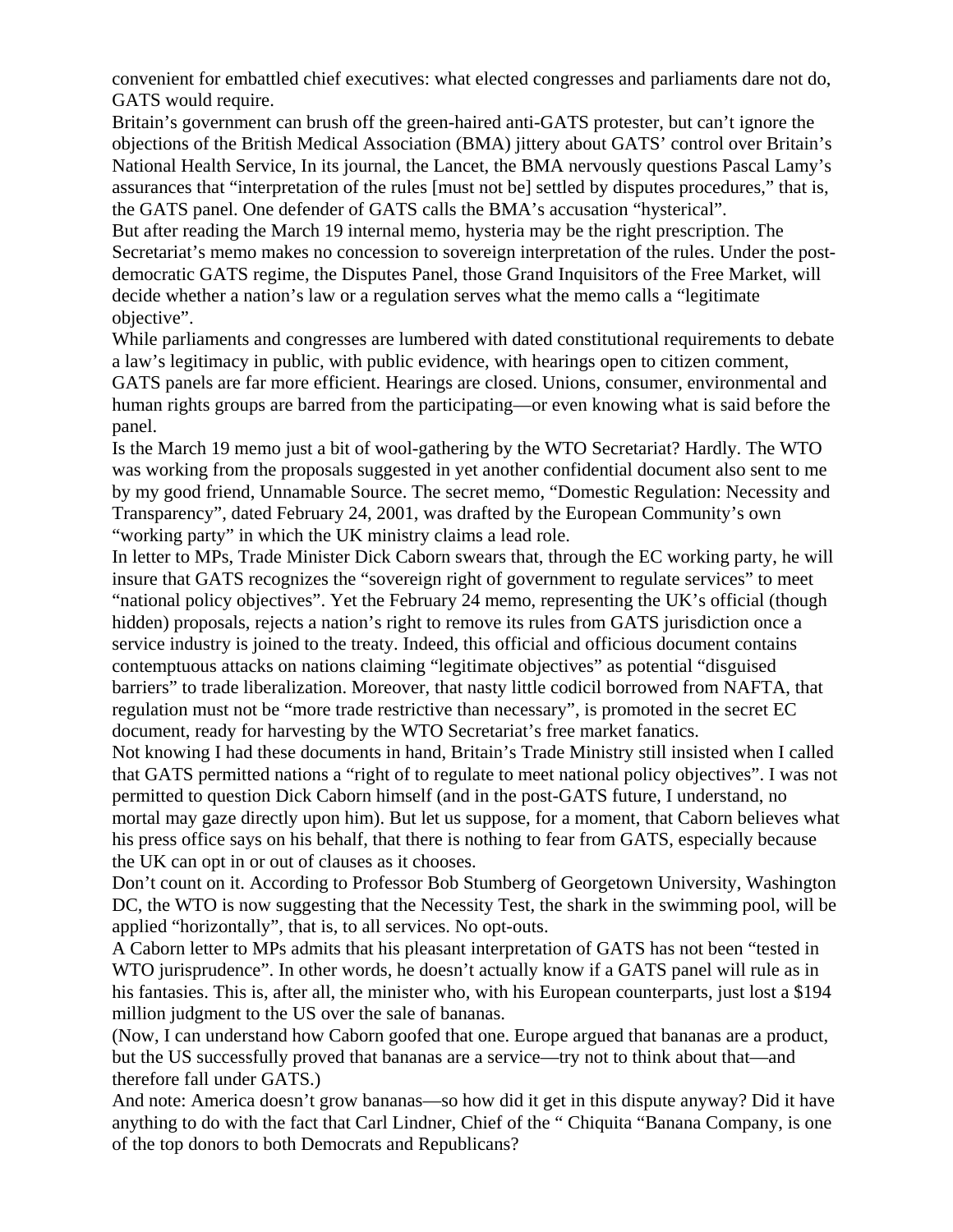convenient for embattled chief executives: what elected congresses and parliaments dare not do, GATS would require.

Britain's government can brush off the green-haired anti-GATS protester, but can't ignore the objections of the British Medical Association (BMA) jittery about GATS' control over Britain's National Health Service, In its journal, the Lancet, the BMA nervously questions Pascal Lamy's assurances that "interpretation of the rules [must not be] settled by disputes procedures," that is, the GATS panel. One defender of GATS calls the BMA's accusation "hysterical".

But after reading the March 19 internal memo, hysteria may be the right prescription. The Secretariat's memo makes no concession to sovereign interpretation of the rules. Under the post-democratic GATS regime, the Disputes Panel, those Grand Inquisitors of the Free Market, will decide whether a nation's law or a regulation serves what the memo calls a "legitimate objective".

While parliaments and congresses are lumbered with dated constitutional requirements to debate a law's legitimacy in public, with public evidence, with hearings open to citizen comment, GATS panels are far more efficient. Hearings are closed. Unions, consumer, environmental and human rights groups are barred from the participating—or even knowing what is said before the panel.

Is the March 19 memo just a bit of wool-gathering by the WTO Secretariat? Hardly. The WTO was working from the proposals suggested in yet another confidential document also sent to me by my good friend, Unnamable Source. The secret memo, "Domestic Regulation: Necessity and Transparency", dated February 24, 2001, was drafted by the European Community's own "working party" in which the UK ministry claims a lead role.

In letter to MPs, Trade Minister Dick Caborn swears that, through the EC working party, he will insure that GATS recognizes the "sovereign right of government to regulate services" to meet "national policy objectives". Yet the February 24 memo, representing the UK's official (though hidden) proposals, rejects a nation's right to remove its rules from GATS jurisdiction once a service industry is joined to the treaty. Indeed, this official and officious document contains contemptuous attacks on nations claiming "legitimate objectives" as potential "disguised barriers" to trade liberalization. Moreover, that nasty little codicil borrowed from NAFTA, that regulation must not be "more trade restrictive than necessary", is promoted in the secret EC document, ready for harvesting by the WTO Secretariat's free market fanatics.

Not knowing I had these documents in hand, Britain's Trade Ministry still insisted when I called that GATS permitted nations a "right of to regulate to meet national policy objectives". I was not permitted to question Dick Caborn himself (and in the post-GATS future, I understand, no mortal may gaze directly upon him). But let us suppose, for a moment, that Caborn believes what his press office says on his behalf, that there is nothing to fear from GATS, especially because the UK can opt in or out of clauses as it chooses.

Don't count on it. According to Professor Bob Stumberg of Georgetown University, Washington DC, the WTO is now suggesting that the Necessity Test, the shark in the swimming pool, will be applied "horizontally", that is, to all services. No opt-outs.

A Caborn letter to MPs admits that his pleasant interpretation of GATS has not been "tested in WTO jurisprudence". In other words, he doesn't actually know if a GATS panel will rule as in his fantasies. This is, after all, the minister who, with his European counterparts, just lost a $194 million judgment to the US over the sale of bananas.

(Now, I can understand how Caborn goofed that one. Europe argued that bananas are a product, but the US successfully proved that bananas are a service—try not to think about that—and therefore fall under GATS.)

And note: America doesn't grow bananas—so how did it get in this dispute anyway? Did it have anything to do with the fact that Carl Lindner, Chief of the " Chiquita "Banana Company, is one of the top donors to both Democrats and Republicans?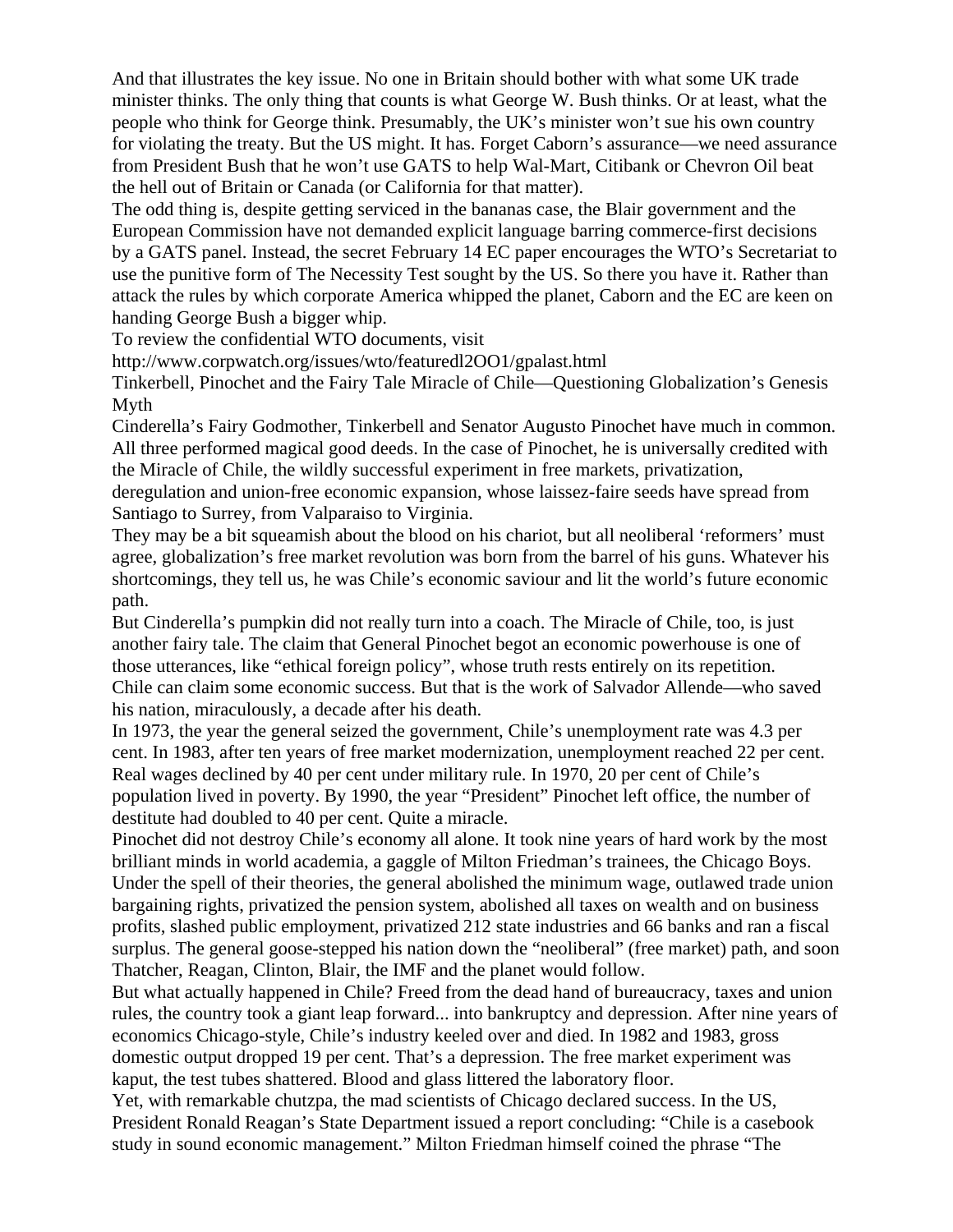And that illustrates the key issue. No one in Britain should bother with what some UK trade minister thinks. The only thing that counts is what George W. Bush thinks. Or at least, what the people who think for George think. Presumably, the UK's minister won't sue his own country for violating the treaty. But the US might. It has. Forget Caborn's assurance—we need assurance from President Bush that he won't use GATS to help Wal-Mart, Citibank or Chevron Oil beat the hell out of Britain or Canada (or California for that matter).

The odd thing is, despite getting serviced in the bananas case, the Blair government and the European Commission have not demanded explicit language barring commerce-first decisions by a GATS panel. Instead, the secret February 14 EC paper encourages the WTO's Secretariat to use the punitive form of The Necessity Test sought by the US. So there you have it. Rather than attack the rules by which corporate America whipped the planet, Caborn and the EC are keen on handing George Bush a bigger whip.

To review the confidential WTO documents, visit

http://www.corpwatch.org/issues/wto/featuredl2OO1/gpalast.html

## Tinkerbell, Pinochet and the Fairy Tale Miracle of Chile—Questioning Globalization's Genesis Myth

Cinderella's Fairy Godmother, Tinkerbell and Senator Augusto Pinochet have much in common. All three performed magical good deeds. In the case of Pinochet, he is universally credited with the Miracle of Chile, the wildly successful experiment in free markets, privatization, deregulation and union-free economic expansion, whose laissez-faire seeds have spread from Santiago to Surrey, from Valparaiso to Virginia.

They may be a bit squeamish about the blood on his chariot, but all neoliberal 'reformers' must agree, globalization's free market revolution was born from the barrel of his guns. Whatever his shortcomings, they tell us, he was Chile's economic saviour and lit the world's future economic path.

But Cinderella's pumpkin did not really turn into a coach. The Miracle of Chile, too, is just another fairy tale. The claim that General Pinochet begot an economic powerhouse is one of those utterances, like "ethical foreign policy", whose truth rests entirely on its repetition.

Chile can claim some economic success. But that is the work of Salvador Allende—who saved his nation, miraculously, a decade after his death.

In 1973, the year the general seized the government, Chile's unemployment rate was 4.3 per cent. In 1983, after ten years of free market modernization, unemployment reached 22 per cent. Real wages declined by 40 per cent under military rule. In 1970, 20 per cent of Chile's population lived in poverty. By 1990, the year "President" Pinochet left office, the number of destitute had doubled to 40 per cent. Quite a miracle.

Pinochet did not destroy Chile's economy all alone. It took nine years of hard work by the most brilliant minds in world academia, a gaggle of Milton Friedman's trainees, the Chicago Boys. Under the spell of their theories, the general abolished the minimum wage, outlawed trade union bargaining rights, privatized the pension system, abolished all taxes on wealth and on business profits, slashed public employment, privatized 212 state industries and 66 banks and ran a fiscal surplus. The general goose-stepped his nation down the "neoliberal" (free market) path, and soon Thatcher, Reagan, Clinton, Blair, the IMF and the planet would follow.

But what actually happened in Chile? Freed from the dead hand of bureaucracy, taxes and union rules, the country took a giant leap forward... into bankruptcy and depression. After nine years of economics Chicago-style, Chile's industry keeled over and died. In 1982 and 1983, gross domestic output dropped 19 per cent. That's a depression. The free market experiment was kaput, the test tubes shattered. Blood and glass littered the laboratory floor.

Yet, with remarkable chutzpa, the mad scientists of Chicago declared success. In the US, President Ronald Reagan's State Department issued a report concluding: "Chile is a casebook study in sound economic management." Milton Friedman himself coined the phrase "The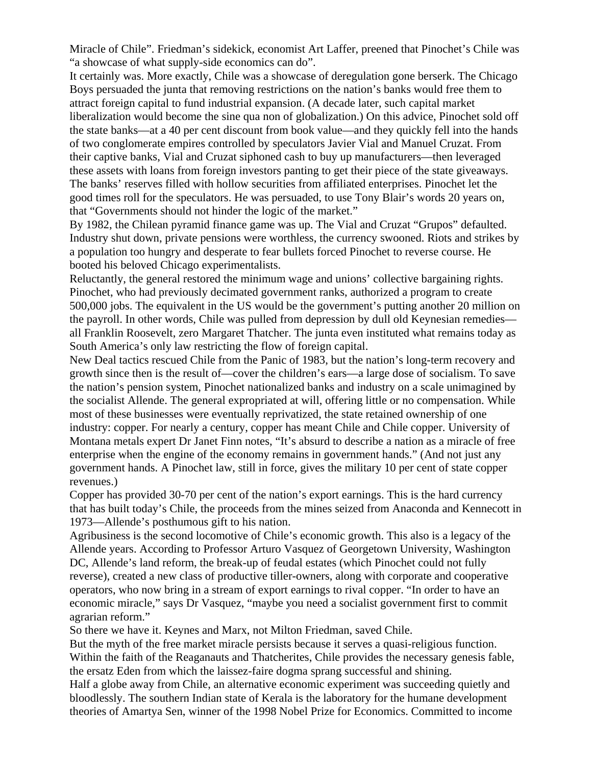Miracle of Chile". Friedman's sidekick, economist Art Laffer, preened that Pinochet's Chile was "a showcase of what supply-side economics can do".

It certainly was. More exactly, Chile was a showcase of deregulation gone berserk. The Chicago Boys persuaded the junta that removing restrictions on the nation's banks would free them to attract foreign capital to fund industrial expansion. (A decade later, such capital market liberalization would become the sine qua non of globalization.) On this advice, Pinochet sold off the state banks—at a 40 per cent discount from book value—and they quickly fell into the hands of two conglomerate empires controlled by speculators Javier Vial and Manuel Cruzat. From their captive banks, Vial and Cruzat siphoned cash to buy up manufacturers—then leveraged these assets with loans from foreign investors panting to get their piece of the state giveaways. The banks' reserves filled with hollow securities from affiliated enterprises. Pinochet let the good times roll for the speculators. He was persuaded, to use Tony Blair's words 20 years on, that "Governments should not hinder the logic of the market."

By 1982, the Chilean pyramid finance game was up. The Vial and Cruzat "Grupos" defaulted. Industry shut down, private pensions were worthless, the currency swooned. Riots and strikes by a population too hungry and desperate to fear bullets forced Pinochet to reverse course. He booted his beloved Chicago experimentalists.

Reluctantly, the general restored the minimum wage and unions' collective bargaining rights. Pinochet, who had previously decimated government ranks, authorized a program to create 500,000 jobs. The equivalent in the US would be the government's putting another 20 million on the payroll. In other words, Chile was pulled from depression by dull old Keynesian remedies—all Franklin Roosevelt, zero Margaret Thatcher. The junta even instituted what remains today as South America's only law restricting the flow of foreign capital.

New Deal tactics rescued Chile from the Panic of 1983, but the nation's long-term recovery and growth since then is the result of—cover the children's ears—a large dose of socialism. To save the nation's pension system, Pinochet nationalized banks and industry on a scale unimagined by the socialist Allende. The general expropriated at will, offering little or no compensation. While most of these businesses were eventually reprivatized, the state retained ownership of one industry: copper. For nearly a century, copper has meant Chile and Chile copper. University of Montana metals expert Dr Janet Finn notes, "It's absurd to describe a nation as a miracle of free enterprise when the engine of the economy remains in government hands." (And not just any government hands. A Pinochet law, still in force, gives the military 10 per cent of state copper revenues.)

Copper has provided 30-70 per cent of the nation's export earnings. This is the hard currency that has built today's Chile, the proceeds from the mines seized from Anaconda and Kennecott in 1973—Allende's posthumous gift to his nation.

Agribusiness is the second locomotive of Chile's economic growth. This also is a legacy of the Allende years. According to Professor Arturo Vasquez of Georgetown University, Washington DC, Allende's land reform, the break-up of feudal estates (which Pinochet could not fully reverse), created a new class of productive tiller-owners, along with corporate and cooperative operators, who now bring in a stream of export earnings to rival copper. "In order to have an economic miracle," says Dr Vasquez, "maybe you need a socialist government first to commit agrarian reform."

So there we have it. Keynes and Marx, not Milton Friedman, saved Chile.

But the myth of the free market miracle persists because it serves a quasi-religious function. Within the faith of the Reaganauts and Thatcherites, Chile provides the necessary genesis fable, the ersatz Eden from which the laissez-faire dogma sprang successful and shining.

Half a globe away from Chile, an alternative economic experiment was succeeding quietly and bloodlessly. The southern Indian state of Kerala is the laboratory for the humane development theories of Amartya Sen, winner of the 1998 Nobel Prize for Economics. Committed to income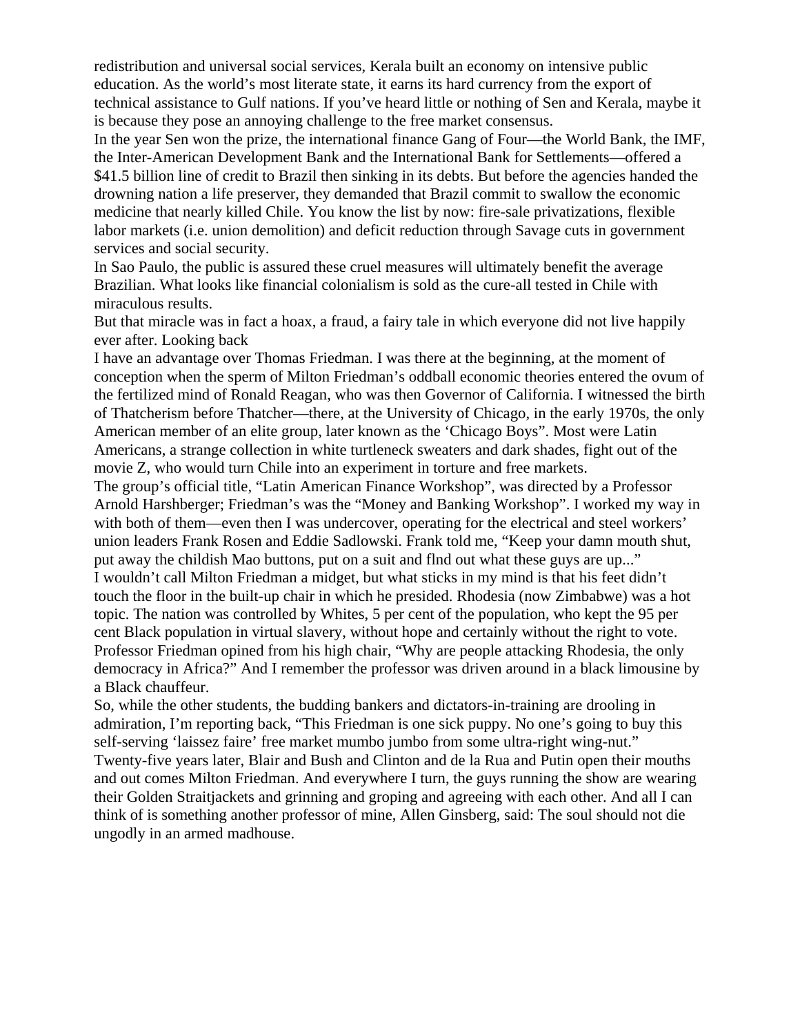redistribution and universal social services, Kerala built an economy on intensive public education. As the world's most literate state, it earns its hard currency from the export of technical assistance to Gulf nations. If you've heard little or nothing of Sen and Kerala, maybe it is because they pose an annoying challenge to the free market consensus.

In the year Sen won the prize, the international finance Gang of Four—the World Bank, the IMF, the Inter-American Development Bank and the International Bank for Settlements—offered a $41.5 billion line of credit to Brazil then sinking in its debts. But before the agencies handed the drowning nation a life preserver, they demanded that Brazil commit to swallow the economic medicine that nearly killed Chile. You know the list by now: fire-sale privatizations, flexible labor markets (i.e. union demolition) and deficit reduction through Savage cuts in government services and social security.

In Sao Paulo, the public is assured these cruel measures will ultimately benefit the average Brazilian. What looks like financial colonialism is sold as the cure-all tested in Chile with miraculous results.

But that miracle was in fact a hoax, a fraud, a fairy tale in which everyone did not live happily ever after. Looking back

I have an advantage over Thomas Friedman. I was there at the beginning, at the moment of conception when the sperm of Milton Friedman's oddball economic theories entered the ovum of the fertilized mind of Ronald Reagan, who was then Governor of California. I witnessed the birth of Thatcherism before Thatcher—there, at the University of Chicago, in the early 1970s, the only American member of an elite group, later known as the 'Chicago Boys". Most were Latin Americans, a strange collection in white turtleneck sweaters and dark shades, fight out of the movie Z, who would turn Chile into an experiment in torture and free markets.

The group's official title, "Latin American Finance Workshop", was directed by a Professor Arnold Harshberger; Friedman's was the "Money and Banking Workshop". I worked my way in with both of them—even then I was undercover, operating for the electrical and steel workers' union leaders Frank Rosen and Eddie Sadlowski. Frank told me, "Keep your damn mouth shut, put away the childish Mao buttons, put on a suit and flnd out what these guys are up..."

I wouldn't call Milton Friedman a midget, but what sticks in my mind is that his feet didn't touch the floor in the built-up chair in which he presided. Rhodesia (now Zimbabwe) was a hot topic. The nation was controlled by Whites, 5 per cent of the population, who kept the 95 per cent Black population in virtual slavery, without hope and certainly without the right to vote. Professor Friedman opined from his high chair, "Why are people attacking Rhodesia, the only democracy in Africa?" And I remember the professor was driven around in a black limousine by a Black chauffeur.

So, while the other students, the budding bankers and dictators-in-training are drooling in admiration, I'm reporting back, "This Friedman is one sick puppy. No one's going to buy this self-serving 'laissez faire' free market mumbo jumbo from some ultra-right wing-nut."

Twenty-five years later, Blair and Bush and Clinton and de la Rua and Putin open their mouths and out comes Milton Friedman. And everywhere I turn, the guys running the show are wearing their Golden Straitjackets and grinning and groping and agreeing with each other. And all I can think of is something another professor of mine, Allen Ginsberg, said: The soul should not die ungodly in an armed madhouse.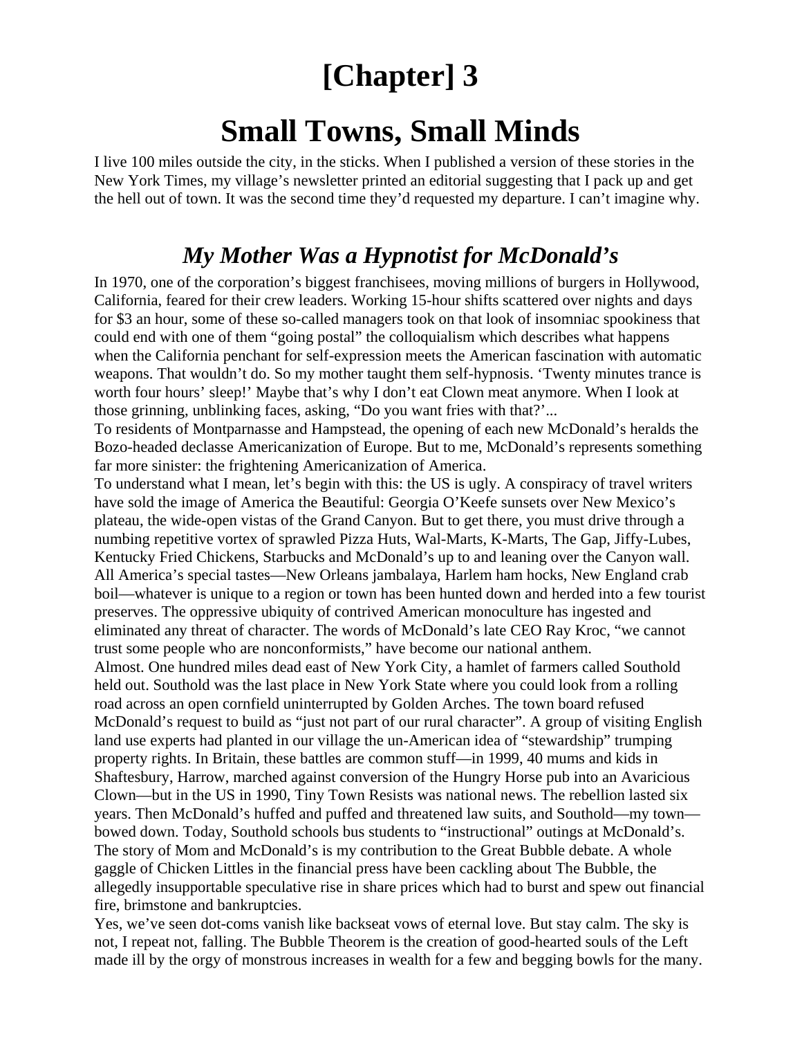# [Chapter] 3

# Small Towns, Small Minds

I live 100 miles outside the city, in the sticks. When I published a version of these stories in the New York Times, my village's newsletter printed an editorial suggesting that I pack up and get the hell out of town. It was the second time they'd requested my departure. I can't imagine why.

## *My Mother Was a Hypnotist for McDonald's*

In 1970, one of the corporation's biggest franchisees, moving millions of burgers in Hollywood, California, feared for their crew leaders. Working 15-hour shifts scattered over nights and days for $3 an hour, some of these so-called managers took on that look of insomniac spookiness that could end with one of them "going postal" the colloquialism which describes what happens when the California penchant for self-expression meets the American fascination with automatic weapons. That wouldn't do. So my mother taught them self-hypnosis. 'Twenty minutes trance is worth four hours' sleep!' Maybe that's why I don't eat Clown meat anymore. When I look at those grinning, unblinking faces, asking, "Do you want fries with that?'...

To residents of Montparnasse and Hampstead, the opening of each new McDonald's heralds the Bozo-headed declasse Americanization of Europe. But to me, McDonald's represents something far more sinister: the frightening Americanization of America.

To understand what I mean, let's begin with this: the US is ugly. A conspiracy of travel writers have sold the image of America the Beautiful: Georgia O'Keefe sunsets over New Mexico's plateau, the wide-open vistas of the Grand Canyon. But to get there, you must drive through a numbing repetitive vortex of sprawled Pizza Huts, Wal-Marts, K-Marts, The Gap, Jiffy-Lubes, Kentucky Fried Chickens, Starbucks and McDonald's up to and leaning over the Canyon wall. All America's special tastes—New Orleans jambalaya, Harlem ham hocks, New England crab boil—whatever is unique to a region or town has been hunted down and herded into a few tourist preserves. The oppressive ubiquity of contrived American monoculture has ingested and eliminated any threat of character. The words of McDonald's late CEO Ray Kroc, "we cannot trust some people who are nonconformists," have become our national anthem.

Almost. One hundred miles dead east of New York City, a hamlet of farmers called Southold held out. Southold was the last place in New York State where you could look from a rolling road across an open cornfield uninterrupted by Golden Arches. The town board refused McDonald's request to build as "just not part of our rural character". A group of visiting English land use experts had planted in our village the un-American idea of "stewardship" trumping property rights. In Britain, these battles are common stuff—in 1999, 40 mums and kids in Shaftesbury, Harrow, marched against conversion of the Hungry Horse pub into an Avaricious Clown—but in the US in 1990, Tiny Town Resists was national news. The rebellion lasted six years. Then McDonald's huffed and puffed and threatened law suits, and Southold—my town—bowed down. Today, Southold schools bus students to "instructional" outings at McDonald's.

The story of Mom and McDonald's is my contribution to the Great Bubble debate. A whole gaggle of Chicken Littles in the financial press have been cackling about The Bubble, the allegedly insupportable speculative rise in share prices which had to burst and spew out financial fire, brimstone and bankruptcies.

Yes, we've seen dot-coms vanish like backseat vows of eternal love. But stay calm. The sky is not, I repeat not, falling. The Bubble Theorem is the creation of good-hearted souls of the Left made ill by the orgy of monstrous increases in wealth for a few and begging bowls for the many.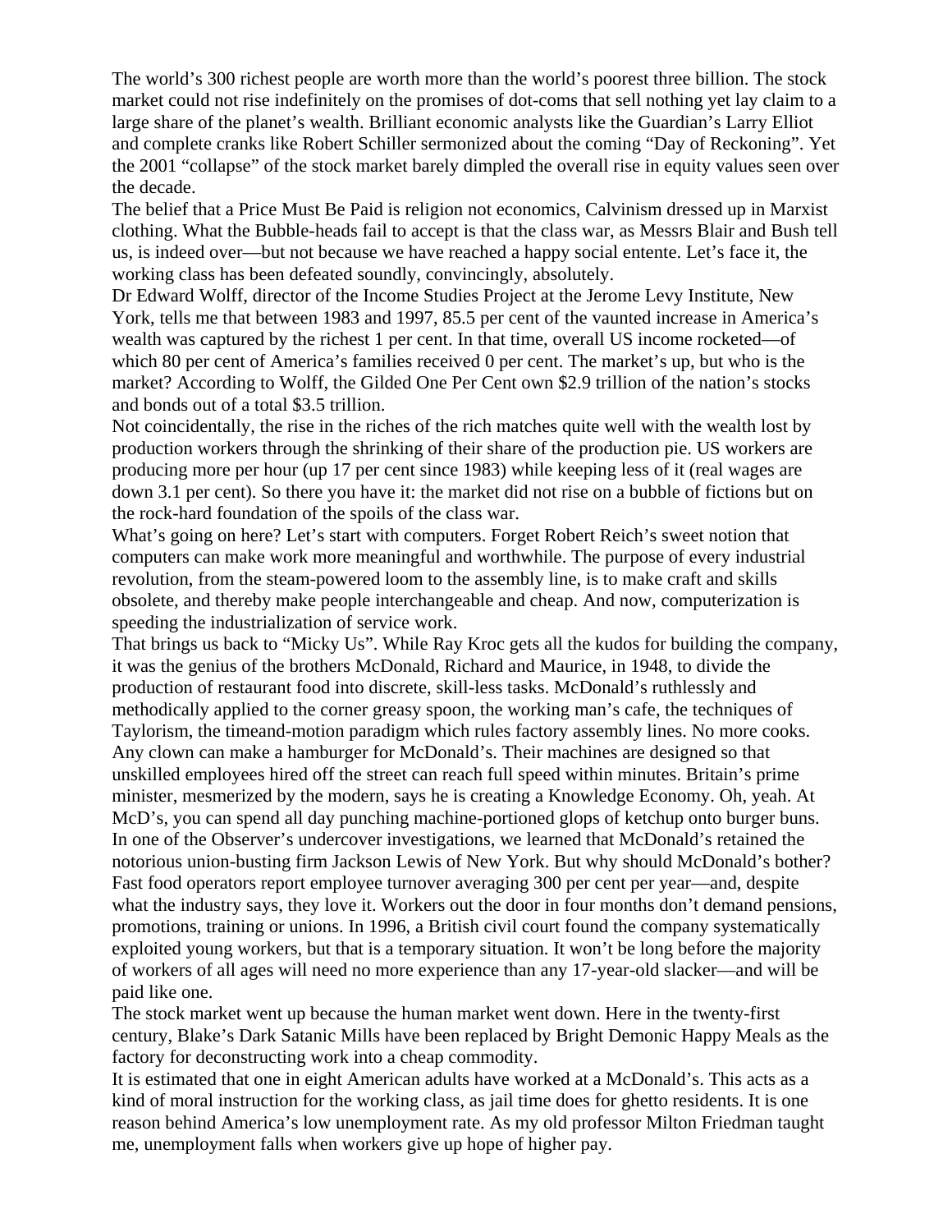The world's 300 richest people are worth more than the world's poorest three billion. The stock market could not rise indefinitely on the promises of dot-coms that sell nothing yet lay claim to a large share of the planet's wealth. Brilliant economic analysts like the Guardian's Larry Elliot and complete cranks like Robert Schiller sermonized about the coming "Day of Reckoning". Yet the 2001 "collapse" of the stock market barely dimpled the overall rise in equity values seen over the decade.

The belief that a Price Must Be Paid is religion not economics, Calvinism dressed up in Marxist clothing. What the Bubble-heads fail to accept is that the class war, as Messrs Blair and Bush tell us, is indeed over—but not because we have reached a happy social entente. Let's face it, the working class has been defeated soundly, convincingly, absolutely.

Dr Edward Wolff, director of the Income Studies Project at the Jerome Levy Institute, New York, tells me that between 1983 and 1997, 85.5 per cent of the vaunted increase in America's wealth was captured by the richest 1 per cent. In that time, overall US income rocketed—of which 80 per cent of America's families received 0 per cent. The market's up, but who is the market? According to Wolff, the Gilded One Per Cent own $2.9 trillion of the nation's stocks and bonds out of a total $3.5 trillion.

Not coincidentally, the rise in the riches of the rich matches quite well with the wealth lost by production workers through the shrinking of their share of the production pie. US workers are producing more per hour (up 17 per cent since 1983) while keeping less of it (real wages are down 3.1 per cent). So there you have it: the market did not rise on a bubble of fictions but on the rock-hard foundation of the spoils of the class war.

What's going on here? Let's start with computers. Forget Robert Reich's sweet notion that computers can make work more meaningful and worthwhile. The purpose of every industrial revolution, from the steam-powered loom to the assembly line, is to make craft and skills obsolete, and thereby make people interchangeable and cheap. And now, computerization is speeding the industrialization of service work.

That brings us back to "Micky Us". While Ray Kroc gets all the kudos for building the company, it was the genius of the brothers McDonald, Richard and Maurice, in 1948, to divide the production of restaurant food into discrete, skill-less tasks. McDonald's ruthlessly and methodically applied to the corner greasy spoon, the working man's cafe, the techniques of Taylorism, the timeand-motion paradigm which rules factory assembly lines. No more cooks. Any clown can make a hamburger for McDonald's. Their machines are designed so that unskilled employees hired off the street can reach full speed within minutes. Britain's prime minister, mesmerized by the modern, says he is creating a Knowledge Economy. Oh, yeah. At McD's, you can spend all day punching machine-portioned glops of ketchup onto burger buns. In one of the Observer's undercover investigations, we learned that McDonald's retained the notorious union-busting firm Jackson Lewis of New York. But why should McDonald's bother? Fast food operators report employee turnover averaging 300 per cent per year—and, despite what the industry says, they love it. Workers out the door in four months don't demand pensions, promotions, training or unions. In 1996, a British civil court found the company systematically exploited young workers, but that is a temporary situation. It won't be long before the majority of workers of all ages will need no more experience than any 17-year-old slacker—and will be paid like one.

The stock market went up because the human market went down. Here in the twenty-first century, Blake's Dark Satanic Mills have been replaced by Bright Demonic Happy Meals as the factory for deconstructing work into a cheap commodity.

It is estimated that one in eight American adults have worked at a McDonald's. This acts as a kind of moral instruction for the working class, as jail time does for ghetto residents. It is one reason behind America's low unemployment rate. As my old professor Milton Friedman taught me, unemployment falls when workers give up hope of higher pay.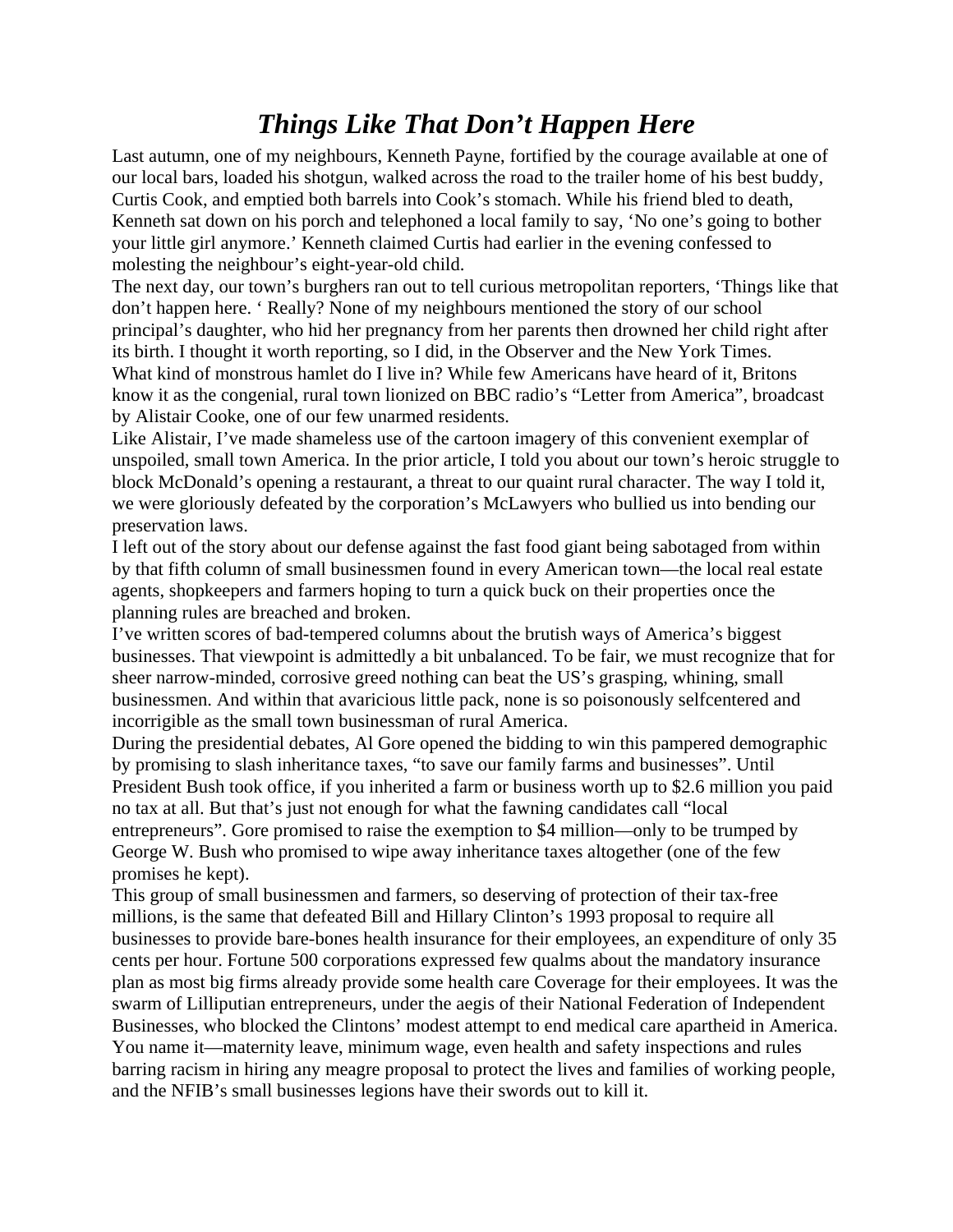# *Things Like That Don't Happen Here*

Last autumn, one of my neighbours, Kenneth Payne, fortified by the courage available at one of our local bars, loaded his shotgun, walked across the road to the trailer home of his best buddy, Curtis Cook, and emptied both barrels into Cook's stomach. While his friend bled to death, Kenneth sat down on his porch and telephoned a local family to say, 'No one's going to bother your little girl anymore.' Kenneth claimed Curtis had earlier in the evening confessed to molesting the neighbour's eight-year-old child.

The next day, our town's burghers ran out to tell curious metropolitan reporters, 'Things like that don't happen here. ' Really? None of my neighbours mentioned the story of our school principal's daughter, who hid her pregnancy from her parents then drowned her child right after its birth. I thought it worth reporting, so I did, in the Observer and the New York Times.

What kind of monstrous hamlet do I live in? While few Americans have heard of it, Britons know it as the congenial, rural town lionized on BBC radio's "Letter from America", broadcast by Alistair Cooke, one of our few unarmed residents.

Like Alistair, I've made shameless use of the cartoon imagery of this convenient exemplar of unspoiled, small town America. In the prior article, I told you about our town's heroic struggle to block McDonald's opening a restaurant, a threat to our quaint rural character. The way I told it, we were gloriously defeated by the corporation's McLawyers who bullied us into bending our preservation laws.

I left out of the story about our defense against the fast food giant being sabotaged from within by that fifth column of small businessmen found in every American town—the local real estate agents, shopkeepers and farmers hoping to turn a quick buck on their properties once the planning rules are breached and broken.

I've written scores of bad-tempered columns about the brutish ways of America's biggest businesses. That viewpoint is admittedly a bit unbalanced. To be fair, we must recognize that for sheer narrow-minded, corrosive greed nothing can beat the US's grasping, whining, small businessmen. And within that avaricious little pack, none is so poisonously selfcentered and incorrigible as the small town businessman of rural America.

During the presidential debates, Al Gore opened the bidding to win this pampered demographic by promising to slash inheritance taxes, "to save our family farms and businesses". Until President Bush took office, if you inherited a farm or business worth up to $2.6 million you paid no tax at all. But that's just not enough for what the fawning candidates call "local entrepreneurs". Gore promised to raise the exemption to $4 million—only to be trumped by George W. Bush who promised to wipe away inheritance taxes altogether (one of the few promises he kept).

This group of small businessmen and farmers, so deserving of protection of their tax-free millions, is the same that defeated Bill and Hillary Clinton's 1993 proposal to require all businesses to provide bare-bones health insurance for their employees, an expenditure of only 35 cents per hour. Fortune 500 corporations expressed few qualms about the mandatory insurance plan as most big firms already provide some health care Coverage for their employees. It was the swarm of Lilliputian entrepreneurs, under the aegis of their National Federation of Independent Businesses, who blocked the Clintons' modest attempt to end medical care apartheid in America. You name it—maternity leave, minimum wage, even health and safety inspections and rules barring racism in hiring any meagre proposal to protect the lives and families of working people, and the NFIB's small businesses legions have their swords out to kill it.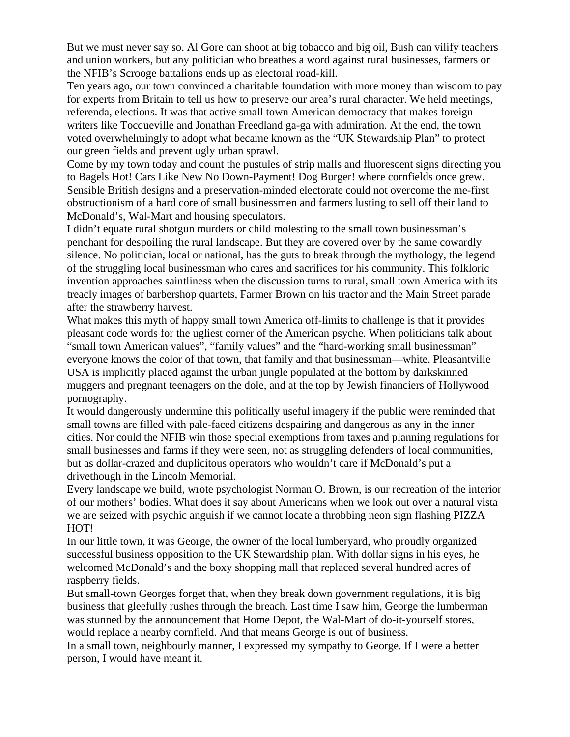But we must never say so. Al Gore can shoot at big tobacco and big oil, Bush can vilify teachers and union workers, but any politician who breathes a word against rural businesses, farmers or the NFIB's Scrooge battalions ends up as electoral road-kill.

Ten years ago, our town convinced a charitable foundation with more money than wisdom to pay for experts from Britain to tell us how to preserve our area's rural character. We held meetings, referenda, elections. It was that active small town American democracy that makes foreign writers like Tocqueville and Jonathan Freedland ga-ga with admiration. At the end, the town voted overwhelmingly to adopt what became known as the "UK Stewardship Plan" to protect our green fields and prevent ugly urban sprawl.

Come by my town today and count the pustules of strip malls and fluorescent signs directing you to Bagels Hot! Cars Like New No Down-Payment! Dog Burger! where cornfields once grew. Sensible British designs and a preservation-minded electorate could not overcome the me-first obstructionism of a hard core of small businessmen and farmers lusting to sell off their land to McDonald's, Wal-Mart and housing speculators.

I didn't equate rural shotgun murders or child molesting to the small town businessman's penchant for despoiling the rural landscape. But they are covered over by the same cowardly silence. No politician, local or national, has the guts to break through the mythology, the legend of the struggling local businessman who cares and sacrifices for his community. This folkloric invention approaches saintliness when the discussion turns to rural, small town America with its treacly images of barbershop quartets, Farmer Brown on his tractor and the Main Street parade after the strawberry harvest.

What makes this myth of happy small town America off-limits to challenge is that it provides pleasant code words for the ugliest corner of the American psyche. When politicians talk about "small town American values", "family values" and the "hard-working small businessman" everyone knows the color of that town, that family and that businessman—white. Pleasantville USA is implicitly placed against the urban jungle populated at the bottom by darkskinned muggers and pregnant teenagers on the dole, and at the top by Jewish financiers of Hollywood pornography.

It would dangerously undermine this politically useful imagery if the public were reminded that small towns are filled with pale-faced citizens despairing and dangerous as any in the inner cities. Nor could the NFIB win those special exemptions from taxes and planning regulations for small businesses and farms if they were seen, not as struggling defenders of local communities, but as dollar-crazed and duplicitous operators who wouldn't care if McDonald's put a drivethough in the Lincoln Memorial.

Every landscape we build, wrote psychologist Norman O. Brown, is our recreation of the interior of our mothers' bodies. What does it say about Americans when we look out over a natural vista we are seized with psychic anguish if we cannot locate a throbbing neon sign flashing PIZZA HOT!

In our little town, it was George, the owner of the local lumberyard, who proudly organized successful business opposition to the UK Stewardship plan. With dollar signs in his eyes, he welcomed McDonald's and the boxy shopping mall that replaced several hundred acres of raspberry fields.

But small-town Georges forget that, when they break down government regulations, it is big business that gleefully rushes through the breach. Last time I saw him, George the lumberman was stunned by the announcement that Home Depot, the Wal-Mart of do-it-yourself stores, would replace a nearby cornfield. And that means George is out of business.

In a small town, neighbourly manner, I expressed my sympathy to George. If I were a better person, I would have meant it.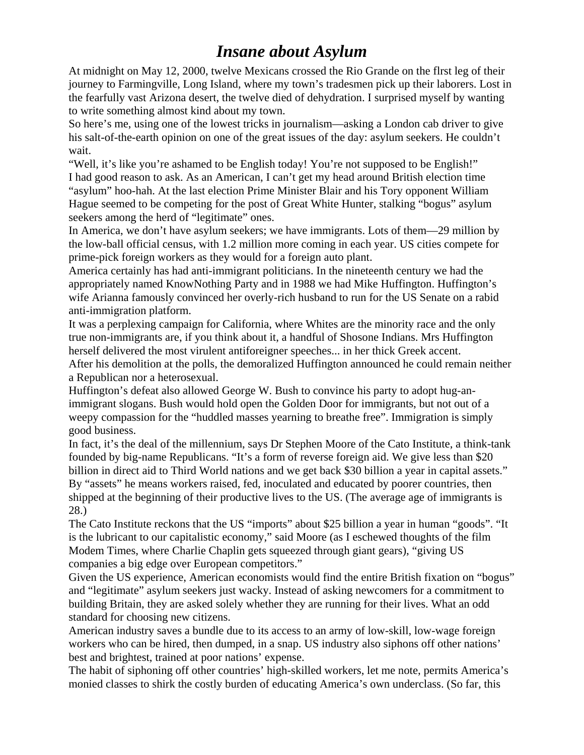# *Insane about Asylum*

At midnight on May 12, 2000, twelve Mexicans crossed the Rio Grande on the flrst leg of their journey to Farmingville, Long Island, where my town's tradesmen pick up their laborers. Lost in the fearfully vast Arizona desert, the twelve died of dehydration. I surprised myself by wanting to write something almost kind about my town.

So here's me, using one of the lowest tricks in journalism—asking a London cab driver to give his salt-of-the-earth opinion on one of the great issues of the day: asylum seekers. He couldn't wait.

"Well, it's like you're ashamed to be English today! You're not supposed to be English!"

I had good reason to ask. As an American, I can't get my head around British election time "asylum" hoo-hah. At the last election Prime Minister Blair and his Tory opponent William Hague seemed to be competing for the post of Great White Hunter, stalking "bogus" asylum seekers among the herd of "legitimate" ones.

In America, we don't have asylum seekers; we have immigrants. Lots of them—29 million by the low-ball official census, with 1.2 million more coming in each year. US cities compete for prime-pick foreign workers as they would for a foreign auto plant.

America certainly has had anti-immigrant politicians. In the nineteenth century we had the appropriately named KnowNothing Party and in 1988 we had Mike Huffington. Huffington's wife Arianna famously convinced her overly-rich husband to run for the US Senate on a rabid anti-immigration platform.

It was a perplexing campaign for California, where Whites are the minority race and the only true non-immigrants are, if you think about it, a handful of Shosone Indians. Mrs Huffington herself delivered the most virulent antiforeigner speeches... in her thick Greek accent.

After his demolition at the polls, the demoralized Huffington announced he could remain neither a Republican nor a heterosexual.

Huffington's defeat also allowed George W. Bush to convince his party to adopt hug-an-immigrant slogans. Bush would hold open the Golden Door for immigrants, but not out of a weepy compassion for the "huddled masses yearning to breathe free". Immigration is simply good business.

In fact, it's the deal of the millennium, says Dr Stephen Moore of the Cato Institute, a think-tank founded by big-name Republicans. "It's a form of reverse foreign aid. We give less than $20 billion in direct aid to Third World nations and we get back $30 billion a year in capital assets." By "assets" he means workers raised, fed, inoculated and educated by poorer countries, then shipped at the beginning of their productive lives to the US. (The average age of immigrants is 28.)

The Cato Institute reckons that the US "imports" about $25 billion a year in human "goods". "It is the lubricant to our capitalistic economy," said Moore (as I eschewed thoughts of the film Modem Times, where Charlie Chaplin gets squeezed through giant gears), "giving US companies a big edge over European competitors."

Given the US experience, American economists would find the entire British fixation on "bogus" and "legitimate" asylum seekers just wacky. Instead of asking newcomers for a commitment to building Britain, they are asked solely whether they are running for their lives. What an odd standard for choosing new citizens.

American industry saves a bundle due to its access to an army of low-skill, low-wage foreign workers who can be hired, then dumped, in a snap. US industry also siphons off other nations' best and brightest, trained at poor nations' expense.

The habit of siphoning off other countries' high-skilled workers, let me note, permits America's monied classes to shirk the costly burden of educating America's own underclass. (So far, this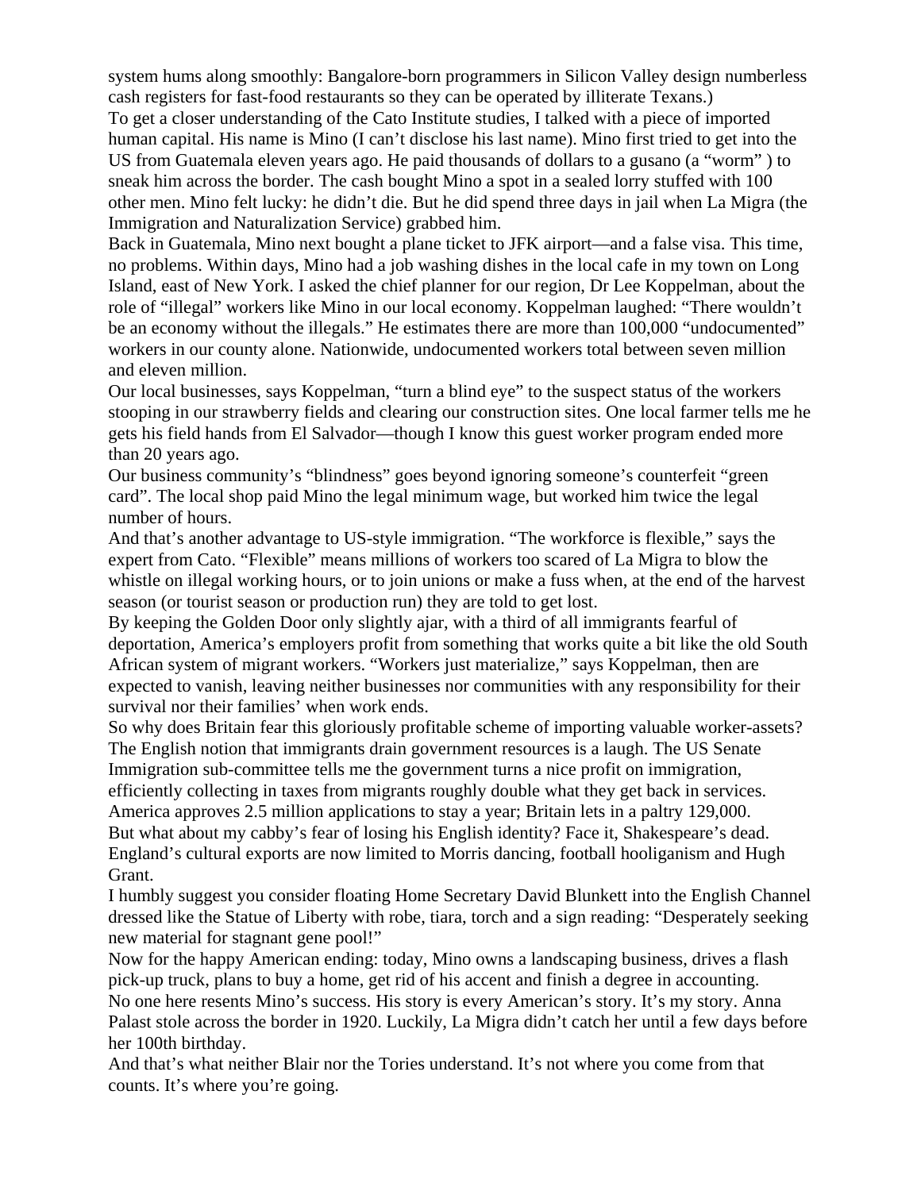system hums along smoothly: Bangalore-born programmers in Silicon Valley design numberless cash registers for fast-food restaurants so they can be operated by illiterate Texans.)

To get a closer understanding of the Cato Institute studies, I talked with a piece of imported human capital. His name is Mino (I can't disclose his last name). Mino first tried to get into the US from Guatemala eleven years ago. He paid thousands of dollars to a gusano (a "worm" ) to sneak him across the border. The cash bought Mino a spot in a sealed lorry stuffed with 100 other men. Mino felt lucky: he didn't die. But he did spend three days in jail when La Migra (the Immigration and Naturalization Service) grabbed him.

Back in Guatemala, Mino next bought a plane ticket to JFK airport—and a false visa. This time, no problems. Within days, Mino had a job washing dishes in the local cafe in my town on Long Island, east of New York. I asked the chief planner for our region, Dr Lee Koppelman, about the role of "illegal" workers like Mino in our local economy. Koppelman laughed: "There wouldn't be an economy without the illegals." He estimates there are more than 100,000 "undocumented" workers in our county alone. Nationwide, undocumented workers total between seven million and eleven million.

Our local businesses, says Koppelman, "turn a blind eye" to the suspect status of the workers stooping in our strawberry fields and clearing our construction sites. One local farmer tells me he gets his field hands from El Salvador—though I know this guest worker program ended more than 20 years ago.

Our business community's "blindness" goes beyond ignoring someone's counterfeit "green card". The local shop paid Mino the legal minimum wage, but worked him twice the legal number of hours.

And that's another advantage to US-style immigration. "The workforce is flexible," says the expert from Cato. "Flexible" means millions of workers too scared of La Migra to blow the whistle on illegal working hours, or to join unions or make a fuss when, at the end of the harvest season (or tourist season or production run) they are told to get lost.

By keeping the Golden Door only slightly ajar, with a third of all immigrants fearful of deportation, America's employers profit from something that works quite a bit like the old South African system of migrant workers. "Workers just materialize," says Koppelman, then are expected to vanish, leaving neither businesses nor communities with any responsibility for their survival nor their families' when work ends.

So why does Britain fear this gloriously profitable scheme of importing valuable worker-assets? The English notion that immigrants drain government resources is a laugh. The US Senate Immigration sub-committee tells me the government turns a nice profit on immigration, efficiently collecting in taxes from migrants roughly double what they get back in services.

America approves 2.5 million applications to stay a year; Britain lets in a paltry 129,000.

But what about my cabby's fear of losing his English identity? Face it, Shakespeare's dead. England's cultural exports are now limited to Morris dancing, football hooliganism and Hugh Grant.

I humbly suggest you consider floating Home Secretary David Blunkett into the English Channel dressed like the Statue of Liberty with robe, tiara, torch and a sign reading: "Desperately seeking new material for stagnant gene pool!"

Now for the happy American ending: today, Mino owns a landscaping business, drives a flash pick-up truck, plans to buy a home, get rid of his accent and finish a degree in accounting.

No one here resents Mino's success. His story is every American's story. It's my story. Anna Palast stole across the border in 1920. Luckily, La Migra didn't catch her until a few days before her 100th birthday.

And that's what neither Blair nor the Tories understand. It's not where you come from that counts. It's where you're going.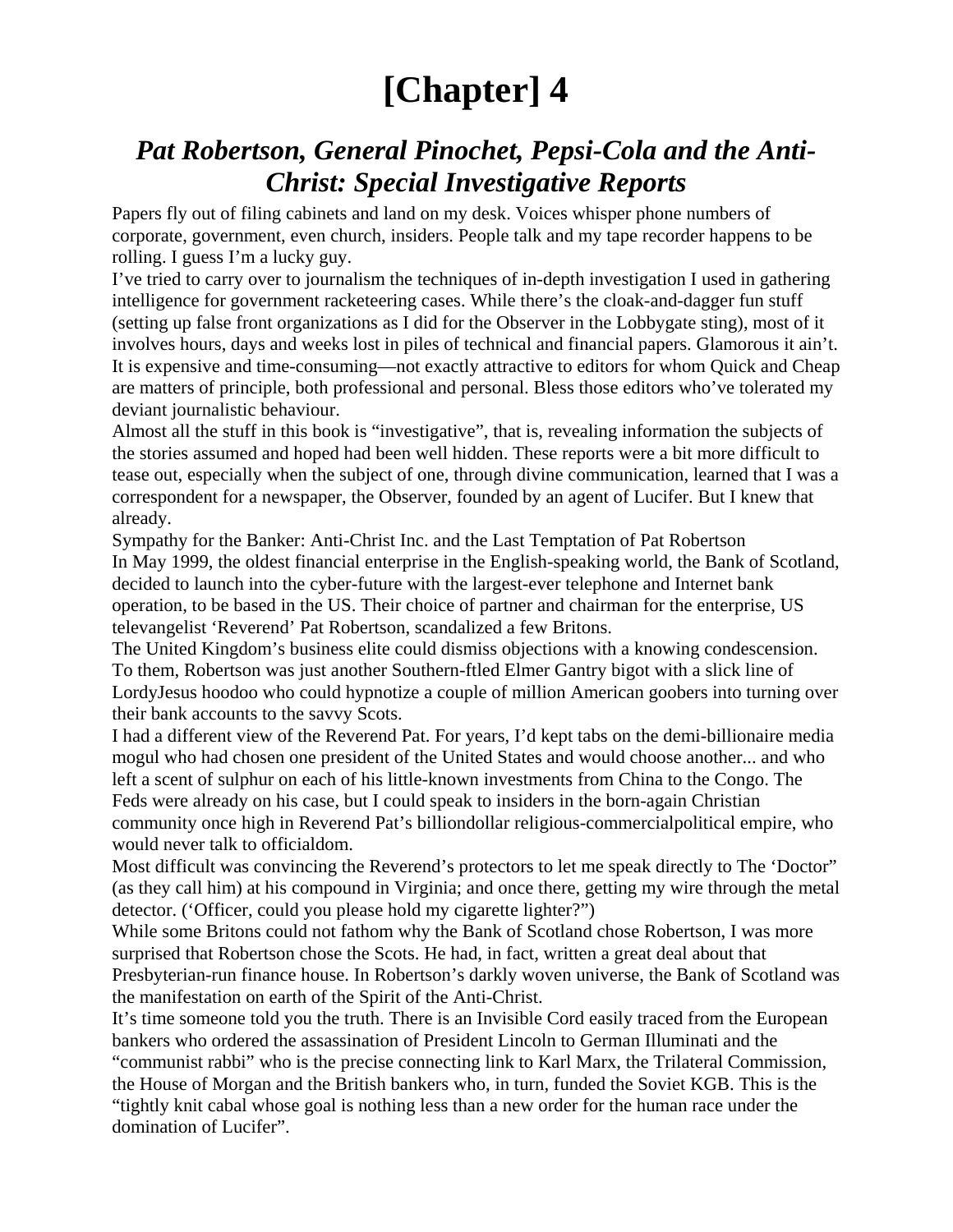# [Chapter] 4

## *Pat Robertson, General Pinochet, Pepsi-Cola and the Anti-Christ: Special Investigative Reports*

Papers fly out of filing cabinets and land on my desk. Voices whisper phone numbers of corporate, government, even church, insiders. People talk and my tape recorder happens to be rolling. I guess I'm a lucky guy.

I've tried to carry over to journalism the techniques of in-depth investigation I used in gathering intelligence for government racketeering cases. While there's the cloak-and-dagger fun stuff (setting up false front organizations as I did for the Observer in the Lobbygate sting), most of it involves hours, days and weeks lost in piles of technical and financial papers. Glamorous it ain't. It is expensive and time-consuming—not exactly attractive to editors for whom Quick and Cheap are matters of principle, both professional and personal. Bless those editors who've tolerated my deviant journalistic behaviour.

Almost all the stuff in this book is "investigative", that is, revealing information the subjects of the stories assumed and hoped had been well hidden. These reports were a bit more difficult to tease out, especially when the subject of one, through divine communication, learned that I was a correspondent for a newspaper, the Observer, founded by an agent of Lucifer. But I knew that already.

Sympathy for the Banker: Anti-Christ Inc. and the Last Temptation of Pat Robertson

In May 1999, the oldest financial enterprise in the English-speaking world, the Bank of Scotland, decided to launch into the cyber-future with the largest-ever telephone and Internet bank operation, to be based in the US. Their choice of partner and chairman for the enterprise, US televangelist 'Reverend' Pat Robertson, scandalized a few Britons.

The United Kingdom's business elite could dismiss objections with a knowing condescension. To them, Robertson was just another Southern-ftled Elmer Gantry bigot with a slick line of LordyJesus hoodoo who could hypnotize a couple of million American goobers into turning over their bank accounts to the savvy Scots.

I had a different view of the Reverend Pat. For years, I'd kept tabs on the demi-billionaire media mogul who had chosen one president of the United States and would choose another... and who left a scent of sulphur on each of his little-known investments from China to the Congo. The Feds were already on his case, but I could speak to insiders in the born-again Christian community once high in Reverend Pat's billiondollar religious-commercialpolitical empire, who would never talk to officialdom.

Most difficult was convincing the Reverend's protectors to let me speak directly to The 'Doctor" (as they call him) at his compound in Virginia; and once there, getting my wire through the metal detector. ('Officer, could you please hold my cigarette lighter?")

While some Britons could not fathom why the Bank of Scotland chose Robertson, I was more surprised that Robertson chose the Scots. He had, in fact, written a great deal about that Presbyterian-run finance house. In Robertson's darkly woven universe, the Bank of Scotland was the manifestation on earth of the Spirit of the Anti-Christ.

It's time someone told you the truth. There is an Invisible Cord easily traced from the European bankers who ordered the assassination of President Lincoln to German Illuminati and the "communist rabbi" who is the precise connecting link to Karl Marx, the Trilateral Commission, the House of Morgan and the British bankers who, in turn, funded the Soviet KGB. This is the "tightly knit cabal whose goal is nothing less than a new order for the human race under the domination of Lucifer".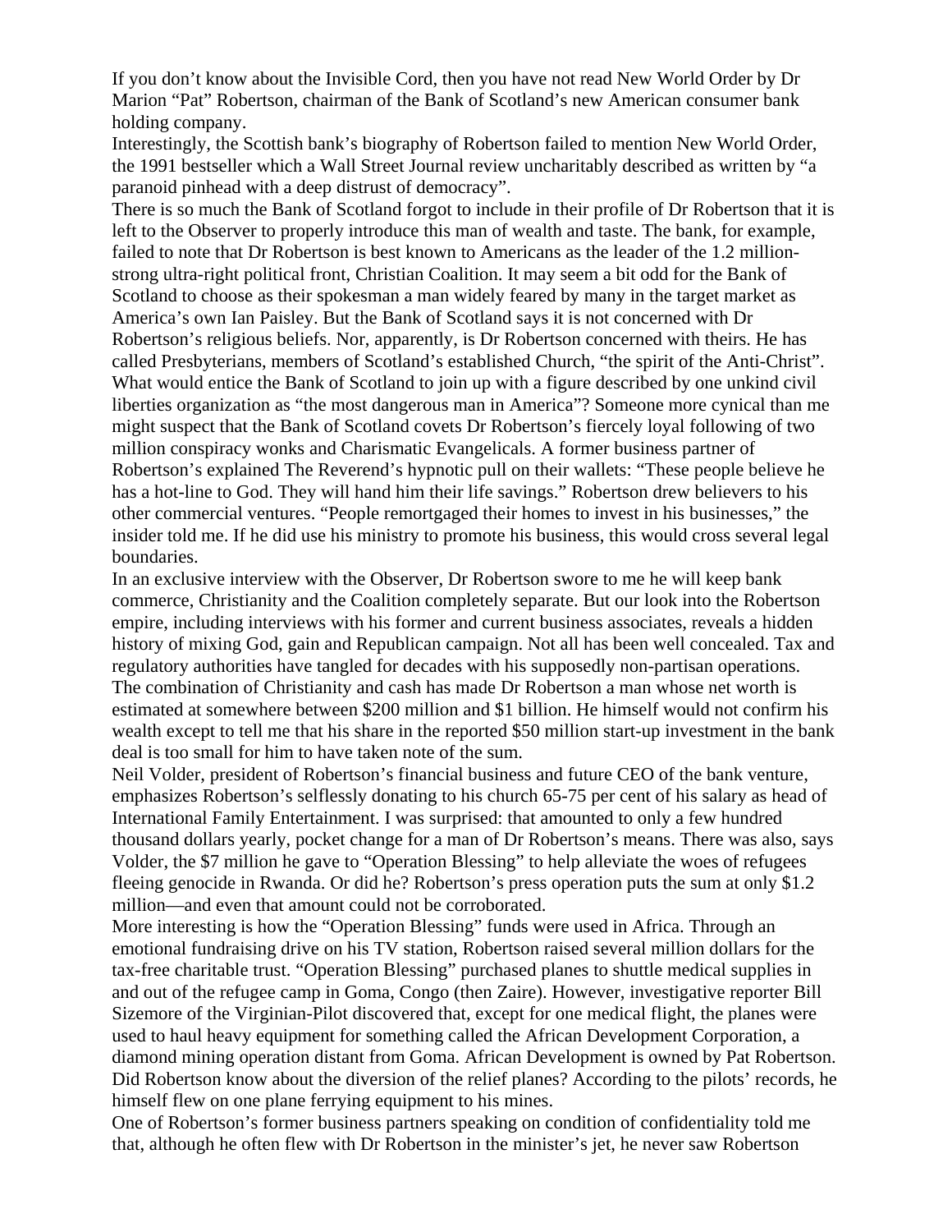If you don't know about the Invisible Cord, then you have not read New World Order by Dr Marion "Pat" Robertson, chairman of the Bank of Scotland's new American consumer bank holding company.

Interestingly, the Scottish bank's biography of Robertson failed to mention New World Order, the 1991 bestseller which a Wall Street Journal review uncharitably described as written by "a paranoid pinhead with a deep distrust of democracy".

There is so much the Bank of Scotland forgot to include in their profile of Dr Robertson that it is left to the Observer to properly introduce this man of wealth and taste. The bank, for example, failed to note that Dr Robertson is best known to Americans as the leader of the 1.2 million-strong ultra-right political front, Christian Coalition. It may seem a bit odd for the Bank of Scotland to choose as their spokesman a man widely feared by many in the target market as America's own Ian Paisley. But the Bank of Scotland says it is not concerned with Dr Robertson's religious beliefs. Nor, apparently, is Dr Robertson concerned with theirs. He has called Presbyterians, members of Scotland's established Church, "the spirit of the Anti-Christ". What would entice the Bank of Scotland to join up with a figure described by one unkind civil liberties organization as "the most dangerous man in America"? Someone more cynical than me might suspect that the Bank of Scotland covets Dr Robertson's fiercely loyal following of two million conspiracy wonks and Charismatic Evangelicals. A former business partner of Robertson's explained The Reverend's hypnotic pull on their wallets: "These people believe he has a hot-line to God. They will hand him their life savings." Robertson drew believers to his other commercial ventures. "People remortgaged their homes to invest in his businesses," the insider told me. If he did use his ministry to promote his business, this would cross several legal boundaries.

In an exclusive interview with the Observer, Dr Robertson swore to me he will keep bank commerce, Christianity and the Coalition completely separate. But our look into the Robertson empire, including interviews with his former and current business associates, reveals a hidden history of mixing God, gain and Republican campaign. Not all has been well concealed. Tax and regulatory authorities have tangled for decades with his supposedly non-partisan operations.

The combination of Christianity and cash has made Dr Robertson a man whose net worth is estimated at somewhere between $200 million and $1 billion. He himself would not confirm his wealth except to tell me that his share in the reported $50 million start-up investment in the bank deal is too small for him to have taken note of the sum.

Neil Volder, president of Robertson's financial business and future CEO of the bank venture, emphasizes Robertson's selflessly donating to his church 65-75 per cent of his salary as head of International Family Entertainment. I was surprised: that amounted to only a few hundred thousand dollars yearly, pocket change for a man of Dr Robertson's means. There was also, says Volder, the $7 million he gave to "Operation Blessing" to help alleviate the woes of refugees fleeing genocide in Rwanda. Or did he? Robertson's press operation puts the sum at only $1.2 million—and even that amount could not be corroborated.

More interesting is how the "Operation Blessing" funds were used in Africa. Through an emotional fundraising drive on his TV station, Robertson raised several million dollars for the tax-free charitable trust. "Operation Blessing" purchased planes to shuttle medical supplies in and out of the refugee camp in Goma, Congo (then Zaire). However, investigative reporter Bill Sizemore of the Virginian-Pilot discovered that, except for one medical flight, the planes were used to haul heavy equipment for something called the African Development Corporation, a diamond mining operation distant from Goma. African Development is owned by Pat Robertson. Did Robertson know about the diversion of the relief planes? According to the pilots' records, he himself flew on one plane ferrying equipment to his mines.

One of Robertson's former business partners speaking on condition of confidentiality told me that, although he often flew with Dr Robertson in the minister's jet, he never saw Robertson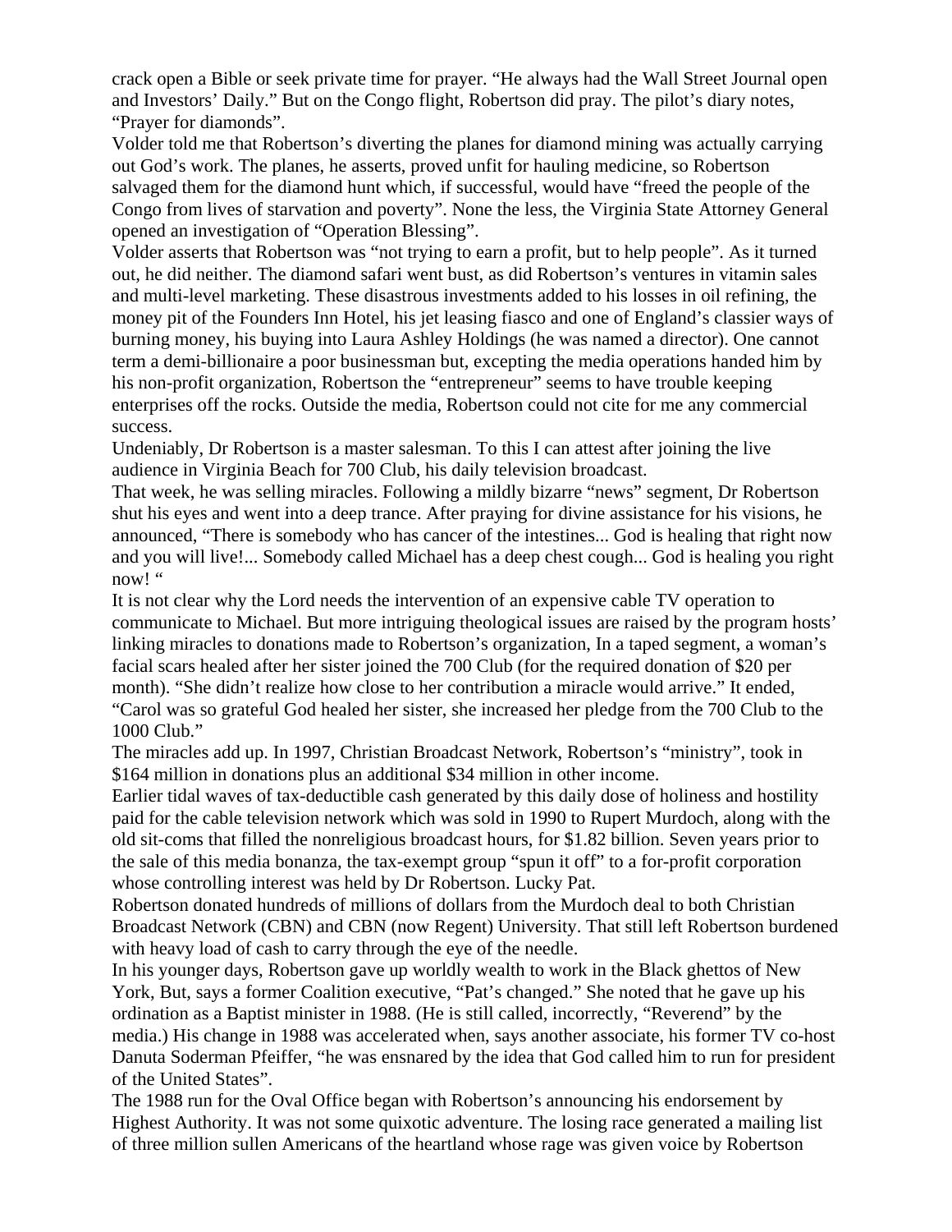crack open a Bible or seek private time for prayer. "He always had the Wall Street Journal open and Investors' Daily." But on the Congo flight, Robertson did pray. The pilot's diary notes, "Prayer for diamonds".

Volder told me that Robertson's diverting the planes for diamond mining was actually carrying out God's work. The planes, he asserts, proved unfit for hauling medicine, so Robertson salvaged them for the diamond hunt which, if successful, would have "freed the people of the Congo from lives of starvation and poverty". None the less, the Virginia State Attorney General opened an investigation of "Operation Blessing".

Volder asserts that Robertson was "not trying to earn a profit, but to help people". As it turned out, he did neither. The diamond safari went bust, as did Robertson's ventures in vitamin sales and multi-level marketing. These disastrous investments added to his losses in oil refining, the money pit of the Founders Inn Hotel, his jet leasing fiasco and one of England's classier ways of burning money, his buying into Laura Ashley Holdings (he was named a director). One cannot term a demi-billionaire a poor businessman but, excepting the media operations handed him by his non-profit organization, Robertson the "entrepreneur" seems to have trouble keeping enterprises off the rocks. Outside the media, Robertson could not cite for me any commercial success.

Undeniably, Dr Robertson is a master salesman. To this I can attest after joining the live audience in Virginia Beach for 700 Club, his daily television broadcast.

That week, he was selling miracles. Following a mildly bizarre "news" segment, Dr Robertson shut his eyes and went into a deep trance. After praying for divine assistance for his visions, he announced, "There is somebody who has cancer of the intestines... God is healing that right now and you will live!... Somebody called Michael has a deep chest cough... God is healing you right now! "

It is not clear why the Lord needs the intervention of an expensive cable TV operation to communicate to Michael. But more intriguing theological issues are raised by the program hosts' linking miracles to donations made to Robertson's organization, In a taped segment, a woman's facial scars healed after her sister joined the 700 Club (for the required donation of $20 per month). "She didn't realize how close to her contribution a miracle would arrive." It ended, "Carol was so grateful God healed her sister, she increased her pledge from the 700 Club to the 1000 Club."

The miracles add up. In 1997, Christian Broadcast Network, Robertson's "ministry", took in $164 million in donations plus an additional $34 million in other income.

Earlier tidal waves of tax-deductible cash generated by this daily dose of holiness and hostility paid for the cable television network which was sold in 1990 to Rupert Murdoch, along with the old sit-coms that filled the nonreligious broadcast hours, for $1.82 billion. Seven years prior to the sale of this media bonanza, the tax-exempt group "spun it off" to a for-profit corporation whose controlling interest was held by Dr Robertson. Lucky Pat.

Robertson donated hundreds of millions of dollars from the Murdoch deal to both Christian Broadcast Network (CBN) and CBN (now Regent) University. That still left Robertson burdened with heavy load of cash to carry through the eye of the needle.

In his younger days, Robertson gave up worldly wealth to work in the Black ghettos of New York, But, says a former Coalition executive, "Pat's changed." She noted that he gave up his ordination as a Baptist minister in 1988. (He is still called, incorrectly, "Reverend" by the media.) His change in 1988 was accelerated when, says another associate, his former TV co-host Danuta Soderman Pfeiffer, "he was ensnared by the idea that God called him to run for president of the United States".

The 1988 run for the Oval Office began with Robertson's announcing his endorsement by Highest Authority. It was not some quixotic adventure. The losing race generated a mailing list of three million sullen Americans of the heartland whose rage was given voice by Robertson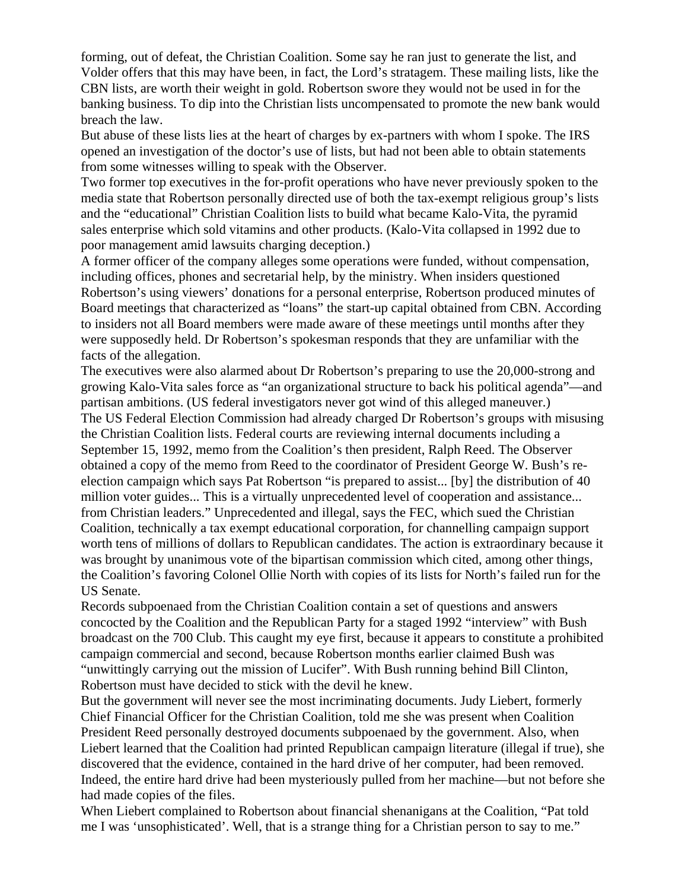forming, out of defeat, the Christian Coalition. Some say he ran just to generate the list, and Volder offers that this may have been, in fact, the Lord's stratagem. These mailing lists, like the CBN lists, are worth their weight in gold. Robertson swore they would not be used in for the banking business. To dip into the Christian lists uncompensated to promote the new bank would breach the law.

But abuse of these lists lies at the heart of charges by ex-partners with whom I spoke. The IRS opened an investigation of the doctor's use of lists, but had not been able to obtain statements from some witnesses willing to speak with the Observer.

Two former top executives in the for-profit operations who have never previously spoken to the media state that Robertson personally directed use of both the tax-exempt religious group's lists and the "educational" Christian Coalition lists to build what became Kalo-Vita, the pyramid sales enterprise which sold vitamins and other products. (Kalo-Vita collapsed in 1992 due to poor management amid lawsuits charging deception.)

A former officer of the company alleges some operations were funded, without compensation, including offices, phones and secretarial help, by the ministry. When insiders questioned Robertson's using viewers' donations for a personal enterprise, Robertson produced minutes of Board meetings that characterized as "loans" the start-up capital obtained from CBN. According to insiders not all Board members were made aware of these meetings until months after they were supposedly held. Dr Robertson's spokesman responds that they are unfamiliar with the facts of the allegation.

The executives were also alarmed about Dr Robertson's preparing to use the 20,000-strong and growing Kalo-Vita sales force as "an organizational structure to back his political agenda"—and partisan ambitions. (US federal investigators never got wind of this alleged maneuver.)

The US Federal Election Commission had already charged Dr Robertson's groups with misusing the Christian Coalition lists. Federal courts are reviewing internal documents including a September 15, 1992, memo from the Coalition's then president, Ralph Reed. The Observer obtained a copy of the memo from Reed to the coordinator of President George W. Bush's re-election campaign which says Pat Robertson "is prepared to assist... [by] the distribution of 40 million voter guides... This is a virtually unprecedented level of cooperation and assistance... from Christian leaders." Unprecedented and illegal, says the FEC, which sued the Christian Coalition, technically a tax exempt educational corporation, for channelling campaign support worth tens of millions of dollars to Republican candidates. The action is extraordinary because it was brought by unanimous vote of the bipartisan commission which cited, among other things, the Coalition's favoring Colonel Ollie North with copies of its lists for North's failed run for the US Senate.

Records subpoenaed from the Christian Coalition contain a set of questions and answers concocted by the Coalition and the Republican Party for a staged 1992 "interview" with Bush broadcast on the 700 Club. This caught my eye first, because it appears to constitute a prohibited campaign commercial and second, because Robertson months earlier claimed Bush was "unwittingly carrying out the mission of Lucifer". With Bush running behind Bill Clinton, Robertson must have decided to stick with the devil he knew.

But the government will never see the most incriminating documents. Judy Liebert, formerly Chief Financial Officer for the Christian Coalition, told me she was present when Coalition President Reed personally destroyed documents subpoenaed by the government. Also, when Liebert learned that the Coalition had printed Republican campaign literature (illegal if true), she discovered that the evidence, contained in the hard drive of her computer, had been removed. Indeed, the entire hard drive had been mysteriously pulled from her machine—but not before she had made copies of the files.

When Liebert complained to Robertson about financial shenanigans at the Coalition, "Pat told me I was 'unsophisticated'. Well, that is a strange thing for a Christian person to say to me."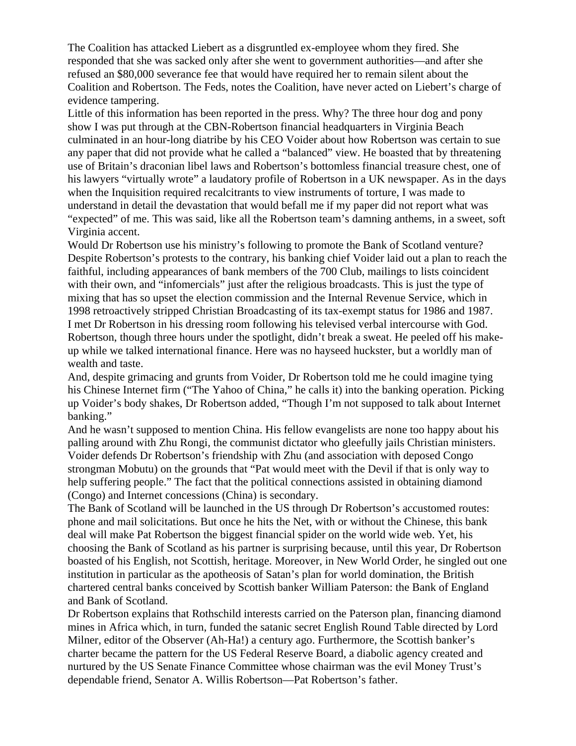The Coalition has attacked Liebert as a disgruntled ex-employee whom they fired. She responded that she was sacked only after she went to government authorities—and after she refused an $80,000 severance fee that would have required her to remain silent about the Coalition and Robertson. The Feds, notes the Coalition, have never acted on Liebert's charge of evidence tampering.

Little of this information has been reported in the press. Why? The three hour dog and pony show I was put through at the CBN-Robertson financial headquarters in Virginia Beach culminated in an hour-long diatribe by his CEO Voider about how Robertson was certain to sue any paper that did not provide what he called a "balanced" view. He boasted that by threatening use of Britain's draconian libel laws and Robertson's bottomless financial treasure chest, one of his lawyers "virtually wrote" a laudatory profile of Robertson in a UK newspaper. As in the days when the Inquisition required recalcitrants to view instruments of torture, I was made to understand in detail the devastation that would befall me if my paper did not report what was "expected" of me. This was said, like all the Robertson team's damning anthems, in a sweet, soft Virginia accent.

Would Dr Robertson use his ministry's following to promote the Bank of Scotland venture? Despite Robertson's protests to the contrary, his banking chief Voider laid out a plan to reach the faithful, including appearances of bank members of the 700 Club, mailings to lists coincident with their own, and "infomercials" just after the religious broadcasts. This is just the type of mixing that has so upset the election commission and the Internal Revenue Service, which in 1998 retroactively stripped Christian Broadcasting of its tax-exempt status for 1986 and 1987.

I met Dr Robertson in his dressing room following his televised verbal intercourse with God. Robertson, though three hours under the spotlight, didn't break a sweat. He peeled off his make-up while we talked international finance. Here was no hayseed huckster, but a worldly man of wealth and taste.

And, despite grimacing and grunts from Voider, Dr Robertson told me he could imagine tying his Chinese Internet firm ("The Yahoo of China," he calls it) into the banking operation. Picking up Voider's body shakes, Dr Robertson added, "Though I'm not supposed to talk about Internet banking."

And he wasn't supposed to mention China. His fellow evangelists are none too happy about his palling around with Zhu Rongi, the communist dictator who gleefully jails Christian ministers. Voider defends Dr Robertson's friendship with Zhu (and association with deposed Congo strongman Mobutu) on the grounds that "Pat would meet with the Devil if that is only way to help suffering people." The fact that the political connections assisted in obtaining diamond (Congo) and Internet concessions (China) is secondary.

The Bank of Scotland will be launched in the US through Dr Robertson's accustomed routes: phone and mail solicitations. But once he hits the Net, with or without the Chinese, this bank deal will make Pat Robertson the biggest financial spider on the world wide web. Yet, his choosing the Bank of Scotland as his partner is surprising because, until this year, Dr Robertson boasted of his English, not Scottish, heritage. Moreover, in New World Order, he singled out one institution in particular as the apotheosis of Satan's plan for world domination, the British chartered central banks conceived by Scottish banker William Paterson: the Bank of England and Bank of Scotland.

Dr Robertson explains that Rothschild interests carried on the Paterson plan, financing diamond mines in Africa which, in turn, funded the satanic secret English Round Table directed by Lord Milner, editor of the Observer (Ah-Ha!) a century ago. Furthermore, the Scottish banker's charter became the pattern for the US Federal Reserve Board, a diabolic agency created and nurtured by the US Senate Finance Committee whose chairman was the evil Money Trust's dependable friend, Senator A. Willis Robertson—Pat Robertson's father.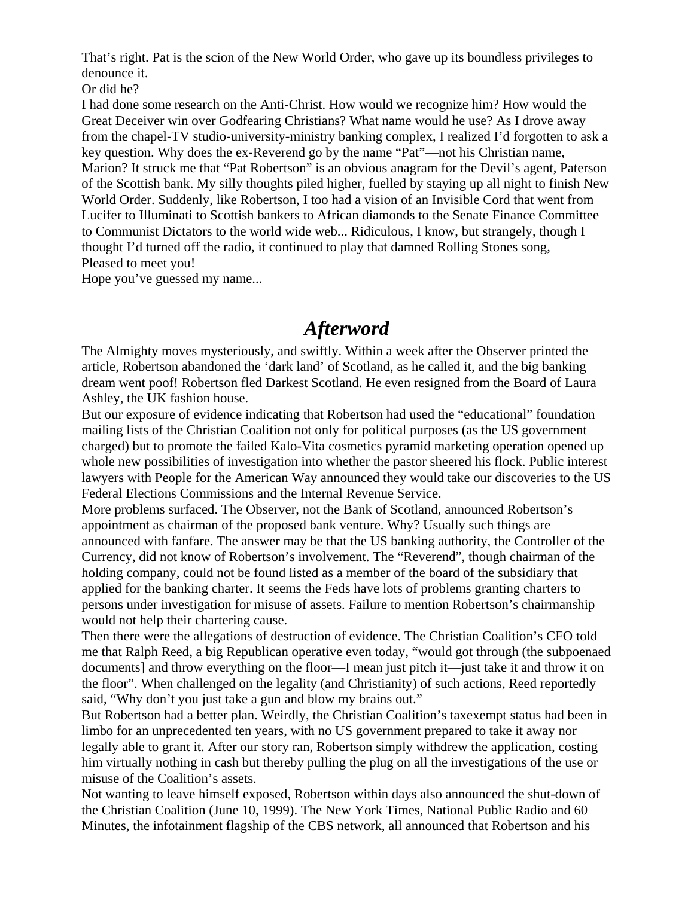That's right. Pat is the scion of the New World Order, who gave up its boundless privileges to denounce it.

Or did he?

I had done some research on the Anti-Christ. How would we recognize him? How would the Great Deceiver win over Godfearing Christians? What name would he use? As I drove away from the chapel-TV studio-university-ministry banking complex, I realized I'd forgotten to ask a key question. Why does the ex-Reverend go by the name "Pat"—not his Christian name, Marion? It struck me that "Pat Robertson" is an obvious anagram for the Devil's agent, Paterson of the Scottish bank. My silly thoughts piled higher, fuelled by staying up all night to finish New World Order. Suddenly, like Robertson, I too had a vision of an Invisible Cord that went from Lucifer to Illuminati to Scottish bankers to African diamonds to the Senate Finance Committee to Communist Dictators to the world wide web... Ridiculous, I know, but strangely, though I thought I'd turned off the radio, it continued to play that damned Rolling Stones song,

Pleased to meet you!

Hope you've guessed my name...

## *Afterword*

The Almighty moves mysteriously, and swiftly. Within a week after the Observer printed the article, Robertson abandoned the 'dark land' of Scotland, as he called it, and the big banking dream went poof! Robertson fled Darkest Scotland. He even resigned from the Board of Laura Ashley, the UK fashion house.

But our exposure of evidence indicating that Robertson had used the "educational" foundation mailing lists of the Christian Coalition not only for political purposes (as the US government charged) but to promote the failed Kalo-Vita cosmetics pyramid marketing operation opened up whole new possibilities of investigation into whether the pastor sheered his flock. Public interest lawyers with People for the American Way announced they would take our discoveries to the US Federal Elections Commissions and the Internal Revenue Service.

More problems surfaced. The Observer, not the Bank of Scotland, announced Robertson's appointment as chairman of the proposed bank venture. Why? Usually such things are announced with fanfare. The answer may be that the US banking authority, the Controller of the Currency, did not know of Robertson's involvement. The "Reverend", though chairman of the holding company, could not be found listed as a member of the board of the subsidiary that applied for the banking charter. It seems the Feds have lots of problems granting charters to persons under investigation for misuse of assets. Failure to mention Robertson's chairmanship would not help their chartering cause.

Then there were the allegations of destruction of evidence. The Christian Coalition's CFO told me that Ralph Reed, a big Republican operative even today, "would got through (the subpoenaed documents] and throw everything on the floor—I mean just pitch it—just take it and throw it on the floor". When challenged on the legality (and Christianity) of such actions, Reed reportedly said, "Why don't you just take a gun and blow my brains out."

But Robertson had a better plan. Weirdly, the Christian Coalition's taxexempt status had been in limbo for an unprecedented ten years, with no US government prepared to take it away nor legally able to grant it. After our story ran, Robertson simply withdrew the application, costing him virtually nothing in cash but thereby pulling the plug on all the investigations of the use or misuse of the Coalition's assets.

Not wanting to leave himself exposed, Robertson within days also announced the shut-down of the Christian Coalition (June 10, 1999). The New York Times, National Public Radio and 60 Minutes, the infotainment flagship of the CBS network, all announced that Robertson and his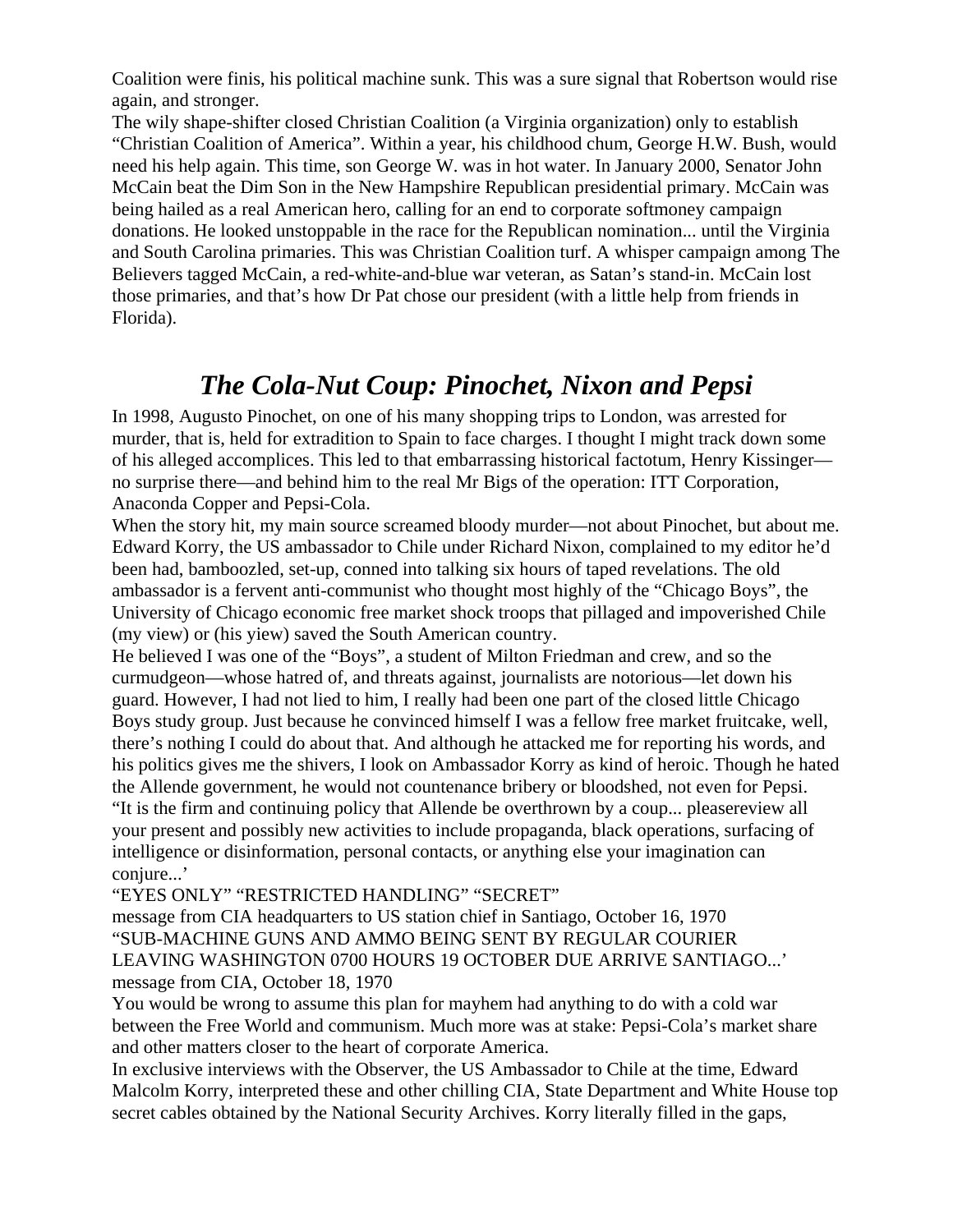Coalition were finis, his political machine sunk. This was a sure signal that Robertson would rise again, and stronger.

The wily shape-shifter closed Christian Coalition (a Virginia organization) only to establish "Christian Coalition of America". Within a year, his childhood chum, George H.W. Bush, would need his help again. This time, son George W. was in hot water. In January 2000, Senator John McCain beat the Dim Son in the New Hampshire Republican presidential primary. McCain was being hailed as a real American hero, calling for an end to corporate softmoney campaign donations. He looked unstoppable in the race for the Republican nomination... until the Virginia and South Carolina primaries. This was Christian Coalition turf. A whisper campaign among The Believers tagged McCain, a red-white-and-blue war veteran, as Satan's stand-in. McCain lost those primaries, and that's how Dr Pat chose our president (with a little help from friends in Florida).

## *The Cola-Nut Coup: Pinochet, Nixon and Pepsi*

In 1998, Augusto Pinochet, on one of his many shopping trips to London, was arrested for murder, that is, held for extradition to Spain to face charges. I thought I might track down some of his alleged accomplices. This led to that embarrassing historical factotum, Henry Kissinger—no surprise there—and behind him to the real Mr Bigs of the operation: ITT Corporation, Anaconda Copper and Pepsi-Cola.

When the story hit, my main source screamed bloody murder—not about Pinochet, but about me. Edward Korry, the US ambassador to Chile under Richard Nixon, complained to my editor he'd been had, bamboozled, set-up, conned into talking six hours of taped revelations. The old ambassador is a fervent anti-communist who thought most highly of the "Chicago Boys", the University of Chicago economic free market shock troops that pillaged and impoverished Chile (my view) or (his yiew) saved the South American country.

He believed I was one of the "Boys", a student of Milton Friedman and crew, and so the curmudgeon—whose hatred of, and threats against, journalists are notorious—let down his guard. However, I had not lied to him, I really had been one part of the closed little Chicago Boys study group. Just because he convinced himself I was a fellow free market fruitcake, well, there's nothing I could do about that. And although he attacked me for reporting his words, and his politics gives me the shivers, I look on Ambassador Korry as kind of heroic. Though he hated the Allende government, he would not countenance bribery or bloodshed, not even for Pepsi.

"It is the firm and continuing policy that Allende be overthrown by a coup... pleasereview all your present and possibly new activities to include propaganda, black operations, surfacing of intelligence or disinformation, personal contacts, or anything else your imagination can conjure...'

"EYES ONLY" "RESTRICTED HANDLING" "SECRET"

message from CIA headquarters to US station chief in Santiago, October 16, 1970

"SUB-MACHINE GUNS AND AMMO BEING SENT BY REGULAR COURIER LEAVING WASHINGTON 0700 HOURS 19 OCTOBER DUE ARRIVE SANTIAGO...'

message from CIA, October 18, 1970

You would be wrong to assume this plan for mayhem had anything to do with a cold war between the Free World and communism. Much more was at stake: Pepsi-Cola's market share and other matters closer to the heart of corporate America.

In exclusive interviews with the Observer, the US Ambassador to Chile at the time, Edward Malcolm Korry, interpreted these and other chilling CIA, State Department and White House top secret cables obtained by the National Security Archives. Korry literally filled in the gaps,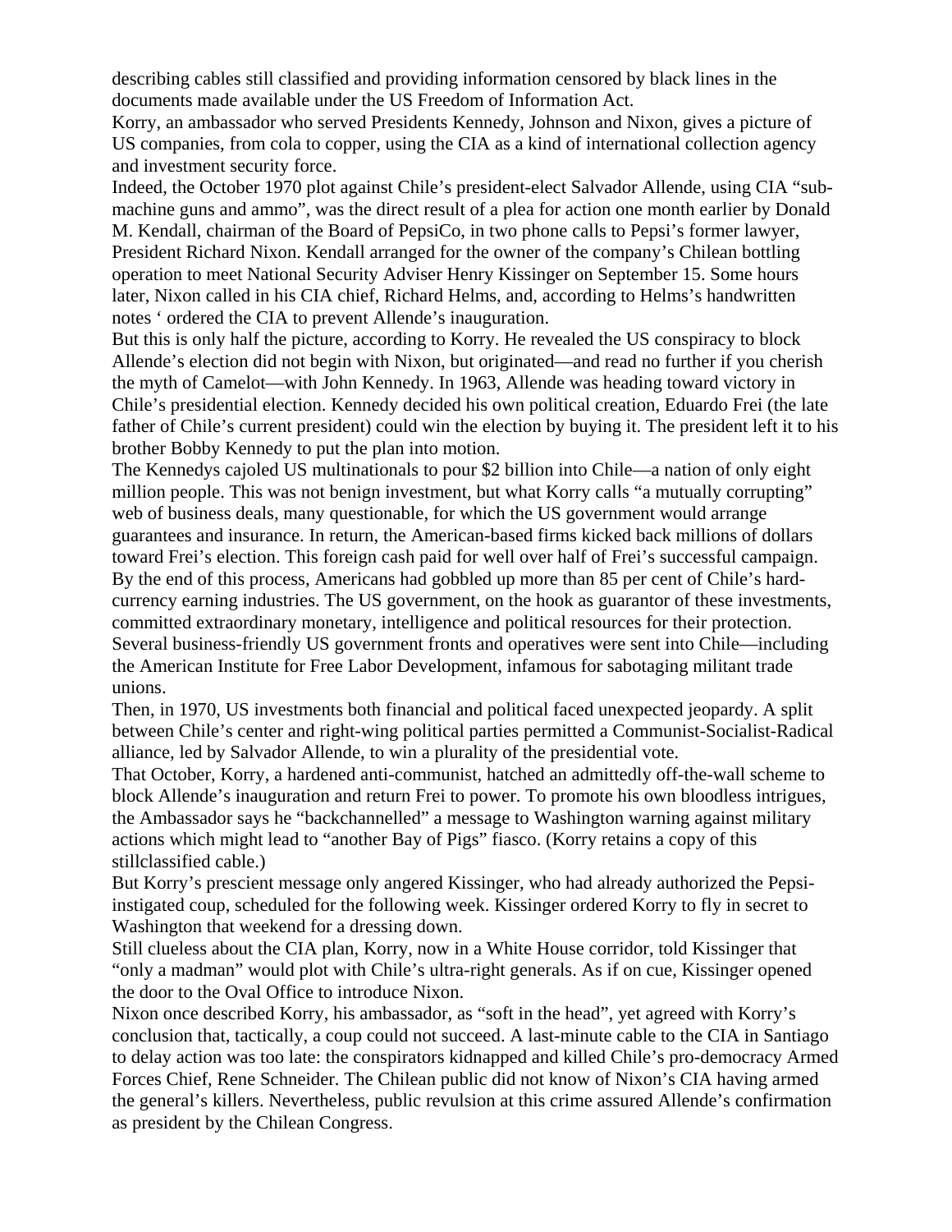describing cables still classified and providing information censored by black lines in the documents made available under the US Freedom of Information Act.

Korry, an ambassador who served Presidents Kennedy, Johnson and Nixon, gives a picture of US companies, from cola to copper, using the CIA as a kind of international collection agency and investment security force.

Indeed, the October 1970 plot against Chile's president-elect Salvador Allende, using CIA "sub-machine guns and ammo", was the direct result of a plea for action one month earlier by Donald M. Kendall, chairman of the Board of PepsiCo, in two phone calls to Pepsi's former lawyer, President Richard Nixon. Kendall arranged for the owner of the company's Chilean bottling operation to meet National Security Adviser Henry Kissinger on September 15. Some hours later, Nixon called in his CIA chief, Richard Helms, and, according to Helms's handwritten notes ' ordered the CIA to prevent Allende's inauguration.

But this is only half the picture, according to Korry. He revealed the US conspiracy to block Allende's election did not begin with Nixon, but originated—and read no further if you cherish the myth of Camelot—with John Kennedy. In 1963, Allende was heading toward victory in Chile's presidential election. Kennedy decided his own political creation, Eduardo Frei (the late father of Chile's current president) could win the election by buying it. The president left it to his brother Bobby Kennedy to put the plan into motion.

The Kennedys cajoled US multinationals to pour $2 billion into Chile—a nation of only eight million people. This was not benign investment, but what Korry calls "a mutually corrupting" web of business deals, many questionable, for which the US government would arrange guarantees and insurance. In return, the American-based firms kicked back millions of dollars toward Frei's election. This foreign cash paid for well over half of Frei's successful campaign. By the end of this process, Americans had gobbled up more than 85 per cent of Chile's hard-currency earning industries. The US government, on the hook as guarantor of these investments, committed extraordinary monetary, intelligence and political resources for their protection. Several business-friendly US government fronts and operatives were sent into Chile—including the American Institute for Free Labor Development, infamous for sabotaging militant trade unions.

Then, in 1970, US investments both financial and political faced unexpected jeopardy. A split between Chile's center and right-wing political parties permitted a Communist-Socialist-Radical alliance, led by Salvador Allende, to win a plurality of the presidential vote.

That October, Korry, a hardened anti-communist, hatched an admittedly off-the-wall scheme to block Allende's inauguration and return Frei to power. To promote his own bloodless intrigues, the Ambassador says he "backchannelled" a message to Washington warning against military actions which might lead to "another Bay of Pigs" fiasco. (Korry retains a copy of this stillclassified cable.)

But Korry's prescient message only angered Kissinger, who had already authorized the Pepsi-instigated coup, scheduled for the following week. Kissinger ordered Korry to fly in secret to Washington that weekend for a dressing down.

Still clueless about the CIA plan, Korry, now in a White House corridor, told Kissinger that "only a madman" would plot with Chile's ultra-right generals. As if on cue, Kissinger opened the door to the Oval Office to introduce Nixon.

Nixon once described Korry, his ambassador, as "soft in the head", yet agreed with Korry's conclusion that, tactically, a coup could not succeed. A last-minute cable to the CIA in Santiago to delay action was too late: the conspirators kidnapped and killed Chile's pro-democracy Armed Forces Chief, Rene Schneider. The Chilean public did not know of Nixon's CIA having armed the general's killers. Nevertheless, public revulsion at this crime assured Allende's confirmation as president by the Chilean Congress.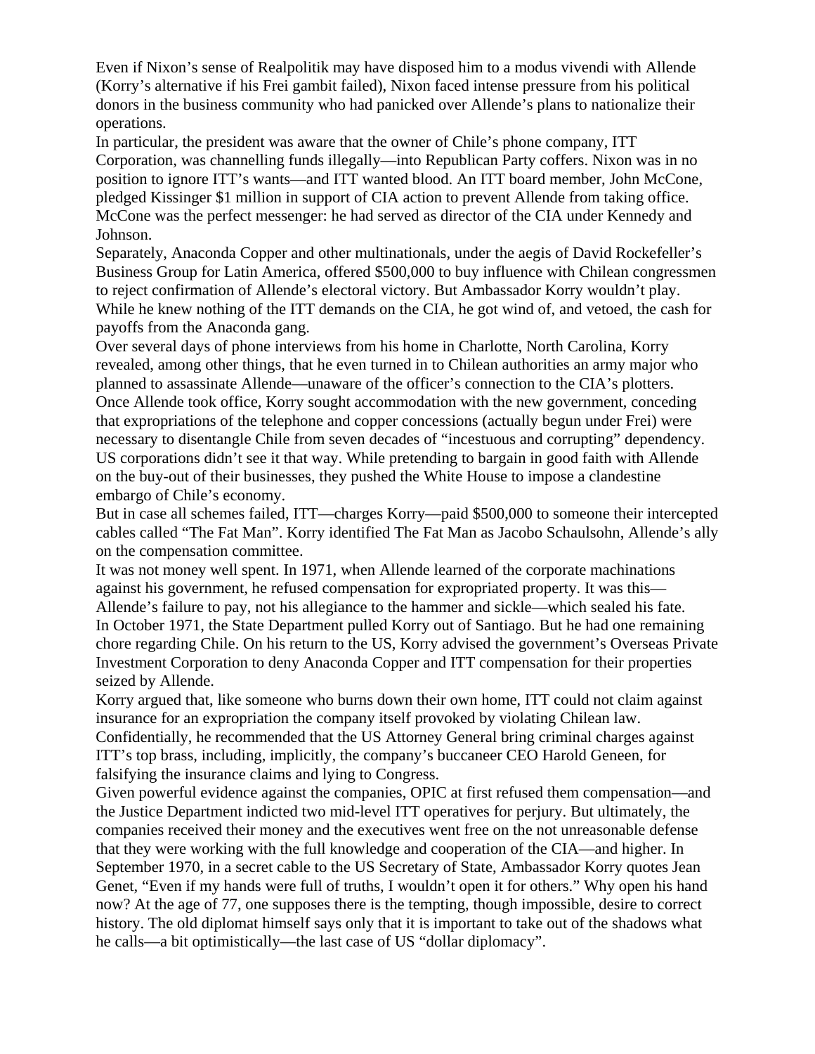Even if Nixon's sense of Realpolitik may have disposed him to a modus vivendi with Allende (Korry's alternative if his Frei gambit failed), Nixon faced intense pressure from his political donors in the business community who had panicked over Allende's plans to nationalize their operations.

In particular, the president was aware that the owner of Chile's phone company, ITT Corporation, was channelling funds illegally—into Republican Party coffers. Nixon was in no position to ignore ITT's wants—and ITT wanted blood. An ITT board member, John McCone, pledged Kissinger $1 million in support of CIA action to prevent Allende from taking office. McCone was the perfect messenger: he had served as director of the CIA under Kennedy and Johnson.

Separately, Anaconda Copper and other multinationals, under the aegis of David Rockefeller's Business Group for Latin America, offered $500,000 to buy influence with Chilean congressmen to reject confirmation of Allende's electoral victory. But Ambassador Korry wouldn't play. While he knew nothing of the ITT demands on the CIA, he got wind of, and vetoed, the cash for payoffs from the Anaconda gang.

Over several days of phone interviews from his home in Charlotte, North Carolina, Korry revealed, among other things, that he even turned in to Chilean authorities an army major who planned to assassinate Allende—unaware of the officer's connection to the CIA's plotters.

Once Allende took office, Korry sought accommodation with the new government, conceding that expropriations of the telephone and copper concessions (actually begun under Frei) were necessary to disentangle Chile from seven decades of "incestuous and corrupting" dependency.

US corporations didn't see it that way. While pretending to bargain in good faith with Allende on the buy-out of their businesses, they pushed the White House to impose a clandestine embargo of Chile's economy.

But in case all schemes failed, ITT—charges Korry—paid $500,000 to someone their intercepted cables called "The Fat Man". Korry identified The Fat Man as Jacobo Schaulsohn, Allende's ally on the compensation committee.

It was not money well spent. In 1971, when Allende learned of the corporate machinations against his government, he refused compensation for expropriated property. It was this—Allende's failure to pay, not his allegiance to the hammer and sickle—which sealed his fate.

In October 1971, the State Department pulled Korry out of Santiago. But he had one remaining chore regarding Chile. On his return to the US, Korry advised the government's Overseas Private Investment Corporation to deny Anaconda Copper and ITT compensation for their properties seized by Allende.

Korry argued that, like someone who burns down their own home, ITT could not claim against insurance for an expropriation the company itself provoked by violating Chilean law.

Confidentially, he recommended that the US Attorney General bring criminal charges against ITT's top brass, including, implicitly, the company's buccaneer CEO Harold Geneen, for falsifying the insurance claims and lying to Congress.

Given powerful evidence against the companies, OPIC at first refused them compensation—and the Justice Department indicted two mid-level ITT operatives for perjury. But ultimately, the companies received their money and the executives went free on the not unreasonable defense that they were working with the full knowledge and cooperation of the CIA—and higher. In September 1970, in a secret cable to the US Secretary of State, Ambassador Korry quotes Jean Genet, "Even if my hands were full of truths, I wouldn't open it for others." Why open his hand now? At the age of 77, one supposes there is the tempting, though impossible, desire to correct history. The old diplomat himself says only that it is important to take out of the shadows what he calls—a bit optimistically—the last case of US "dollar diplomacy".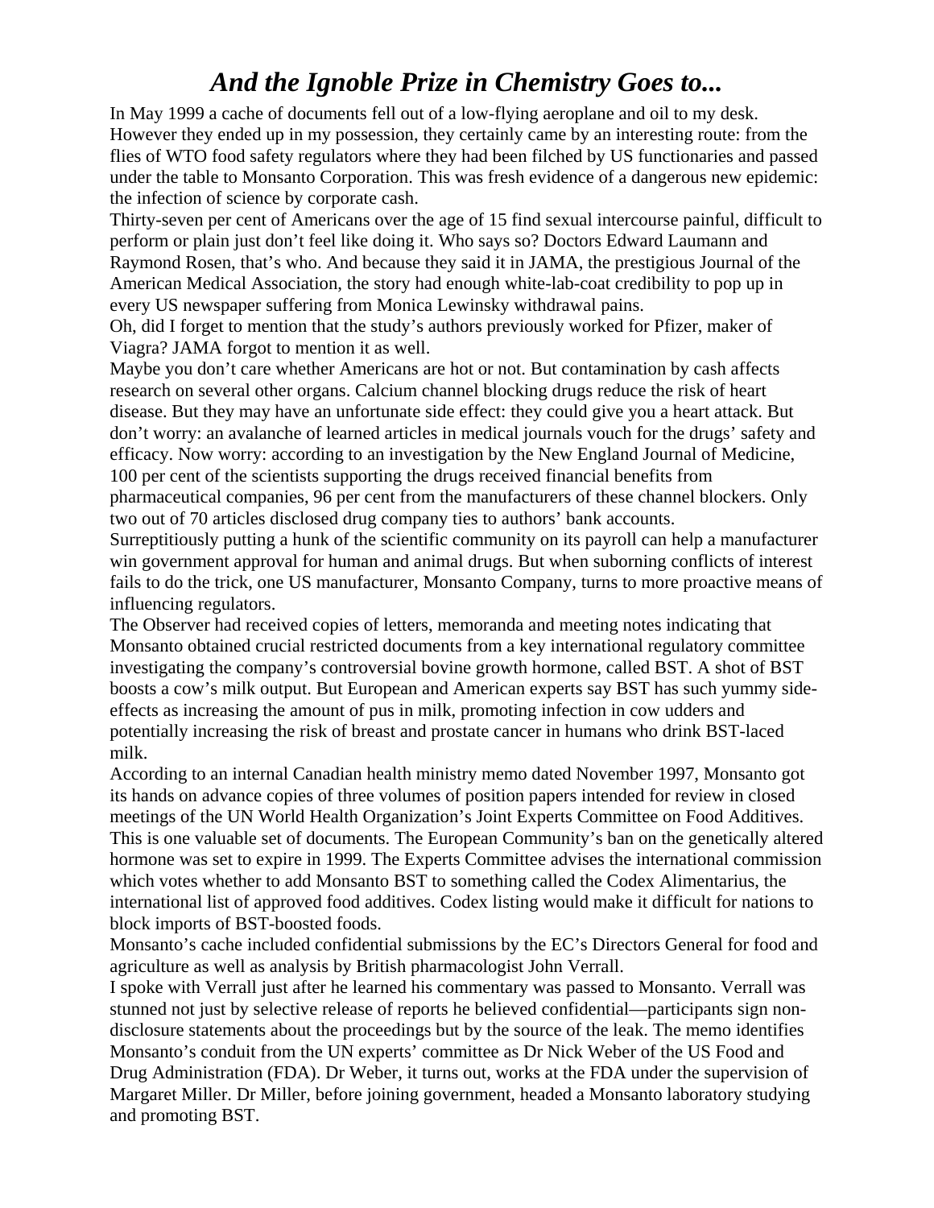# *And the Ignoble Prize in Chemistry Goes to...*

In May 1999 a cache of documents fell out of a low-flying aeroplane and oil to my desk. However they ended up in my possession, they certainly came by an interesting route: from the flies of WTO food safety regulators where they had been filched by US functionaries and passed under the table to Monsanto Corporation. This was fresh evidence of a dangerous new epidemic: the infection of science by corporate cash.

Thirty-seven per cent of Americans over the age of 15 find sexual intercourse painful, difficult to perform or plain just don't feel like doing it. Who says so? Doctors Edward Laumann and Raymond Rosen, that's who. And because they said it in JAMA, the prestigious Journal of the American Medical Association, the story had enough white-lab-coat credibility to pop up in every US newspaper suffering from Monica Lewinsky withdrawal pains.

Oh, did I forget to mention that the study's authors previously worked for Pfizer, maker of Viagra? JAMA forgot to mention it as well.

Maybe you don't care whether Americans are hot or not. But contamination by cash affects research on several other organs. Calcium channel blocking drugs reduce the risk of heart disease. But they may have an unfortunate side effect: they could give you a heart attack. But don't worry: an avalanche of learned articles in medical journals vouch for the drugs' safety and efficacy. Now worry: according to an investigation by the New England Journal of Medicine, 100 per cent of the scientists supporting the drugs received financial benefits from pharmaceutical companies, 96 per cent from the manufacturers of these channel blockers. Only two out of 70 articles disclosed drug company ties to authors' bank accounts.

Surreptitiously putting a hunk of the scientific community on its payroll can help a manufacturer win government approval for human and animal drugs. But when suborning conflicts of interest fails to do the trick, one US manufacturer, Monsanto Company, turns to more proactive means of influencing regulators.

The Observer had received copies of letters, memoranda and meeting notes indicating that Monsanto obtained crucial restricted documents from a key international regulatory committee investigating the company's controversial bovine growth hormone, called BST. A shot of BST boosts a cow's milk output. But European and American experts say BST has such yummy side-effects as increasing the amount of pus in milk, promoting infection in cow udders and potentially increasing the risk of breast and prostate cancer in humans who drink BST-laced milk.

According to an internal Canadian health ministry memo dated November 1997, Monsanto got its hands on advance copies of three volumes of position papers intended for review in closed meetings of the UN World Health Organization's Joint Experts Committee on Food Additives. This is one valuable set of documents. The European Community's ban on the genetically altered hormone was set to expire in 1999. The Experts Committee advises the international commission which votes whether to add Monsanto BST to something called the Codex Alimentarius, the international list of approved food additives. Codex listing would make it difficult for nations to block imports of BST-boosted foods.

Monsanto's cache included confidential submissions by the EC's Directors General for food and agriculture as well as analysis by British pharmacologist John Verrall.

I spoke with Verrall just after he learned his commentary was passed to Monsanto. Verrall was stunned not just by selective release of reports he believed confidential—participants sign non-disclosure statements about the proceedings but by the source of the leak. The memo identifies Monsanto's conduit from the UN experts' committee as Dr Nick Weber of the US Food and Drug Administration (FDA). Dr Weber, it turns out, works at the FDA under the supervision of Margaret Miller. Dr Miller, before joining government, headed a Monsanto laboratory studying and promoting BST.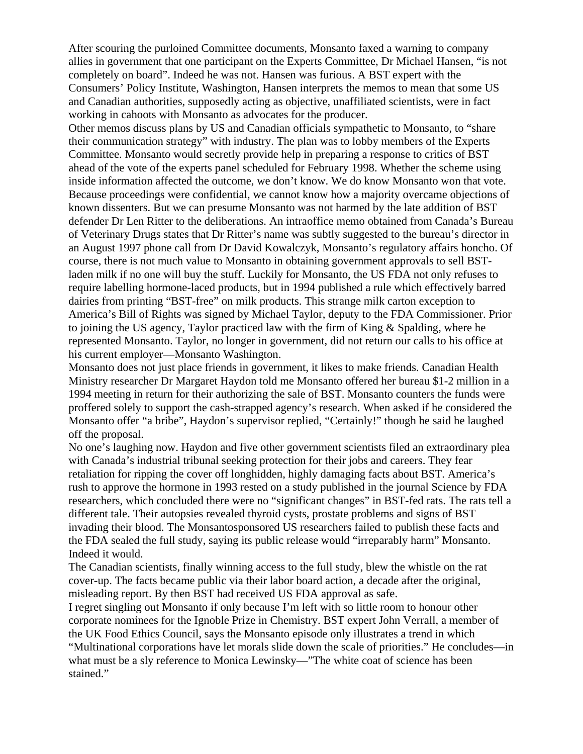After scouring the purloined Committee documents, Monsanto faxed a warning to company allies in government that one participant on the Experts Committee, Dr Michael Hansen, "is not completely on board". Indeed he was not. Hansen was furious. A BST expert with the Consumers' Policy Institute, Washington, Hansen interprets the memos to mean that some US and Canadian authorities, supposedly acting as objective, unaffiliated scientists, were in fact working in cahoots with Monsanto as advocates for the producer.

Other memos discuss plans by US and Canadian officials sympathetic to Monsanto, to "share their communication strategy" with industry. The plan was to lobby members of the Experts Committee. Monsanto would secretly provide help in preparing a response to critics of BST ahead of the vote of the experts panel scheduled for February 1998. Whether the scheme using inside information affected the outcome, we don't know. We do know Monsanto won that vote. Because proceedings were confidential, we cannot know how a majority overcame objections of known dissenters. But we can presume Monsanto was not harmed by the late addition of BST defender Dr Len Ritter to the deliberations. An intraoffice memo obtained from Canada's Bureau of Veterinary Drugs states that Dr Ritter's name was subtly suggested to the bureau's director in an August 1997 phone call from Dr David Kowalczyk, Monsanto's regulatory affairs honcho. Of course, there is not much value to Monsanto in obtaining government approvals to sell BST-laden milk if no one will buy the stuff. Luckily for Monsanto, the US FDA not only refuses to require labelling hormone-laced products, but in 1994 published a rule which effectively barred dairies from printing "BST-free" on milk products. This strange milk carton exception to America's Bill of Rights was signed by Michael Taylor, deputy to the FDA Commissioner. Prior to joining the US agency, Taylor practiced law with the firm of King & Spalding, where he represented Monsanto. Taylor, no longer in government, did not return our calls to his office at his current employer—Monsanto Washington.

Monsanto does not just place friends in government, it likes to make friends. Canadian Health Ministry researcher Dr Margaret Haydon told me Monsanto offered her bureau $1-2 million in a 1994 meeting in return for their authorizing the sale of BST. Monsanto counters the funds were proffered solely to support the cash-strapped agency's research. When asked if he considered the Monsanto offer "a bribe", Haydon's supervisor replied, "Certainly!" though he said he laughed off the proposal.

No one's laughing now. Haydon and five other government scientists filed an extraordinary plea with Canada's industrial tribunal seeking protection for their jobs and careers. They fear retaliation for ripping the cover off longhidden, highly damaging facts about BST. America's rush to approve the hormone in 1993 rested on a study published in the journal Science by FDA researchers, which concluded there were no "significant changes" in BST-fed rats. The rats tell a different tale. Their autopsies revealed thyroid cysts, prostate problems and signs of BST invading their blood. The Monsantosponsored US researchers failed to publish these facts and the FDA sealed the full study, saying its public release would "irreparably harm" Monsanto. Indeed it would.

The Canadian scientists, finally winning access to the full study, blew the whistle on the rat cover-up. The facts became public via their labor board action, a decade after the original, misleading report. By then BST had received US FDA approval as safe.

I regret singling out Monsanto if only because I'm left with so little room to honour other corporate nominees for the Ignoble Prize in Chemistry. BST expert John Verrall, a member of the UK Food Ethics Council, says the Monsanto episode only illustrates a trend in which "Multinational corporations have let morals slide down the scale of priorities." He concludes—in what must be a sly reference to Monica Lewinsky—"The white coat of science has been stained."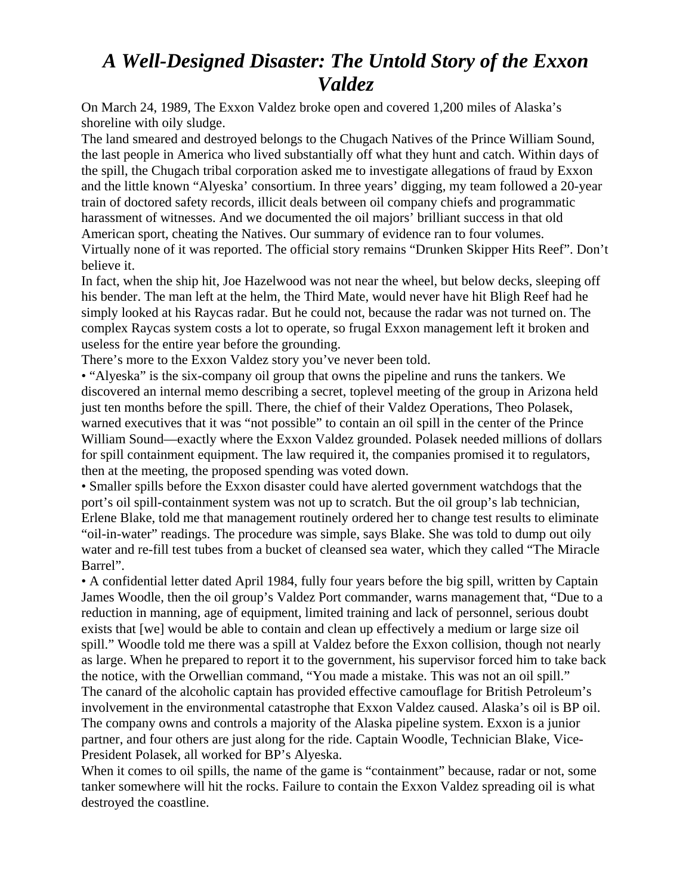# *A Well-Designed Disaster: The Untold Story of the Exxon Valdez*

On March 24, 1989, The Exxon Valdez broke open and covered 1,200 miles of Alaska's shoreline with oily sludge.

The land smeared and destroyed belongs to the Chugach Natives of the Prince William Sound, the last people in America who lived substantially off what they hunt and catch. Within days of the spill, the Chugach tribal corporation asked me to investigate allegations of fraud by Exxon and the little known "Alyeska' consortium. In three years' digging, my team followed a 20-year train of doctored safety records, illicit deals between oil company chiefs and programmatic harassment of witnesses. And we documented the oil majors' brilliant success in that old American sport, cheating the Natives. Our summary of evidence ran to four volumes. Virtually none of it was reported. The official story remains "Drunken Skipper Hits Reef". Don't believe it.

In fact, when the ship hit, Joe Hazelwood was not near the wheel, but below decks, sleeping off his bender. The man left at the helm, the Third Mate, would never have hit Bligh Reef had he simply looked at his Raycas radar. But he could not, because the radar was not turned on. The complex Raycas system costs a lot to operate, so frugal Exxon management left it broken and useless for the entire year before the grounding.

There's more to the Exxon Valdez story you've never been told.

- "Alyeska" is the six-company oil group that owns the pipeline and runs the tankers. We discovered an internal memo describing a secret, toplevel meeting of the group in Arizona held just ten months before the spill. There, the chief of their Valdez Operations, Theo Polasek, warned executives that it was "not possible" to contain an oil spill in the center of the Prince William Sound—exactly where the Exxon Valdez grounded. Polasek needed millions of dollars for spill containment equipment. The law required it, the companies promised it to regulators, then at the meeting, the proposed spending was voted down.
- Smaller spills before the Exxon disaster could have alerted government watchdogs that the port's oil spill-containment system was not up to scratch. But the oil group's lab technician, Erlene Blake, told me that management routinely ordered her to change test results to eliminate "oil-in-water" readings. The procedure was simple, says Blake. She was told to dump out oily water and re-fill test tubes from a bucket of cleansed sea water, which they called "The Miracle Barrel".
- A confidential letter dated April 1984, fully four years before the big spill, written by Captain James Woodle, then the oil group's Valdez Port commander, warns management that, "Due to a reduction in manning, age of equipment, limited training and lack of personnel, serious doubt exists that [we] would be able to contain and clean up effectively a medium or large size oil spill." Woodle told me there was a spill at Valdez before the Exxon collision, though not nearly as large. When he prepared to report it to the government, his supervisor forced him to take back the notice, with the Orwellian command, "You made a mistake. This was not an oil spill."

The canard of the alcoholic captain has provided effective camouflage for British Petroleum's involvement in the environmental catastrophe that Exxon Valdez caused. Alaska's oil is BP oil. The company owns and controls a majority of the Alaska pipeline system. Exxon is a junior partner, and four others are just along for the ride. Captain Woodle, Technician Blake, Vice-President Polasek, all worked for BP's Alyeska.

When it comes to oil spills, the name of the game is "containment" because, radar or not, some tanker somewhere will hit the rocks. Failure to contain the Exxon Valdez spreading oil is what destroyed the coastline.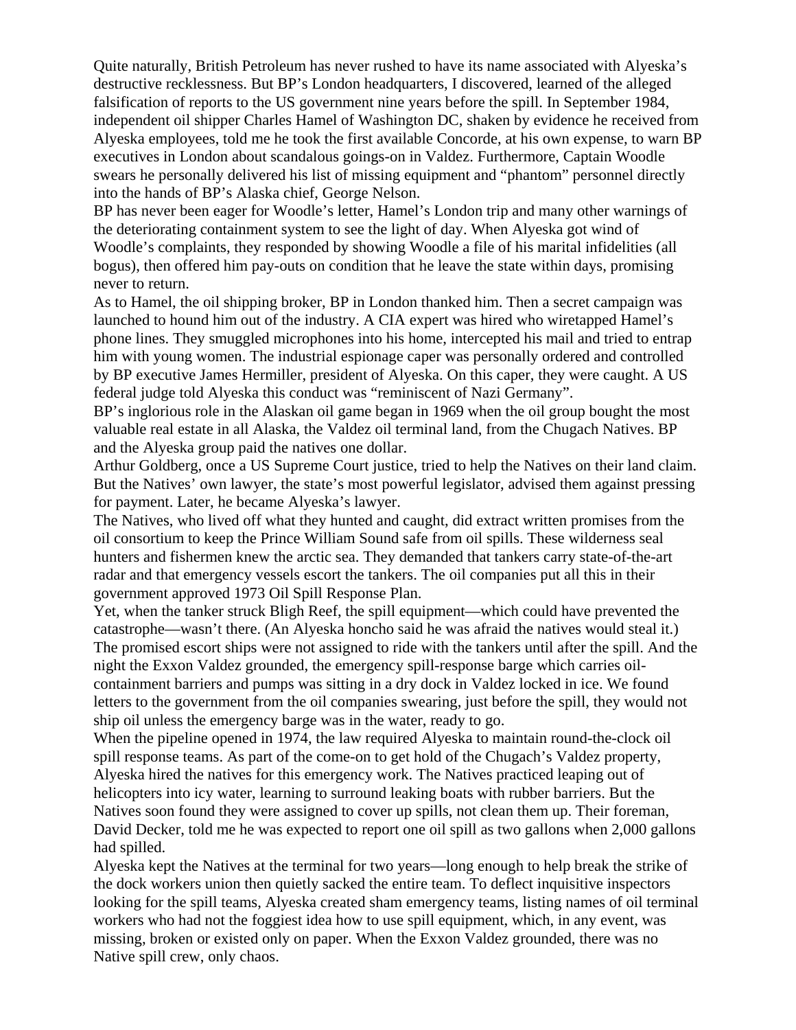Quite naturally, British Petroleum has never rushed to have its name associated with Alyeska's destructive recklessness. But BP's London headquarters, I discovered, learned of the alleged falsification of reports to the US government nine years before the spill. In September 1984, independent oil shipper Charles Hamel of Washington DC, shaken by evidence he received from Alyeska employees, told me he took the first available Concorde, at his own expense, to warn BP executives in London about scandalous goings-on in Valdez. Furthermore, Captain Woodle swears he personally delivered his list of missing equipment and "phantom" personnel directly into the hands of BP's Alaska chief, George Nelson.

BP has never been eager for Woodle's letter, Hamel's London trip and many other warnings of the deteriorating containment system to see the light of day. When Alyeska got wind of Woodle's complaints, they responded by showing Woodle a file of his marital infidelities (all bogus), then offered him pay-outs on condition that he leave the state within days, promising never to return.

As to Hamel, the oil shipping broker, BP in London thanked him. Then a secret campaign was launched to hound him out of the industry. A CIA expert was hired who wiretapped Hamel's phone lines. They smuggled microphones into his home, intercepted his mail and tried to entrap him with young women. The industrial espionage caper was personally ordered and controlled by BP executive James Hermiller, president of Alyeska. On this caper, they were caught. A US federal judge told Alyeska this conduct was "reminiscent of Nazi Germany".

BP's inglorious role in the Alaskan oil game began in 1969 when the oil group bought the most valuable real estate in all Alaska, the Valdez oil terminal land, from the Chugach Natives. BP and the Alyeska group paid the natives one dollar.

Arthur Goldberg, once a US Supreme Court justice, tried to help the Natives on their land claim. But the Natives' own lawyer, the state's most powerful legislator, advised them against pressing for payment. Later, he became Alyeska's lawyer.

The Natives, who lived off what they hunted and caught, did extract written promises from the oil consortium to keep the Prince William Sound safe from oil spills. These wilderness seal hunters and fishermen knew the arctic sea. They demanded that tankers carry state-of-the-art radar and that emergency vessels escort the tankers. The oil companies put all this in their government approved 1973 Oil Spill Response Plan.

Yet, when the tanker struck Bligh Reef, the spill equipment—which could have prevented the catastrophe—wasn't there. (An Alyeska honcho said he was afraid the natives would steal it.) The promised escort ships were not assigned to ride with the tankers until after the spill. And the night the Exxon Valdez grounded, the emergency spill-response barge which carries oil-containment barriers and pumps was sitting in a dry dock in Valdez locked in ice. We found letters to the government from the oil companies swearing, just before the spill, they would not ship oil unless the emergency barge was in the water, ready to go.

When the pipeline opened in 1974, the law required Alyeska to maintain round-the-clock oil spill response teams. As part of the come-on to get hold of the Chugach's Valdez property, Alyeska hired the natives for this emergency work. The Natives practiced leaping out of helicopters into icy water, learning to surround leaking boats with rubber barriers. But the Natives soon found they were assigned to cover up spills, not clean them up. Their foreman, David Decker, told me he was expected to report one oil spill as two gallons when 2,000 gallons had spilled.

Alyeska kept the Natives at the terminal for two years—long enough to help break the strike of the dock workers union then quietly sacked the entire team. To deflect inquisitive inspectors looking for the spill teams, Alyeska created sham emergency teams, listing names of oil terminal workers who had not the foggiest idea how to use spill equipment, which, in any event, was missing, broken or existed only on paper. When the Exxon Valdez grounded, there was no Native spill crew, only chaos.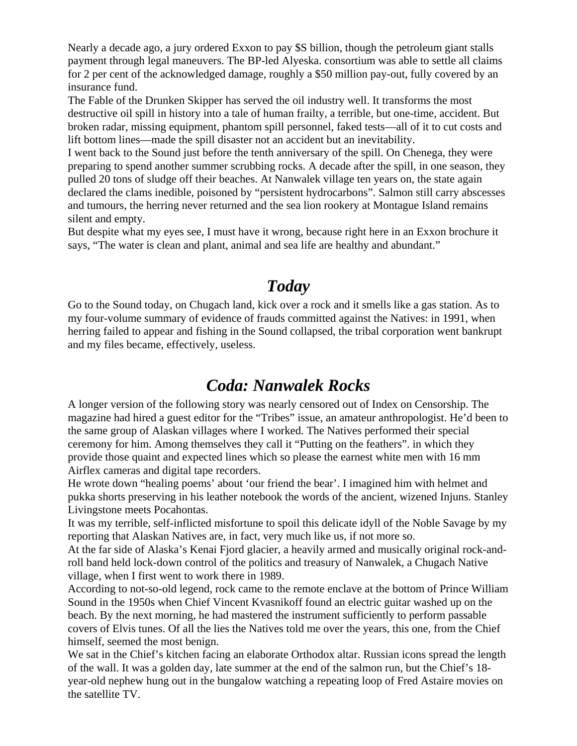Nearly a decade ago, a jury ordered Exxon to pay $S billion, though the petroleum giant stalls payment through legal maneuvers. The BP-led Alyeska. consortium was able to settle all claims for 2 per cent of the acknowledged damage, roughly a $50 million pay-out, fully covered by an insurance fund.

The Fable of the Drunken Skipper has served the oil industry well. It transforms the most destructive oil spill in history into a tale of human frailty, a terrible, but one-time, accident. But broken radar, missing equipment, phantom spill personnel, faked tests—all of it to cut costs and lift bottom lines—made the spill disaster not an accident but an inevitability.

I went back to the Sound just before the tenth anniversary of the spill. On Chenega, they were preparing to spend another summer scrubbing rocks. A decade after the spill, in one season, they pulled 20 tons of sludge off their beaches. At Nanwalek village ten years on, the state again declared the clams inedible, poisoned by "persistent hydrocarbons". Salmon still carry abscesses and tumours, the herring never returned and the sea lion rookery at Montague Island remains silent and empty.

But despite what my eyes see, I must have it wrong, because right here in an Exxon brochure it says, "The water is clean and plant, animal and sea life are healthy and abundant."

## *Today*

Go to the Sound today, on Chugach land, kick over a rock and it smells like a gas station. As to my four-volume summary of evidence of frauds committed against the Natives: in 1991, when herring failed to appear and fishing in the Sound collapsed, the tribal corporation went bankrupt and my files became, effectively, useless.

## *Coda: Nanwalek Rocks*

A longer version of the following story was nearly censored out of Index on Censorship. The magazine had hired a guest editor for the "Tribes" issue, an amateur anthropologist. He'd been to the same group of Alaskan villages where I worked. The Natives performed their special ceremony for him. Among themselves they call it "Putting on the feathers". in which they provide those quaint and expected lines which so please the earnest white men with 16 mm Airflex cameras and digital tape recorders.

He wrote down "healing poems' about 'our friend the bear'. I imagined him with helmet and pukka shorts preserving in his leather notebook the words of the ancient, wizened Injuns. Stanley Livingstone meets Pocahontas.

It was my terrible, self-inflicted misfortune to spoil this delicate idyll of the Noble Savage by my reporting that Alaskan Natives are, in fact, very much like us, if not more so.

At the far side of Alaska's Kenai Fjord glacier, a heavily armed and musically original rock-and-roll band held lock-down control of the politics and treasury of Nanwalek, a Chugach Native village, when I first went to work there in 1989.

According to not-so-old legend, rock came to the remote enclave at the bottom of Prince William Sound in the 1950s when Chief Vincent Kvasnikoff found an electric guitar washed up on the beach. By the next morning, he had mastered the instrument sufficiently to perform passable covers of Elvis tunes. Of all the lies the Natives told me over the years, this one, from the Chief himself, seemed the most benign.

We sat in the Chief's kitchen facing an elaborate Orthodox altar. Russian icons spread the length of the wall. It was a golden day, late summer at the end of the salmon run, but the Chief's 18-year-old nephew hung out in the bungalow watching a repeating loop of Fred Astaire movies on the satellite TV.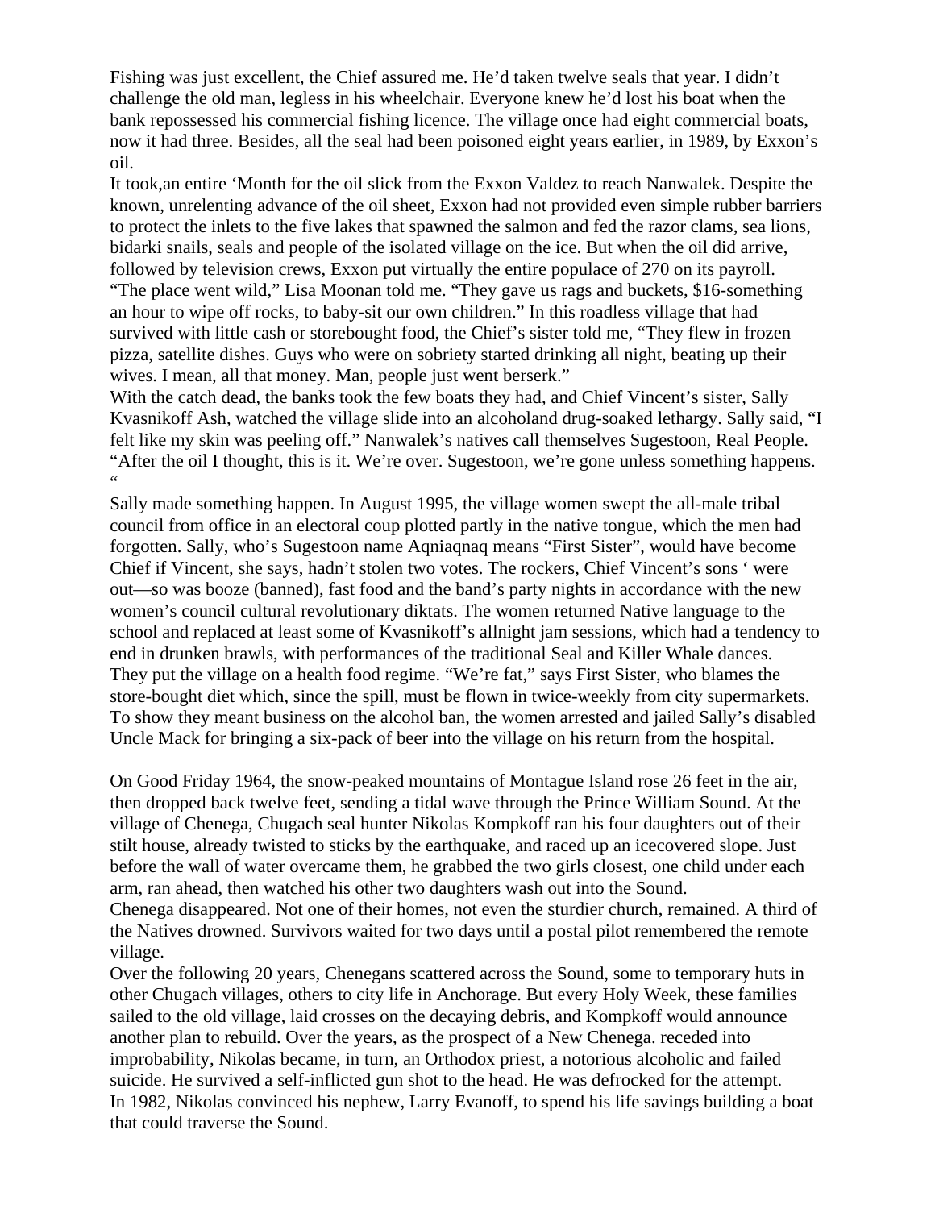Fishing was just excellent, the Chief assured me. He'd taken twelve seals that year. I didn't challenge the old man, legless in his wheelchair. Everyone knew he'd lost his boat when the bank repossessed his commercial fishing licence. The village once had eight commercial boats, now it had three. Besides, all the seal had been poisoned eight years earlier, in 1989, by Exxon's oil.

It took,an entire 'Month for the oil slick from the Exxon Valdez to reach Nanwalek. Despite the known, unrelenting advance of the oil sheet, Exxon had not provided even simple rubber barriers to protect the inlets to the five lakes that spawned the salmon and fed the razor clams, sea lions, bidarki snails, seals and people of the isolated village on the ice. But when the oil did arrive, followed by television crews, Exxon put virtually the entire populace of 270 on its payroll. "The place went wild," Lisa Moonan told me. "They gave us rags and buckets, $16-something an hour to wipe off rocks, to baby-sit our own children." In this roadless village that had survived with little cash or storebought food, the Chief's sister told me, "They flew in frozen pizza, satellite dishes. Guys who were on sobriety started drinking all night, beating up their wives. I mean, all that money. Man, people just went berserk."

With the catch dead, the banks took the few boats they had, and Chief Vincent's sister, Sally Kvasnikoff Ash, watched the village slide into an alcoholand drug-soaked lethargy. Sally said, "I felt like my skin was peeling off." Nanwalek's natives call themselves Sugestoon, Real People. "After the oil I thought, this is it. We're over. Sugestoon, we're gone unless something happens. "

Sally made something happen. In August 1995, the village women swept the all-male tribal council from office in an electoral coup plotted partly in the native tongue, which the men had forgotten. Sally, who's Sugestoon name Aqniaqnaq means "First Sister", would have become Chief if Vincent, she says, hadn't stolen two votes. The rockers, Chief Vincent's sons ' were out—so was booze (banned), fast food and the band's party nights in accordance with the new women's council cultural revolutionary diktats. The women returned Native language to the school and replaced at least some of Kvasnikoff's allnight jam sessions, which had a tendency to end in drunken brawls, with performances of the traditional Seal and Killer Whale dances. They put the village on a health food regime. "We're fat," says First Sister, who blames the store-bought diet which, since the spill, must be flown in twice-weekly from city supermarkets. To show they meant business on the alcohol ban, the women arrested and jailed Sally's disabled Uncle Mack for bringing a six-pack of beer into the village on his return from the hospital.

On Good Friday 1964, the snow-peaked mountains of Montague Island rose 26 feet in the air, then dropped back twelve feet, sending a tidal wave through the Prince William Sound. At the village of Chenega, Chugach seal hunter Nikolas Kompkoff ran his four daughters out of their stilt house, already twisted to sticks by the earthquake, and raced up an icecovered slope. Just before the wall of water overcame them, he grabbed the two girls closest, one child under each arm, ran ahead, then watched his other two daughters wash out into the Sound.

Chenega disappeared. Not one of their homes, not even the sturdier church, remained. A third of the Natives drowned. Survivors waited for two days until a postal pilot remembered the remote village.

Over the following 20 years, Chenegans scattered across the Sound, some to temporary huts in other Chugach villages, others to city life in Anchorage. But every Holy Week, these families sailed to the old village, laid crosses on the decaying debris, and Kompkoff would announce another plan to rebuild. Over the years, as the prospect of a New Chenega. receded into improbability, Nikolas became, in turn, an Orthodox priest, a notorious alcoholic and failed suicide. He survived a self-inflicted gun shot to the head. He was defrocked for the attempt.

In 1982, Nikolas convinced his nephew, Larry Evanoff, to spend his life savings building a boat that could traverse the Sound.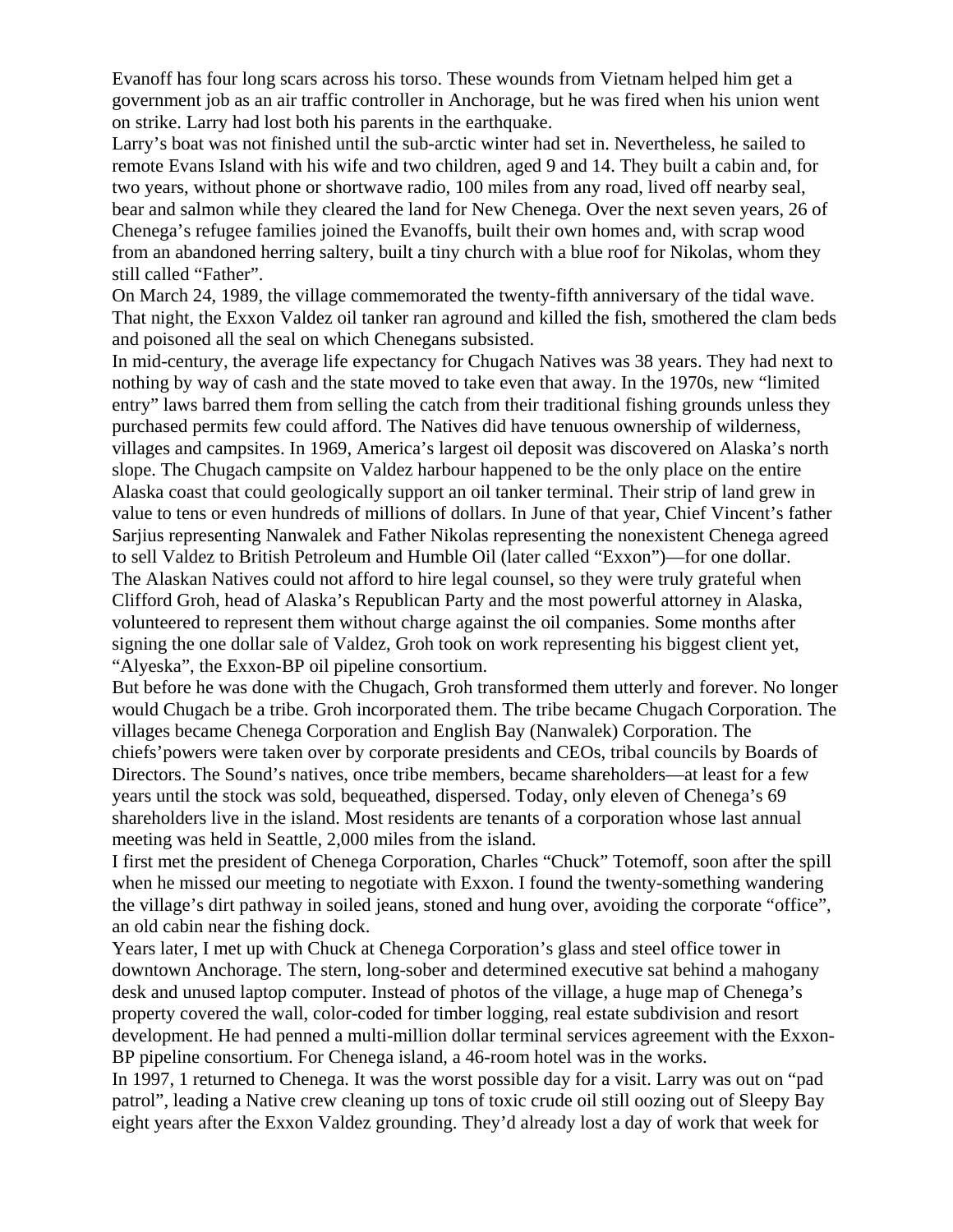Evanoff has four long scars across his torso. These wounds from Vietnam helped him get a government job as an air traffic controller in Anchorage, but he was fired when his union went on strike. Larry had lost both his parents in the earthquake.

Larry's boat was not finished until the sub-arctic winter had set in. Nevertheless, he sailed to remote Evans Island with his wife and two children, aged 9 and 14. They built a cabin and, for two years, without phone or shortwave radio, 100 miles from any road, lived off nearby seal, bear and salmon while they cleared the land for New Chenega. Over the next seven years, 26 of Chenega's refugee families joined the Evanoffs, built their own homes and, with scrap wood from an abandoned herring saltery, built a tiny church with a blue roof for Nikolas, whom they still called "Father".

On March 24, 1989, the village commemorated the twenty-fifth anniversary of the tidal wave. That night, the Exxon Valdez oil tanker ran aground and killed the fish, smothered the clam beds and poisoned all the seal on which Chenegans subsisted.

In mid-century, the average life expectancy for Chugach Natives was 38 years. They had next to nothing by way of cash and the state moved to take even that away. In the 1970s, new "limited entry" laws barred them from selling the catch from their traditional fishing grounds unless they purchased permits few could afford. The Natives did have tenuous ownership of wilderness, villages and campsites. In 1969, America's largest oil deposit was discovered on Alaska's north slope. The Chugach campsite on Valdez harbour happened to be the only place on the entire Alaska coast that could geologically support an oil tanker terminal. Their strip of land grew in value to tens or even hundreds of millions of dollars. In June of that year, Chief Vincent's father Sarjius representing Nanwalek and Father Nikolas representing the nonexistent Chenega agreed to sell Valdez to British Petroleum and Humble Oil (later called "Exxon")—for one dollar.

The Alaskan Natives could not afford to hire legal counsel, so they were truly grateful when Clifford Groh, head of Alaska's Republican Party and the most powerful attorney in Alaska, volunteered to represent them without charge against the oil companies. Some months after signing the one dollar sale of Valdez, Groh took on work representing his biggest client yet, "Alyeska", the Exxon-BP oil pipeline consortium.

But before he was done with the Chugach, Groh transformed them utterly and forever. No longer would Chugach be a tribe. Groh incorporated them. The tribe became Chugach Corporation. The villages became Chenega Corporation and English Bay (Nanwalek) Corporation. The chiefs'powers were taken over by corporate presidents and CEOs, tribal councils by Boards of Directors. The Sound's natives, once tribe members, became shareholders—at least for a few years until the stock was sold, bequeathed, dispersed. Today, only eleven of Chenega's 69 shareholders live in the island. Most residents are tenants of a corporation whose last annual meeting was held in Seattle, 2,000 miles from the island.

I first met the president of Chenega Corporation, Charles "Chuck" Totemoff, soon after the spill when he missed our meeting to negotiate with Exxon. I found the twenty-something wandering the village's dirt pathway in soiled jeans, stoned and hung over, avoiding the corporate "office", an old cabin near the fishing dock.

Years later, I met up with Chuck at Chenega Corporation's glass and steel office tower in downtown Anchorage. The stern, long-sober and determined executive sat behind a mahogany desk and unused laptop computer. Instead of photos of the village, a huge map of Chenega's property covered the wall, color-coded for timber logging, real estate subdivision and resort development. He had penned a multi-million dollar terminal services agreement with the Exxon-BP pipeline consortium. For Chenega island, a 46-room hotel was in the works.

In 1997, 1 returned to Chenega. It was the worst possible day for a visit. Larry was out on "pad patrol", leading a Native crew cleaning up tons of toxic crude oil still oozing out of Sleepy Bay eight years after the Exxon Valdez grounding. They'd already lost a day of work that week for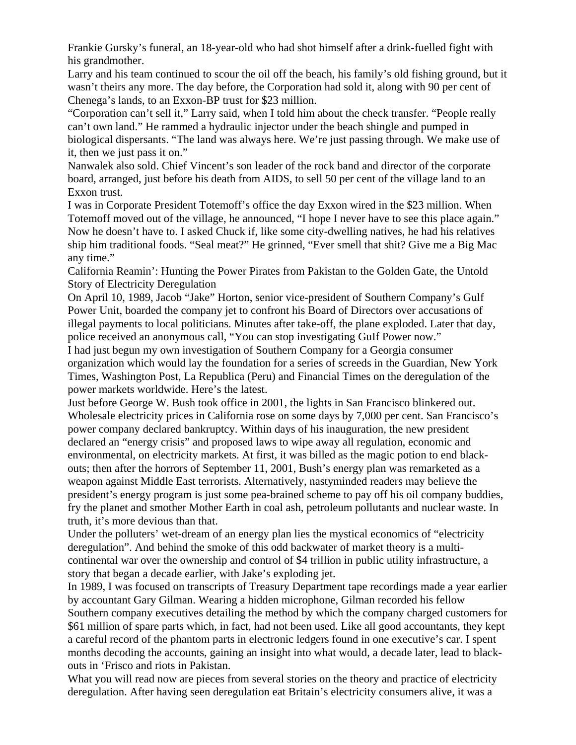Frankie Gursky's funeral, an 18-year-old who had shot himself after a drink-fuelled fight with his grandmother.

Larry and his team continued to scour the oil off the beach, his family's old fishing ground, but it wasn't theirs any more. The day before, the Corporation had sold it, along with 90 per cent of Chenega's lands, to an Exxon-BP trust for $23 million.

"Corporation can't sell it," Larry said, when I told him about the check transfer. "People really can't own land." He rammed a hydraulic injector under the beach shingle and pumped in biological dispersants. "The land was always here. We're just passing through. We make use of it, then we just pass it on."

Nanwalek also sold. Chief Vincent's son leader of the rock band and director of the corporate board, arranged, just before his death from AIDS, to sell 50 per cent of the village land to an Exxon trust.

I was in Corporate President Totemoff's office the day Exxon wired in the $23 million. When Totemoff moved out of the village, he announced, "I hope I never have to see this place again." Now he doesn't have to. I asked Chuck if, like some city-dwelling natives, he had his relatives ship him traditional foods. "Seal meat?" He grinned, "Ever smell that shit? Give me a Big Mac any time."

## California Reamin': Hunting the Power Pirates from Pakistan to the Golden Gate, the Untold Story of Electricity Deregulation

On April 10, 1989, Jacob "Jake" Horton, senior vice-president of Southern Company's Gulf Power Unit, boarded the company jet to confront his Board of Directors over accusations of illegal payments to local politicians. Minutes after take-off, the plane exploded. Later that day, police received an anonymous call, "You can stop investigating GuIf Power now."

I had just begun my own investigation of Southern Company for a Georgia consumer organization which would lay the foundation for a series of screeds in the Guardian, New York Times, Washington Post, La Republica (Peru) and Financial Times on the deregulation of the power markets worldwide. Here's the latest.

Just before George W. Bush took office in 2001, the lights in San Francisco blinkered out. Wholesale electricity prices in California rose on some days by 7,000 per cent. San Francisco's power company declared bankruptcy. Within days of his inauguration, the new president declared an "energy crisis" and proposed laws to wipe away all regulation, economic and environmental, on electricity markets. At first, it was billed as the magic potion to end black-outs; then after the horrors of September 11, 2001, Bush's energy plan was remarketed as a weapon against Middle East terrorists. Alternatively, nastyminded readers may believe the president's energy program is just some pea-brained scheme to pay off his oil company buddies, fry the planet and smother Mother Earth in coal ash, petroleum pollutants and nuclear waste. In truth, it's more devious than that.

Under the polluters' wet-dream of an energy plan lies the mystical economics of "electricity deregulation". And behind the smoke of this odd backwater of market theory is a multi-continental war over the ownership and control of $4 trillion in public utility infrastructure, a story that began a decade earlier, with Jake's exploding jet.

In 1989, I was focused on transcripts of Treasury Department tape recordings made a year earlier by accountant Gary Gilman. Wearing a hidden microphone, Gilman recorded his fellow Southern company executives detailing the method by which the company charged customers for $61 million of spare parts which, in fact, had not been used. Like all good accountants, they kept a careful record of the phantom parts in electronic ledgers found in one executive's car. I spent months decoding the accounts, gaining an insight into what would, a decade later, lead to black-outs in 'Frisco and riots in Pakistan.

What you will read now are pieces from several stories on the theory and practice of electricity deregulation. After having seen deregulation eat Britain's electricity consumers alive, it was a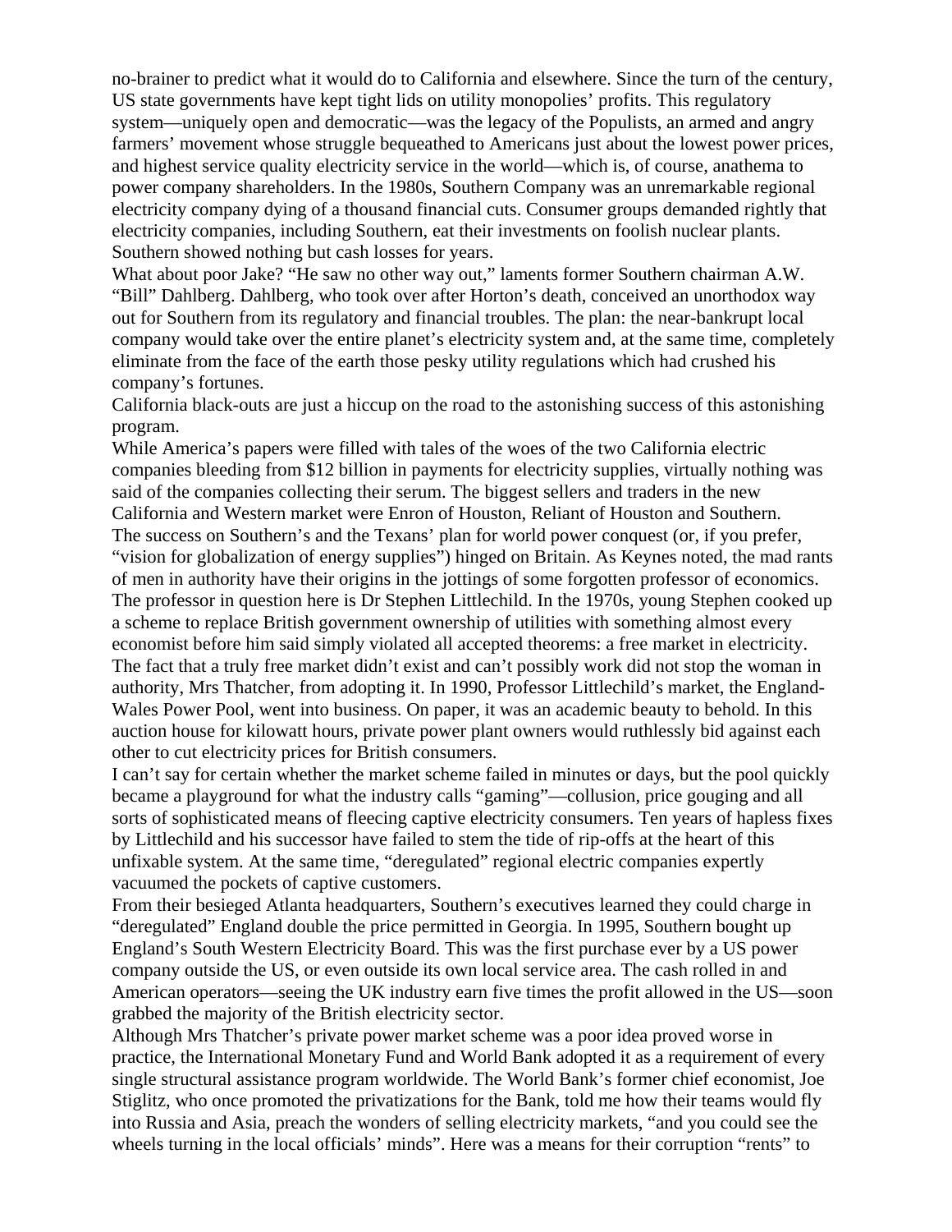no-brainer to predict what it would do to California and elsewhere. Since the turn of the century, US state governments have kept tight lids on utility monopolies' profits. This regulatory system—uniquely open and democratic—was the legacy of the Populists, an armed and angry farmers' movement whose struggle bequeathed to Americans just about the lowest power prices, and highest service quality electricity service in the world—which is, of course, anathema to power company shareholders. In the 1980s, Southern Company was an unremarkable regional electricity company dying of a thousand financial cuts. Consumer groups demanded rightly that electricity companies, including Southern, eat their investments on foolish nuclear plants. Southern showed nothing but cash losses for years.

What about poor Jake? "He saw no other way out," laments former Southern chairman A.W. "Bill" Dahlberg. Dahlberg, who took over after Horton's death, conceived an unorthodox way out for Southern from its regulatory and financial troubles. The plan: the near-bankrupt local company would take over the entire planet's electricity system and, at the same time, completely eliminate from the face of the earth those pesky utility regulations which had crushed his company's fortunes.

California black-outs are just a hiccup on the road to the astonishing success of this astonishing program.

While America's papers were filled with tales of the woes of the two California electric companies bleeding from $12 billion in payments for electricity supplies, virtually nothing was said of the companies collecting their serum. The biggest sellers and traders in the new California and Western market were Enron of Houston, Reliant of Houston and Southern.

The success on Southern's and the Texans' plan for world power conquest (or, if you prefer, "vision for globalization of energy supplies") hinged on Britain. As Keynes noted, the mad rants of men in authority have their origins in the jottings of some forgotten professor of economics. The professor in question here is Dr Stephen Littlechild. In the 1970s, young Stephen cooked up a scheme to replace British government ownership of utilities with something almost every economist before him said simply violated all accepted theorems: a free market in electricity. The fact that a truly free market didn't exist and can't possibly work did not stop the woman in authority, Mrs Thatcher, from adopting it. In 1990, Professor Littlechild's market, the England-Wales Power Pool, went into business. On paper, it was an academic beauty to behold. In this auction house for kilowatt hours, private power plant owners would ruthlessly bid against each other to cut electricity prices for British consumers.

I can't say for certain whether the market scheme failed in minutes or days, but the pool quickly became a playground for what the industry calls "gaming"—collusion, price gouging and all sorts of sophisticated means of fleecing captive electricity consumers. Ten years of hapless fixes by Littlechild and his successor have failed to stem the tide of rip-offs at the heart of this unfixable system. At the same time, "deregulated" regional electric companies expertly vacuumed the pockets of captive customers.

From their besieged Atlanta headquarters, Southern's executives learned they could charge in "deregulated" England double the price permitted in Georgia. In 1995, Southern bought up England's South Western Electricity Board. This was the first purchase ever by a US power company outside the US, or even outside its own local service area. The cash rolled in and American operators—seeing the UK industry earn five times the profit allowed in the US—soon grabbed the majority of the British electricity sector.

Although Mrs Thatcher's private power market scheme was a poor idea proved worse in practice, the International Monetary Fund and World Bank adopted it as a requirement of every single structural assistance program worldwide. The World Bank's former chief economist, Joe Stiglitz, who once promoted the privatizations for the Bank, told me how their teams would fly into Russia and Asia, preach the wonders of selling electricity markets, "and you could see the wheels turning in the local officials' minds". Here was a means for their corruption "rents" to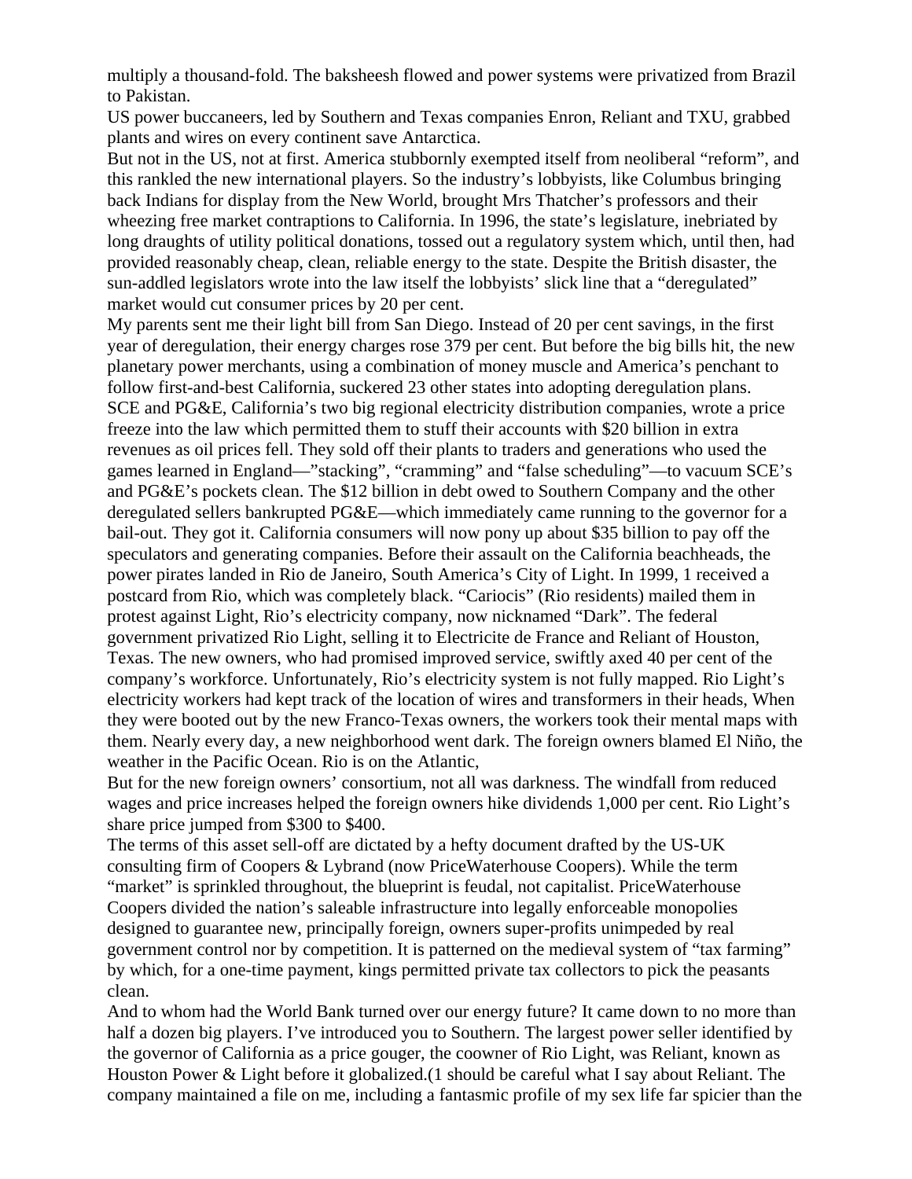multiply a thousand-fold. The baksheesh flowed and power systems were privatized from Brazil to Pakistan.

US power buccaneers, led by Southern and Texas companies Enron, Reliant and TXU, grabbed plants and wires on every continent save Antarctica.

But not in the US, not at first. America stubbornly exempted itself from neoliberal "reform", and this rankled the new international players. So the industry's lobbyists, like Columbus bringing back Indians for display from the New World, brought Mrs Thatcher's professors and their wheezing free market contraptions to California. In 1996, the state's legislature, inebriated by long draughts of utility political donations, tossed out a regulatory system which, until then, had provided reasonably cheap, clean, reliable energy to the state. Despite the British disaster, the sun-addled legislators wrote into the law itself the lobbyists' slick line that a "deregulated" market would cut consumer prices by 20 per cent.

My parents sent me their light bill from San Diego. Instead of 20 per cent savings, in the first year of deregulation, their energy charges rose 379 per cent. But before the big bills hit, the new planetary power merchants, using a combination of money muscle and America's penchant to follow first-and-best California, suckered 23 other states into adopting deregulation plans.

SCE and PG&E, California's two big regional electricity distribution companies, wrote a price freeze into the law which permitted them to stuff their accounts with $20 billion in extra revenues as oil prices fell. They sold off their plants to traders and generations who used the games learned in England—"stacking", "cramming" and "false scheduling"—to vacuum SCE's and PG&E's pockets clean. The $12 billion in debt owed to Southern Company and the other deregulated sellers bankrupted PG&E—which immediately came running to the governor for a bail-out. They got it. California consumers will now pony up about $35 billion to pay off the speculators and generating companies. Before their assault on the California beachheads, the power pirates landed in Rio de Janeiro, South America's City of Light. In 1999, 1 received a postcard from Rio, which was completely black. "Cariocis" (Rio residents) mailed them in protest against Light, Rio's electricity company, now nicknamed "Dark". The federal government privatized Rio Light, selling it to Electricite de France and Reliant of Houston, Texas. The new owners, who had promised improved service, swiftly axed 40 per cent of the company's workforce. Unfortunately, Rio's electricity system is not fully mapped. Rio Light's electricity workers had kept track of the location of wires and transformers in their heads, When they were booted out by the new Franco-Texas owners, the workers took their mental maps with them. Nearly every day, a new neighborhood went dark. The foreign owners blamed El Niño, the weather in the Pacific Ocean. Rio is on the Atlantic,

But for the new foreign owners' consortium, not all was darkness. The windfall from reduced wages and price increases helped the foreign owners hike dividends 1,000 per cent. Rio Light's share price jumped from $300 to $400.

The terms of this asset sell-off are dictated by a hefty document drafted by the US-UK consulting firm of Coopers & Lybrand (now PriceWaterhouse Coopers). While the term "market" is sprinkled throughout, the blueprint is feudal, not capitalist. PriceWaterhouse Coopers divided the nation's saleable infrastructure into legally enforceable monopolies designed to guarantee new, principally foreign, owners super-profits unimpeded by real government control nor by competition. It is patterned on the medieval system of "tax farming" by which, for a one-time payment, kings permitted private tax collectors to pick the peasants clean.

And to whom had the World Bank turned over our energy future? It came down to no more than half a dozen big players. I've introduced you to Southern. The largest power seller identified by the governor of California as a price gouger, the coowner of Rio Light, was Reliant, known as Houston Power & Light before it globalized.(1 should be careful what I say about Reliant. The company maintained a file on me, including a fantasmic profile of my sex life far spicier than the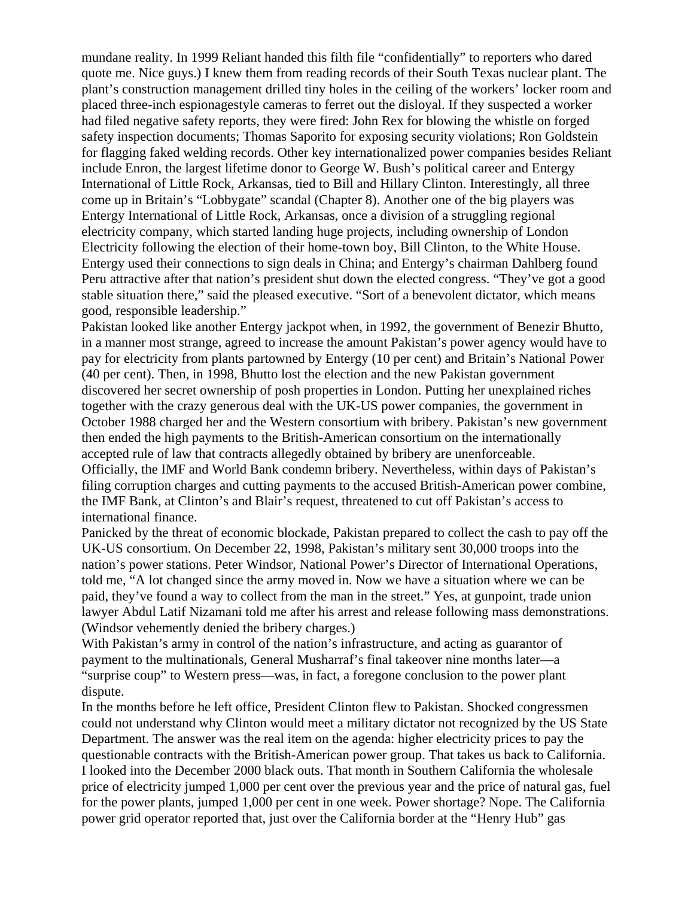mundane reality. In 1999 Reliant handed this filth file "confidentially" to reporters who dared quote me. Nice guys.) I knew them from reading records of their South Texas nuclear plant. The plant's construction management drilled tiny holes in the ceiling of the workers' locker room and placed three-inch espionagestyle cameras to ferret out the disloyal. If they suspected a worker had filed negative safety reports, they were fired: John Rex for blowing the whistle on forged safety inspection documents; Thomas Saporito for exposing security violations; Ron Goldstein for flagging faked welding records. Other key internationalized power companies besides Reliant include Enron, the largest lifetime donor to George W. Bush's political career and Entergy International of Little Rock, Arkansas, tied to Bill and Hillary Clinton. Interestingly, all three come up in Britain's "Lobbygate" scandal (Chapter 8). Another one of the big players was Entergy International of Little Rock, Arkansas, once a division of a struggling regional electricity company, which started landing huge projects, including ownership of London Electricity following the election of their home-town boy, Bill Clinton, to the White House. Entergy used their connections to sign deals in China; and Entergy's chairman Dahlberg found Peru attractive after that nation's president shut down the elected congress. "They've got a good stable situation there," said the pleased executive. "Sort of a benevolent dictator, which means good, responsible leadership."

Pakistan looked like another Entergy jackpot when, in 1992, the government of Benezir Bhutto, in a manner most strange, agreed to increase the amount Pakistan's power agency would have to pay for electricity from plants partowned by Entergy (10 per cent) and Britain's National Power (40 per cent). Then, in 1998, Bhutto lost the election and the new Pakistan government discovered her secret ownership of posh properties in London. Putting her unexplained riches together with the crazy generous deal with the UK-US power companies, the government in October 1988 charged her and the Western consortium with bribery. Pakistan's new government then ended the high payments to the British-American consortium on the internationally accepted rule of law that contracts allegedly obtained by bribery are unenforceable.

Officially, the IMF and World Bank condemn bribery. Nevertheless, within days of Pakistan's filing corruption charges and cutting payments to the accused British-American power combine, the IMF Bank, at Clinton's and Blair's request, threatened to cut off Pakistan's access to international finance.

Panicked by the threat of economic blockade, Pakistan prepared to collect the cash to pay off the UK-US consortium. On December 22, 1998, Pakistan's military sent 30,000 troops into the nation's power stations. Peter Windsor, National Power's Director of International Operations, told me, "A lot changed since the army moved in. Now we have a situation where we can be paid, they've found a way to collect from the man in the street." Yes, at gunpoint, trade union lawyer Abdul Latif Nizamani told me after his arrest and release following mass demonstrations. (Windsor vehemently denied the bribery charges.)

With Pakistan's army in control of the nation's infrastructure, and acting as guarantor of payment to the multinationals, General Musharraf's final takeover nine months later—a "surprise coup" to Western press—was, in fact, a foregone conclusion to the power plant dispute.

In the months before he left office, President Clinton flew to Pakistan. Shocked congressmen could not understand why Clinton would meet a military dictator not recognized by the US State Department. The answer was the real item on the agenda: higher electricity prices to pay the questionable contracts with the British-American power group. That takes us back to California. I looked into the December 2000 black outs. That month in Southern California the wholesale price of electricity jumped 1,000 per cent over the previous year and the price of natural gas, fuel for the power plants, jumped 1,000 per cent in one week. Power shortage? Nope. The California power grid operator reported that, just over the California border at the "Henry Hub" gas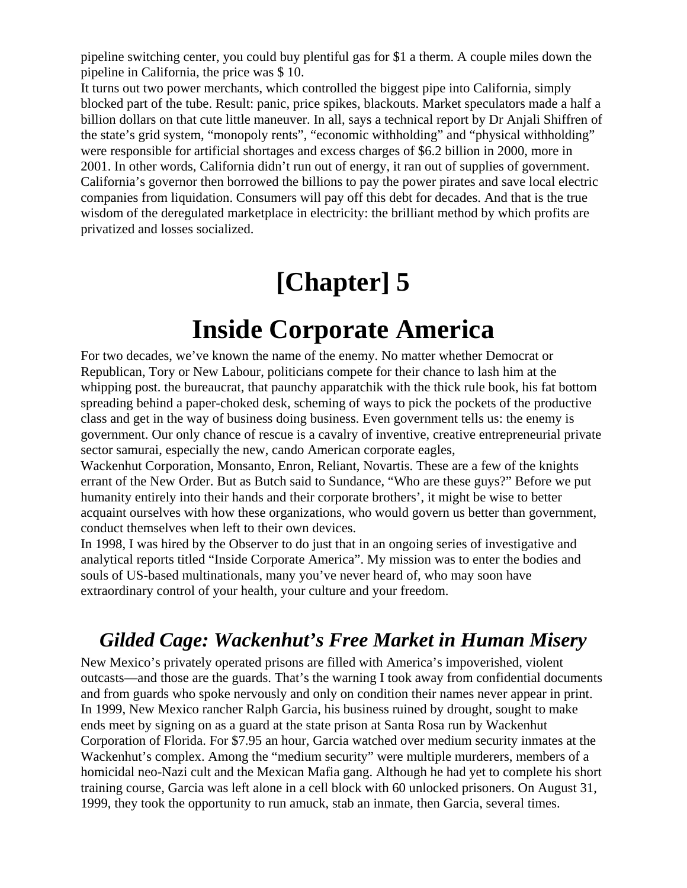pipeline switching center, you could buy plentiful gas for $1 a therm. A couple miles down the pipeline in California, the price was $ 10.

It turns out two power merchants, which controlled the biggest pipe into California, simply blocked part of the tube. Result: panic, price spikes, blackouts. Market speculators made a half a billion dollars on that cute little maneuver. In all, says a technical report by Dr Anjali Shiffren of the state's grid system, "monopoly rents", "economic withholding" and "physical withholding" were responsible for artificial shortages and excess charges of $6.2 billion in 2000, more in 2001. In other words, California didn't run out of energy, it ran out of supplies of government. California's governor then borrowed the billions to pay the power pirates and save local electric companies from liquidation. Consumers will pay off this debt for decades. And that is the true wisdom of the deregulated marketplace in electricity: the brilliant method by which profits are privatized and losses socialized.

# [Chapter] 5

# Inside Corporate America

For two decades, we've known the name of the enemy. No matter whether Democrat or Republican, Tory or New Labour, politicians compete for their chance to lash him at the whipping post. the bureaucrat, that paunchy apparatchik with the thick rule book, his fat bottom spreading behind a paper-choked desk, scheming of ways to pick the pockets of the productive class and get in the way of business doing business. Even government tells us: the enemy is government. Our only chance of rescue is a cavalry of inventive, creative entrepreneurial private sector samurai, especially the new, cando American corporate eagles,

Wackenhut Corporation, Monsanto, Enron, Reliant, Novartis. These are a few of the knights errant of the New Order. But as Butch said to Sundance, "Who are these guys?" Before we put humanity entirely into their hands and their corporate brothers', it might be wise to better acquaint ourselves with how these organizations, who would govern us better than government, conduct themselves when left to their own devices.

In 1998, I was hired by the Observer to do just that in an ongoing series of investigative and analytical reports titled "Inside Corporate America". My mission was to enter the bodies and souls of US-based multinationals, many you've never heard of, who may soon have extraordinary control of your health, your culture and your freedom.

## *Gilded Cage: Wackenhut's Free Market in Human Misery*

New Mexico's privately operated prisons are filled with America's impoverished, violent outcasts—and those are the guards. That's the warning I took away from confidential documents and from guards who spoke nervously and only on condition their names never appear in print. In 1999, New Mexico rancher Ralph Garcia, his business ruined by drought, sought to make ends meet by signing on as a guard at the state prison at Santa Rosa run by Wackenhut Corporation of Florida. For $7.95 an hour, Garcia watched over medium security inmates at the Wackenhut's complex. Among the "medium security" were multiple murderers, members of a homicidal neo-Nazi cult and the Mexican Mafia gang. Although he had yet to complete his short training course, Garcia was left alone in a cell block with 60 unlocked prisoners. On August 31, 1999, they took the opportunity to run amuck, stab an inmate, then Garcia, several times.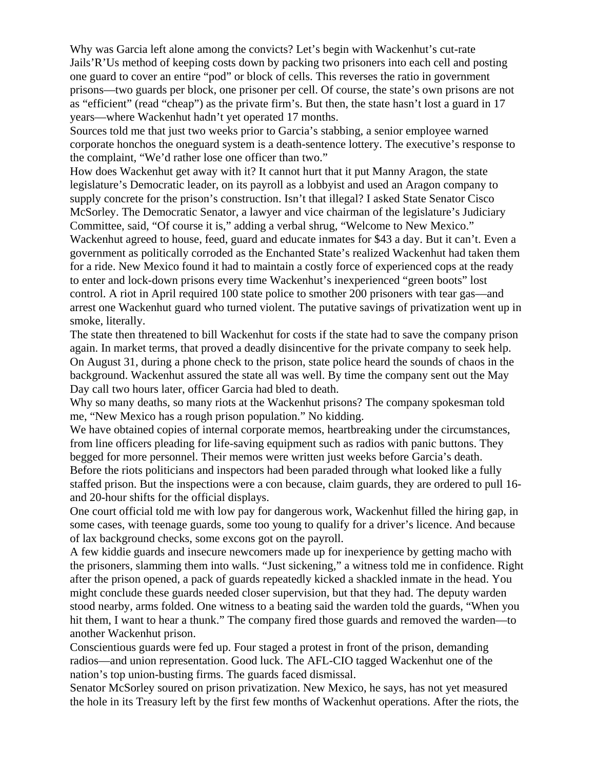Why was Garcia left alone among the convicts? Let's begin with Wackenhut's cut-rate Jails'R'Us method of keeping costs down by packing two prisoners into each cell and posting one guard to cover an entire "pod" or block of cells. This reverses the ratio in government prisons—two guards per block, one prisoner per cell. Of course, the state's own prisons are not as "efficient" (read "cheap") as the private firm's. But then, the state hasn't lost a guard in 17 years—where Wackenhut hadn't yet operated 17 months.

Sources told me that just two weeks prior to Garcia's stabbing, a senior employee warned corporate honchos the oneguard system is a death-sentence lottery. The executive's response to the complaint, "We'd rather lose one officer than two."

How does Wackenhut get away with it? It cannot hurt that it put Manny Aragon, the state legislature's Democratic leader, on its payroll as a lobbyist and used an Aragon company to supply concrete for the prison's construction. Isn't that illegal? I asked State Senator Cisco McSorley. The Democratic Senator, a lawyer and vice chairman of the legislature's Judiciary Committee, said, "Of course it is," adding a verbal shrug, "Welcome to New Mexico."

Wackenhut agreed to house, feed, guard and educate inmates for $43 a day. But it can't. Even a government as politically corroded as the Enchanted State's realized Wackenhut had taken them for a ride. New Mexico found it had to maintain a costly force of experienced cops at the ready to enter and lock-down prisons every time Wackenhut's inexperienced "green boots" lost control. A riot in April required 100 state police to smother 200 prisoners with tear gas—and arrest one Wackenhut guard who turned violent. The putative savings of privatization went up in smoke, literally.

The state then threatened to bill Wackenhut for costs if the state had to save the company prison again. In market terms, that proved a deadly disincentive for the private company to seek help. On August 31, during a phone check to the prison, state police heard the sounds of chaos in the background. Wackenhut assured the state all was well. By time the company sent out the May Day call two hours later, officer Garcia had bled to death.

Why so many deaths, so many riots at the Wackenhut prisons? The company spokesman told me, "New Mexico has a rough prison population." No kidding.

We have obtained copies of internal corporate memos, heartbreaking under the circumstances, from line officers pleading for life-saving equipment such as radios with panic buttons. They begged for more personnel. Their memos were written just weeks before Garcia's death.

Before the riots politicians and inspectors had been paraded through what looked like a fully staffed prison. But the inspections were a con because, claim guards, they are ordered to pull 16- and 20-hour shifts for the official displays.

One court official told me with low pay for dangerous work, Wackenhut filled the hiring gap, in some cases, with teenage guards, some too young to qualify for a driver's licence. And because of lax background checks, some excons got on the payroll.

A few kiddie guards and insecure newcomers made up for inexperience by getting macho with the prisoners, slamming them into walls. "Just sickening," a witness told me in confidence. Right after the prison opened, a pack of guards repeatedly kicked a shackled inmate in the head. You might conclude these guards needed closer supervision, but that they had. The deputy warden stood nearby, arms folded. One witness to a beating said the warden told the guards, "When you hit them, I want to hear a thunk." The company fired those guards and removed the warden—to another Wackenhut prison.

Conscientious guards were fed up. Four staged a protest in front of the prison, demanding radios—and union representation. Good luck. The AFL-CIO tagged Wackenhut one of the nation's top union-busting firms. The guards faced dismissal.

Senator McSorley soured on prison privatization. New Mexico, he says, has not yet measured the hole in its Treasury left by the first few months of Wackenhut operations. After the riots, the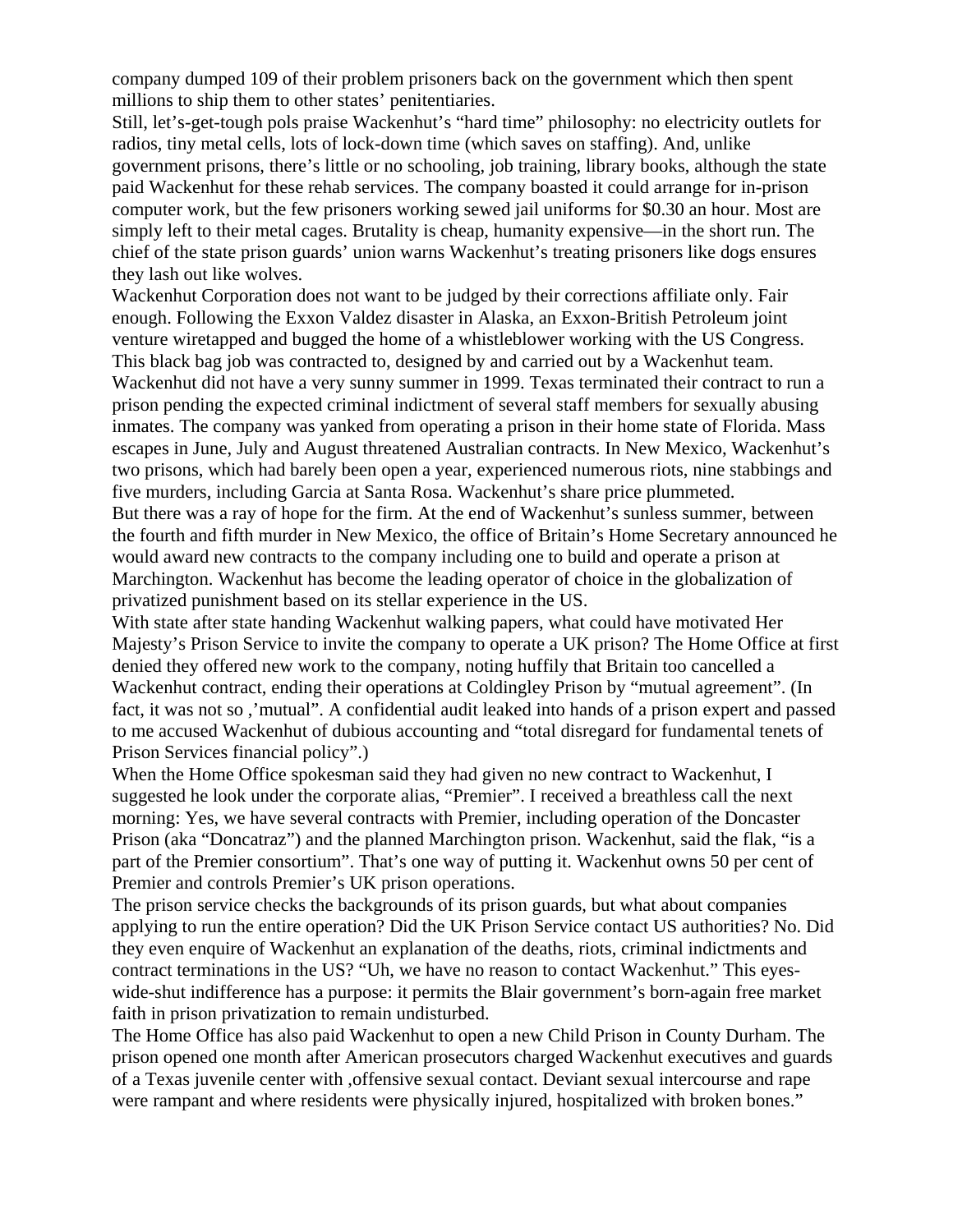company dumped 109 of their problem prisoners back on the government which then spent millions to ship them to other states' penitentiaries.

Still, let's-get-tough pols praise Wackenhut's "hard time" philosophy: no electricity outlets for radios, tiny metal cells, lots of lock-down time (which saves on staffing). And, unlike government prisons, there's little or no schooling, job training, library books, although the state paid Wackenhut for these rehab services. The company boasted it could arrange for in-prison computer work, but the few prisoners working sewed jail uniforms for $0.30 an hour. Most are simply left to their metal cages. Brutality is cheap, humanity expensive—in the short run. The chief of the state prison guards' union warns Wackenhut's treating prisoners like dogs ensures they lash out like wolves.

Wackenhut Corporation does not want to be judged by their corrections affiliate only. Fair enough. Following the Exxon Valdez disaster in Alaska, an Exxon-British Petroleum joint venture wiretapped and bugged the home of a whistleblower working with the US Congress. This black bag job was contracted to, designed by and carried out by a Wackenhut team.

Wackenhut did not have a very sunny summer in 1999. Texas terminated their contract to run a prison pending the expected criminal indictment of several staff members for sexually abusing inmates. The company was yanked from operating a prison in their home state of Florida. Mass escapes in June, July and August threatened Australian contracts. In New Mexico, Wackenhut's two prisons, which had barely been open a year, experienced numerous riots, nine stabbings and five murders, including Garcia at Santa Rosa. Wackenhut's share price plummeted.

But there was a ray of hope for the firm. At the end of Wackenhut's sunless summer, between the fourth and fifth murder in New Mexico, the office of Britain's Home Secretary announced he would award new contracts to the company including one to build and operate a prison at Marchington. Wackenhut has become the leading operator of choice in the globalization of privatized punishment based on its stellar experience in the US.

With state after state handing Wackenhut walking papers, what could have motivated Her Majesty's Prison Service to invite the company to operate a UK prison? The Home Office at first denied they offered new work to the company, noting huffily that Britain too cancelled a Wackenhut contract, ending their operations at Coldingley Prison by "mutual agreement". (In fact, it was not so ,'mutual". A confidential audit leaked into hands of a prison expert and passed to me accused Wackenhut of dubious accounting and "total disregard for fundamental tenets of Prison Services financial policy".)

When the Home Office spokesman said they had given no new contract to Wackenhut, I suggested he look under the corporate alias, "Premier". I received a breathless call the next morning: Yes, we have several contracts with Premier, including operation of the Doncaster Prison (aka "Doncatraz") and the planned Marchington prison. Wackenhut, said the flak, "is a part of the Premier consortium". That's one way of putting it. Wackenhut owns 50 per cent of Premier and controls Premier's UK prison operations.

The prison service checks the backgrounds of its prison guards, but what about companies applying to run the entire operation? Did the UK Prison Service contact US authorities? No. Did they even enquire of Wackenhut an explanation of the deaths, riots, criminal indictments and contract terminations in the US? "Uh, we have no reason to contact Wackenhut." This eyes-wide-shut indifference has a purpose: it permits the Blair government's born-again free market faith in prison privatization to remain undisturbed.

The Home Office has also paid Wackenhut to open a new Child Prison in County Durham. The prison opened one month after American prosecutors charged Wackenhut executives and guards of a Texas juvenile center with ,offensive sexual contact. Deviant sexual intercourse and rape were rampant and where residents were physically injured, hospitalized with broken bones."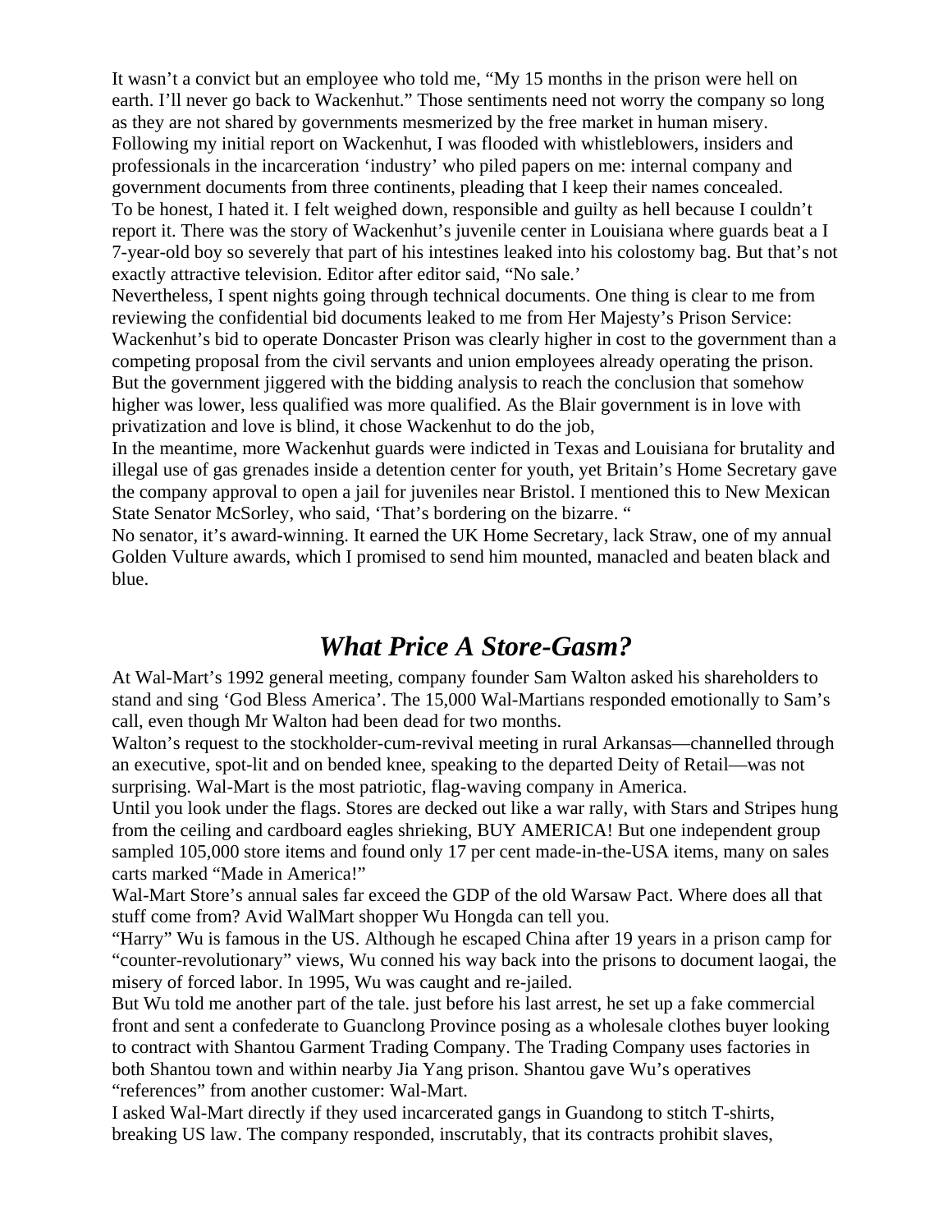It wasn't a convict but an employee who told me, "My 15 months in the prison were hell on earth. I'll never go back to Wackenhut." Those sentiments need not worry the company so long as they are not shared by governments mesmerized by the free market in human misery.
Following my initial report on Wackenhut, I was flooded with whistleblowers, insiders and professionals in the incarceration 'industry' who piled papers on me: internal company and government documents from three continents, pleading that I keep their names concealed.
To be honest, I hated it. I felt weighed down, responsible and guilty as hell because I couldn't report it. There was the story of Wackenhut's juvenile center in Louisiana where guards beat a I 7-year-old boy so severely that part of his intestines leaked into his colostomy bag. But that's not exactly attractive television. Editor after editor said, "No sale.'
Nevertheless, I spent nights going through technical documents. One thing is clear to me from reviewing the confidential bid documents leaked to me from Her Majesty's Prison Service: Wackenhut's bid to operate Doncaster Prison was clearly higher in cost to the government than a competing proposal from the civil servants and union employees already operating the prison. But the government jiggered with the bidding analysis to reach the conclusion that somehow higher was lower, less qualified was more qualified. As the Blair government is in love with privatization and love is blind, it chose Wackenhut to do the job,
In the meantime, more Wackenhut guards were indicted in Texas and Louisiana for brutality and illegal use of gas grenades inside a detention center for youth, yet Britain's Home Secretary gave the company approval to open a jail for juveniles near Bristol. I mentioned this to New Mexican State Senator McSorley, who said, 'That's bordering on the bizarre. "
No senator, it's award-winning. It earned the UK Home Secretary, lack Straw, one of my annual Golden Vulture awards, which I promised to send him mounted, manacled and beaten black and blue.

## *What Price A Store-Gasm?*

At Wal-Mart's 1992 general meeting, company founder Sam Walton asked his shareholders to stand and sing 'God Bless America'. The 15,000 Wal-Martians responded emotionally to Sam's call, even though Mr Walton had been dead for two months.
Walton's request to the stockholder-cum-revival meeting in rural Arkansas—channelled through an executive, spot-lit and on bended knee, speaking to the departed Deity of Retail—was not surprising. Wal-Mart is the most patriotic, flag-waving company in America.
Until you look under the flags. Stores are decked out like a war rally, with Stars and Stripes hung from the ceiling and cardboard eagles shrieking, BUY AMERICA! But one independent group sampled 105,000 store items and found only 17 per cent made-in-the-USA items, many on sales carts marked "Made in America!"
Wal-Mart Store's annual sales far exceed the GDP of the old Warsaw Pact. Where does all that stuff come from? Avid WalMart shopper Wu Hongda can tell you.
"Harry" Wu is famous in the US. Although he escaped China after 19 years in a prison camp for "counter-revolutionary" views, Wu conned his way back into the prisons to document laogai, the misery of forced labor. In 1995, Wu was caught and re-jailed.
But Wu told me another part of the tale. just before his last arrest, he set up a fake commercial front and sent a confederate to Guanclong Province posing as a wholesale clothes buyer looking to contract with Shantou Garment Trading Company. The Trading Company uses factories in both Shantou town and within nearby Jia Yang prison. Shantou gave Wu's operatives "references" from another customer: Wal-Mart.
I asked Wal-Mart directly if they used incarcerated gangs in Guandong to stitch T-shirts, breaking US law. The company responded, inscrutably, that its contracts prohibit slaves,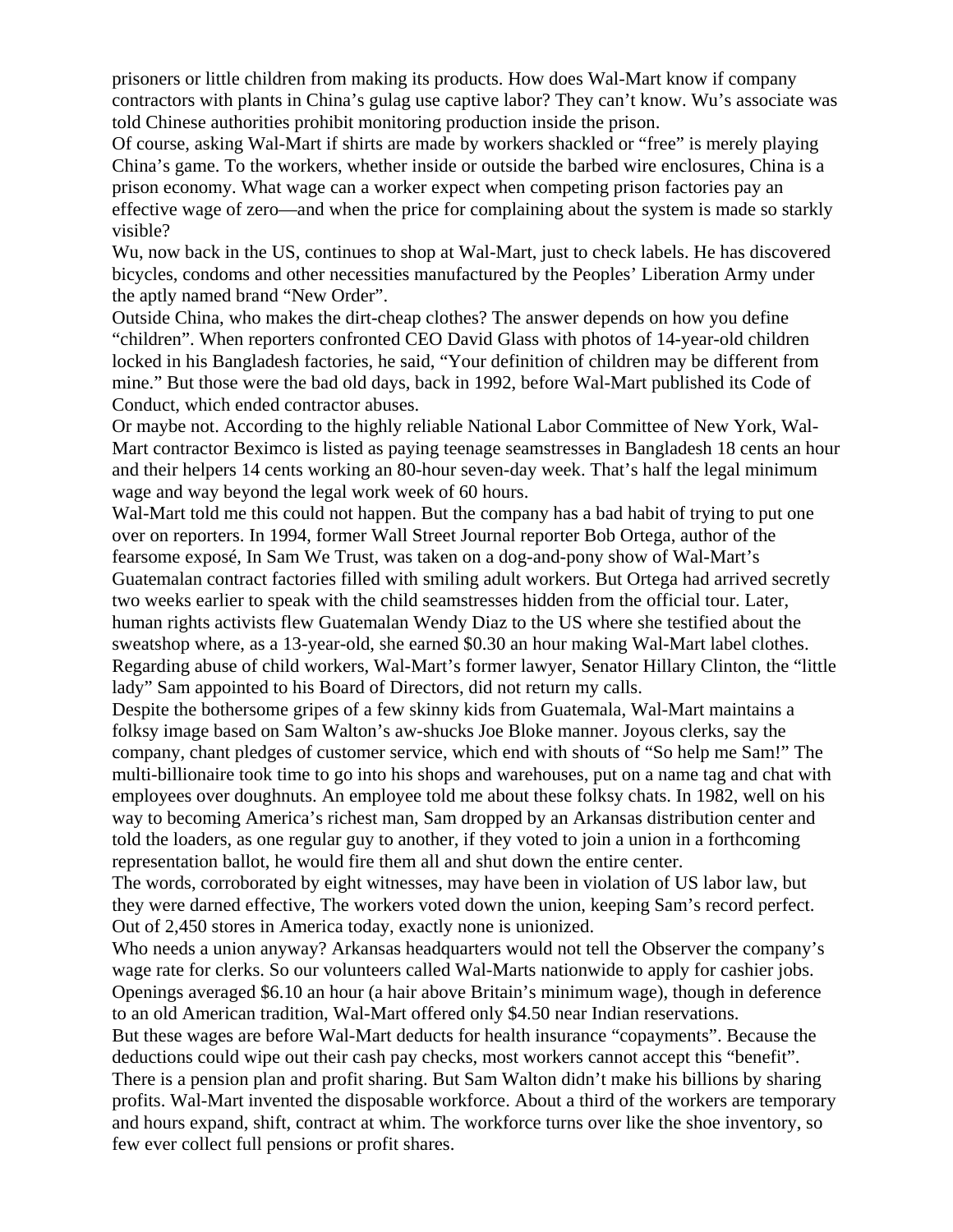prisoners or little children from making its products. How does Wal-Mart know if company contractors with plants in China's gulag use captive labor? They can't know. Wu's associate was told Chinese authorities prohibit monitoring production inside the prison.

Of course, asking Wal-Mart if shirts are made by workers shackled or "free" is merely playing China's game. To the workers, whether inside or outside the barbed wire enclosures, China is a prison economy. What wage can a worker expect when competing prison factories pay an effective wage of zero—and when the price for complaining about the system is made so starkly visible?

Wu, now back in the US, continues to shop at Wal-Mart, just to check labels. He has discovered bicycles, condoms and other necessities manufactured by the Peoples' Liberation Army under the aptly named brand "New Order".

Outside China, who makes the dirt-cheap clothes? The answer depends on how you define "children". When reporters confronted CEO David Glass with photos of 14-year-old children locked in his Bangladesh factories, he said, "Your definition of children may be different from mine." But those were the bad old days, back in 1992, before Wal-Mart published its Code of Conduct, which ended contractor abuses.

Or maybe not. According to the highly reliable National Labor Committee of New York, Wal-Mart contractor Beximco is listed as paying teenage seamstresses in Bangladesh 18 cents an hour and their helpers 14 cents working an 80-hour seven-day week. That's half the legal minimum wage and way beyond the legal work week of 60 hours.

Wal-Mart told me this could not happen. But the company has a bad habit of trying to put one over on reporters. In 1994, former Wall Street Journal reporter Bob Ortega, author of the fearsome exposé, In Sam We Trust, was taken on a dog-and-pony show of Wal-Mart's Guatemalan contract factories filled with smiling adult workers. But Ortega had arrived secretly two weeks earlier to speak with the child seamstresses hidden from the official tour. Later, human rights activists flew Guatemalan Wendy Diaz to the US where she testified about the sweatshop where, as a 13-year-old, she earned $0.30 an hour making Wal-Mart label clothes. Regarding abuse of child workers, Wal-Mart's former lawyer, Senator Hillary Clinton, the "little lady" Sam appointed to his Board of Directors, did not return my calls.

Despite the bothersome gripes of a few skinny kids from Guatemala, Wal-Mart maintains a folksy image based on Sam Walton's aw-shucks Joe Bloke manner. Joyous clerks, say the company, chant pledges of customer service, which end with shouts of "So help me Sam!" The multi-billionaire took time to go into his shops and warehouses, put on a name tag and chat with employees over doughnuts. An employee told me about these folksy chats. In 1982, well on his way to becoming America's richest man, Sam dropped by an Arkansas distribution center and told the loaders, as one regular guy to another, if they voted to join a union in a forthcoming representation ballot, he would fire them all and shut down the entire center.

The words, corroborated by eight witnesses, may have been in violation of US labor law, but they were darned effective, The workers voted down the union, keeping Sam's record perfect. Out of 2,450 stores in America today, exactly none is unionized.

Who needs a union anyway? Arkansas headquarters would not tell the Observer the company's wage rate for clerks. So our volunteers called Wal-Marts nationwide to apply for cashier jobs. Openings averaged $6.10 an hour (a hair above Britain's minimum wage), though in deference to an old American tradition, Wal-Mart offered only $4.50 near Indian reservations.

But these wages are before Wal-Mart deducts for health insurance "copayments". Because the deductions could wipe out their cash pay checks, most workers cannot accept this "benefit". There is a pension plan and profit sharing. But Sam Walton didn't make his billions by sharing profits. Wal-Mart invented the disposable workforce. About a third of the workers are temporary and hours expand, shift, contract at whim. The workforce turns over like the shoe inventory, so few ever collect full pensions or profit shares.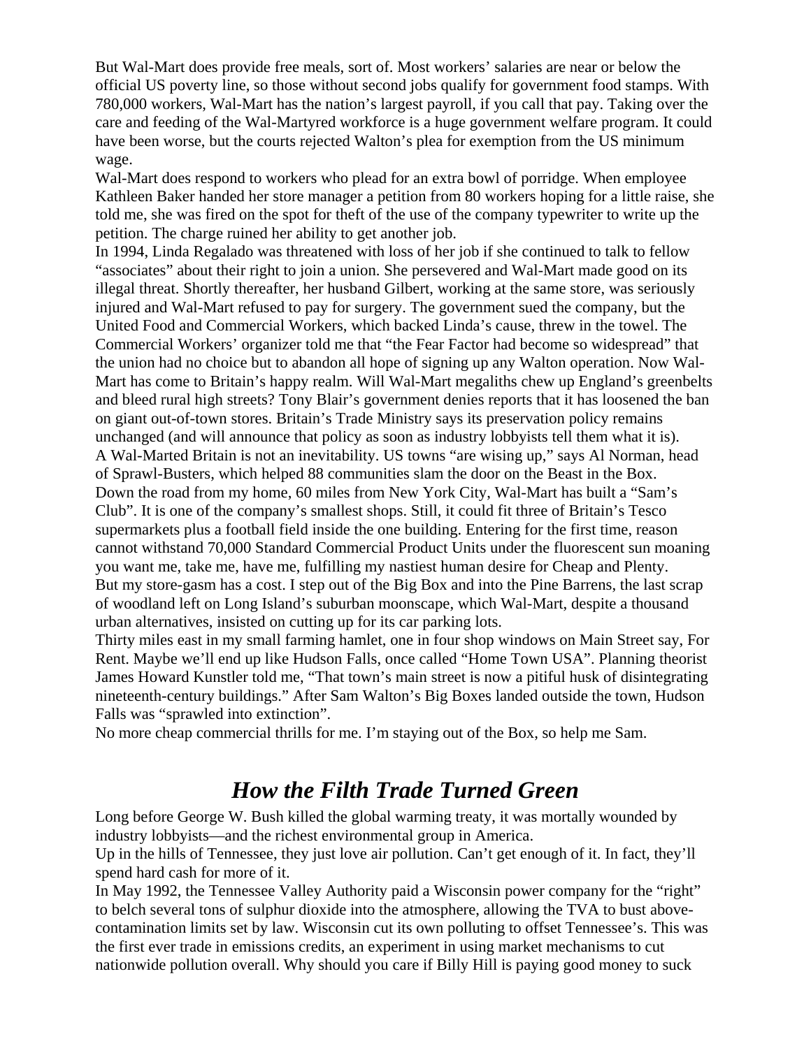But Wal-Mart does provide free meals, sort of. Most workers' salaries are near or below the official US poverty line, so those without second jobs qualify for government food stamps. With 780,000 workers, Wal-Mart has the nation's largest payroll, if you call that pay. Taking over the care and feeding of the Wal-Martyred workforce is a huge government welfare program. It could have been worse, but the courts rejected Walton's plea for exemption from the US minimum wage.

Wal-Mart does respond to workers who plead for an extra bowl of porridge. When employee Kathleen Baker handed her store manager a petition from 80 workers hoping for a little raise, she told me, she was fired on the spot for theft of the use of the company typewriter to write up the petition. The charge ruined her ability to get another job.

In 1994, Linda Regalado was threatened with loss of her job if she continued to talk to fellow "associates" about their right to join a union. She persevered and Wal-Mart made good on its illegal threat. Shortly thereafter, her husband Gilbert, working at the same store, was seriously injured and Wal-Mart refused to pay for surgery. The government sued the company, but the United Food and Commercial Workers, which backed Linda's cause, threw in the towel. The Commercial Workers' organizer told me that "the Fear Factor had become so widespread" that the union had no choice but to abandon all hope of signing up any Walton operation. Now Wal-Mart has come to Britain's happy realm. Will Wal-Mart megaliths chew up England's greenbelts and bleed rural high streets? Tony Blair's government denies reports that it has loosened the ban on giant out-of-town stores. Britain's Trade Ministry says its preservation policy remains unchanged (and will announce that policy as soon as industry lobbyists tell them what it is).

A Wal-Marted Britain is not an inevitability. US towns "are wising up," says Al Norman, head of Sprawl-Busters, which helped 88 communities slam the door on the Beast in the Box.

Down the road from my home, 60 miles from New York City, Wal-Mart has built a "Sam's Club". It is one of the company's smallest shops. Still, it could fit three of Britain's Tesco supermarkets plus a football field inside the one building. Entering for the first time, reason cannot withstand 70,000 Standard Commercial Product Units under the fluorescent sun moaning you want me, take me, have me, fulfilling my nastiest human desire for Cheap and Plenty.

But my store-gasm has a cost. I step out of the Big Box and into the Pine Barrens, the last scrap of woodland left on Long Island's suburban moonscape, which Wal-Mart, despite a thousand urban alternatives, insisted on cutting up for its car parking lots.

Thirty miles east in my small farming hamlet, one in four shop windows on Main Street say, For Rent. Maybe we'll end up like Hudson Falls, once called "Home Town USA". Planning theorist James Howard Kunstler told me, "That town's main street is now a pitiful husk of disintegrating nineteenth-century buildings." After Sam Walton's Big Boxes landed outside the town, Hudson Falls was "sprawled into extinction".

No more cheap commercial thrills for me. I'm staying out of the Box, so help me Sam.

# *How the Filth Trade Turned Green*

Long before George W. Bush killed the global warming treaty, it was mortally wounded by industry lobbyists—and the richest environmental group in America.

Up in the hills of Tennessee, they just love air pollution. Can't get enough of it. In fact, they'll spend hard cash for more of it.

In May 1992, the Tennessee Valley Authority paid a Wisconsin power company for the "right" to belch several tons of sulphur dioxide into the atmosphere, allowing the TVA to bust above-contamination limits set by law. Wisconsin cut its own polluting to offset Tennessee's. This was the first ever trade in emissions credits, an experiment in using market mechanisms to cut nationwide pollution overall. Why should you care if Billy Hill is paying good money to suck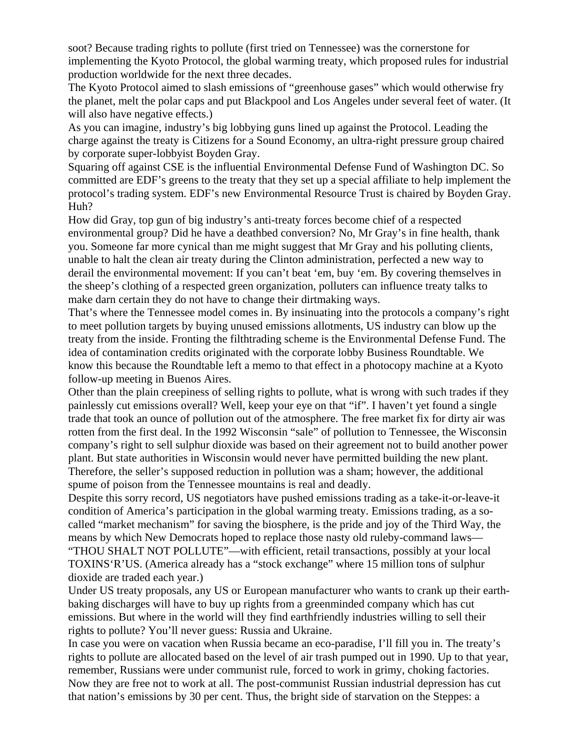soot? Because trading rights to pollute (first tried on Tennessee) was the cornerstone for implementing the Kyoto Protocol, the global warming treaty, which proposed rules for industrial production worldwide for the next three decades.

The Kyoto Protocol aimed to slash emissions of "greenhouse gases" which would otherwise fry the planet, melt the polar caps and put Blackpool and Los Angeles under several feet of water. (It will also have negative effects.)

As you can imagine, industry's big lobbying guns lined up against the Protocol. Leading the charge against the treaty is Citizens for a Sound Economy, an ultra-right pressure group chaired by corporate super-lobbyist Boyden Gray.

Squaring off against CSE is the influential Environmental Defense Fund of Washington DC. So committed are EDF's greens to the treaty that they set up a special affiliate to help implement the protocol's trading system. EDF's new Environmental Resource Trust is chaired by Boyden Gray. Huh?

How did Gray, top gun of big industry's anti-treaty forces become chief of a respected environmental group? Did he have a deathbed conversion? No, Mr Gray's in fine health, thank you. Someone far more cynical than me might suggest that Mr Gray and his polluting clients, unable to halt the clean air treaty during the Clinton administration, perfected a new way to derail the environmental movement: If you can't beat 'em, buy 'em. By covering themselves in the sheep's clothing of a respected green organization, polluters can influence treaty talks to make darn certain they do not have to change their dirtmaking ways.

That's where the Tennessee model comes in. By insinuating into the protocols a company's right to meet pollution targets by buying unused emissions allotments, US industry can blow up the treaty from the inside. Fronting the filthtrading scheme is the Environmental Defense Fund. The idea of contamination credits originated with the corporate lobby Business Roundtable. We know this because the Roundtable left a memo to that effect in a photocopy machine at a Kyoto follow-up meeting in Buenos Aires.

Other than the plain creepiness of selling rights to pollute, what is wrong with such trades if they painlessly cut emissions overall? Well, keep your eye on that "if". I haven't yet found a single trade that took an ounce of pollution out of the atmosphere. The free market fix for dirty air was rotten from the first deal. In the 1992 Wisconsin "sale" of pollution to Tennessee, the Wisconsin company's right to sell sulphur dioxide was based on their agreement not to build another power plant. But state authorities in Wisconsin would never have permitted building the new plant. Therefore, the seller's supposed reduction in pollution was a sham; however, the additional spume of poison from the Tennessee mountains is real and deadly.

Despite this sorry record, US negotiators have pushed emissions trading as a take-it-or-leave-it condition of America's participation in the global warming treaty. Emissions trading, as a so-called "market mechanism" for saving the biosphere, is the pride and joy of the Third Way, the means by which New Democrats hoped to replace those nasty old ruleby-command laws—"THOU SHALT NOT POLLUTE"—with efficient, retail transactions, possibly at your local TOXINS'R'US. (America already has a "stock exchange" where 15 million tons of sulphur dioxide are traded each year.)

Under US treaty proposals, any US or European manufacturer who wants to crank up their earth-baking discharges will have to buy up rights from a greenminded company which has cut emissions. But where in the world will they find earthfriendly industries willing to sell their rights to pollute? You'll never guess: Russia and Ukraine.

In case you were on vacation when Russia became an eco-paradise, I'll fill you in. The treaty's rights to pollute are allocated based on the level of air trash pumped out in 1990. Up to that year, remember, Russians were under communist rule, forced to work in grimy, choking factories. Now they are free not to work at all. The post-communist Russian industrial depression has cut that nation's emissions by 30 per cent. Thus, the bright side of starvation on the Steppes: a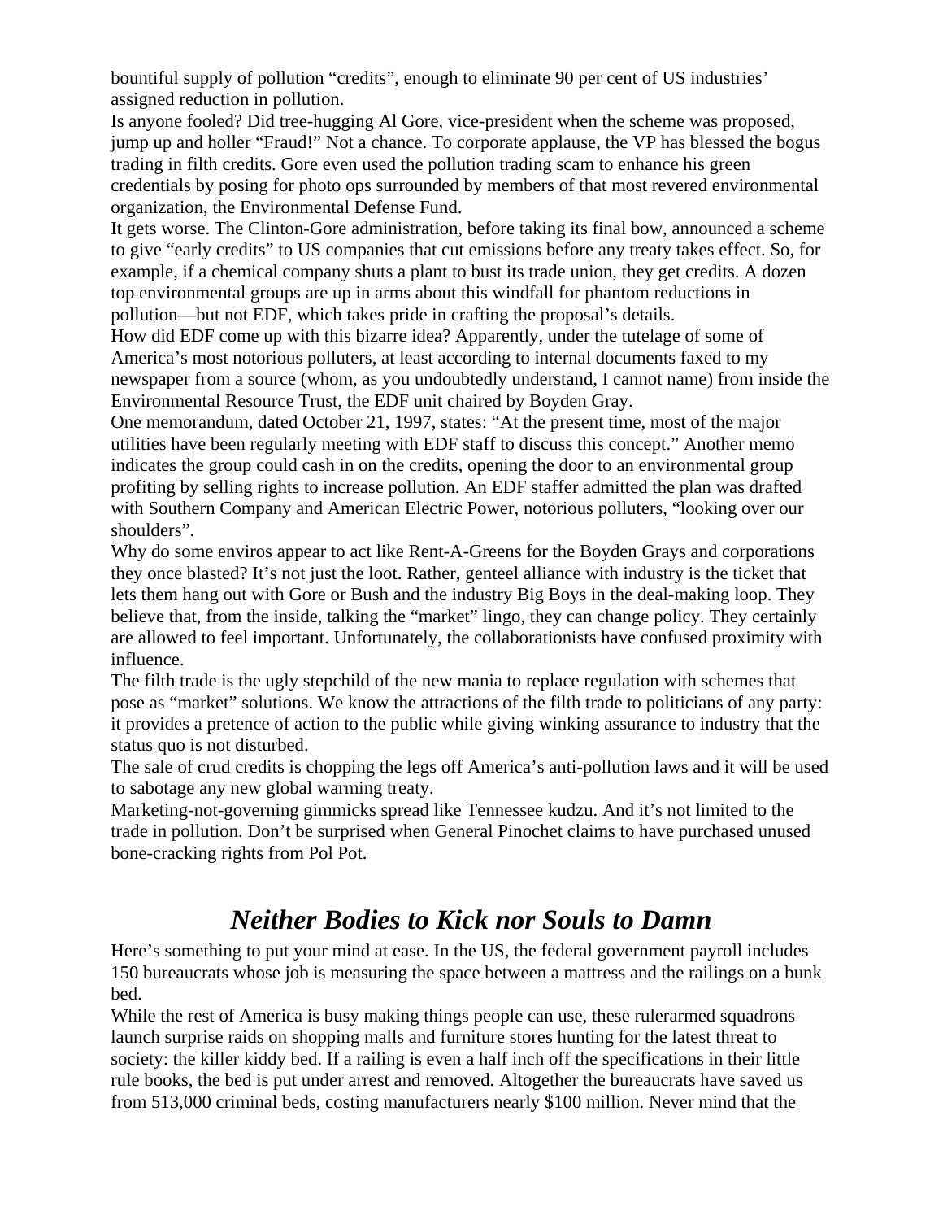bountiful supply of pollution "credits", enough to eliminate 90 per cent of US industries' assigned reduction in pollution.

Is anyone fooled? Did tree-hugging Al Gore, vice-president when the scheme was proposed, jump up and holler "Fraud!" Not a chance. To corporate applause, the VP has blessed the bogus trading in filth credits. Gore even used the pollution trading scam to enhance his green credentials by posing for photo ops surrounded by members of that most revered environmental organization, the Environmental Defense Fund.

It gets worse. The Clinton-Gore administration, before taking its final bow, announced a scheme to give "early credits" to US companies that cut emissions before any treaty takes effect. So, for example, if a chemical company shuts a plant to bust its trade union, they get credits. A dozen top environmental groups are up in arms about this windfall for phantom reductions in pollution—but not EDF, which takes pride in crafting the proposal's details.

How did EDF come up with this bizarre idea? Apparently, under the tutelage of some of America's most notorious polluters, at least according to internal documents faxed to my newspaper from a source (whom, as you undoubtedly understand, I cannot name) from inside the Environmental Resource Trust, the EDF unit chaired by Boyden Gray.

One memorandum, dated October 21, 1997, states: "At the present time, most of the major utilities have been regularly meeting with EDF staff to discuss this concept." Another memo indicates the group could cash in on the credits, opening the door to an environmental group profiting by selling rights to increase pollution. An EDF staffer admitted the plan was drafted with Southern Company and American Electric Power, notorious polluters, "looking over our shoulders".

Why do some enviros appear to act like Rent-A-Greens for the Boyden Grays and corporations they once blasted? It's not just the loot. Rather, genteel alliance with industry is the ticket that lets them hang out with Gore or Bush and the industry Big Boys in the deal-making loop. They believe that, from the inside, talking the "market" lingo, they can change policy. They certainly are allowed to feel important. Unfortunately, the collaborationists have confused proximity with influence.

The filth trade is the ugly stepchild of the new mania to replace regulation with schemes that pose as "market" solutions. We know the attractions of the filth trade to politicians of any party: it provides a pretence of action to the public while giving winking assurance to industry that the status quo is not disturbed.

The sale of crud credits is chopping the legs off America's anti-pollution laws and it will be used to sabotage any new global warming treaty.

Marketing-not-governing gimmicks spread like Tennessee kudzu. And it's not limited to the trade in pollution. Don't be surprised when General Pinochet claims to have purchased unused bone-cracking rights from Pol Pot.

## *Neither Bodies to Kick nor Souls to Damn*

Here's something to put your mind at ease. In the US, the federal government payroll includes 150 bureaucrats whose job is measuring the space between a mattress and the railings on a bunk bed.

While the rest of America is busy making things people can use, these rulerarmed squadrons launch surprise raids on shopping malls and furniture stores hunting for the latest threat to society: the killer kiddy bed. If a railing is even a half inch off the specifications in their little rule books, the bed is put under arrest and removed. Altogether the bureaucrats have saved us from 513,000 criminal beds, costing manufacturers nearly $100 million. Never mind that the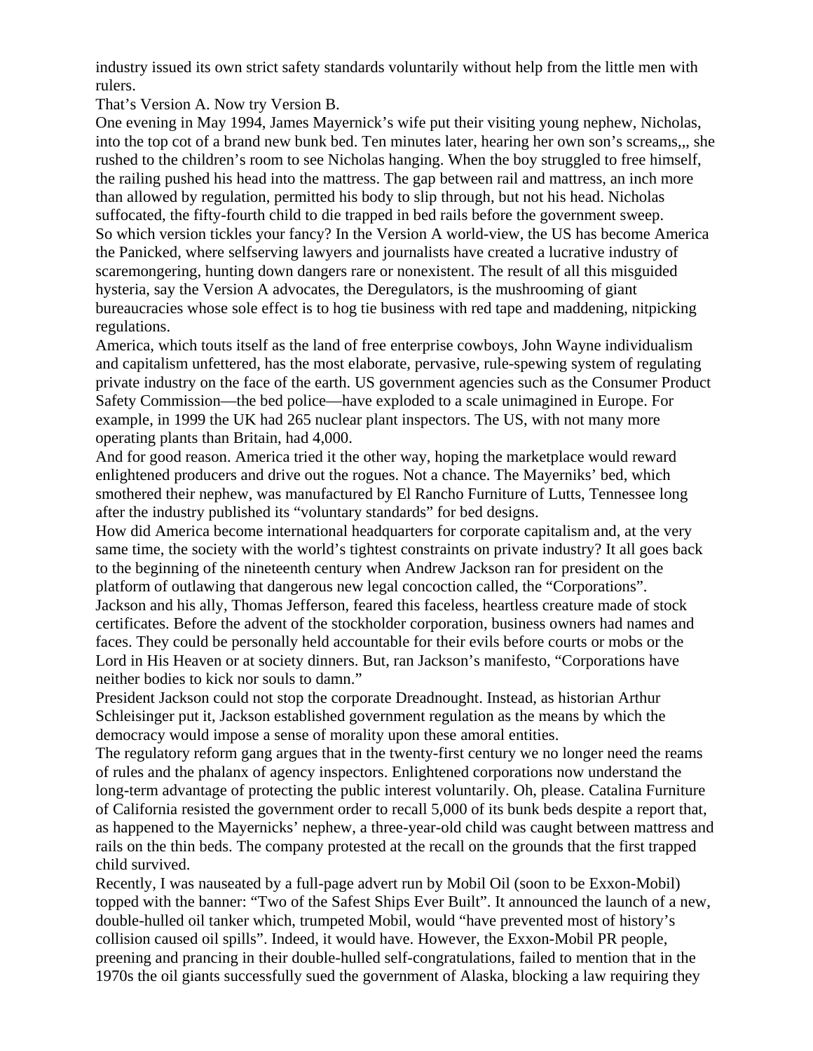industry issued its own strict safety standards voluntarily without help from the little men with rulers.

That's Version A. Now try Version B.

One evening in May 1994, James Mayernick's wife put their visiting young nephew, Nicholas, into the top cot of a brand new bunk bed. Ten minutes later, hearing her own son's screams,,, she rushed to the children's room to see Nicholas hanging. When the boy struggled to free himself, the railing pushed his head into the mattress. The gap between rail and mattress, an inch more than allowed by regulation, permitted his body to slip through, but not his head. Nicholas suffocated, the fifty-fourth child to die trapped in bed rails before the government sweep.

So which version tickles your fancy? In the Version A world-view, the US has become America the Panicked, where selfserving lawyers and journalists have created a lucrative industry of scaremongering, hunting down dangers rare or nonexistent. The result of all this misguided hysteria, say the Version A advocates, the Deregulators, is the mushrooming of giant bureaucracies whose sole effect is to hog tie business with red tape and maddening, nitpicking regulations.

America, which touts itself as the land of free enterprise cowboys, John Wayne individualism and capitalism unfettered, has the most elaborate, pervasive, rule-spewing system of regulating private industry on the face of the earth. US government agencies such as the Consumer Product Safety Commission—the bed police—have exploded to a scale unimagined in Europe. For example, in 1999 the UK had 265 nuclear plant inspectors. The US, with not many more operating plants than Britain, had 4,000.

And for good reason. America tried it the other way, hoping the marketplace would reward enlightened producers and drive out the rogues. Not a chance. The Mayerniks' bed, which smothered their nephew, was manufactured by El Rancho Furniture of Lutts, Tennessee long after the industry published its "voluntary standards" for bed designs.

How did America become international headquarters for corporate capitalism and, at the very same time, the society with the world's tightest constraints on private industry? It all goes back to the beginning of the nineteenth century when Andrew Jackson ran for president on the platform of outlawing that dangerous new legal concoction called, the "Corporations". Jackson and his ally, Thomas Jefferson, feared this faceless, heartless creature made of stock certificates. Before the advent of the stockholder corporation, business owners had names and faces. They could be personally held accountable for their evils before courts or mobs or the Lord in His Heaven or at society dinners. But, ran Jackson's manifesto, "Corporations have neither bodies to kick nor souls to damn."

President Jackson could not stop the corporate Dreadnought. Instead, as historian Arthur Schleisinger put it, Jackson established government regulation as the means by which the democracy would impose a sense of morality upon these amoral entities.

The regulatory reform gang argues that in the twenty-first century we no longer need the reams of rules and the phalanx of agency inspectors. Enlightened corporations now understand the long-term advantage of protecting the public interest voluntarily. Oh, please. Catalina Furniture of California resisted the government order to recall 5,000 of its bunk beds despite a report that, as happened to the Mayernicks' nephew, a three-year-old child was caught between mattress and rails on the thin beds. The company protested at the recall on the grounds that the first trapped child survived.

Recently, I was nauseated by a full-page advert run by Mobil Oil (soon to be Exxon-Mobil) topped with the banner: "Two of the Safest Ships Ever Built". It announced the launch of a new, double-hulled oil tanker which, trumpeted Mobil, would "have prevented most of history's collision caused oil spills". Indeed, it would have. However, the Exxon-Mobil PR people, preening and prancing in their double-hulled self-congratulations, failed to mention that in the 1970s the oil giants successfully sued the government of Alaska, blocking a law requiring they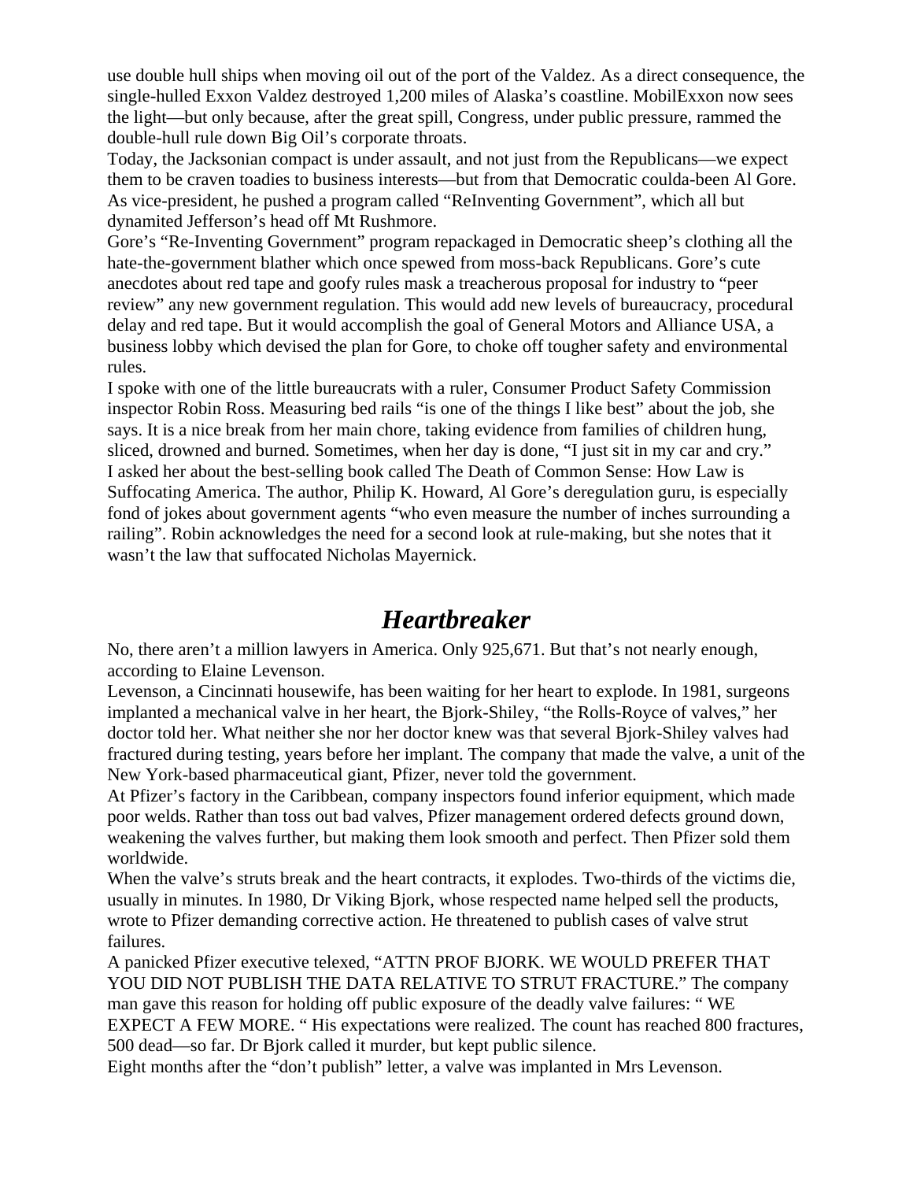use double hull ships when moving oil out of the port of the Valdez. As a direct consequence, the single-hulled Exxon Valdez destroyed 1,200 miles of Alaska's coastline. MobilExxon now sees the light—but only because, after the great spill, Congress, under public pressure, rammed the double-hull rule down Big Oil's corporate throats.

Today, the Jacksonian compact is under assault, and not just from the Republicans—we expect them to be craven toadies to business interests—but from that Democratic coulda-been Al Gore. As vice-president, he pushed a program called "ReInventing Government", which all but dynamited Jefferson's head off Mt Rushmore.

Gore's "Re-Inventing Government" program repackaged in Democratic sheep's clothing all the hate-the-government blather which once spewed from moss-back Republicans. Gore's cute anecdotes about red tape and goofy rules mask a treacherous proposal for industry to "peer review" any new government regulation. This would add new levels of bureaucracy, procedural delay and red tape. But it would accomplish the goal of General Motors and Alliance USA, a business lobby which devised the plan for Gore, to choke off tougher safety and environmental rules.

I spoke with one of the little bureaucrats with a ruler, Consumer Product Safety Commission inspector Robin Ross. Measuring bed rails "is one of the things I like best" about the job, she says. It is a nice break from her main chore, taking evidence from families of children hung, sliced, drowned and burned. Sometimes, when her day is done, "I just sit in my car and cry."

I asked her about the best-selling book called The Death of Common Sense: How Law is Suffocating America. The author, Philip K. Howard, Al Gore's deregulation guru, is especially fond of jokes about government agents "who even measure the number of inches surrounding a railing". Robin acknowledges the need for a second look at rule-making, but she notes that it wasn't the law that suffocated Nicholas Mayernick.

## *Heartbreaker*

No, there aren't a million lawyers in America. Only 925,671. But that's not nearly enough, according to Elaine Levenson.

Levenson, a Cincinnati housewife, has been waiting for her heart to explode. In 1981, surgeons implanted a mechanical valve in her heart, the Bjork-Shiley, "the Rolls-Royce of valves," her doctor told her. What neither she nor her doctor knew was that several Bjork-Shiley valves had fractured during testing, years before her implant. The company that made the valve, a unit of the New York-based pharmaceutical giant, Pfizer, never told the government.

At Pfizer's factory in the Caribbean, company inspectors found inferior equipment, which made poor welds. Rather than toss out bad valves, Pfizer management ordered defects ground down, weakening the valves further, but making them look smooth and perfect. Then Pfizer sold them worldwide.

When the valve's struts break and the heart contracts, it explodes. Two-thirds of the victims die, usually in minutes. In 1980, Dr Viking Bjork, whose respected name helped sell the products, wrote to Pfizer demanding corrective action. He threatened to publish cases of valve strut failures.

A panicked Pfizer executive telexed, "ATTN PROF BJORK. WE WOULD PREFER THAT YOU DID NOT PUBLISH THE DATA RELATIVE TO STRUT FRACTURE." The company man gave this reason for holding off public exposure of the deadly valve failures: " WE EXPECT A FEW MORE. " His expectations were realized. The count has reached 800 fractures, 500 dead—so far. Dr Bjork called it murder, but kept public silence.

Eight months after the "don't publish" letter, a valve was implanted in Mrs Levenson.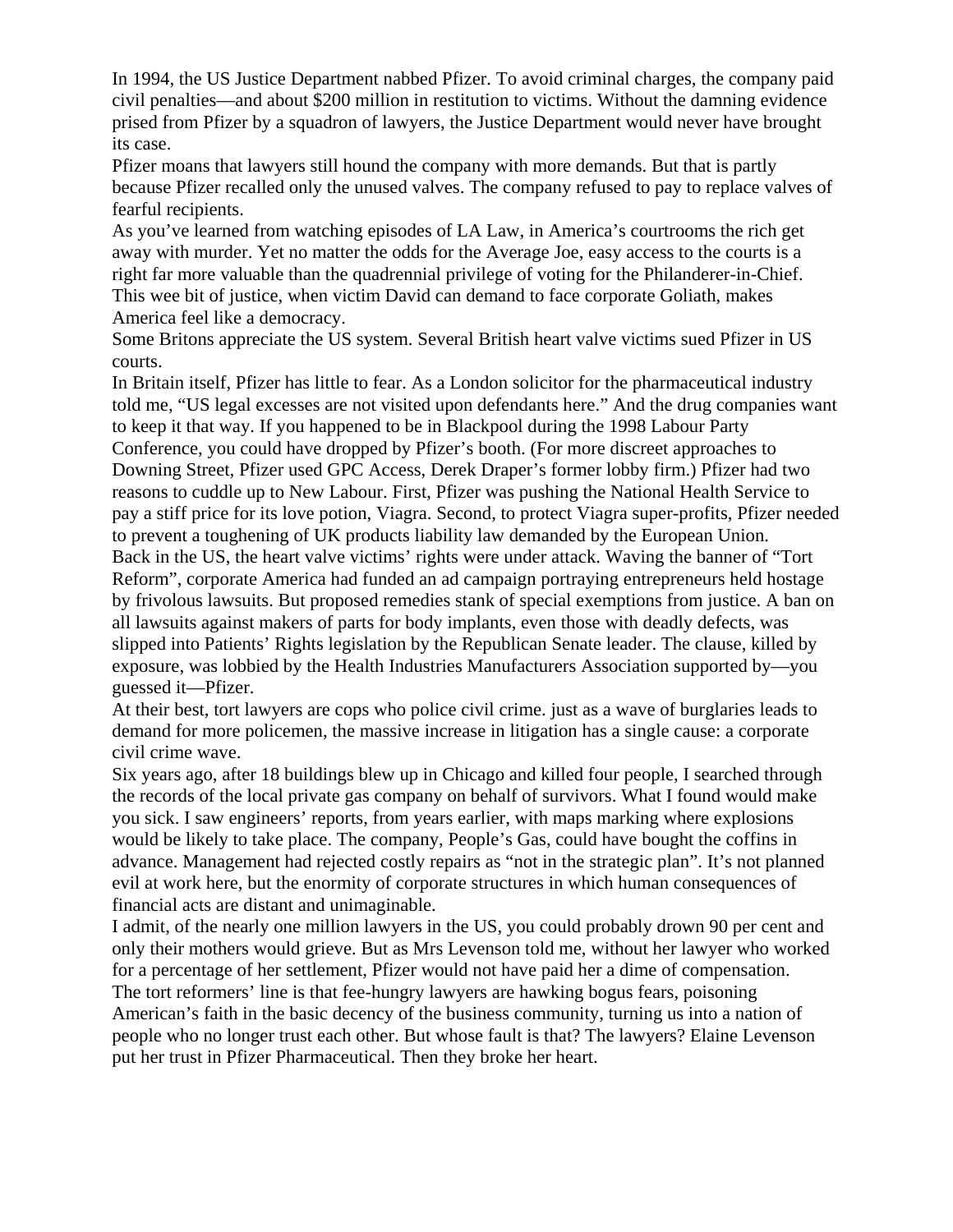In 1994, the US Justice Department nabbed Pfizer. To avoid criminal charges, the company paid civil penalties—and about $200 million in restitution to victims. Without the damning evidence prised from Pfizer by a squadron of lawyers, the Justice Department would never have brought its case.

Pfizer moans that lawyers still hound the company with more demands. But that is partly because Pfizer recalled only the unused valves. The company refused to pay to replace valves of fearful recipients.

As you've learned from watching episodes of LA Law, in America's courtrooms the rich get away with murder. Yet no matter the odds for the Average Joe, easy access to the courts is a right far more valuable than the quadrennial privilege of voting for the Philanderer-in-Chief. This wee bit of justice, when victim David can demand to face corporate Goliath, makes America feel like a democracy.

Some Britons appreciate the US system. Several British heart valve victims sued Pfizer in US courts.

In Britain itself, Pfizer has little to fear. As a London solicitor for the pharmaceutical industry told me, "US legal excesses are not visited upon defendants here." And the drug companies want to keep it that way. If you happened to be in Blackpool during the 1998 Labour Party Conference, you could have dropped by Pfizer's booth. (For more discreet approaches to Downing Street, Pfizer used GPC Access, Derek Draper's former lobby firm.) Pfizer had two reasons to cuddle up to New Labour. First, Pfizer was pushing the National Health Service to pay a stiff price for its love potion, Viagra. Second, to protect Viagra super-profits, Pfizer needed to prevent a toughening of UK products liability law demanded by the European Union.

Back in the US, the heart valve victims' rights were under attack. Waving the banner of "Tort Reform", corporate America had funded an ad campaign portraying entrepreneurs held hostage by frivolous lawsuits. But proposed remedies stank of special exemptions from justice. A ban on all lawsuits against makers of parts for body implants, even those with deadly defects, was slipped into Patients' Rights legislation by the Republican Senate leader. The clause, killed by exposure, was lobbied by the Health Industries Manufacturers Association supported by—you guessed it—Pfizer.

At their best, tort lawyers are cops who police civil crime. just as a wave of burglaries leads to demand for more policemen, the massive increase in litigation has a single cause: a corporate civil crime wave.

Six years ago, after 18 buildings blew up in Chicago and killed four people, I searched through the records of the local private gas company on behalf of survivors. What I found would make you sick. I saw engineers' reports, from years earlier, with maps marking where explosions would be likely to take place. The company, People's Gas, could have bought the coffins in advance. Management had rejected costly repairs as "not in the strategic plan". It's not planned evil at work here, but the enormity of corporate structures in which human consequences of financial acts are distant and unimaginable.

I admit, of the nearly one million lawyers in the US, you could probably drown 90 per cent and only their mothers would grieve. But as Mrs Levenson told me, without her lawyer who worked for a percentage of her settlement, Pfizer would not have paid her a dime of compensation.

The tort reformers' line is that fee-hungry lawyers are hawking bogus fears, poisoning American's faith in the basic decency of the business community, turning us into a nation of people who no longer trust each other. But whose fault is that? The lawyers? Elaine Levenson put her trust in Pfizer Pharmaceutical. Then they broke her heart.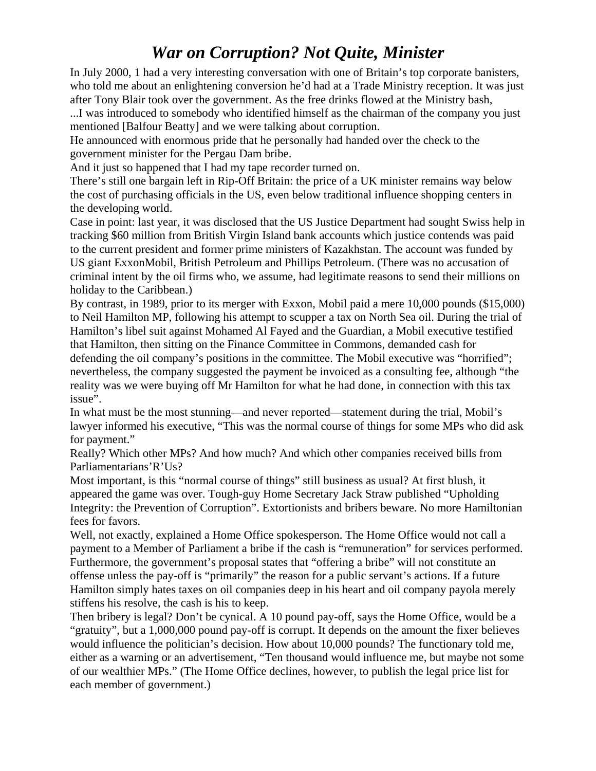# *War on Corruption? Not Quite, Minister*

In July 2000, 1 had a very interesting conversation with one of Britain's top corporate banisters, who told me about an enlightening conversion he'd had at a Trade Ministry reception. It was just after Tony Blair took over the government. As the free drinks flowed at the Ministry bash,

...I was introduced to somebody who identified himself as the chairman of the company you just mentioned [Balfour Beatty] and we were talking about corruption.

He announced with enormous pride that he personally had handed over the check to the government minister for the Pergau Dam bribe.

And it just so happened that I had my tape recorder turned on.

There's still one bargain left in Rip-Off Britain: the price of a UK minister remains way below the cost of purchasing officials in the US, even below traditional influence shopping centers in the developing world.

Case in point: last year, it was disclosed that the US Justice Department had sought Swiss help in tracking $60 million from British Virgin Island bank accounts which justice contends was paid to the current president and former prime ministers of Kazakhstan. The account was funded by US giant ExxonMobil, British Petroleum and Phillips Petroleum. (There was no accusation of criminal intent by the oil firms who, we assume, had legitimate reasons to send their millions on holiday to the Caribbean.)

By contrast, in 1989, prior to its merger with Exxon, Mobil paid a mere 10,000 pounds ($15,000) to Neil Hamilton MP, following his attempt to scupper a tax on North Sea oil. During the trial of Hamilton's libel suit against Mohamed Al Fayed and the Guardian, a Mobil executive testified that Hamilton, then sitting on the Finance Committee in Commons, demanded cash for defending the oil company's positions in the committee. The Mobil executive was "horrified"; nevertheless, the company suggested the payment be invoiced as a consulting fee, although "the reality was we were buying off Mr Hamilton for what he had done, in connection with this tax issue".

In what must be the most stunning—and never reported—statement during the trial, Mobil's lawyer informed his executive, "This was the normal course of things for some MPs who did ask for payment."

Really? Which other MPs? And how much? And which other companies received bills from Parliamentarians'R'Us?

Most important, is this "normal course of things" still business as usual? At first blush, it appeared the game was over. Tough-guy Home Secretary Jack Straw published "Upholding Integrity: the Prevention of Corruption". Extortionists and bribers beware. No more Hamiltonian fees for favors.

Well, not exactly, explained a Home Office spokesperson. The Home Office would not call a payment to a Member of Parliament a bribe if the cash is "remuneration" for services performed. Furthermore, the government's proposal states that "offering a bribe" will not constitute an offense unless the pay-off is "primarily" the reason for a public servant's actions. If a future Hamilton simply hates taxes on oil companies deep in his heart and oil company payola merely stiffens his resolve, the cash is his to keep.

Then bribery is legal? Don't be cynical. A 10 pound pay-off, says the Home Office, would be a "gratuity", but a 1,000,000 pound pay-off is corrupt. It depends on the amount the fixer believes would influence the politician's decision. How about 10,000 pounds? The functionary told me, either as a warning or an advertisement, "Ten thousand would influence me, but maybe not some of our wealthier MPs." (The Home Office declines, however, to publish the legal price list for each member of government.)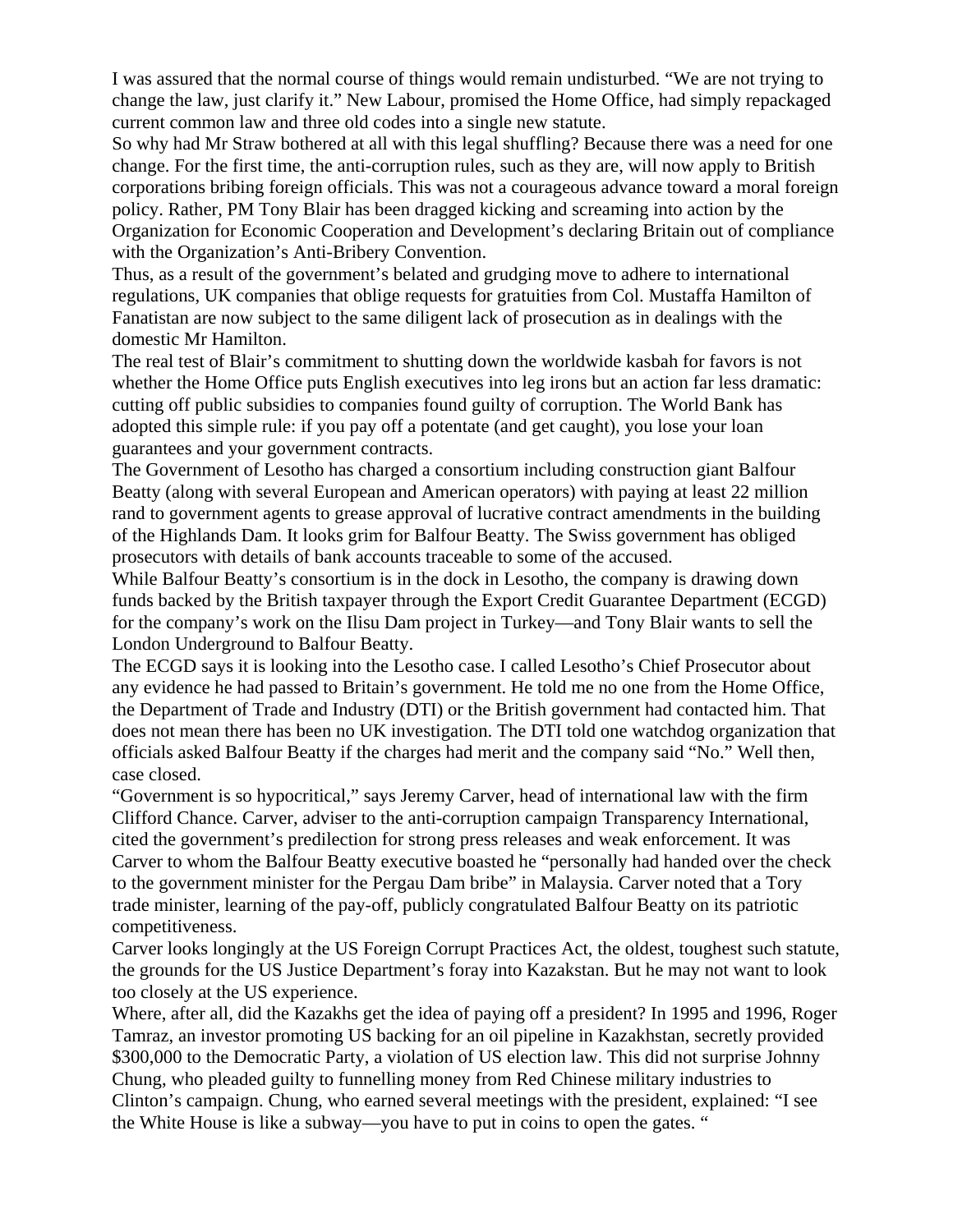I was assured that the normal course of things would remain undisturbed. "We are not trying to change the law, just clarify it." New Labour, promised the Home Office, had simply repackaged current common law and three old codes into a single new statute.

So why had Mr Straw bothered at all with this legal shuffling? Because there was a need for one change. For the first time, the anti-corruption rules, such as they are, will now apply to British corporations bribing foreign officials. This was not a courageous advance toward a moral foreign policy. Rather, PM Tony Blair has been dragged kicking and screaming into action by the Organization for Economic Cooperation and Development's declaring Britain out of compliance with the Organization's Anti-Bribery Convention.

Thus, as a result of the government's belated and grudging move to adhere to international regulations, UK companies that oblige requests for gratuities from Col. Mustaffa Hamilton of Fanatistan are now subject to the same diligent lack of prosecution as in dealings with the domestic Mr Hamilton.

The real test of Blair's commitment to shutting down the worldwide kasbah for favors is not whether the Home Office puts English executives into leg irons but an action far less dramatic: cutting off public subsidies to companies found guilty of corruption. The World Bank has adopted this simple rule: if you pay off a potentate (and get caught), you lose your loan guarantees and your government contracts.

The Government of Lesotho has charged a consortium including construction giant Balfour Beatty (along with several European and American operators) with paying at least 22 million rand to government agents to grease approval of lucrative contract amendments in the building of the Highlands Dam. It looks grim for Balfour Beatty. The Swiss government has obliged prosecutors with details of bank accounts traceable to some of the accused.

While Balfour Beatty's consortium is in the dock in Lesotho, the company is drawing down funds backed by the British taxpayer through the Export Credit Guarantee Department (ECGD) for the company's work on the Ilisu Dam project in Turkey—and Tony Blair wants to sell the London Underground to Balfour Beatty.

The ECGD says it is looking into the Lesotho case. I called Lesotho's Chief Prosecutor about any evidence he had passed to Britain's government. He told me no one from the Home Office, the Department of Trade and Industry (DTI) or the British government had contacted him. That does not mean there has been no UK investigation. The DTI told one watchdog organization that officials asked Balfour Beatty if the charges had merit and the company said "No." Well then, case closed.

"Government is so hypocritical," says Jeremy Carver, head of international law with the firm Clifford Chance. Carver, adviser to the anti-corruption campaign Transparency International, cited the government's predilection for strong press releases and weak enforcement. It was Carver to whom the Balfour Beatty executive boasted he "personally had handed over the check to the government minister for the Pergau Dam bribe" in Malaysia. Carver noted that a Tory trade minister, learning of the pay-off, publicly congratulated Balfour Beatty on its patriotic competitiveness.

Carver looks longingly at the US Foreign Corrupt Practices Act, the oldest, toughest such statute, the grounds for the US Justice Department's foray into Kazakstan. But he may not want to look too closely at the US experience.

Where, after all, did the Kazakhs get the idea of paying off a president? In 1995 and 1996, Roger Tamraz, an investor promoting US backing for an oil pipeline in Kazakhstan, secretly provided $300,000 to the Democratic Party, a violation of US election law. This did not surprise Johnny Chung, who pleaded guilty to funnelling money from Red Chinese military industries to Clinton's campaign. Chung, who earned several meetings with the president, explained: "I see the White House is like a subway—you have to put in coins to open the gates. "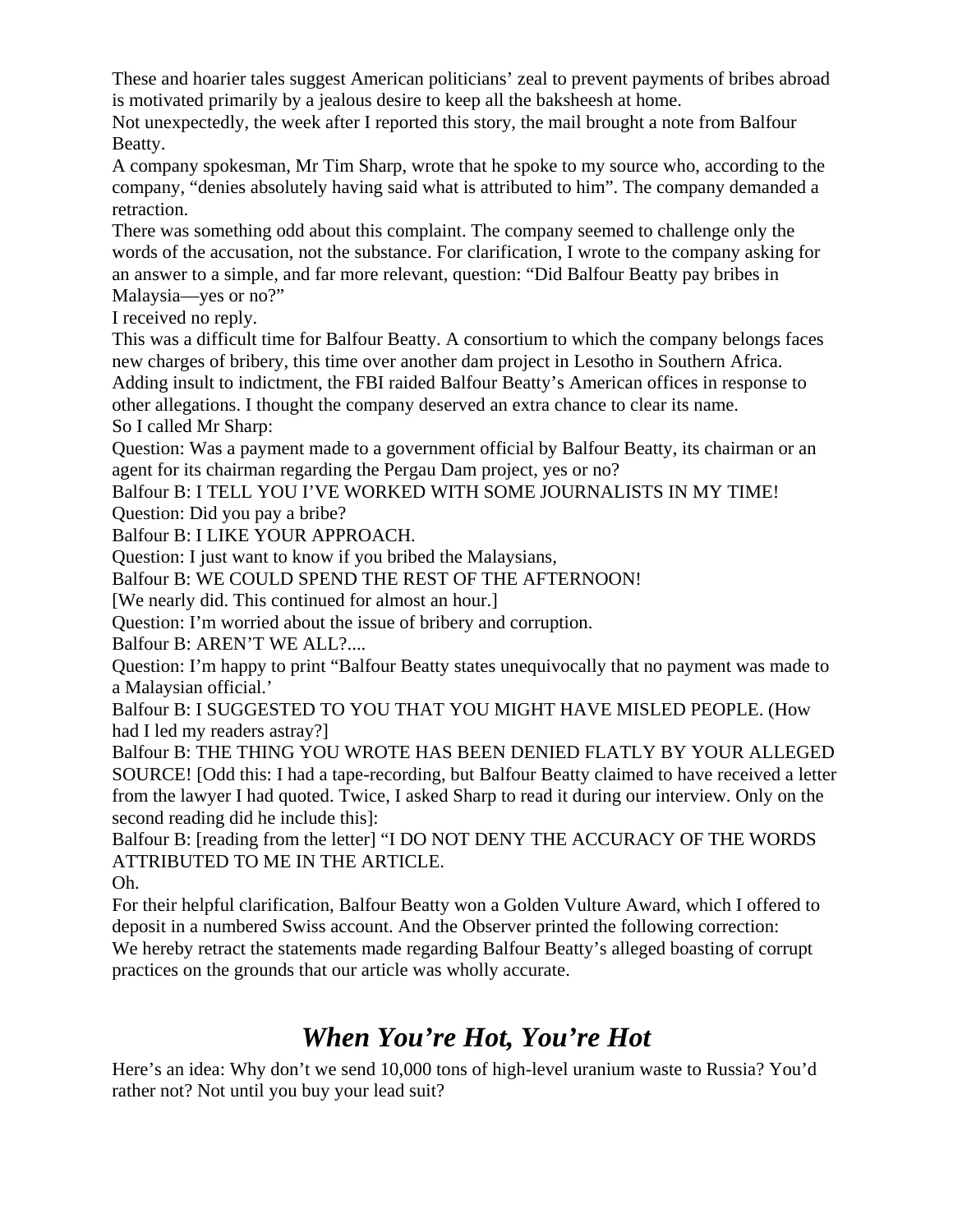These and hoarier tales suggest American politicians' zeal to prevent payments of bribes abroad is motivated primarily by a jealous desire to keep all the baksheesh at home.

Not unexpectedly, the week after I reported this story, the mail brought a note from Balfour Beatty.

A company spokesman, Mr Tim Sharp, wrote that he spoke to my source who, according to the company, "denies absolutely having said what is attributed to him". The company demanded a retraction.

There was something odd about this complaint. The company seemed to challenge only the words of the accusation, not the substance. For clarification, I wrote to the company asking for an answer to a simple, and far more relevant, question: "Did Balfour Beatty pay bribes in Malaysia—yes or no?"

I received no reply.

This was a difficult time for Balfour Beatty. A consortium to which the company belongs faces new charges of bribery, this time over another dam project in Lesotho in Southern Africa. Adding insult to indictment, the FBI raided Balfour Beatty's American offices in response to other allegations. I thought the company deserved an extra chance to clear its name.

So I called Mr Sharp:

Question: Was a payment made to a government official by Balfour Beatty, its chairman or an agent for its chairman regarding the Pergau Dam project, yes or no?

Balfour B: I TELL YOU I'VE WORKED WITH SOME JOURNALISTS IN MY TIME!

Question: Did you pay a bribe?

Balfour B: I LIKE YOUR APPROACH.

Question: I just want to know if you bribed the Malaysians,

Balfour B: WE COULD SPEND THE REST OF THE AFTERNOON!

[We nearly did. This continued for almost an hour.]

Question: I'm worried about the issue of bribery and corruption.

Balfour B: AREN'T WE ALL?....

Question: I'm happy to print "Balfour Beatty states unequivocally that no payment was made to a Malaysian official.'

Balfour B: I SUGGESTED TO YOU THAT YOU MIGHT HAVE MISLED PEOPLE. (How had I led my readers astray?]

Balfour B: THE THING YOU WROTE HAS BEEN DENIED FLATLY BY YOUR ALLEGED SOURCE! [Odd this: I had a tape-recording, but Balfour Beatty claimed to have received a letter from the lawyer I had quoted. Twice, I asked Sharp to read it during our interview. Only on the second reading did he include this]:

Balfour B: [reading from the letter] "I DO NOT DENY THE ACCURACY OF THE WORDS ATTRIBUTED TO ME IN THE ARTICLE.

Oh.

For their helpful clarification, Balfour Beatty won a Golden Vulture Award, which I offered to deposit in a numbered Swiss account. And the Observer printed the following correction:

We hereby retract the statements made regarding Balfour Beatty's alleged boasting of corrupt practices on the grounds that our article was wholly accurate.

## *When You're Hot, You're Hot*

Here's an idea: Why don't we send 10,000 tons of high-level uranium waste to Russia? You'd rather not? Not until you buy your lead suit?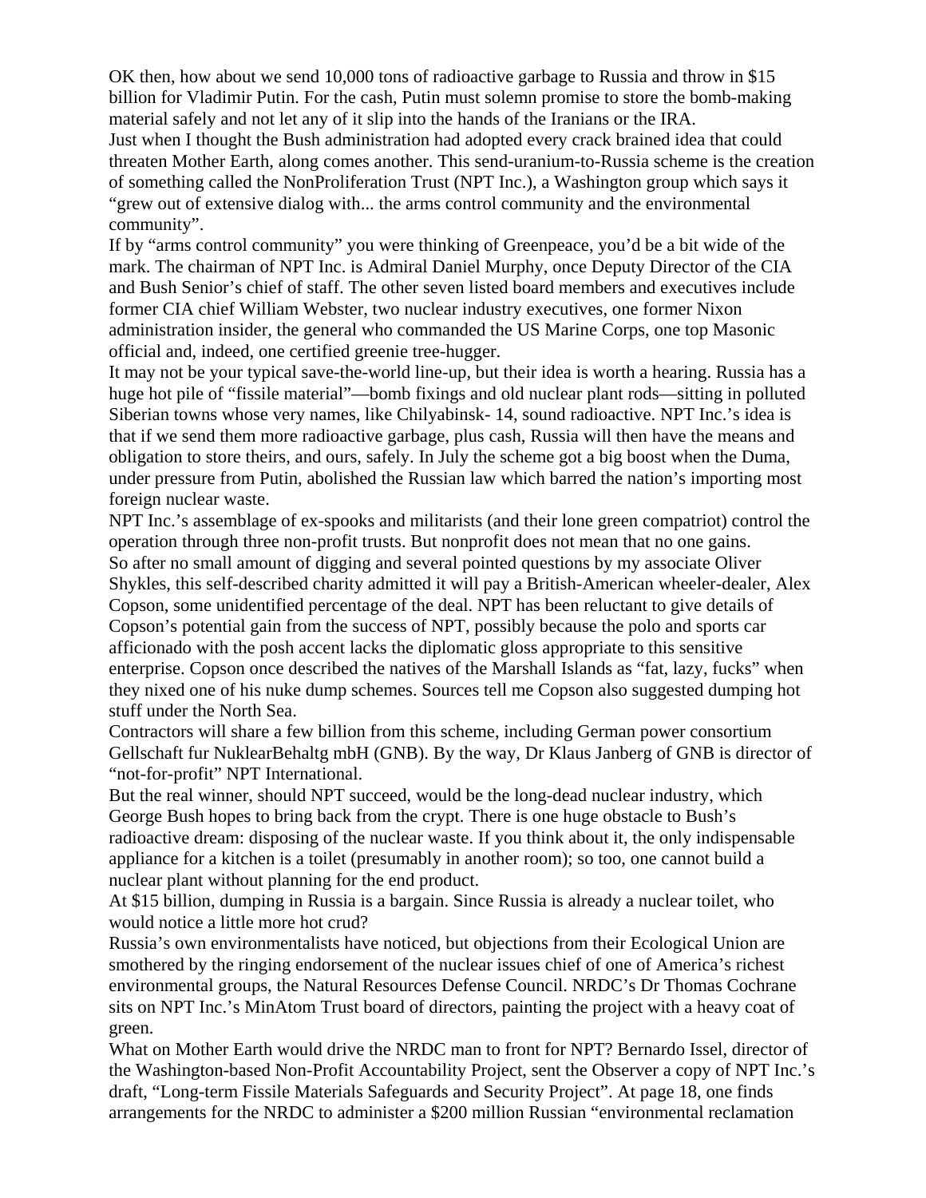OK then, how about we send 10,000 tons of radioactive garbage to Russia and throw in $15 billion for Vladimir Putin. For the cash, Putin must solemn promise to store the bomb-making material safely and not let any of it slip into the hands of the Iranians or the IRA.

Just when I thought the Bush administration had adopted every crack brained idea that could threaten Mother Earth, along comes another. This send-uranium-to-Russia scheme is the creation of something called the NonProliferation Trust (NPT Inc.), a Washington group which says it "grew out of extensive dialog with... the arms control community and the environmental community".

If by "arms control community" you were thinking of Greenpeace, you'd be a bit wide of the mark. The chairman of NPT Inc. is Admiral Daniel Murphy, once Deputy Director of the CIA and Bush Senior's chief of staff. The other seven listed board members and executives include former CIA chief William Webster, two nuclear industry executives, one former Nixon administration insider, the general who commanded the US Marine Corps, one top Masonic official and, indeed, one certified greenie tree-hugger.

It may not be your typical save-the-world line-up, but their idea is worth a hearing. Russia has a huge hot pile of "fissile material"—bomb fixings and old nuclear plant rods—sitting in polluted Siberian towns whose very names, like Chilyabinsk- 14, sound radioactive. NPT Inc.'s idea is that if we send them more radioactive garbage, plus cash, Russia will then have the means and obligation to store theirs, and ours, safely. In July the scheme got a big boost when the Duma, under pressure from Putin, abolished the Russian law which barred the nation's importing most foreign nuclear waste.

NPT Inc.'s assemblage of ex-spooks and militarists (and their lone green compatriot) control the operation through three non-profit trusts. But nonprofit does not mean that no one gains.

So after no small amount of digging and several pointed questions by my associate Oliver Shykles, this self-described charity admitted it will pay a British-American wheeler-dealer, Alex Copson, some unidentified percentage of the deal. NPT has been reluctant to give details of Copson's potential gain from the success of NPT, possibly because the polo and sports car afficionado with the posh accent lacks the diplomatic gloss appropriate to this sensitive enterprise. Copson once described the natives of the Marshall Islands as "fat, lazy, fucks" when they nixed one of his nuke dump schemes. Sources tell me Copson also suggested dumping hot stuff under the North Sea.

Contractors will share a few billion from this scheme, including German power consortium Gellschaft fur NuklearBehaltg mbH (GNB). By the way, Dr Klaus Janberg of GNB is director of "not-for-profit" NPT International.

But the real winner, should NPT succeed, would be the long-dead nuclear industry, which George Bush hopes to bring back from the crypt. There is one huge obstacle to Bush's radioactive dream: disposing of the nuclear waste. If you think about it, the only indispensable appliance for a kitchen is a toilet (presumably in another room); so too, one cannot build a nuclear plant without planning for the end product.

At $15 billion, dumping in Russia is a bargain. Since Russia is already a nuclear toilet, who would notice a little more hot crud?

Russia's own environmentalists have noticed, but objections from their Ecological Union are smothered by the ringing endorsement of the nuclear issues chief of one of America's richest environmental groups, the Natural Resources Defense Council. NRDC's Dr Thomas Cochrane sits on NPT Inc.'s MinAtom Trust board of directors, painting the project with a heavy coat of green.

What on Mother Earth would drive the NRDC man to front for NPT? Bernardo Issel, director of the Washington-based Non-Profit Accountability Project, sent the Observer a copy of NPT Inc.'s draft, "Long-term Fissile Materials Safeguards and Security Project". At page 18, one finds arrangements for the NRDC to administer a $200 million Russian "environmental reclamation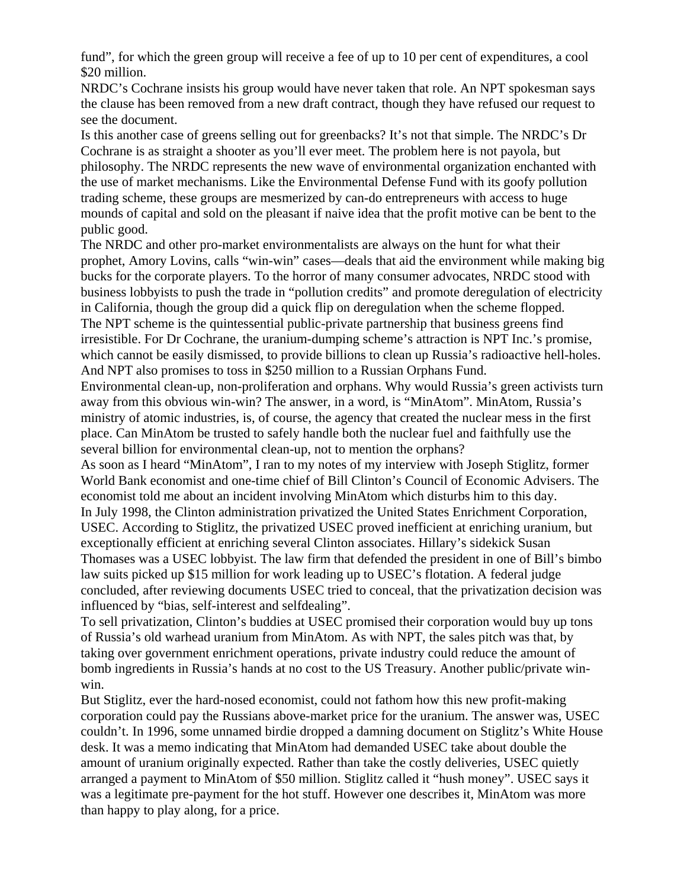fund", for which the green group will receive a fee of up to 10 per cent of expenditures, a cool $20 million.

NRDC's Cochrane insists his group would have never taken that role. An NPT spokesman says the clause has been removed from a new draft contract, though they have refused our request to see the document.

Is this another case of greens selling out for greenbacks? It's not that simple. The NRDC's Dr Cochrane is as straight a shooter as you'll ever meet. The problem here is not payola, but philosophy. The NRDC represents the new wave of environmental organization enchanted with the use of market mechanisms. Like the Environmental Defense Fund with its goofy pollution trading scheme, these groups are mesmerized by can-do entrepreneurs with access to huge mounds of capital and sold on the pleasant if naive idea that the profit motive can be bent to the public good.

The NRDC and other pro-market environmentalists are always on the hunt for what their prophet, Amory Lovins, calls "win-win" cases—deals that aid the environment while making big bucks for the corporate players. To the horror of many consumer advocates, NRDC stood with business lobbyists to push the trade in "pollution credits" and promote deregulation of electricity in California, though the group did a quick flip on deregulation when the scheme flopped.

The NPT scheme is the quintessential public-private partnership that business greens find irresistible. For Dr Cochrane, the uranium-dumping scheme's attraction is NPT Inc.'s promise, which cannot be easily dismissed, to provide billions to clean up Russia's radioactive hell-holes. And NPT also promises to toss in $250 million to a Russian Orphans Fund.

Environmental clean-up, non-proliferation and orphans. Why would Russia's green activists turn away from this obvious win-win? The answer, in a word, is "MinAtom". MinAtom, Russia's ministry of atomic industries, is, of course, the agency that created the nuclear mess in the first place. Can MinAtom be trusted to safely handle both the nuclear fuel and faithfully use the several billion for environmental clean-up, not to mention the orphans?

As soon as I heard "MinAtom", I ran to my notes of my interview with Joseph Stiglitz, former World Bank economist and one-time chief of Bill Clinton's Council of Economic Advisers. The economist told me about an incident involving MinAtom which disturbs him to this day.

In July 1998, the Clinton administration privatized the United States Enrichment Corporation, USEC. According to Stiglitz, the privatized USEC proved inefficient at enriching uranium, but exceptionally efficient at enriching several Clinton associates. Hillary's sidekick Susan Thomases was a USEC lobbyist. The law firm that defended the president in one of Bill's bimbo law suits picked up $15 million for work leading up to USEC's flotation. A federal judge concluded, after reviewing documents USEC tried to conceal, that the privatization decision was influenced by "bias, self-interest and selfdealing".

To sell privatization, Clinton's buddies at USEC promised their corporation would buy up tons of Russia's old warhead uranium from MinAtom. As with NPT, the sales pitch was that, by taking over government enrichment operations, private industry could reduce the amount of bomb ingredients in Russia's hands at no cost to the US Treasury. Another public/private win-win.

But Stiglitz, ever the hard-nosed economist, could not fathom how this new profit-making corporation could pay the Russians above-market price for the uranium. The answer was, USEC couldn't. In 1996, some unnamed birdie dropped a damning document on Stiglitz's White House desk. It was a memo indicating that MinAtom had demanded USEC take about double the amount of uranium originally expected. Rather than take the costly deliveries, USEC quietly arranged a payment to MinAtom of $50 million. Stiglitz called it "hush money". USEC says it was a legitimate pre-payment for the hot stuff. However one describes it, MinAtom was more than happy to play along, for a price.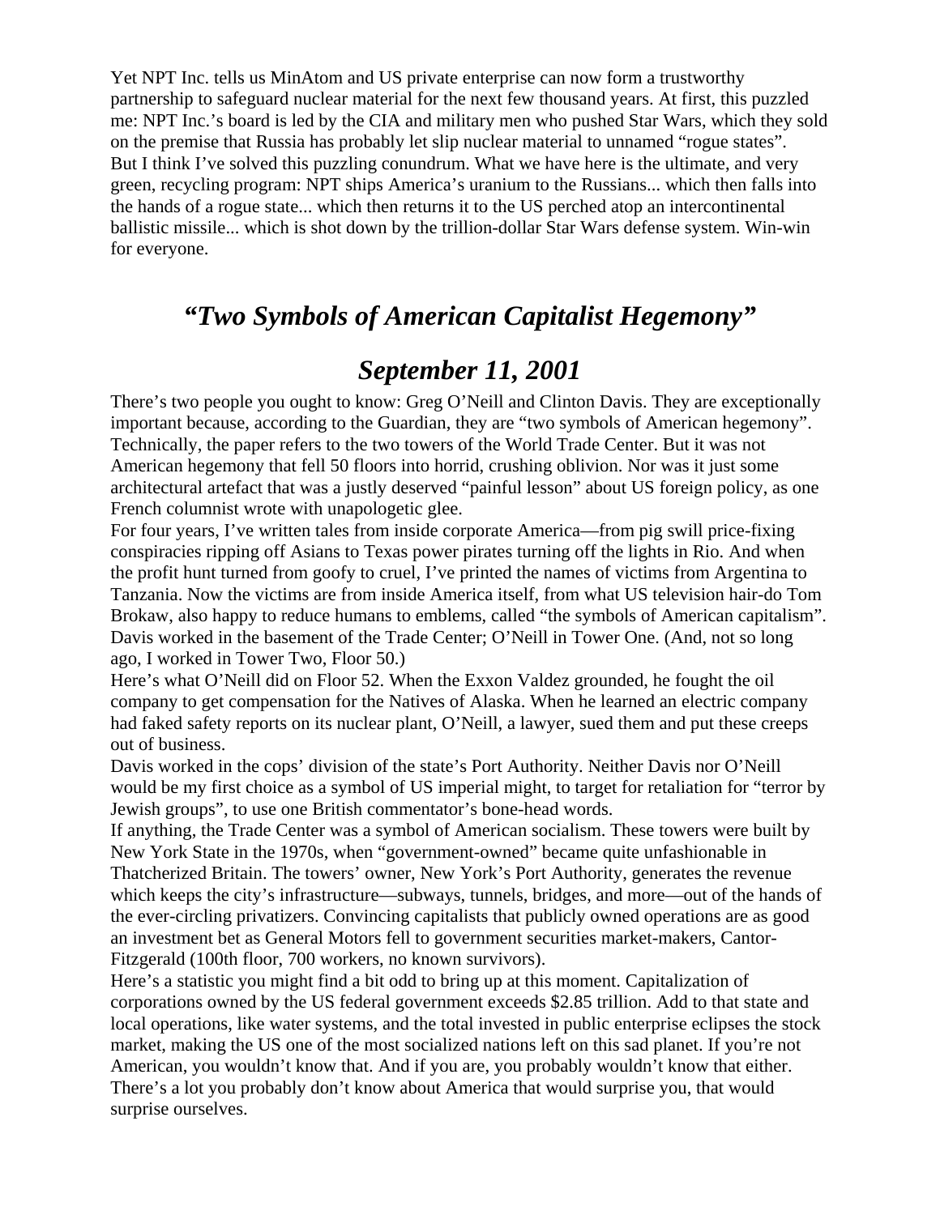Yet NPT Inc. tells us MinAtom and US private enterprise can now form a trustworthy partnership to safeguard nuclear material for the next few thousand years. At first, this puzzled me: NPT Inc.'s board is led by the CIA and military men who pushed Star Wars, which they sold on the premise that Russia has probably let slip nuclear material to unnamed "rogue states". But I think I've solved this puzzling conundrum. What we have here is the ultimate, and very green, recycling program: NPT ships America's uranium to the Russians... which then falls into the hands of a rogue state... which then returns it to the US perched atop an intercontinental ballistic missile... which is shot down by the trillion-dollar Star Wars defense system. Win-win for everyone.

## *"Two Symbols of American Capitalist Hegemony"*

## *September 11, 2001*

There's two people you ought to know: Greg O'Neill and Clinton Davis. They are exceptionally important because, according to the Guardian, they are "two symbols of American hegemony". Technically, the paper refers to the two towers of the World Trade Center. But it was not American hegemony that fell 50 floors into horrid, crushing oblivion. Nor was it just some architectural artefact that was a justly deserved "painful lesson" about US foreign policy, as one French columnist wrote with unapologetic glee.

For four years, I've written tales from inside corporate America—from pig swill price-fixing conspiracies ripping off Asians to Texas power pirates turning off the lights in Rio. And when the profit hunt turned from goofy to cruel, I've printed the names of victims from Argentina to Tanzania. Now the victims are from inside America itself, from what US television hair-do Tom Brokaw, also happy to reduce humans to emblems, called "the symbols of American capitalism". Davis worked in the basement of the Trade Center; O'Neill in Tower One. (And, not so long ago, I worked in Tower Two, Floor 50.)

Here's what O'Neill did on Floor 52. When the Exxon Valdez grounded, he fought the oil company to get compensation for the Natives of Alaska. When he learned an electric company had faked safety reports on its nuclear plant, O'Neill, a lawyer, sued them and put these creeps out of business.

Davis worked in the cops' division of the state's Port Authority. Neither Davis nor O'Neill would be my first choice as a symbol of US imperial might, to target for retaliation for "terror by Jewish groups", to use one British commentator's bone-head words.

If anything, the Trade Center was a symbol of American socialism. These towers were built by New York State in the 1970s, when "government-owned" became quite unfashionable in Thatcherized Britain. The towers' owner, New York's Port Authority, generates the revenue which keeps the city's infrastructure—subways, tunnels, bridges, and more—out of the hands of the ever-circling privatizers. Convincing capitalists that publicly owned operations are as good an investment bet as General Motors fell to government securities market-makers, Cantor-Fitzgerald (100th floor, 700 workers, no known survivors).

Here's a statistic you might find a bit odd to bring up at this moment. Capitalization of corporations owned by the US federal government exceeds $2.85 trillion. Add to that state and local operations, like water systems, and the total invested in public enterprise eclipses the stock market, making the US one of the most socialized nations left on this sad planet. If you're not American, you wouldn't know that. And if you are, you probably wouldn't know that either. There's a lot you probably don't know about America that would surprise you, that would surprise ourselves.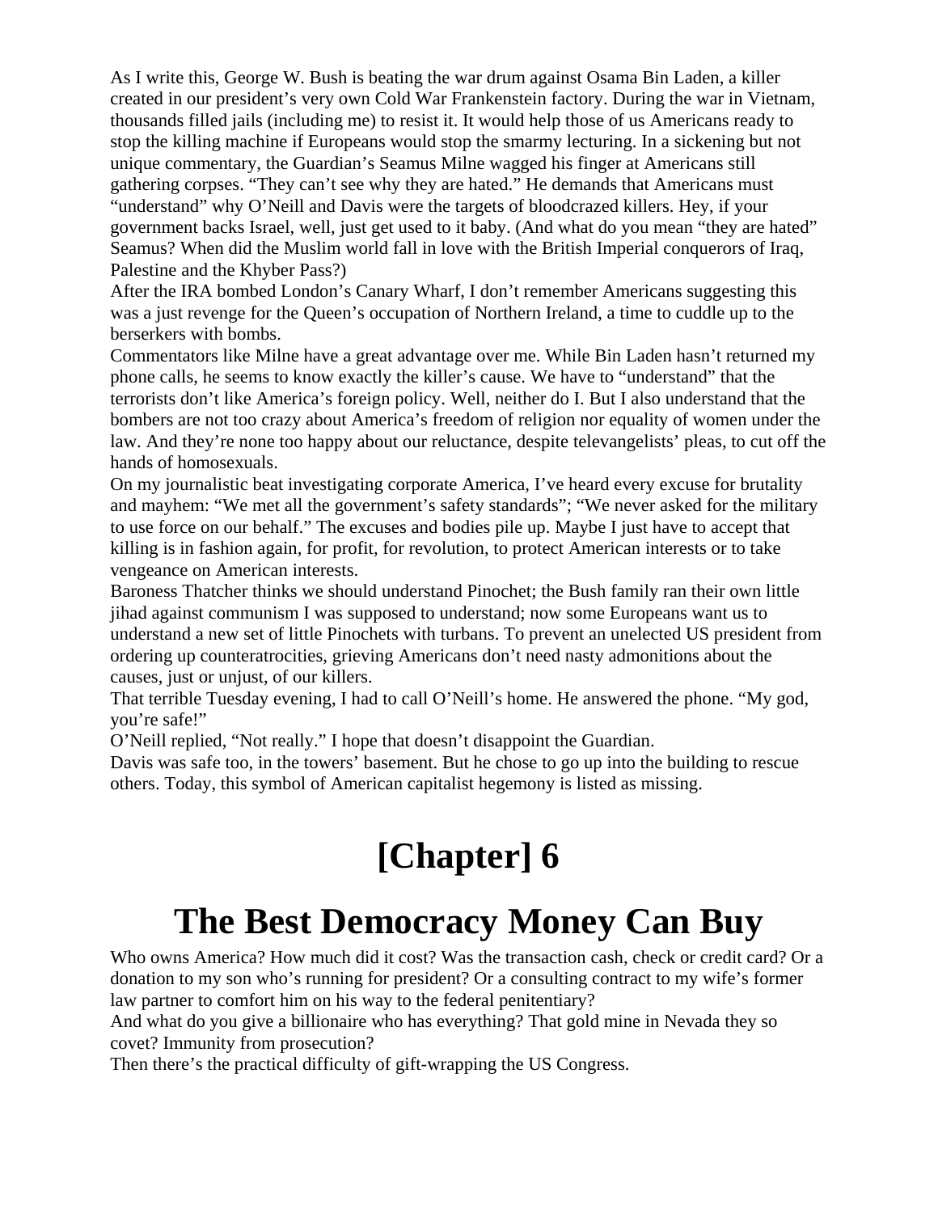As I write this, George W. Bush is beating the war drum against Osama Bin Laden, a killer created in our president's very own Cold War Frankenstein factory. During the war in Vietnam, thousands filled jails (including me) to resist it. It would help those of us Americans ready to stop the killing machine if Europeans would stop the smarmy lecturing. In a sickening but not unique commentary, the Guardian's Seamus Milne wagged his finger at Americans still gathering corpses. "They can't see why they are hated." He demands that Americans must "understand" why O'Neill and Davis were the targets of bloodcrazed killers. Hey, if your government backs Israel, well, just get used to it baby. (And what do you mean "they are hated" Seamus? When did the Muslim world fall in love with the British Imperial conquerors of Iraq, Palestine and the Khyber Pass?)

After the IRA bombed London's Canary Wharf, I don't remember Americans suggesting this was a just revenge for the Queen's occupation of Northern Ireland, a time to cuddle up to the berserkers with bombs.

Commentators like Milne have a great advantage over me. While Bin Laden hasn't returned my phone calls, he seems to know exactly the killer's cause. We have to "understand" that the terrorists don't like America's foreign policy. Well, neither do I. But I also understand that the bombers are not too crazy about America's freedom of religion nor equality of women under the law. And they're none too happy about our reluctance, despite televangelists' pleas, to cut off the hands of homosexuals.

On my journalistic beat investigating corporate America, I've heard every excuse for brutality and mayhem: "We met all the government's safety standards"; "We never asked for the military to use force on our behalf." The excuses and bodies pile up. Maybe I just have to accept that killing is in fashion again, for profit, for revolution, to protect American interests or to take vengeance on American interests.

Baroness Thatcher thinks we should understand Pinochet; the Bush family ran their own little jihad against communism I was supposed to understand; now some Europeans want us to understand a new set of little Pinochets with turbans. To prevent an unelected US president from ordering up counteratrocities, grieving Americans don't need nasty admonitions about the causes, just or unjust, of our killers.

That terrible Tuesday evening, I had to call O'Neill's home. He answered the phone. "My god, you're safe!"

O'Neill replied, "Not really." I hope that doesn't disappoint the Guardian.

Davis was safe too, in the towers' basement. But he chose to go up into the building to rescue others. Today, this symbol of American capitalist hegemony is listed as missing.

# [Chapter] 6

# The Best Democracy Money Can Buy

Who owns America? How much did it cost? Was the transaction cash, check or credit card? Or a donation to my son who's running for president? Or a consulting contract to my wife's former law partner to comfort him on his way to the federal penitentiary?

And what do you give a billionaire who has everything? That gold mine in Nevada they so covet? Immunity from prosecution?

Then there's the practical difficulty of gift-wrapping the US Congress.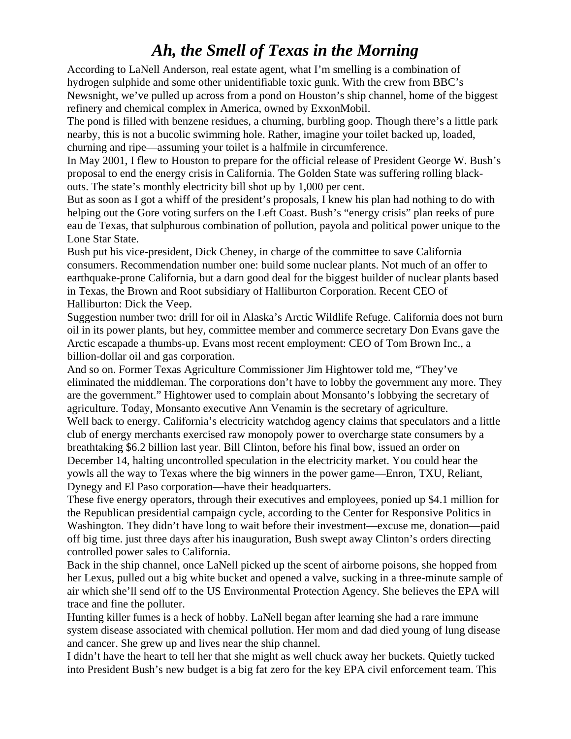# *Ah, the Smell of Texas in the Morning*

According to LaNell Anderson, real estate agent, what I'm smelling is a combination of hydrogen sulphide and some other unidentifiable toxic gunk. With the crew from BBC's Newsnight, we've pulled up across from a pond on Houston's ship channel, home of the biggest refinery and chemical complex in America, owned by ExxonMobil.

The pond is filled with benzene residues, a churning, burbling goop. Though there's a little park nearby, this is not a bucolic swimming hole. Rather, imagine your toilet backed up, loaded, churning and ripe—assuming your toilet is a halfmile in circumference.

In May 2001, I flew to Houston to prepare for the official release of President George W. Bush's proposal to end the energy crisis in California. The Golden State was suffering rolling black-outs. The state's monthly electricity bill shot up by 1,000 per cent.

But as soon as I got a whiff of the president's proposals, I knew his plan had nothing to do with helping out the Gore voting surfers on the Left Coast. Bush's "energy crisis" plan reeks of pure eau de Texas, that sulphurous combination of pollution, payola and political power unique to the Lone Star State.

Bush put his vice-president, Dick Cheney, in charge of the committee to save California consumers. Recommendation number one: build some nuclear plants. Not much of an offer to earthquake-prone California, but a darn good deal for the biggest builder of nuclear plants based in Texas, the Brown and Root subsidiary of Halliburton Corporation. Recent CEO of Halliburton: Dick the Veep.

Suggestion number two: drill for oil in Alaska's Arctic Wildlife Refuge. California does not burn oil in its power plants, but hey, committee member and commerce secretary Don Evans gave the Arctic escapade a thumbs-up. Evans most recent employment: CEO of Tom Brown Inc., a billion-dollar oil and gas corporation.

And so on. Former Texas Agriculture Commissioner Jim Hightower told me, "They've eliminated the middleman. The corporations don't have to lobby the government any more. They are the government." Hightower used to complain about Monsanto's lobbying the secretary of agriculture. Today, Monsanto executive Ann Venamin is the secretary of agriculture.

Well back to energy. California's electricity watchdog agency claims that speculators and a little club of energy merchants exercised raw monopoly power to overcharge state consumers by a breathtaking $6.2 billion last year. Bill Clinton, before his final bow, issued an order on December 14, halting uncontrolled speculation in the electricity market. You could hear the yowls all the way to Texas where the big winners in the power game—Enron, TXU, Reliant, Dynegy and El Paso corporation—have their headquarters.

These five energy operators, through their executives and employees, ponied up $4.1 million for the Republican presidential campaign cycle, according to the Center for Responsive Politics in Washington. They didn't have long to wait before their investment—excuse me, donation—paid off big time. just three days after his inauguration, Bush swept away Clinton's orders directing controlled power sales to California.

Back in the ship channel, once LaNell picked up the scent of airborne poisons, she hopped from her Lexus, pulled out a big white bucket and opened a valve, sucking in a three-minute sample of air which she'll send off to the US Environmental Protection Agency. She believes the EPA will trace and fine the polluter.

Hunting killer fumes is a heck of hobby. LaNell began after learning she had a rare immune system disease associated with chemical pollution. Her mom and dad died young of lung disease and cancer. She grew up and lives near the ship channel.

I didn't have the heart to tell her that she might as well chuck away her buckets. Quietly tucked into President Bush's new budget is a big fat zero for the key EPA civil enforcement team. This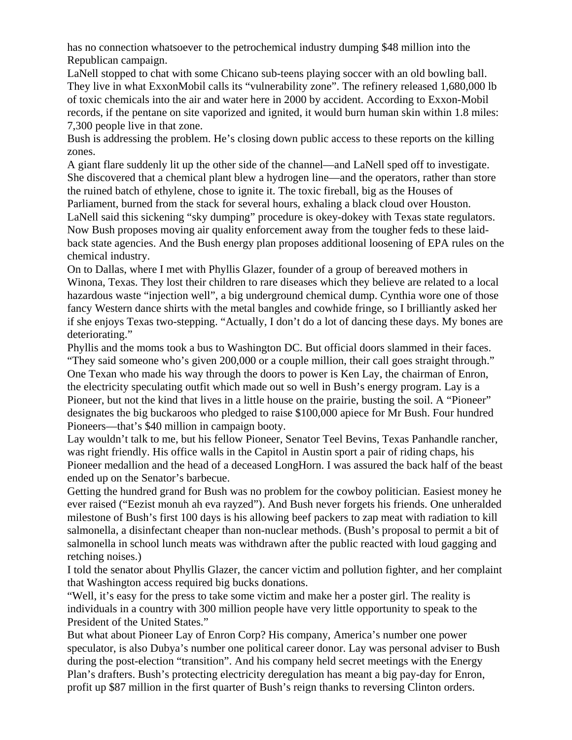has no connection whatsoever to the petrochemical industry dumping $48 million into the Republican campaign.

LaNell stopped to chat with some Chicano sub-teens playing soccer with an old bowling ball. They live in what ExxonMobil calls its “vulnerability zone”. The refinery released 1,680,000 lb of toxic chemicals into the air and water here in 2000 by accident. According to Exxon-Mobil records, if the pentane on site vaporized and ignited, it would burn human skin within 1.8 miles: 7,300 people live in that zone.

Bush is addressing the problem. He’s closing down public access to these reports on the killing zones.

A giant flare suddenly lit up the other side of the channel—and LaNell sped off to investigate. She discovered that a chemical plant blew a hydrogen line—and the operators, rather than store the ruined batch of ethylene, chose to ignite it. The toxic fireball, big as the Houses of Parliament, burned from the stack for several hours, exhaling a black cloud over Houston. LaNell said this sickening “sky dumping” procedure is okey-dokey with Texas state regulators. Now Bush proposes moving air quality enforcement away from the tougher feds to these laid-back state agencies. And the Bush energy plan proposes additional loosening of EPA rules on the chemical industry.

On to Dallas, where I met with Phyllis Glazer, founder of a group of bereaved mothers in Winona, Texas. They lost their children to rare diseases which they believe are related to a local hazardous waste “injection well”, a big underground chemical dump. Cynthia wore one of those fancy Western dance shirts with the metal bangles and cowhide fringe, so I brilliantly asked her if she enjoys Texas two-stepping. “Actually, I don’t do a lot of dancing these days. My bones are deteriorating.”

Phyllis and the moms took a bus to Washington DC. But official doors slammed in their faces. “They said someone who’s given 200,000 or a couple million, their call goes straight through.” One Texan who made his way through the doors to power is Ken Lay, the chairman of Enron, the electricity speculating outfit which made out so well in Bush’s energy program. Lay is a Pioneer, but not the kind that lives in a little house on the prairie, busting the soil. A “Pioneer” designates the big buckaroos who pledged to raise $100,000 apiece for Mr Bush. Four hundred Pioneers—that’s $40 million in campaign booty.

Lay wouldn’t talk to me, but his fellow Pioneer, Senator Teel Bevins, Texas Panhandle rancher, was right friendly. His office walls in the Capitol in Austin sport a pair of riding chaps, his Pioneer medallion and the head of a deceased LongHorn. I was assured the back half of the beast ended up on the Senator’s barbecue.

Getting the hundred grand for Bush was no problem for the cowboy politician. Easiest money he ever raised (“Eezist monuh ah eva rayzed”). And Bush never forgets his friends. One unheralded milestone of Bush’s first 100 days is his allowing beef packers to zap meat with radiation to kill salmonella, a disinfectant cheaper than non-nuclear methods. (Bush’s proposal to permit a bit of salmonella in school lunch meats was withdrawn after the public reacted with loud gagging and retching noises.)

I told the senator about Phyllis Glazer, the cancer victim and pollution fighter, and her complaint that Washington access required big bucks donations.

“Well, it’s easy for the press to take some victim and make her a poster girl. The reality is individuals in a country with 300 million people have very little opportunity to speak to the President of the United States.”

But what about Pioneer Lay of Enron Corp? His company, America’s number one power speculator, is also Dubya’s number one political career donor. Lay was personal adviser to Bush during the post-election “transition”. And his company held secret meetings with the Energy Plan’s drafters. Bush’s protecting electricity deregulation has meant a big pay-day for Enron, profit up $87 million in the first quarter of Bush’s reign thanks to reversing Clinton orders.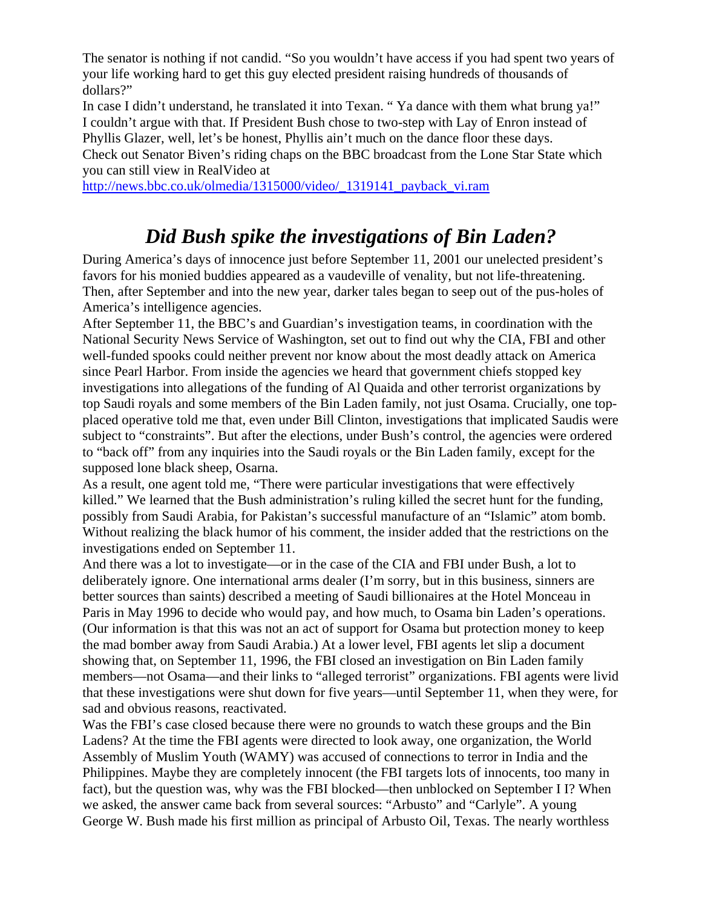The senator is nothing if not candid. "So you wouldn't have access if you had spent two years of your life working hard to get this guy elected president raising hundreds of thousands of dollars?"

In case I didn't understand, he translated it into Texan. " Ya dance with them what brung ya!"

I couldn't argue with that. If President Bush chose to two-step with Lay of Enron instead of Phyllis Glazer, well, let's be honest, Phyllis ain't much on the dance floor these days.

Check out Senator Biven's riding chaps on the BBC broadcast from the Lone Star State which you can still view in RealVideo at

http://news.bbc.co.uk/olmedia/1315000/video/_1319141_payback_vi.ram

## *Did Bush spike the investigations of Bin Laden?*

During America's days of innocence just before September 11, 2001 our unelected president's favors for his monied buddies appeared as a vaudeville of venality, but not life-threatening. Then, after September and into the new year, darker tales began to seep out of the pus-holes of America's intelligence agencies.

After September 11, the BBC's and Guardian's investigation teams, in coordination with the National Security News Service of Washington, set out to find out why the CIA, FBI and other well-funded spooks could neither prevent nor know about the most deadly attack on America since Pearl Harbor. From inside the agencies we heard that government chiefs stopped key investigations into allegations of the funding of Al Quaida and other terrorist organizations by top Saudi royals and some members of the Bin Laden family, not just Osama. Crucially, one top-placed operative told me that, even under Bill Clinton, investigations that implicated Saudis were subject to "constraints". But after the elections, under Bush's control, the agencies were ordered to "back off" from any inquiries into the Saudi royals or the Bin Laden family, except for the supposed lone black sheep, Osarna.

As a result, one agent told me, "There were particular investigations that were effectively killed." We learned that the Bush administration's ruling killed the secret hunt for the funding, possibly from Saudi Arabia, for Pakistan's successful manufacture of an "Islamic" atom bomb. Without realizing the black humor of his comment, the insider added that the restrictions on the investigations ended on September 11.

And there was a lot to investigate—or in the case of the CIA and FBI under Bush, a lot to deliberately ignore. One international arms dealer (I'm sorry, but in this business, sinners are better sources than saints) described a meeting of Saudi billionaires at the Hotel Monceau in Paris in May 1996 to decide who would pay, and how much, to Osama bin Laden's operations. (Our information is that this was not an act of support for Osama but protection money to keep the mad bomber away from Saudi Arabia.) At a lower level, FBI agents let slip a document showing that, on September 11, 1996, the FBI closed an investigation on Bin Laden family members—not Osama—and their links to "alleged terrorist" organizations. FBI agents were livid that these investigations were shut down for five years—until September 11, when they were, for sad and obvious reasons, reactivated.

Was the FBI's case closed because there were no grounds to watch these groups and the Bin Ladens? At the time the FBI agents were directed to look away, one organization, the World Assembly of Muslim Youth (WAMY) was accused of connections to terror in India and the Philippines. Maybe they are completely innocent (the FBI targets lots of innocents, too many in fact), but the question was, why was the FBI blocked—then unblocked on September I I? When we asked, the answer came back from several sources: "Arbusto" and "Carlyle". A young George W. Bush made his first million as principal of Arbusto Oil, Texas. The nearly worthless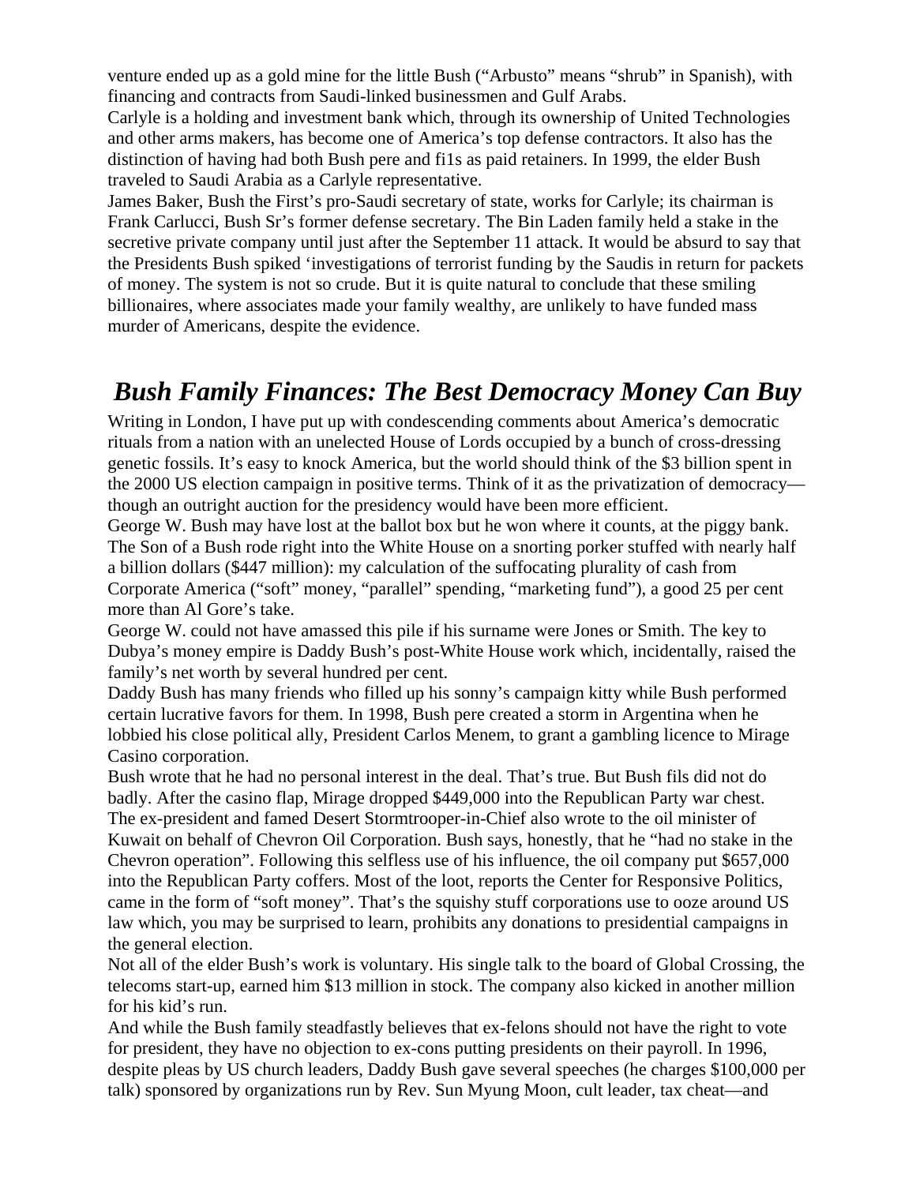venture ended up as a gold mine for the little Bush ("Arbusto" means "shrub" in Spanish), with financing and contracts from Saudi-linked businessmen and Gulf Arabs.

Carlyle is a holding and investment bank which, through its ownership of United Technologies and other arms makers, has become one of America's top defense contractors. It also has the distinction of having had both Bush pere and fi1s as paid retainers. In 1999, the elder Bush traveled to Saudi Arabia as a Carlyle representative.

James Baker, Bush the First's pro-Saudi secretary of state, works for Carlyle; its chairman is Frank Carlucci, Bush Sr's former defense secretary. The Bin Laden family held a stake in the secretive private company until just after the September 11 attack. It would be absurd to say that the Presidents Bush spiked 'investigations of terrorist funding by the Saudis in return for packets of money. The system is not so crude. But it is quite natural to conclude that these smiling billionaires, where associates made your family wealthy, are unlikely to have funded mass murder of Americans, despite the evidence.

## *Bush Family Finances: The Best Democracy Money Can Buy*

Writing in London, I have put up with condescending comments about America's democratic rituals from a nation with an unelected House of Lords occupied by a bunch of cross-dressing genetic fossils. It's easy to knock America, but the world should think of the $3 billion spent in the 2000 US election campaign in positive terms. Think of it as the privatization of democracy—though an outright auction for the presidency would have been more efficient.

George W. Bush may have lost at the ballot box but he won where it counts, at the piggy bank. The Son of a Bush rode right into the White House on a snorting porker stuffed with nearly half a billion dollars ($447 million): my calculation of the suffocating plurality of cash from Corporate America ("soft" money, "parallel" spending, "marketing fund"), a good 25 per cent more than Al Gore's take.

George W. could not have amassed this pile if his surname were Jones or Smith. The key to Dubya's money empire is Daddy Bush's post-White House work which, incidentally, raised the family's net worth by several hundred per cent.

Daddy Bush has many friends who filled up his sonny's campaign kitty while Bush performed certain lucrative favors for them. In 1998, Bush pere created a storm in Argentina when he lobbied his close political ally, President Carlos Menem, to grant a gambling licence to Mirage Casino corporation.

Bush wrote that he had no personal interest in the deal. That's true. But Bush fils did not do badly. After the casino flap, Mirage dropped $449,000 into the Republican Party war chest. The ex-president and famed Desert Stormtrooper-in-Chief also wrote to the oil minister of Kuwait on behalf of Chevron Oil Corporation. Bush says, honestly, that he "had no stake in the Chevron operation". Following this selfless use of his influence, the oil company put $657,000 into the Republican Party coffers. Most of the loot, reports the Center for Responsive Politics, came in the form of "soft money". That's the squishy stuff corporations use to ooze around US law which, you may be surprised to learn, prohibits any donations to presidential campaigns in the general election.

Not all of the elder Bush's work is voluntary. His single talk to the board of Global Crossing, the telecoms start-up, earned him $13 million in stock. The company also kicked in another million for his kid's run.

And while the Bush family steadfastly believes that ex-felons should not have the right to vote for president, they have no objection to ex-cons putting presidents on their payroll. In 1996, despite pleas by US church leaders, Daddy Bush gave several speeches (he charges $100,000 per talk) sponsored by organizations run by Rev. Sun Myung Moon, cult leader, tax cheat—and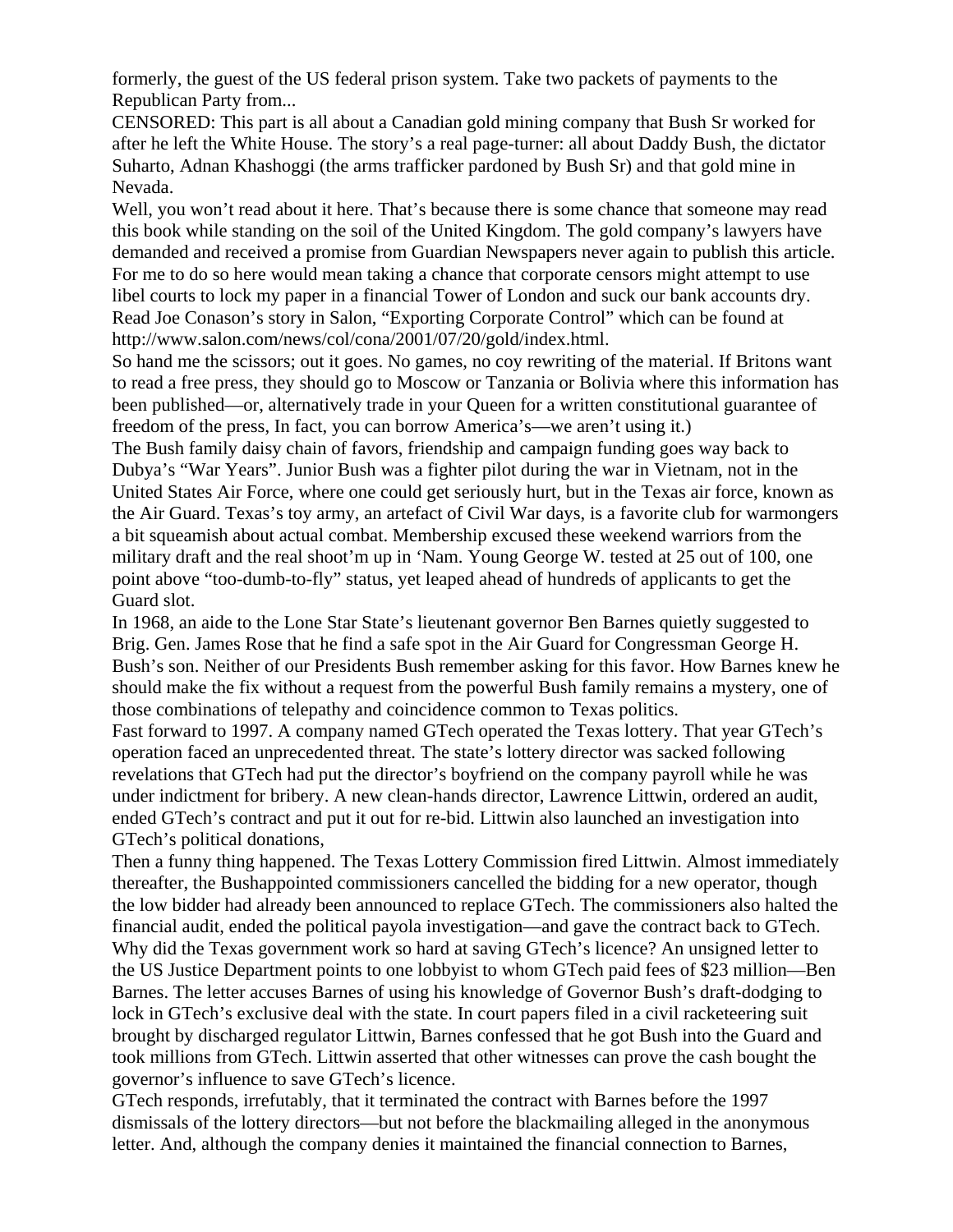formerly, the guest of the US federal prison system. Take two packets of payments to the Republican Party from...

CENSORED: This part is all about a Canadian gold mining company that Bush Sr worked for after he left the White House. The story's a real page-turner: all about Daddy Bush, the dictator Suharto, Adnan Khashoggi (the arms trafficker pardoned by Bush Sr) and that gold mine in Nevada.

Well, you won't read about it here. That's because there is some chance that someone may read this book while standing on the soil of the United Kingdom. The gold company's lawyers have demanded and received a promise from Guardian Newspapers never again to publish this article. For me to do so here would mean taking a chance that corporate censors might attempt to use libel courts to lock my paper in a financial Tower of London and suck our bank accounts dry. Read Joe Conason's story in Salon, "Exporting Corporate Control" which can be found at http://www.salon.com/news/col/cona/2001/07/20/gold/index.html.

So hand me the scissors; out it goes. No games, no coy rewriting of the material. If Britons want to read a free press, they should go to Moscow or Tanzania or Bolivia where this information has been published—or, alternatively trade in your Queen for a written constitutional guarantee of freedom of the press, In fact, you can borrow America's—we aren't using it.)

The Bush family daisy chain of favors, friendship and campaign funding goes way back to Dubya's "War Years". Junior Bush was a fighter pilot during the war in Vietnam, not in the United States Air Force, where one could get seriously hurt, but in the Texas air force, known as the Air Guard. Texas's toy army, an artefact of Civil War days, is a favorite club for warmongers a bit squeamish about actual combat. Membership excused these weekend warriors from the military draft and the real shoot'm up in 'Nam. Young George W. tested at 25 out of 100, one point above "too-dumb-to-fly" status, yet leaped ahead of hundreds of applicants to get the Guard slot.

In 1968, an aide to the Lone Star State's lieutenant governor Ben Barnes quietly suggested to Brig. Gen. James Rose that he find a safe spot in the Air Guard for Congressman George H. Bush's son. Neither of our Presidents Bush remember asking for this favor. How Barnes knew he should make the fix without a request from the powerful Bush family remains a mystery, one of those combinations of telepathy and coincidence common to Texas politics.

Fast forward to 1997. A company named GTech operated the Texas lottery. That year GTech's operation faced an unprecedented threat. The state's lottery director was sacked following revelations that GTech had put the director's boyfriend on the company payroll while he was under indictment for bribery. A new clean-hands director, Lawrence Littwin, ordered an audit, ended GTech's contract and put it out for re-bid. Littwin also launched an investigation into GTech's political donations,

Then a funny thing happened. The Texas Lottery Commission fired Littwin. Almost immediately thereafter, the Bushappointed commissioners cancelled the bidding for a new operator, though the low bidder had already been announced to replace GTech. The commissioners also halted the financial audit, ended the political payola investigation—and gave the contract back to GTech. Why did the Texas government work so hard at saving GTech's licence? An unsigned letter to the US Justice Department points to one lobbyist to whom GTech paid fees of $23 million—Ben Barnes. The letter accuses Barnes of using his knowledge of Governor Bush's draft-dodging to lock in GTech's exclusive deal with the state. In court papers filed in a civil racketeering suit brought by discharged regulator Littwin, Barnes confessed that he got Bush into the Guard and took millions from GTech. Littwin asserted that other witnesses can prove the cash bought the governor's influence to save GTech's licence.

GTech responds, irrefutably, that it terminated the contract with Barnes before the 1997 dismissals of the lottery directors—but not before the blackmailing alleged in the anonymous letter. And, although the company denies it maintained the financial connection to Barnes,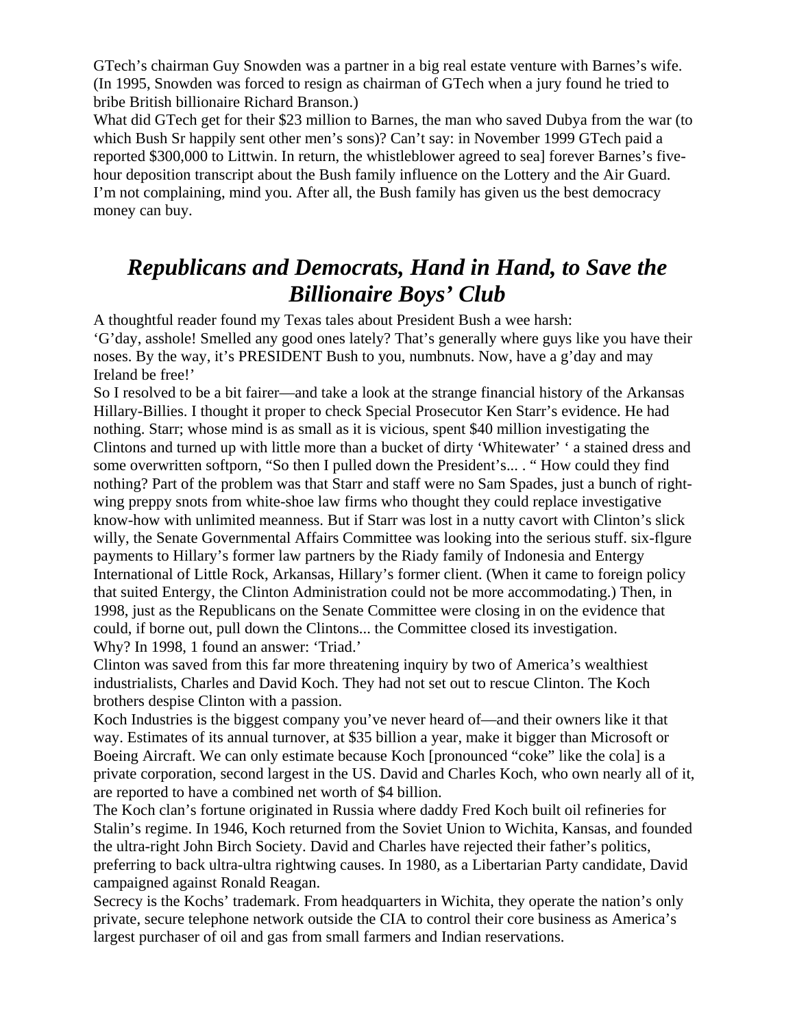GTech's chairman Guy Snowden was a partner in a big real estate venture with Barnes's wife. (In 1995, Snowden was forced to resign as chairman of GTech when a jury found he tried to bribe British billionaire Richard Branson.)

What did GTech get for their $23 million to Barnes, the man who saved Dubya from the war (to which Bush Sr happily sent other men's sons)? Can't say: in November 1999 GTech paid a reported $300,000 to Littwin. In return, the whistleblower agreed to sea] forever Barnes's five-hour deposition transcript about the Bush family influence on the Lottery and the Air Guard.

I'm not complaining, mind you. After all, the Bush family has given us the best democracy money can buy.

## *Republicans and Democrats, Hand in Hand, to Save the Billionaire Boys' Club*

A thoughtful reader found my Texas tales about President Bush a wee harsh:

'G'day, asshole! Smelled any good ones lately? That's generally where guys like you have their noses. By the way, it's PRESIDENT Bush to you, numbnuts. Now, have a g'day and may Ireland be free!'

So I resolved to be a bit fairer—and take a look at the strange financial history of the Arkansas Hillary-Billies. I thought it proper to check Special Prosecutor Ken Starr's evidence. He had nothing. Starr; whose mind is as small as it is vicious, spent $40 million investigating the Clintons and turned up with little more than a bucket of dirty 'Whitewater' ' a stained dress and some overwritten softporn, "So then I pulled down the President's... . " How could they find nothing? Part of the problem was that Starr and staff were no Sam Spades, just a bunch of right-wing preppy snots from white-shoe law firms who thought they could replace investigative know-how with unlimited meanness. But if Starr was lost in a nutty cavort with Clinton's slick willy, the Senate Governmental Affairs Committee was looking into the serious stuff. six-flgure payments to Hillary's former law partners by the Riady family of Indonesia and Entergy International of Little Rock, Arkansas, Hillary's former client. (When it came to foreign policy that suited Entergy, the Clinton Administration could not be more accommodating.) Then, in 1998, just as the Republicans on the Senate Committee were closing in on the evidence that could, if borne out, pull down the Clintons... the Committee closed its investigation.

Why? In 1998, 1 found an answer: 'Triad.'

Clinton was saved from this far more threatening inquiry by two of America's wealthiest industrialists, Charles and David Koch. They had not set out to rescue Clinton. The Koch brothers despise Clinton with a passion.

Koch Industries is the biggest company you've never heard of—and their owners like it that way. Estimates of its annual turnover, at $35 billion a year, make it bigger than Microsoft or Boeing Aircraft. We can only estimate because Koch [pronounced "coke" like the cola] is a private corporation, second largest in the US. David and Charles Koch, who own nearly all of it, are reported to have a combined net worth of $4 billion.

The Koch clan's fortune originated in Russia where daddy Fred Koch built oil refineries for Stalin's regime. In 1946, Koch returned from the Soviet Union to Wichita, Kansas, and founded the ultra-right John Birch Society. David and Charles have rejected their father's politics, preferring to back ultra-ultra rightwing causes. In 1980, as a Libertarian Party candidate, David campaigned against Ronald Reagan.

Secrecy is the Kochs' trademark. From headquarters in Wichita, they operate the nation's only private, secure telephone network outside the CIA to control their core business as America's largest purchaser of oil and gas from small farmers and Indian reservations.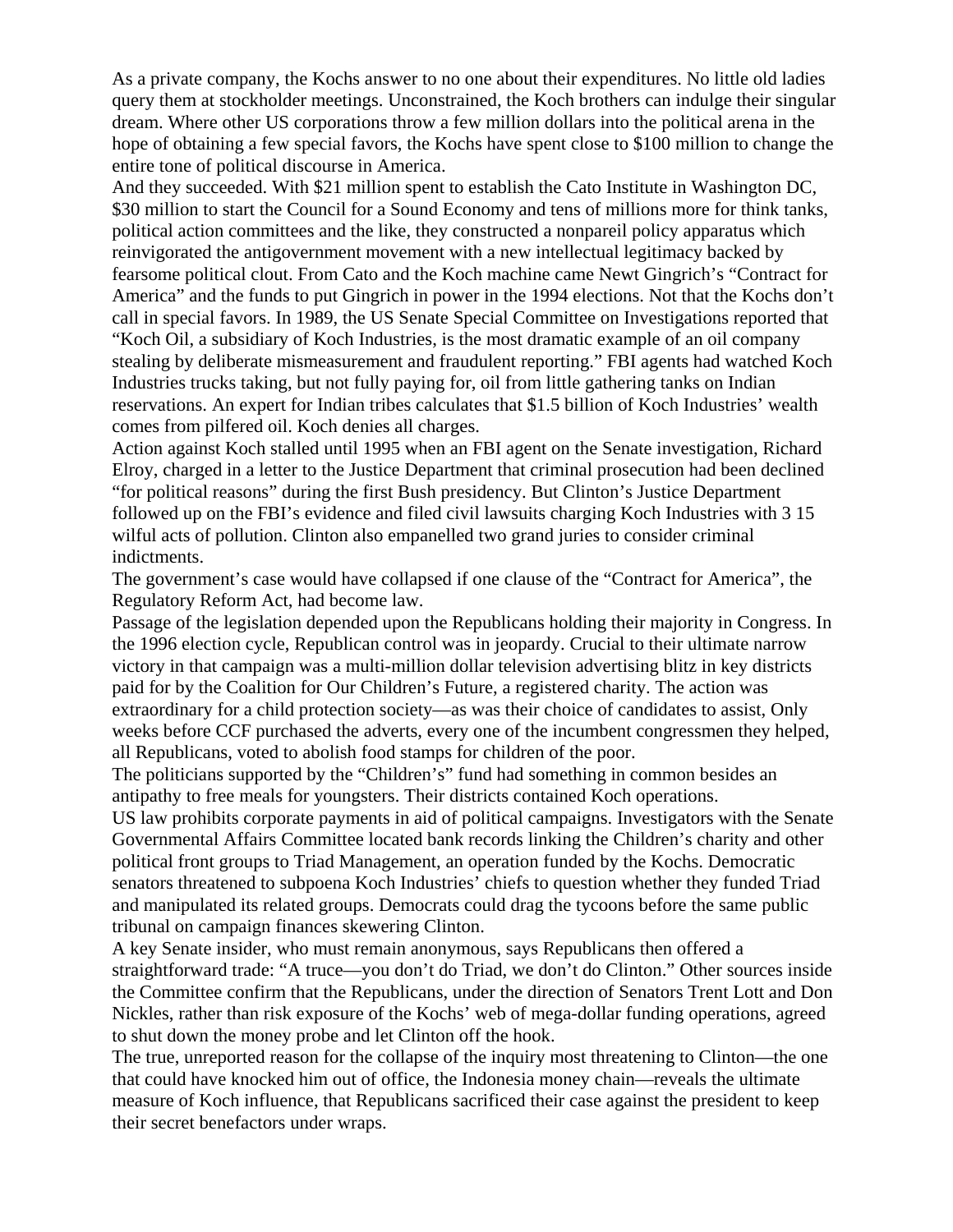As a private company, the Kochs answer to no one about their expenditures. No little old ladies query them at stockholder meetings. Unconstrained, the Koch brothers can indulge their singular dream. Where other US corporations throw a few million dollars into the political arena in the hope of obtaining a few special favors, the Kochs have spent close to $100 million to change the entire tone of political discourse in America.

And they succeeded. With $21 million spent to establish the Cato Institute in Washington DC, $30 million to start the Council for a Sound Economy and tens of millions more for think tanks, political action committees and the like, they constructed a nonpareil policy apparatus which reinvigorated the antigovernment movement with a new intellectual legitimacy backed by fearsome political clout. From Cato and the Koch machine came Newt Gingrich's "Contract for America" and the funds to put Gingrich in power in the 1994 elections. Not that the Kochs don't call in special favors. In 1989, the US Senate Special Committee on Investigations reported that "Koch Oil, a subsidiary of Koch Industries, is the most dramatic example of an oil company stealing by deliberate mismeasurement and fraudulent reporting." FBI agents had watched Koch Industries trucks taking, but not fully paying for, oil from little gathering tanks on Indian reservations. An expert for Indian tribes calculates that $1.5 billion of Koch Industries' wealth comes from pilfered oil. Koch denies all charges.

Action against Koch stalled until 1995 when an FBI agent on the Senate investigation, Richard Elroy, charged in a letter to the Justice Department that criminal prosecution had been declined "for political reasons" during the first Bush presidency. But Clinton's Justice Department followed up on the FBI's evidence and filed civil lawsuits charging Koch Industries with 3 15 wilful acts of pollution. Clinton also empanelled two grand juries to consider criminal indictments.

The government's case would have collapsed if one clause of the "Contract for America", the Regulatory Reform Act, had become law.

Passage of the legislation depended upon the Republicans holding their majority in Congress. In the 1996 election cycle, Republican control was in jeopardy. Crucial to their ultimate narrow victory in that campaign was a multi-million dollar television advertising blitz in key districts paid for by the Coalition for Our Children's Future, a registered charity. The action was extraordinary for a child protection society—as was their choice of candidates to assist, Only weeks before CCF purchased the adverts, every one of the incumbent congressmen they helped, all Republicans, voted to abolish food stamps for children of the poor.

The politicians supported by the "Children's" fund had something in common besides an antipathy to free meals for youngsters. Their districts contained Koch operations.

US law prohibits corporate payments in aid of political campaigns. Investigators with the Senate Governmental Affairs Committee located bank records linking the Children's charity and other political front groups to Triad Management, an operation funded by the Kochs. Democratic senators threatened to subpoena Koch Industries' chiefs to question whether they funded Triad and manipulated its related groups. Democrats could drag the tycoons before the same public tribunal on campaign finances skewering Clinton.

A key Senate insider, who must remain anonymous, says Republicans then offered a straightforward trade: "A truce—you don't do Triad, we don't do Clinton." Other sources inside the Committee confirm that the Republicans, under the direction of Senators Trent Lott and Don Nickles, rather than risk exposure of the Kochs' web of mega-dollar funding operations, agreed to shut down the money probe and let Clinton off the hook.

The true, unreported reason for the collapse of the inquiry most threatening to Clinton—the one that could have knocked him out of office, the Indonesia money chain—reveals the ultimate measure of Koch influence, that Republicans sacrificed their case against the president to keep their secret benefactors under wraps.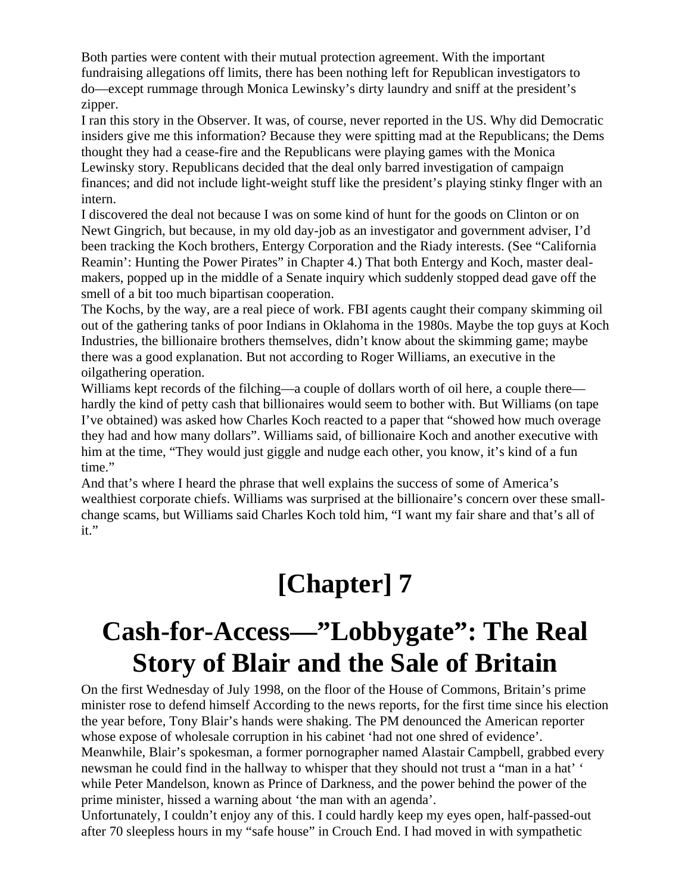Both parties were content with their mutual protection agreement. With the important fundraising allegations off limits, there has been nothing left for Republican investigators to do—except rummage through Monica Lewinsky's dirty laundry and sniff at the president's zipper.

I ran this story in the Observer. It was, of course, never reported in the US. Why did Democratic insiders give me this information? Because they were spitting mad at the Republicans; the Dems thought they had a cease-fire and the Republicans were playing games with the Monica Lewinsky story. Republicans decided that the deal only barred investigation of campaign finances; and did not include light-weight stuff like the president's playing stinky flnger with an intern.

I discovered the deal not because I was on some kind of hunt for the goods on Clinton or on Newt Gingrich, but because, in my old day-job as an investigator and government adviser, I'd been tracking the Koch brothers, Entergy Corporation and the Riady interests. (See "California Reamin': Hunting the Power Pirates" in Chapter 4.) That both Entergy and Koch, master deal-makers, popped up in the middle of a Senate inquiry which suddenly stopped dead gave off the smell of a bit too much bipartisan cooperation.

The Kochs, by the way, are a real piece of work. FBI agents caught their company skimming oil out of the gathering tanks of poor Indians in Oklahoma in the 1980s. Maybe the top guys at Koch Industries, the billionaire brothers themselves, didn't know about the skimming game; maybe there was a good explanation. But not according to Roger Williams, an executive in the oilgathering operation.

Williams kept records of the filching—a couple of dollars worth of oil here, a couple there—hardly the kind of petty cash that billionaires would seem to bother with. But Williams (on tape I've obtained) was asked how Charles Koch reacted to a paper that "showed how much overage they had and how many dollars". Williams said, of billionaire Koch and another executive with him at the time, "They would just giggle and nudge each other, you know, it's kind of a fun time."

And that's where I heard the phrase that well explains the success of some of America's wealthiest corporate chiefs. Williams was surprised at the billionaire's concern over these small-change scams, but Williams said Charles Koch told him, "I want my fair share and that's all of it."

# [Chapter] 7

# Cash-for-Access—"Lobbygate": The Real Story of Blair and the Sale of Britain

On the first Wednesday of July 1998, on the floor of the House of Commons, Britain's prime minister rose to defend himself According to the news reports, for the first time since his election the year before, Tony Blair's hands were shaking. The PM denounced the American reporter whose expose of wholesale corruption in his cabinet 'had not one shred of evidence'. Meanwhile, Blair's spokesman, a former pornographer named Alastair Campbell, grabbed every newsman he could find in the hallway to whisper that they should not trust a "man in a hat' ' while Peter Mandelson, known as Prince of Darkness, and the power behind the power of the prime minister, hissed a warning about 'the man with an agenda'.

Unfortunately, I couldn't enjoy any of this. I could hardly keep my eyes open, half-passed-out after 70 sleepless hours in my "safe house" in Crouch End. I had moved in with sympathetic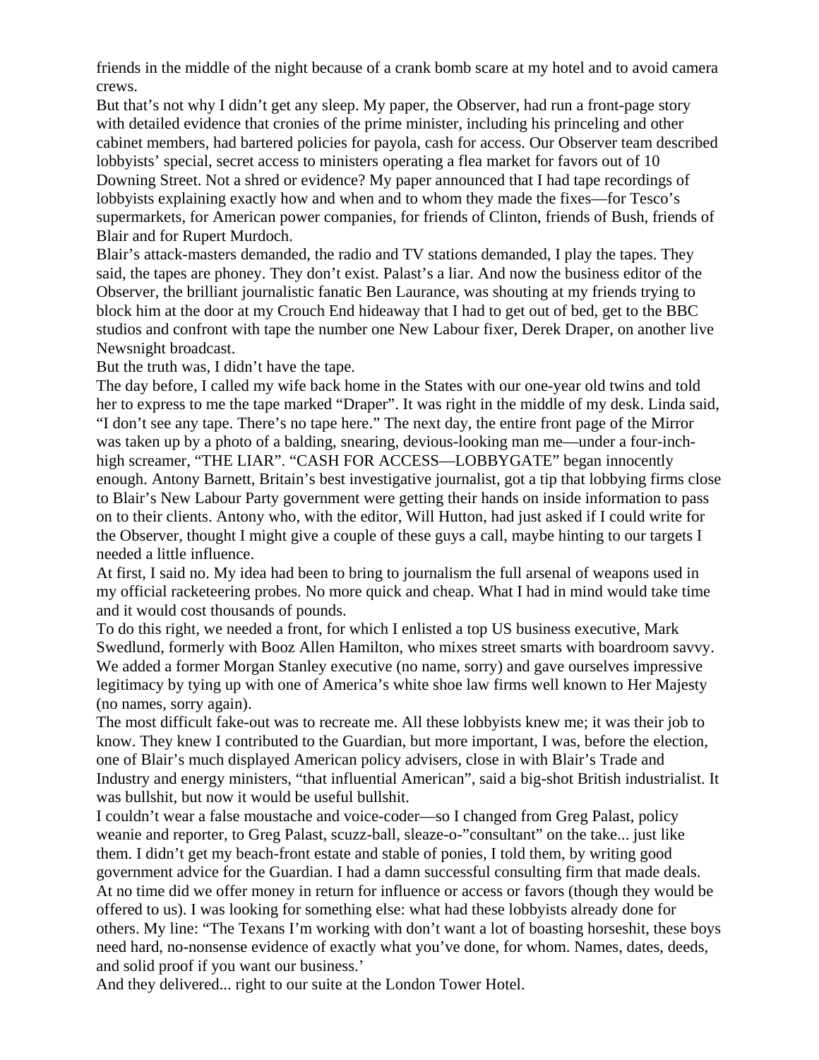friends in the middle of the night because of a crank bomb scare at my hotel and to avoid camera crews.

But that's not why I didn't get any sleep. My paper, the Observer, had run a front-page story with detailed evidence that cronies of the prime minister, including his princeling and other cabinet members, had bartered policies for payola, cash for access. Our Observer team described lobbyists' special, secret access to ministers operating a flea market for favors out of 10 Downing Street. Not a shred or evidence? My paper announced that I had tape recordings of lobbyists explaining exactly how and when and to whom they made the fixes—for Tesco's supermarkets, for American power companies, for friends of Clinton, friends of Bush, friends of Blair and for Rupert Murdoch.

Blair's attack-masters demanded, the radio and TV stations demanded, I play the tapes. They said, the tapes are phoney. They don't exist. Palast's a liar. And now the business editor of the Observer, the brilliant journalistic fanatic Ben Laurance, was shouting at my friends trying to block him at the door at my Crouch End hideaway that I had to get out of bed, get to the BBC studios and confront with tape the number one New Labour fixer, Derek Draper, on another live Newsnight broadcast.

But the truth was, I didn't have the tape.

The day before, I called my wife back home in the States with our one-year old twins and told her to express to me the tape marked "Draper". It was right in the middle of my desk. Linda said, "I don't see any tape. There's no tape here." The next day, the entire front page of the Mirror was taken up by a photo of a balding, snearing, devious-looking man me—under a four-inch-high screamer, "THE LIAR". "CASH FOR ACCESS—LOBBYGATE" began innocently enough. Antony Barnett, Britain's best investigative journalist, got a tip that lobbying firms close to Blair's New Labour Party government were getting their hands on inside information to pass on to their clients. Antony who, with the editor, Will Hutton, had just asked if I could write for the Observer, thought I might give a couple of these guys a call, maybe hinting to our targets I needed a little influence.

At first, I said no. My idea had been to bring to journalism the full arsenal of weapons used in my official racketeering probes. No more quick and cheap. What I had in mind would take time and it would cost thousands of pounds.

To do this right, we needed a front, for which I enlisted a top US business executive, Mark Swedlund, formerly with Booz Allen Hamilton, who mixes street smarts with boardroom savvy. We added a former Morgan Stanley executive (no name, sorry) and gave ourselves impressive legitimacy by tying up with one of America's white shoe law firms well known to Her Majesty (no names, sorry again).

The most difficult fake-out was to recreate me. All these lobbyists knew me; it was their job to know. They knew I contributed to the Guardian, but more important, I was, before the election, one of Blair's much displayed American policy advisers, close in with Blair's Trade and Industry and energy ministers, "that influential American", said a big-shot British industrialist. It was bullshit, but now it would be useful bullshit.

I couldn't wear a false moustache and voice-coder—so I changed from Greg Palast, policy weanie and reporter, to Greg Palast, scuzz-ball, sleaze-o-"consultant" on the take... just like them. I didn't get my beach-front estate and stable of ponies, I told them, by writing good government advice for the Guardian. I had a damn successful consulting firm that made deals. At no time did we offer money in return for influence or access or favors (though they would be offered to us). I was looking for something else: what had these lobbyists already done for others. My line: "The Texans I'm working with don't want a lot of boasting horseshit, these boys need hard, no-nonsense evidence of exactly what you've done, for whom. Names, dates, deeds, and solid proof if you want our business.'

And they delivered... right to our suite at the London Tower Hotel.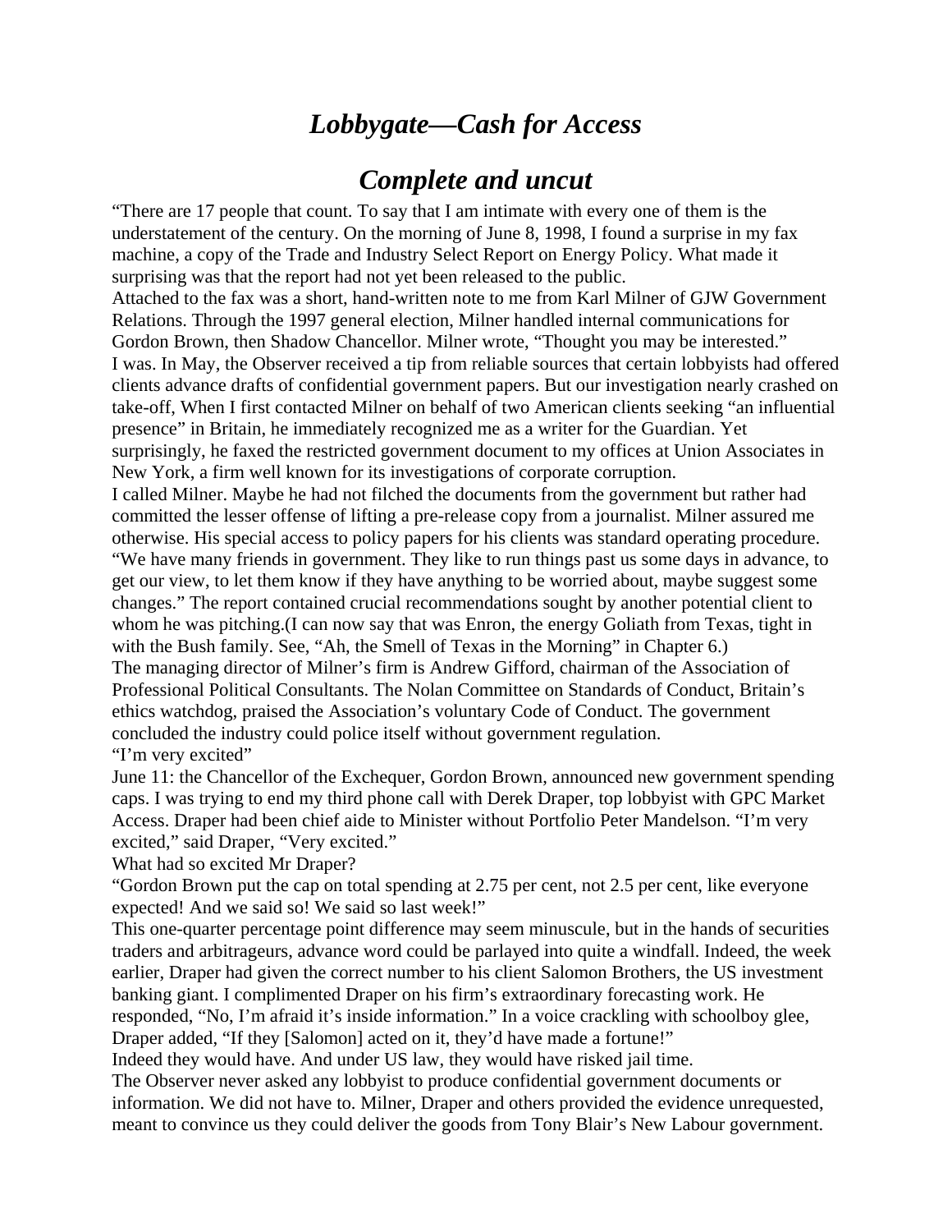# *Lobbygate—Cash for Access*

# *Complete and uncut*

"There are 17 people that count. To say that I am intimate with every one of them is the understatement of the century. On the morning of June 8, 1998, I found a surprise in my fax machine, a copy of the Trade and Industry Select Report on Energy Policy. What made it surprising was that the report had not yet been released to the public.

Attached to the fax was a short, hand-written note to me from Karl Milner of GJW Government Relations. Through the 1997 general election, Milner handled internal communications for Gordon Brown, then Shadow Chancellor. Milner wrote, "Thought you may be interested."

I was. In May, the Observer received a tip from reliable sources that certain lobbyists had offered clients advance drafts of confidential government papers. But our investigation nearly crashed on take-off, When I first contacted Milner on behalf of two American clients seeking "an influential presence" in Britain, he immediately recognized me as a writer for the Guardian. Yet surprisingly, he faxed the restricted government document to my offices at Union Associates in New York, a firm well known for its investigations of corporate corruption.

I called Milner. Maybe he had not filched the documents from the government but rather had committed the lesser offense of lifting a pre-release copy from a journalist. Milner assured me otherwise. His special access to policy papers for his clients was standard operating procedure. "We have many friends in government. They like to run things past us some days in advance, to get our view, to let them know if they have anything to be worried about, maybe suggest some changes." The report contained crucial recommendations sought by another potential client to whom he was pitching.(I can now say that was Enron, the energy Goliath from Texas, tight in with the Bush family. See, "Ah, the Smell of Texas in the Morning" in Chapter 6.)

The managing director of Milner's firm is Andrew Gifford, chairman of the Association of Professional Political Consultants. The Nolan Committee on Standards of Conduct, Britain's ethics watchdog, praised the Association's voluntary Code of Conduct. The government concluded the industry could police itself without government regulation.

"I'm very excited"

June 11: the Chancellor of the Exchequer, Gordon Brown, announced new government spending caps. I was trying to end my third phone call with Derek Draper, top lobbyist with GPC Market Access. Draper had been chief aide to Minister without Portfolio Peter Mandelson. "I'm very excited," said Draper, "Very excited."

What had so excited Mr Draper?

"Gordon Brown put the cap on total spending at 2.75 per cent, not 2.5 per cent, like everyone expected! And we said so! We said so last week!"

This one-quarter percentage point difference may seem minuscule, but in the hands of securities traders and arbitrageurs, advance word could be parlayed into quite a windfall. Indeed, the week earlier, Draper had given the correct number to his client Salomon Brothers, the US investment banking giant. I complimented Draper on his firm's extraordinary forecasting work. He responded, "No, I'm afraid it's inside information." In a voice crackling with schoolboy glee, Draper added, "If they [Salomon] acted on it, they'd have made a fortune!"

Indeed they would have. And under US law, they would have risked jail time.

The Observer never asked any lobbyist to produce confidential government documents or information. We did not have to. Milner, Draper and others provided the evidence unrequested, meant to convince us they could deliver the goods from Tony Blair's New Labour government.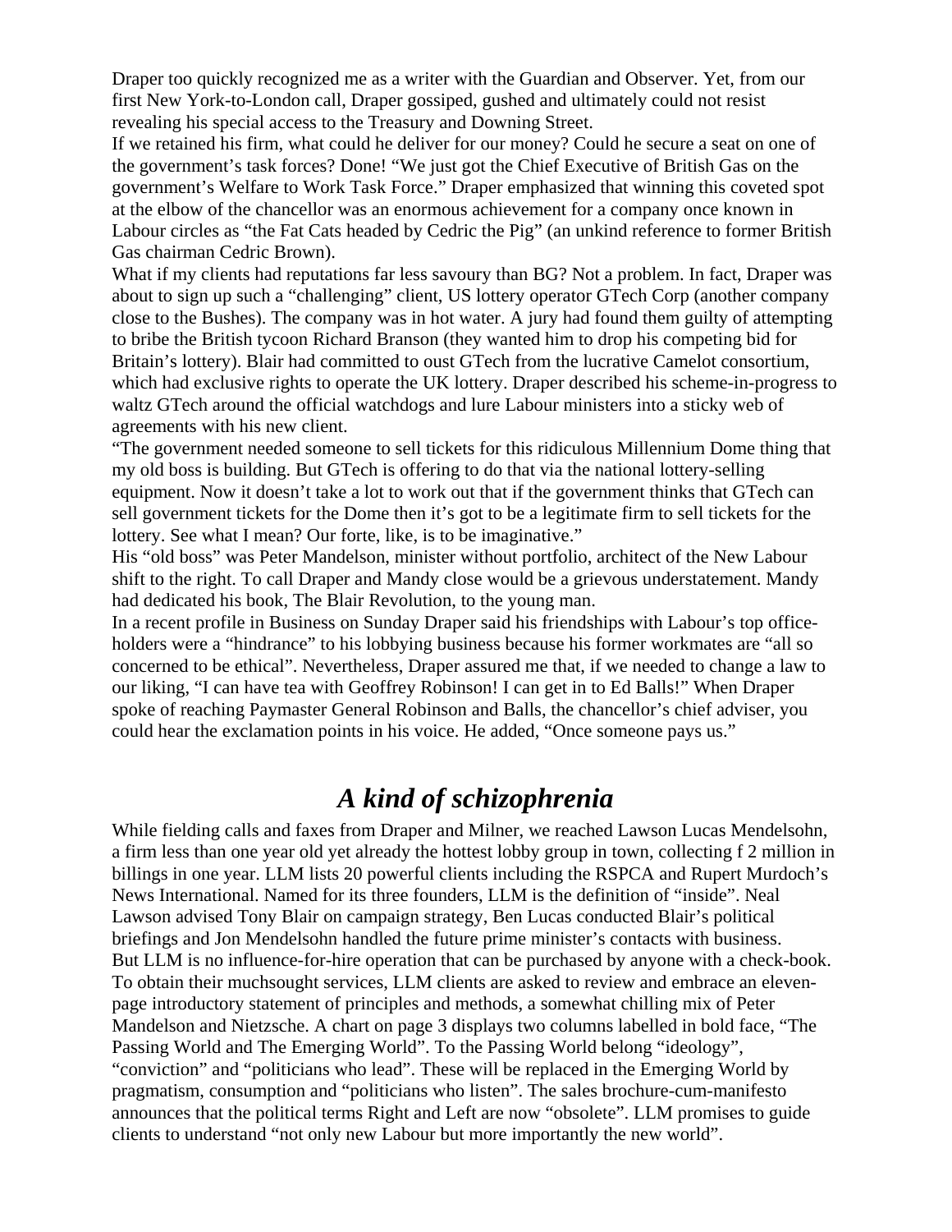Draper too quickly recognized me as a writer with the Guardian and Observer. Yet, from our first New York-to-London call, Draper gossiped, gushed and ultimately could not resist revealing his special access to the Treasury and Downing Street.

If we retained his firm, what could he deliver for our money? Could he secure a seat on one of the government's task forces? Done! "We just got the Chief Executive of British Gas on the government's Welfare to Work Task Force." Draper emphasized that winning this coveted spot at the elbow of the chancellor was an enormous achievement for a company once known in Labour circles as "the Fat Cats headed by Cedric the Pig" (an unkind reference to former British Gas chairman Cedric Brown).

What if my clients had reputations far less savoury than BG? Not a problem. In fact, Draper was about to sign up such a "challenging" client, US lottery operator GTech Corp (another company close to the Bushes). The company was in hot water. A jury had found them guilty of attempting to bribe the British tycoon Richard Branson (they wanted him to drop his competing bid for Britain's lottery). Blair had committed to oust GTech from the lucrative Camelot consortium, which had exclusive rights to operate the UK lottery. Draper described his scheme-in-progress to waltz GTech around the official watchdogs and lure Labour ministers into a sticky web of agreements with his new client.

"The government needed someone to sell tickets for this ridiculous Millennium Dome thing that my old boss is building. But GTech is offering to do that via the national lottery-selling equipment. Now it doesn't take a lot to work out that if the government thinks that GTech can sell government tickets for the Dome then it's got to be a legitimate firm to sell tickets for the lottery. See what I mean? Our forte, like, is to be imaginative."

His "old boss" was Peter Mandelson, minister without portfolio, architect of the New Labour shift to the right. To call Draper and Mandy close would be a grievous understatement. Mandy had dedicated his book, The Blair Revolution, to the young man.

In a recent profile in Business on Sunday Draper said his friendships with Labour's top office-holders were a "hindrance" to his lobbying business because his former workmates are "all so concerned to be ethical". Nevertheless, Draper assured me that, if we needed to change a law to our liking, "I can have tea with Geoffrey Robinson! I can get in to Ed Balls!" When Draper spoke of reaching Paymaster General Robinson and Balls, the chancellor's chief adviser, you could hear the exclamation points in his voice. He added, "Once someone pays us."

## *A kind of schizophrenia*

While fielding calls and faxes from Draper and Milner, we reached Lawson Lucas Mendelsohn, a firm less than one year old yet already the hottest lobby group in town, collecting f 2 million in billings in one year. LLM lists 20 powerful clients including the RSPCA and Rupert Murdoch's News International. Named for its three founders, LLM is the definition of "inside". Neal Lawson advised Tony Blair on campaign strategy, Ben Lucas conducted Blair's political briefings and Jon Mendelsohn handled the future prime minister's contacts with business.

But LLM is no influence-for-hire operation that can be purchased by anyone with a check-book. To obtain their muchsought services, LLM clients are asked to review and embrace an eleven-page introductory statement of principles and methods, a somewhat chilling mix of Peter Mandelson and Nietzsche. A chart on page 3 displays two columns labelled in bold face, "The Passing World and The Emerging World". To the Passing World belong "ideology", "conviction" and "politicians who lead". These will be replaced in the Emerging World by pragmatism, consumption and "politicians who listen". The sales brochure-cum-manifesto announces that the political terms Right and Left are now "obsolete". LLM promises to guide clients to understand "not only new Labour but more importantly the new world".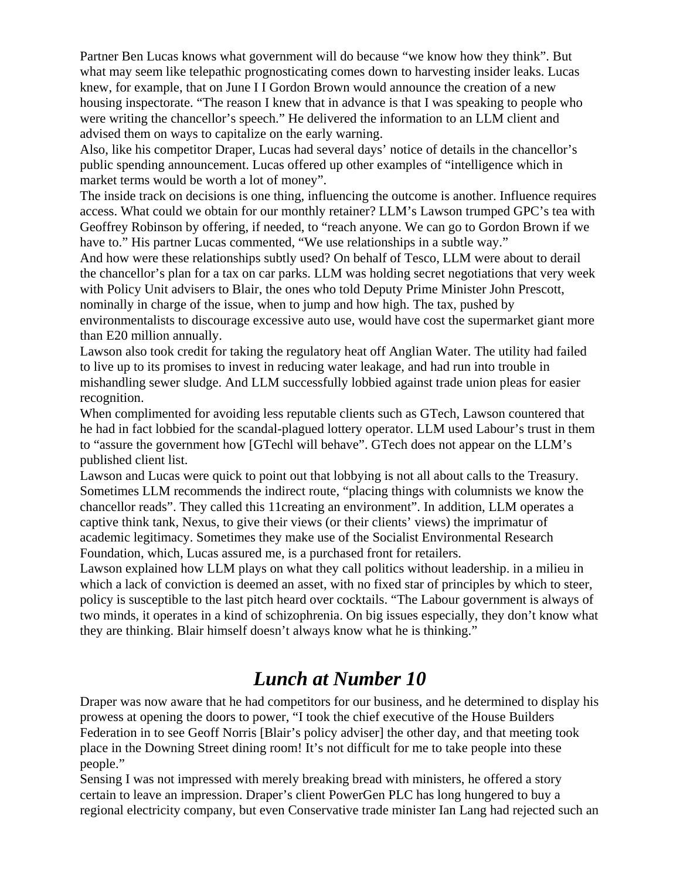Partner Ben Lucas knows what government will do because "we know how they think". But what may seem like telepathic prognosticating comes down to harvesting insider leaks. Lucas knew, for example, that on June I I Gordon Brown would announce the creation of a new housing inspectorate. "The reason I knew that in advance is that I was speaking to people who were writing the chancellor's speech." He delivered the information to an LLM client and advised them on ways to capitalize on the early warning.

Also, like his competitor Draper, Lucas had several days' notice of details in the chancellor's public spending announcement. Lucas offered up other examples of "intelligence which in market terms would be worth a lot of money".

The inside track on decisions is one thing, influencing the outcome is another. Influence requires access. What could we obtain for our monthly retainer? LLM's Lawson trumped GPC's tea with Geoffrey Robinson by offering, if needed, to "reach anyone. We can go to Gordon Brown if we have to." His partner Lucas commented, "We use relationships in a subtle way."

And how were these relationships subtly used? On behalf of Tesco, LLM were about to derail the chancellor's plan for a tax on car parks. LLM was holding secret negotiations that very week with Policy Unit advisers to Blair, the ones who told Deputy Prime Minister John Prescott, nominally in charge of the issue, when to jump and how high. The tax, pushed by environmentalists to discourage excessive auto use, would have cost the supermarket giant more than E20 million annually.

Lawson also took credit for taking the regulatory heat off Anglian Water. The utility had failed to live up to its promises to invest in reducing water leakage, and had run into trouble in mishandling sewer sludge. And LLM successfully lobbied against trade union pleas for easier recognition.

When complimented for avoiding less reputable clients such as GTech, Lawson countered that he had in fact lobbied for the scandal-plagued lottery operator. LLM used Labour's trust in them to "assure the government how [GTechl will behave". GTech does not appear on the LLM's published client list.

Lawson and Lucas were quick to point out that lobbying is not all about calls to the Treasury. Sometimes LLM recommends the indirect route, "placing things with columnists we know the chancellor reads". They called this 11creating an environment". In addition, LLM operates a captive think tank, Nexus, to give their views (or their clients' views) the imprimatur of academic legitimacy. Sometimes they make use of the Socialist Environmental Research Foundation, which, Lucas assured me, is a purchased front for retailers.

Lawson explained how LLM plays on what they call politics without leadership. in a milieu in which a lack of conviction is deemed an asset, with no fixed star of principles by which to steer, policy is susceptible to the last pitch heard over cocktails. "The Labour government is always of two minds, it operates in a kind of schizophrenia. On big issues especially, they don't know what they are thinking. Blair himself doesn't always know what he is thinking."

## *Lunch at Number 10*

Draper was now aware that he had competitors for our business, and he determined to display his prowess at opening the doors to power, "I took the chief executive of the House Builders Federation in to see Geoff Norris [Blair's policy adviser] the other day, and that meeting took place in the Downing Street dining room! It's not difficult for me to take people into these people."

Sensing I was not impressed with merely breaking bread with ministers, he offered a story certain to leave an impression. Draper's client PowerGen PLC has long hungered to buy a regional electricity company, but even Conservative trade minister Ian Lang had rejected such an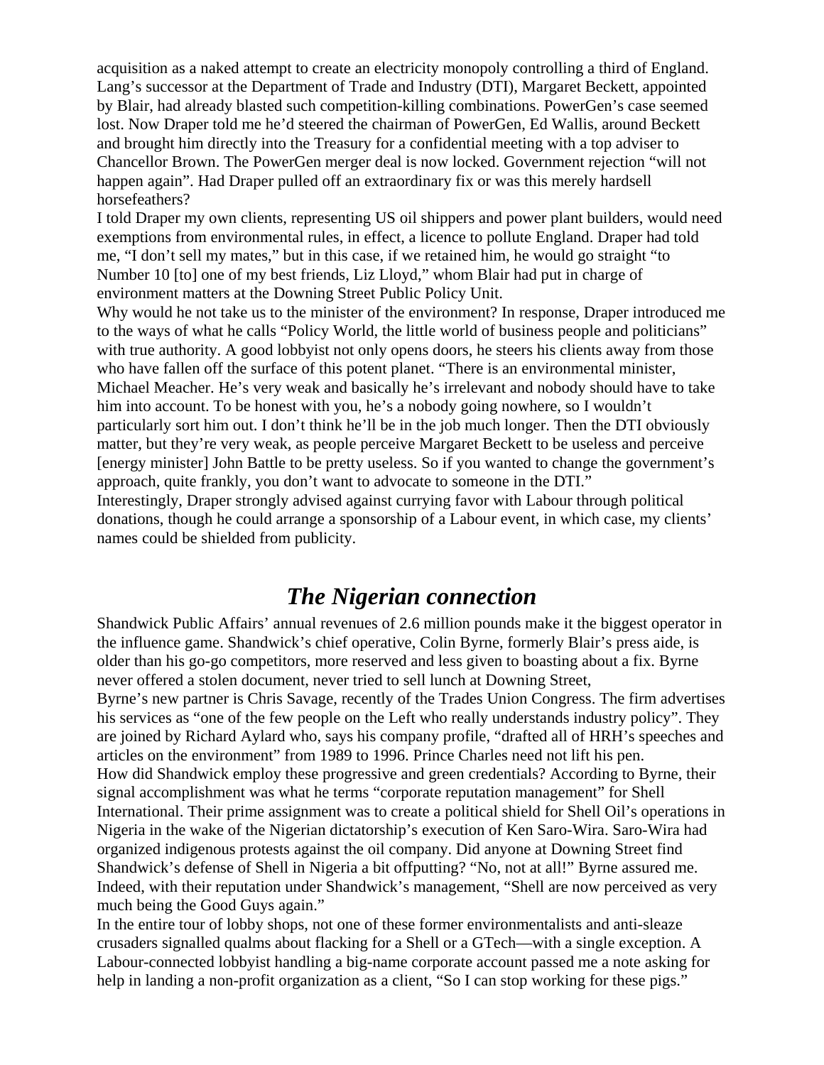acquisition as a naked attempt to create an electricity monopoly controlling a third of England. Lang's successor at the Department of Trade and Industry (DTI), Margaret Beckett, appointed by Blair, had already blasted such competition-killing combinations. PowerGen's case seemed lost. Now Draper told me he'd steered the chairman of PowerGen, Ed Wallis, around Beckett and brought him directly into the Treasury for a confidential meeting with a top adviser to Chancellor Brown. The PowerGen merger deal is now locked. Government rejection "will not happen again". Had Draper pulled off an extraordinary fix or was this merely hardsell horsefeathers?

I told Draper my own clients, representing US oil shippers and power plant builders, would need exemptions from environmental rules, in effect, a licence to pollute England. Draper had told me, "I don't sell my mates," but in this case, if we retained him, he would go straight "to Number 10 [to] one of my best friends, Liz Lloyd," whom Blair had put in charge of environment matters at the Downing Street Public Policy Unit.

Why would he not take us to the minister of the environment? In response, Draper introduced me to the ways of what he calls "Policy World, the little world of business people and politicians" with true authority. A good lobbyist not only opens doors, he steers his clients away from those who have fallen off the surface of this potent planet. "There is an environmental minister, Michael Meacher. He's very weak and basically he's irrelevant and nobody should have to take him into account. To be honest with you, he's a nobody going nowhere, so I wouldn't particularly sort him out. I don't think he'll be in the job much longer. Then the DTI obviously matter, but they're very weak, as people perceive Margaret Beckett to be useless and perceive [energy minister] John Battle to be pretty useless. So if you wanted to change the government's approach, quite frankly, you don't want to advocate to someone in the DTI."

Interestingly, Draper strongly advised against currying favor with Labour through political donations, though he could arrange a sponsorship of a Labour event, in which case, my clients' names could be shielded from publicity.

## *The Nigerian connection*

Shandwick Public Affairs' annual revenues of 2.6 million pounds make it the biggest operator in the influence game. Shandwick's chief operative, Colin Byrne, formerly Blair's press aide, is older than his go-go competitors, more reserved and less given to boasting about a fix. Byrne never offered a stolen document, never tried to sell lunch at Downing Street,

Byrne's new partner is Chris Savage, recently of the Trades Union Congress. The firm advertises his services as "one of the few people on the Left who really understands industry policy". They are joined by Richard Aylard who, says his company profile, "drafted all of HRH's speeches and articles on the environment" from 1989 to 1996. Prince Charles need not lift his pen.

How did Shandwick employ these progressive and green credentials? According to Byrne, their signal accomplishment was what he terms "corporate reputation management" for Shell International. Their prime assignment was to create a political shield for Shell Oil's operations in Nigeria in the wake of the Nigerian dictatorship's execution of Ken Saro-Wira. Saro-Wira had organized indigenous protests against the oil company. Did anyone at Downing Street find Shandwick's defense of Shell in Nigeria a bit offputting? "No, not at all!" Byrne assured me. Indeed, with their reputation under Shandwick's management, "Shell are now perceived as very much being the Good Guys again."

In the entire tour of lobby shops, not one of these former environmentalists and anti-sleaze crusaders signalled qualms about flacking for a Shell or a GTech—with a single exception. A Labour-connected lobbyist handling a big-name corporate account passed me a note asking for help in landing a non-profit organization as a client, "So I can stop working for these pigs."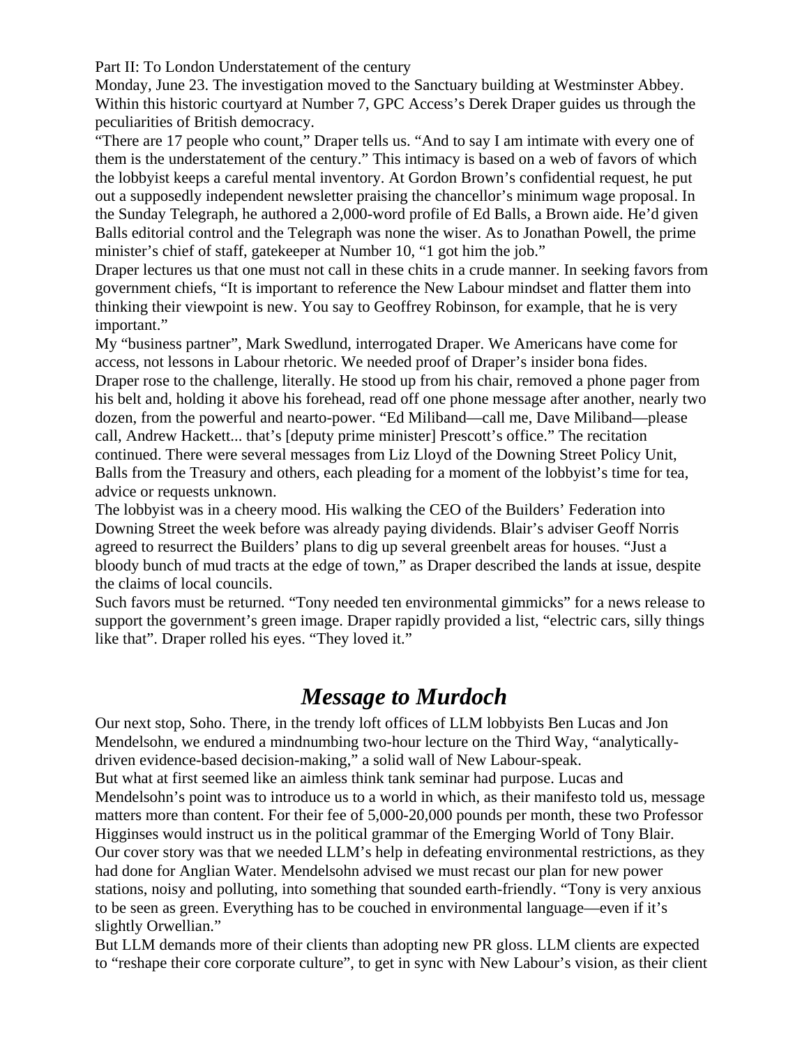Part II: To London Understatement of the century

Monday, June 23. The investigation moved to the Sanctuary building at Westminster Abbey. Within this historic courtyard at Number 7, GPC Access's Derek Draper guides us through the peculiarities of British democracy.

"There are 17 people who count," Draper tells us. "And to say I am intimate with every one of them is the understatement of the century." This intimacy is based on a web of favors of which the lobbyist keeps a careful mental inventory. At Gordon Brown's confidential request, he put out a supposedly independent newsletter praising the chancellor's minimum wage proposal. In the Sunday Telegraph, he authored a 2,000-word profile of Ed Balls, a Brown aide. He'd given Balls editorial control and the Telegraph was none the wiser. As to Jonathan Powell, the prime minister's chief of staff, gatekeeper at Number 10, "1 got him the job."

Draper lectures us that one must not call in these chits in a crude manner. In seeking favors from government chiefs, "It is important to reference the New Labour mindset and flatter them into thinking their viewpoint is new. You say to Geoffrey Robinson, for example, that he is very important."

My "business partner", Mark Swedlund, interrogated Draper. We Americans have come for access, not lessons in Labour rhetoric. We needed proof of Draper's insider bona fides.

Draper rose to the challenge, literally. He stood up from his chair, removed a phone pager from his belt and, holding it above his forehead, read off one phone message after another, nearly two dozen, from the powerful and nearto-power. "Ed Miliband—call me, Dave Miliband—please call, Andrew Hackett... that's [deputy prime minister] Prescott's office." The recitation continued. There were several messages from Liz Lloyd of the Downing Street Policy Unit, Balls from the Treasury and others, each pleading for a moment of the lobbyist's time for tea, advice or requests unknown.

The lobbyist was in a cheery mood. His walking the CEO of the Builders' Federation into Downing Street the week before was already paying dividends. Blair's adviser Geoff Norris agreed to resurrect the Builders' plans to dig up several greenbelt areas for houses. "Just a bloody bunch of mud tracts at the edge of town," as Draper described the lands at issue, despite the claims of local councils.

Such favors must be returned. "Tony needed ten environmental gimmicks" for a news release to support the government's green image. Draper rapidly provided a list, "electric cars, silly things like that". Draper rolled his eyes. "They loved it."

## *Message to Murdoch*

Our next stop, Soho. There, in the trendy loft offices of LLM lobbyists Ben Lucas and Jon Mendelsohn, we endured a mindnumbing two-hour lecture on the Third Way, "analytically-driven evidence-based decision-making," a solid wall of New Labour-speak.

But what at first seemed like an aimless think tank seminar had purpose. Lucas and Mendelsohn's point was to introduce us to a world in which, as their manifesto told us, message matters more than content. For their fee of 5,000-20,000 pounds per month, these two Professor Higginses would instruct us in the political grammar of the Emerging World of Tony Blair.

Our cover story was that we needed LLM's help in defeating environmental restrictions, as they had done for Anglian Water. Mendelsohn advised we must recast our plan for new power stations, noisy and polluting, into something that sounded earth-friendly. "Tony is very anxious to be seen as green. Everything has to be couched in environmental language—even if it's slightly Orwellian."

But LLM demands more of their clients than adopting new PR gloss. LLM clients are expected to "reshape their core corporate culture", to get in sync with New Labour's vision, as their client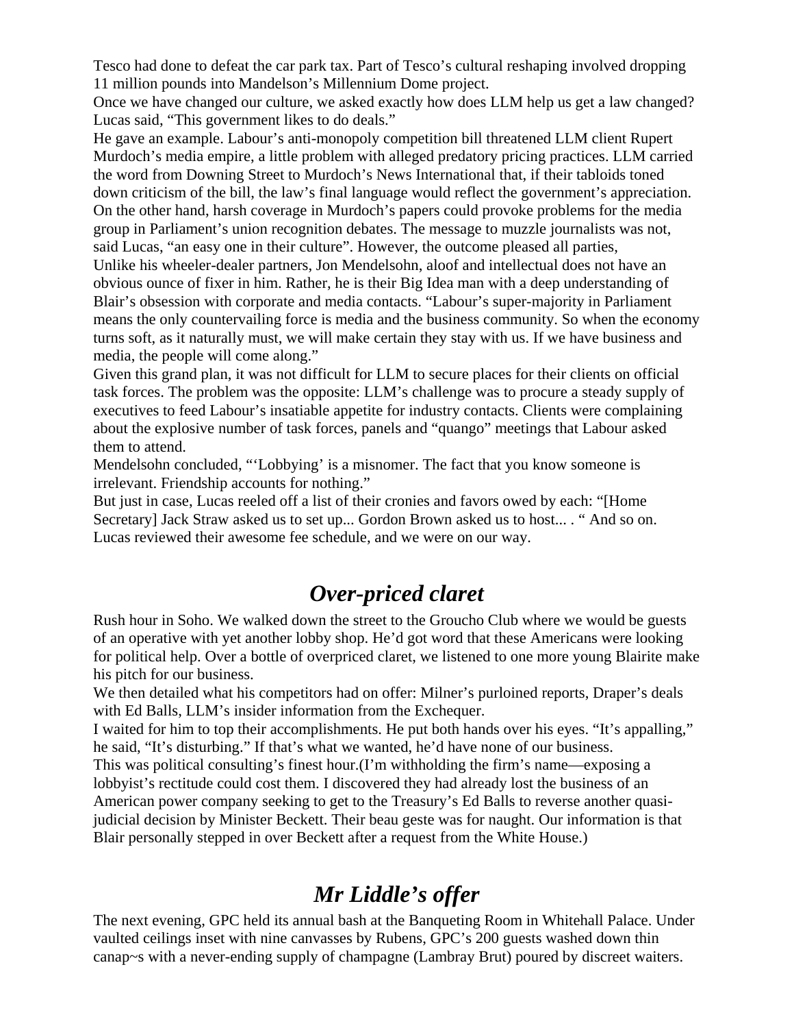Tesco had done to defeat the car park tax. Part of Tesco's cultural reshaping involved dropping 11 million pounds into Mandelson's Millennium Dome project.

Once we have changed our culture, we asked exactly how does LLM help us get a law changed? Lucas said, "This government likes to do deals."

He gave an example. Labour's anti-monopoly competition bill threatened LLM client Rupert Murdoch's media empire, a little problem with alleged predatory pricing practices. LLM carried the word from Downing Street to Murdoch's News International that, if their tabloids toned down criticism of the bill, the law's final language would reflect the government's appreciation. On the other hand, harsh coverage in Murdoch's papers could provoke problems for the media group in Parliament's union recognition debates. The message to muzzle journalists was not, said Lucas, "an easy one in their culture". However, the outcome pleased all parties,

Unlike his wheeler-dealer partners, Jon Mendelsohn, aloof and intellectual does not have an obvious ounce of fixer in him. Rather, he is their Big Idea man with a deep understanding of Blair's obsession with corporate and media contacts. "Labour's super-majority in Parliament means the only countervailing force is media and the business community. So when the economy turns soft, as it naturally must, we will make certain they stay with us. If we have business and media, the people will come along."

Given this grand plan, it was not difficult for LLM to secure places for their clients on official task forces. The problem was the opposite: LLM's challenge was to procure a steady supply of executives to feed Labour's insatiable appetite for industry contacts. Clients were complaining about the explosive number of task forces, panels and "quango" meetings that Labour asked them to attend.

Mendelsohn concluded, "'Lobbying' is a misnomer. The fact that you know someone is irrelevant. Friendship accounts for nothing."

But just in case, Lucas reeled off a list of their cronies and favors owed by each: "[Home Secretary] Jack Straw asked us to set up... Gordon Brown asked us to host... . " And so on. Lucas reviewed their awesome fee schedule, and we were on our way.

## *Over-priced claret*

Rush hour in Soho. We walked down the street to the Groucho Club where we would be guests of an operative with yet another lobby shop. He'd got word that these Americans were looking for political help. Over a bottle of overpriced claret, we listened to one more young Blairite make his pitch for our business.

We then detailed what his competitors had on offer: Milner's purloined reports, Draper's deals with Ed Balls, LLM's insider information from the Exchequer.

I waited for him to top their accomplishments. He put both hands over his eyes. "It's appalling," he said, "It's disturbing." If that's what we wanted, he'd have none of our business.

This was political consulting's finest hour.(I'm withholding the firm's name—exposing a lobbyist's rectitude could cost them. I discovered they had already lost the business of an American power company seeking to get to the Treasury's Ed Balls to reverse another quasi-judicial decision by Minister Beckett. Their beau geste was for naught. Our information is that Blair personally stepped in over Beckett after a request from the White House.)

## *Mr Liddle's offer*

The next evening, GPC held its annual bash at the Banqueting Room in Whitehall Palace. Under vaulted ceilings inset with nine canvasses by Rubens, GPC's 200 guests washed down thin canap~s with a never-ending supply of champagne (Lambray Brut) poured by discreet waiters.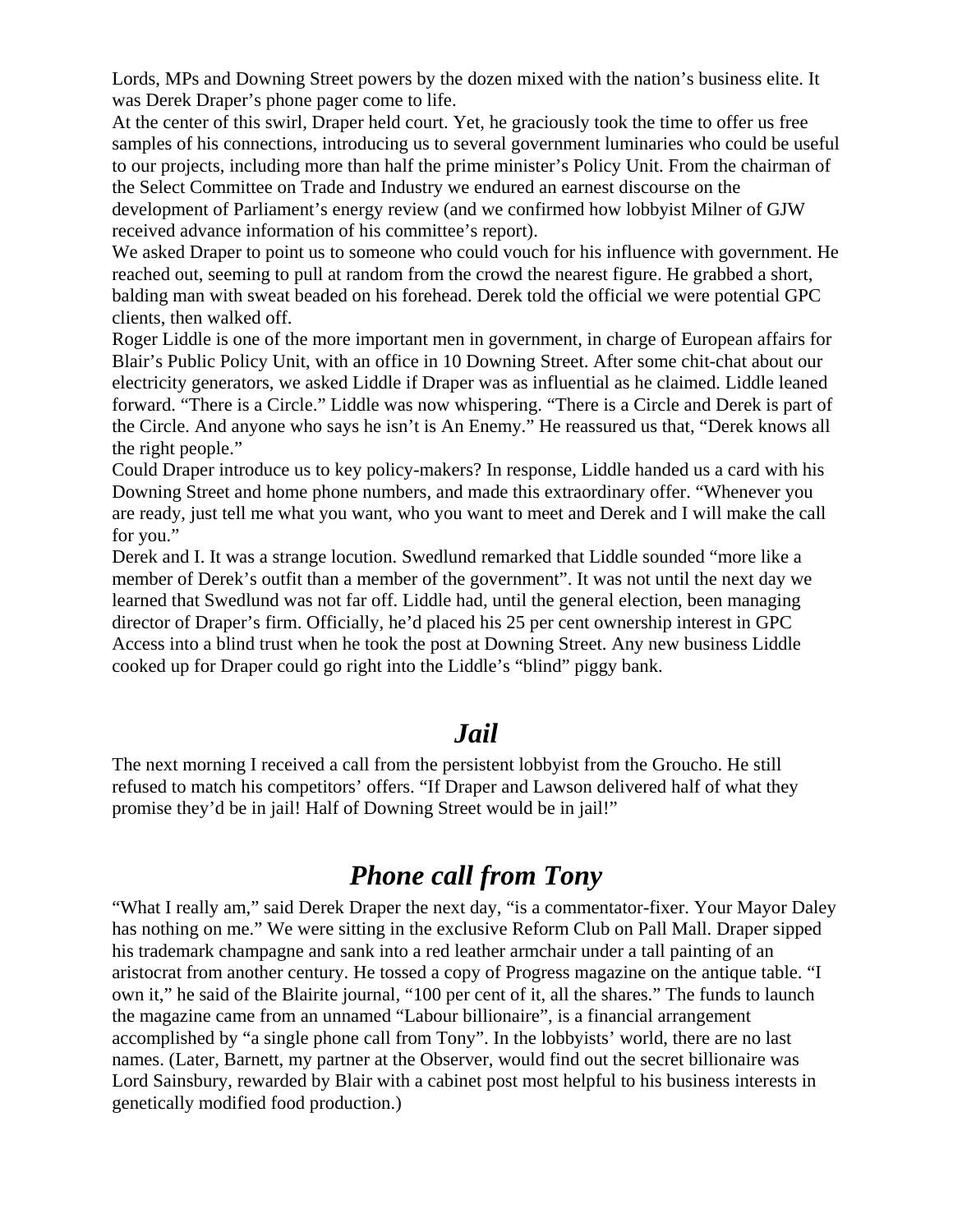Lords, MPs and Downing Street powers by the dozen mixed with the nation's business elite. It was Derek Draper's phone pager come to life.

At the center of this swirl, Draper held court. Yet, he graciously took the time to offer us free samples of his connections, introducing us to several government luminaries who could be useful to our projects, including more than half the prime minister's Policy Unit. From the chairman of the Select Committee on Trade and Industry we endured an earnest discourse on the development of Parliament's energy review (and we confirmed how lobbyist Milner of GJW received advance information of his committee's report).

We asked Draper to point us to someone who could vouch for his influence with government. He reached out, seeming to pull at random from the crowd the nearest figure. He grabbed a short, balding man with sweat beaded on his forehead. Derek told the official we were potential GPC clients, then walked off.

Roger Liddle is one of the more important men in government, in charge of European affairs for Blair's Public Policy Unit, with an office in 10 Downing Street. After some chit-chat about our electricity generators, we asked Liddle if Draper was as influential as he claimed. Liddle leaned forward. "There is a Circle." Liddle was now whispering. "There is a Circle and Derek is part of the Circle. And anyone who says he isn't is An Enemy." He reassured us that, "Derek knows all the right people."

Could Draper introduce us to key policy-makers? In response, Liddle handed us a card with his Downing Street and home phone numbers, and made this extraordinary offer. "Whenever you are ready, just tell me what you want, who you want to meet and Derek and I will make the call for you."

Derek and I. It was a strange locution. Swedlund remarked that Liddle sounded "more like a member of Derek's outfit than a member of the government". It was not until the next day we learned that Swedlund was not far off. Liddle had, until the general election, been managing director of Draper's firm. Officially, he'd placed his 25 per cent ownership interest in GPC Access into a blind trust when he took the post at Downing Street. Any new business Liddle cooked up for Draper could go right into the Liddle's "blind" piggy bank.

## *Jail*

The next morning I received a call from the persistent lobbyist from the Groucho. He still refused to match his competitors' offers. "If Draper and Lawson delivered half of what they promise they'd be in jail! Half of Downing Street would be in jail!"

## *Phone call from Tony*

"What I really am," said Derek Draper the next day, "is a commentator-fixer. Your Mayor Daley has nothing on me." We were sitting in the exclusive Reform Club on Pall Mall. Draper sipped his trademark champagne and sank into a red leather armchair under a tall painting of an aristocrat from another century. He tossed a copy of Progress magazine on the antique table. "I own it," he said of the Blairite journal, "100 per cent of it, all the shares." The funds to launch the magazine came from an unnamed "Labour billionaire", is a financial arrangement accomplished by "a single phone call from Tony". In the lobbyists' world, there are no last names. (Later, Barnett, my partner at the Observer, would find out the secret billionaire was Lord Sainsbury, rewarded by Blair with a cabinet post most helpful to his business interests in genetically modified food production.)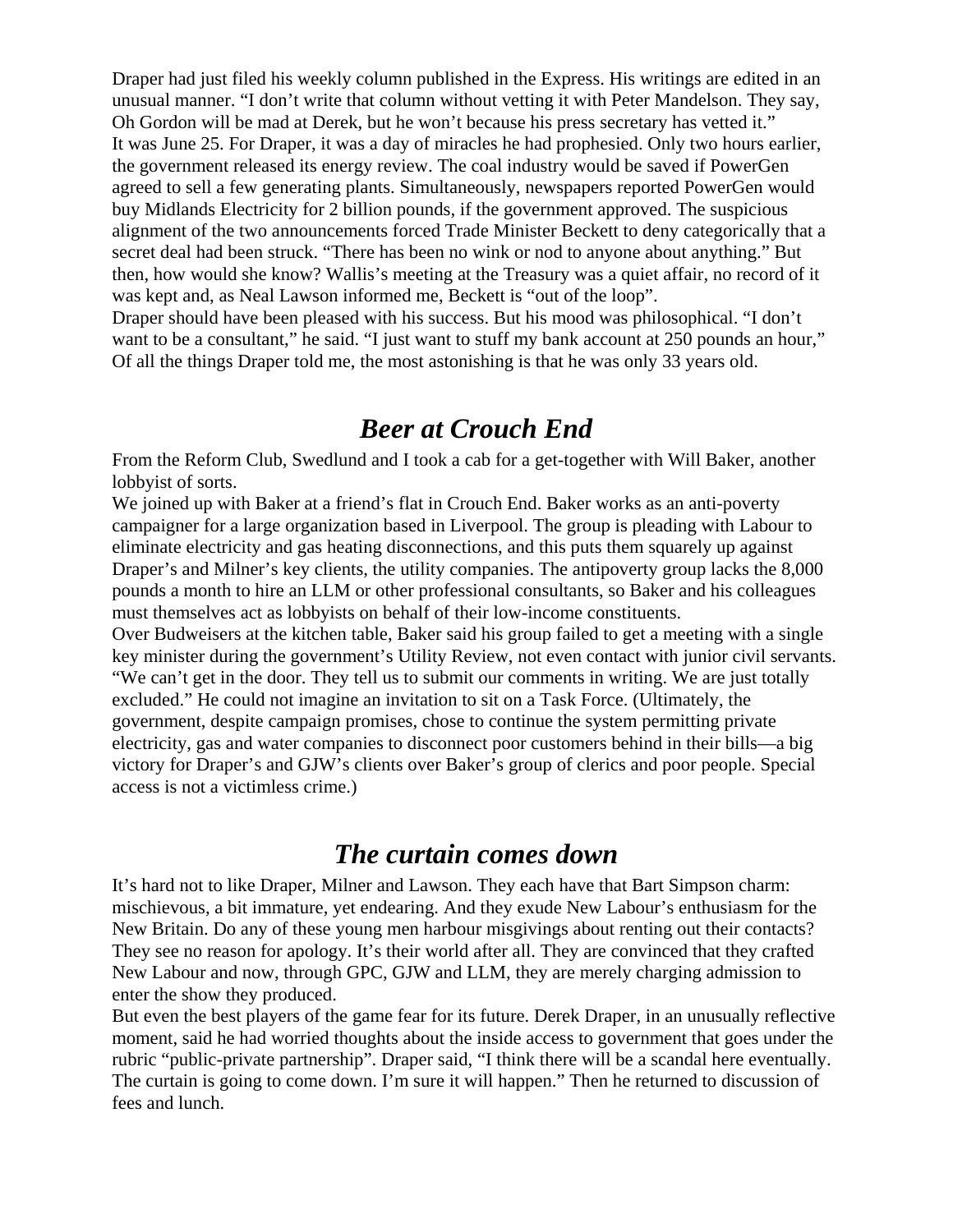Draper had just filed his weekly column published in the Express. His writings are edited in an unusual manner. "I don't write that column without vetting it with Peter Mandelson. They say, Oh Gordon will be mad at Derek, but he won't because his press secretary has vetted it."

It was June 25. For Draper, it was a day of miracles he had prophesied. Only two hours earlier, the government released its energy review. The coal industry would be saved if PowerGen agreed to sell a few generating plants. Simultaneously, newspapers reported PowerGen would buy Midlands Electricity for 2 billion pounds, if the government approved. The suspicious alignment of the two announcements forced Trade Minister Beckett to deny categorically that a secret deal had been struck. "There has been no wink or nod to anyone about anything." But then, how would she know? Wallis's meeting at the Treasury was a quiet affair, no record of it was kept and, as Neal Lawson informed me, Beckett is "out of the loop".

Draper should have been pleased with his success. But his mood was philosophical. "I don't want to be a consultant," he said. "I just want to stuff my bank account at 250 pounds an hour," Of all the things Draper told me, the most astonishing is that he was only 33 years old.

## *Beer at Crouch End*

From the Reform Club, Swedlund and I took a cab for a get-together with Will Baker, another lobbyist of sorts.

We joined up with Baker at a friend's flat in Crouch End. Baker works as an anti-poverty campaigner for a large organization based in Liverpool. The group is pleading with Labour to eliminate electricity and gas heating disconnections, and this puts them squarely up against Draper's and Milner's key clients, the utility companies. The antipoverty group lacks the 8,000 pounds a month to hire an LLM or other professional consultants, so Baker and his colleagues must themselves act as lobbyists on behalf of their low-income constituents.

Over Budweisers at the kitchen table, Baker said his group failed to get a meeting with a single key minister during the government's Utility Review, not even contact with junior civil servants. "We can't get in the door. They tell us to submit our comments in writing. We are just totally excluded." He could not imagine an invitation to sit on a Task Force. (Ultimately, the government, despite campaign promises, chose to continue the system permitting private electricity, gas and water companies to disconnect poor customers behind in their bills—a big victory for Draper's and GJW's clients over Baker's group of clerics and poor people. Special access is not a victimless crime.)

## *The curtain comes down*

It's hard not to like Draper, Milner and Lawson. They each have that Bart Simpson charm: mischievous, a bit immature, yet endearing. And they exude New Labour's enthusiasm for the New Britain. Do any of these young men harbour misgivings about renting out their contacts? They see no reason for apology. It's their world after all. They are convinced that they crafted New Labour and now, through GPC, GJW and LLM, they are merely charging admission to enter the show they produced.

But even the best players of the game fear for its future. Derek Draper, in an unusually reflective moment, said he had worried thoughts about the inside access to government that goes under the rubric "public-private partnership". Draper said, "I think there will be a scandal here eventually. The curtain is going to come down. I'm sure it will happen." Then he returned to discussion of fees and lunch.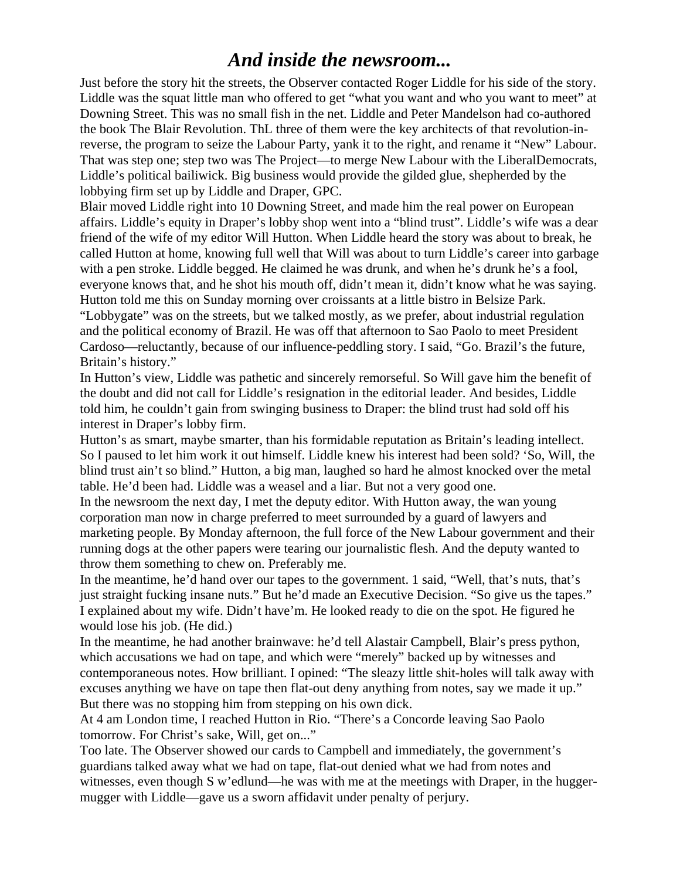# *And inside the newsroom...*

Just before the story hit the streets, the Observer contacted Roger Liddle for his side of the story. Liddle was the squat little man who offered to get "what you want and who you want to meet" at Downing Street. This was no small fish in the net. Liddle and Peter Mandelson had co-authored the book The Blair Revolution. ThL three of them were the key architects of that revolution-in-reverse, the program to seize the Labour Party, yank it to the right, and rename it "New" Labour. That was step one; step two was The Project—to merge New Labour with the LiberalDemocrats, Liddle's political bailiwick. Big business would provide the gilded glue, shepherded by the lobbying firm set up by Liddle and Draper, GPC.

Blair moved Liddle right into 10 Downing Street, and made him the real power on European affairs. Liddle's equity in Draper's lobby shop went into a "blind trust". Liddle's wife was a dear friend of the wife of my editor Will Hutton. When Liddle heard the story was about to break, he called Hutton at home, knowing full well that Will was about to turn Liddle's career into garbage with a pen stroke. Liddle begged. He claimed he was drunk, and when he's drunk he's a fool, everyone knows that, and he shot his mouth off, didn't mean it, didn't know what he was saying. Hutton told me this on Sunday morning over croissants at a little bistro in Belsize Park.

"Lobbygate" was on the streets, but we talked mostly, as we prefer, about industrial regulation and the political economy of Brazil. He was off that afternoon to Sao Paolo to meet President Cardoso—reluctantly, because of our influence-peddling story. I said, "Go. Brazil's the future, Britain's history."

In Hutton's view, Liddle was pathetic and sincerely remorseful. So Will gave him the benefit of the doubt and did not call for Liddle's resignation in the editorial leader. And besides, Liddle told him, he couldn't gain from swinging business to Draper: the blind trust had sold off his interest in Draper's lobby firm.

Hutton's as smart, maybe smarter, than his formidable reputation as Britain's leading intellect. So I paused to let him work it out himself. Liddle knew his interest had been sold? 'So, Will, the blind trust ain't so blind." Hutton, a big man, laughed so hard he almost knocked over the metal table. He'd been had. Liddle was a weasel and a liar. But not a very good one.

In the newsroom the next day, I met the deputy editor. With Hutton away, the wan young corporation man now in charge preferred to meet surrounded by a guard of lawyers and marketing people. By Monday afternoon, the full force of the New Labour government and their running dogs at the other papers were tearing our journalistic flesh. And the deputy wanted to throw them something to chew on. Preferably me.

In the meantime, he'd hand over our tapes to the government. 1 said, "Well, that's nuts, that's just straight fucking insane nuts." But he'd made an Executive Decision. "So give us the tapes." I explained about my wife. Didn't have'm. He looked ready to die on the spot. He figured he would lose his job. (He did.)

In the meantime, he had another brainwave: he'd tell Alastair Campbell, Blair's press python, which accusations we had on tape, and which were "merely" backed up by witnesses and contemporaneous notes. How brilliant. I opined: "The sleazy little shit-holes will talk away with excuses anything we have on tape then flat-out deny anything from notes, say we made it up." But there was no stopping him from stepping on his own dick.

At 4 am London time, I reached Hutton in Rio. "There's a Concorde leaving Sao Paolo tomorrow. For Christ's sake, Will, get on..."

Too late. The Observer showed our cards to Campbell and immediately, the government's guardians talked away what we had on tape, flat-out denied what we had from notes and witnesses, even though S w'edlund—he was with me at the meetings with Draper, in the hugger-mugger with Liddle—gave us a sworn affidavit under penalty of perjury.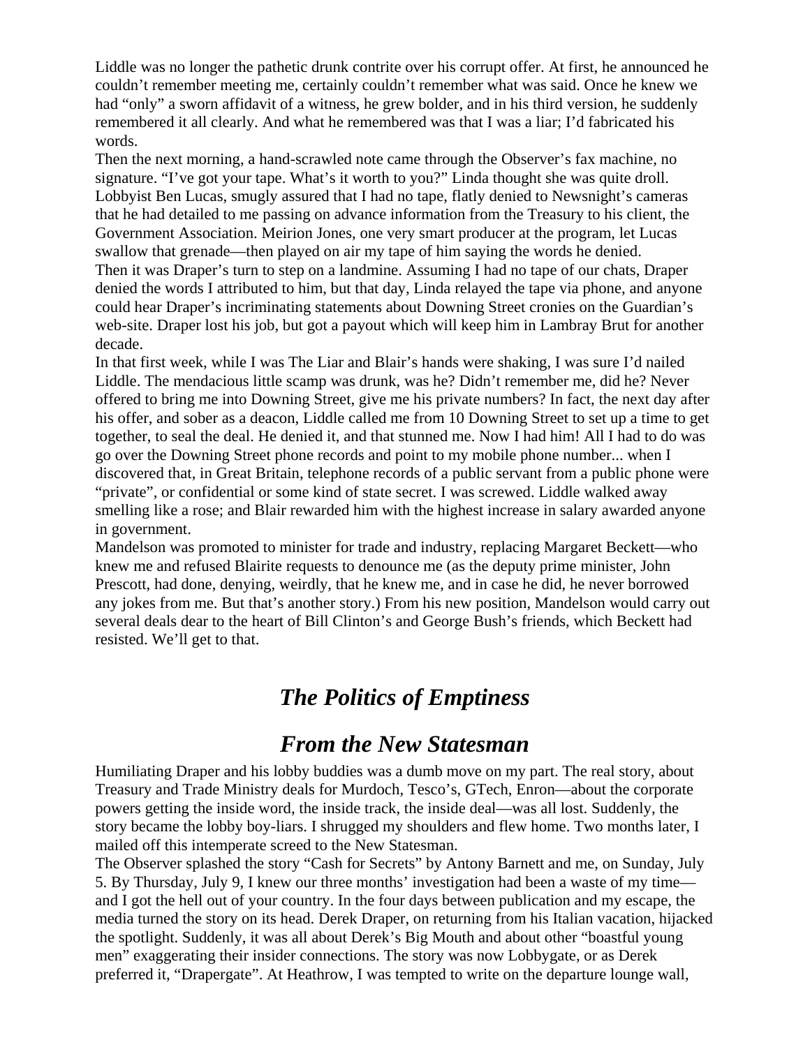Liddle was no longer the pathetic drunk contrite over his corrupt offer. At first, he announced he couldn't remember meeting me, certainly couldn't remember what was said. Once he knew we had "only" a sworn affidavit of a witness, he grew bolder, and in his third version, he suddenly remembered it all clearly. And what he remembered was that I was a liar; I'd fabricated his words.

Then the next morning, a hand-scrawled note came through the Observer's fax machine, no signature. "I've got your tape. What's it worth to you?" Linda thought she was quite droll.

Lobbyist Ben Lucas, smugly assured that I had no tape, flatly denied to Newsnight's cameras that he had detailed to me passing on advance information from the Treasury to his client, the Government Association. Meirion Jones, one very smart producer at the program, let Lucas swallow that grenade—then played on air my tape of him saying the words he denied.

Then it was Draper's turn to step on a landmine. Assuming I had no tape of our chats, Draper denied the words I attributed to him, but that day, Linda relayed the tape via phone, and anyone could hear Draper's incriminating statements about Downing Street cronies on the Guardian's web-site. Draper lost his job, but got a payout which will keep him in Lambray Brut for another decade.

In that first week, while I was The Liar and Blair's hands were shaking, I was sure I'd nailed Liddle. The mendacious little scamp was drunk, was he? Didn't remember me, did he? Never offered to bring me into Downing Street, give me his private numbers? In fact, the next day after his offer, and sober as a deacon, Liddle called me from 10 Downing Street to set up a time to get together, to seal the deal. He denied it, and that stunned me. Now I had him! All I had to do was go over the Downing Street phone records and point to my mobile phone number... when I discovered that, in Great Britain, telephone records of a public servant from a public phone were "private", or confidential or some kind of state secret. I was screwed. Liddle walked away smelling like a rose; and Blair rewarded him with the highest increase in salary awarded anyone in government.

Mandelson was promoted to minister for trade and industry, replacing Margaret Beckett—who knew me and refused Blairite requests to denounce me (as the deputy prime minister, John Prescott, had done, denying, weirdly, that he knew me, and in case he did, he never borrowed any jokes from me. But that's another story.) From his new position, Mandelson would carry out several deals dear to the heart of Bill Clinton's and George Bush's friends, which Beckett had resisted. We'll get to that.

## *The Politics of Emptiness*

## *From the New Statesman*

Humiliating Draper and his lobby buddies was a dumb move on my part. The real story, about Treasury and Trade Ministry deals for Murdoch, Tesco's, GTech, Enron—about the corporate powers getting the inside word, the inside track, the inside deal—was all lost. Suddenly, the story became the lobby boy-liars. I shrugged my shoulders and flew home. Two months later, I mailed off this intemperate screed to the New Statesman.

The Observer splashed the story "Cash for Secrets" by Antony Barnett and me, on Sunday, July 5. By Thursday, July 9, I knew our three months' investigation had been a waste of my time—and I got the hell out of your country. In the four days between publication and my escape, the media turned the story on its head. Derek Draper, on returning from his Italian vacation, hijacked the spotlight. Suddenly, it was all about Derek's Big Mouth and about other "boastful young men" exaggerating their insider connections. The story was now Lobbygate, or as Derek preferred it, "Drapergate". At Heathrow, I was tempted to write on the departure lounge wall,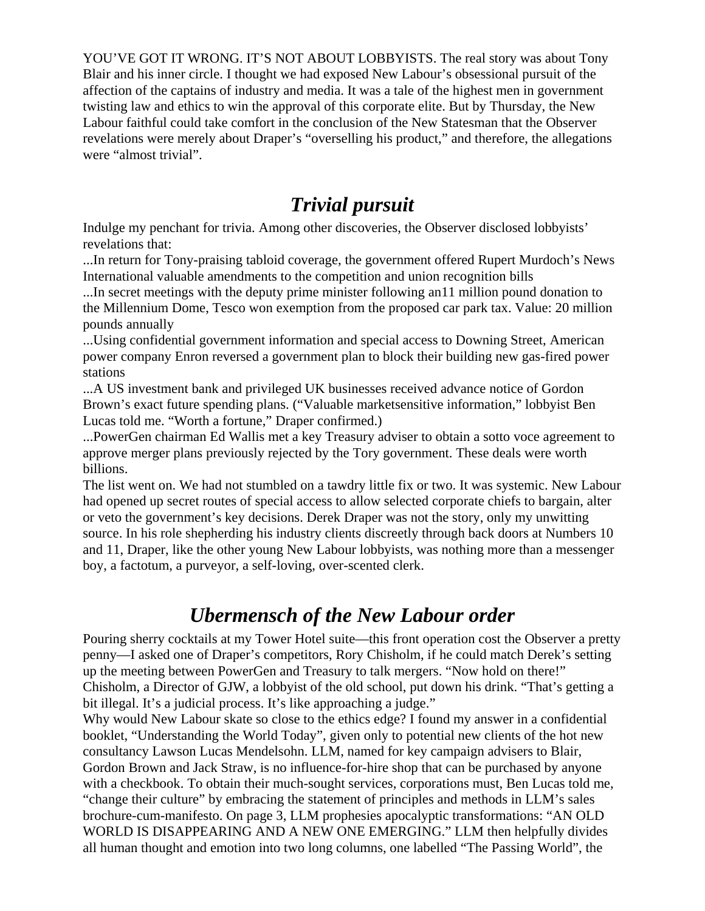YOU'VE GOT IT WRONG. IT'S NOT ABOUT LOBBYISTS. The real story was about Tony Blair and his inner circle. I thought we had exposed New Labour's obsessional pursuit of the affection of the captains of industry and media. It was a tale of the highest men in government twisting law and ethics to win the approval of this corporate elite. But by Thursday, the New Labour faithful could take comfort in the conclusion of the New Statesman that the Observer revelations were merely about Draper's "overselling his product," and therefore, the allegations were "almost trivial".

## *Trivial pursuit*

Indulge my penchant for trivia. Among other discoveries, the Observer disclosed lobbyists' revelations that:

...In return for Tony-praising tabloid coverage, the government offered Rupert Murdoch's News International valuable amendments to the competition and union recognition bills

...In secret meetings with the deputy prime minister following an11 million pound donation to the Millennium Dome, Tesco won exemption from the proposed car park tax. Value: 20 million pounds annually

...Using confidential government information and special access to Downing Street, American power company Enron reversed a government plan to block their building new gas-fired power stations

...A US investment bank and privileged UK businesses received advance notice of Gordon Brown's exact future spending plans. ("Valuable marketsensitive information," lobbyist Ben Lucas told me. "Worth a fortune," Draper confirmed.)

...PowerGen chairman Ed Wallis met a key Treasury adviser to obtain a sotto voce agreement to approve merger plans previously rejected by the Tory government. These deals were worth billions.

The list went on. We had not stumbled on a tawdry little fix or two. It was systemic. New Labour had opened up secret routes of special access to allow selected corporate chiefs to bargain, alter or veto the government's key decisions. Derek Draper was not the story, only my unwitting source. In his role shepherding his industry clients discreetly through back doors at Numbers 10 and 11, Draper, like the other young New Labour lobbyists, was nothing more than a messenger boy, a factotum, a purveyor, a self-loving, over-scented clerk.

## *Ubermensch of the New Labour order*

Pouring sherry cocktails at my Tower Hotel suite—this front operation cost the Observer a pretty penny—I asked one of Draper's competitors, Rory Chisholm, if he could match Derek's setting up the meeting between PowerGen and Treasury to talk mergers. "Now hold on there!" Chisholm, a Director of GJW, a lobbyist of the old school, put down his drink. "That's getting a bit illegal. It's a judicial process. It's like approaching a judge."

Why would New Labour skate so close to the ethics edge? I found my answer in a confidential booklet, "Understanding the World Today", given only to potential new clients of the hot new consultancy Lawson Lucas Mendelsohn. LLM, named for key campaign advisers to Blair, Gordon Brown and Jack Straw, is no influence-for-hire shop that can be purchased by anyone with a checkbook. To obtain their much-sought services, corporations must, Ben Lucas told me, "change their culture" by embracing the statement of principles and methods in LLM's sales brochure-cum-manifesto. On page 3, LLM prophesies apocalyptic transformations: "AN OLD WORLD IS DISAPPEARING AND A NEW ONE EMERGING." LLM then helpfully divides all human thought and emotion into two long columns, one labelled "The Passing World", the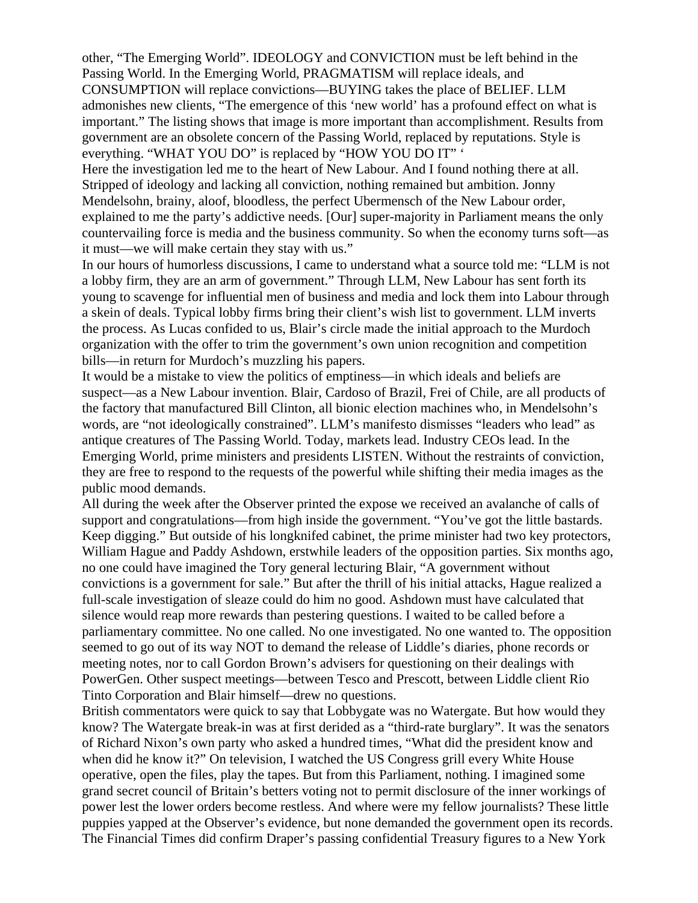other, "The Emerging World". IDEOLOGY and CONVICTION must be left behind in the Passing World. In the Emerging World, PRAGMATISM will replace ideals, and CONSUMPTION will replace convictions—BUYING takes the place of BELIEF. LLM admonishes new clients, "The emergence of this 'new world' has a profound effect on what is important." The listing shows that image is more important than accomplishment. Results from government are an obsolete concern of the Passing World, replaced by reputations. Style is everything. "WHAT YOU DO" is replaced by "HOW YOU DO IT" '

Here the investigation led me to the heart of New Labour. And I found nothing there at all. Stripped of ideology and lacking all conviction, nothing remained but ambition. Jonny Mendelsohn, brainy, aloof, bloodless, the perfect Ubermensch of the New Labour order, explained to me the party's addictive needs. [Our] super-majority in Parliament means the only countervailing force is media and the business community. So when the economy turns soft—as it must—we will make certain they stay with us."

In our hours of humorless discussions, I came to understand what a source told me: "LLM is not a lobby firm, they are an arm of government." Through LLM, New Labour has sent forth its young to scavenge for influential men of business and media and lock them into Labour through a skein of deals. Typical lobby firms bring their client's wish list to government. LLM inverts the process. As Lucas confided to us, Blair's circle made the initial approach to the Murdoch organization with the offer to trim the government's own union recognition and competition bills—in return for Murdoch's muzzling his papers.

It would be a mistake to view the politics of emptiness—in which ideals and beliefs are suspect—as a New Labour invention. Blair, Cardoso of Brazil, Frei of Chile, are all products of the factory that manufactured Bill Clinton, all bionic election machines who, in Mendelsohn's words, are "not ideologically constrained". LLM's manifesto dismisses "leaders who lead" as antique creatures of The Passing World. Today, markets lead. Industry CEOs lead. In the Emerging World, prime ministers and presidents LISTEN. Without the restraints of conviction, they are free to respond to the requests of the powerful while shifting their media images as the public mood demands.

All during the week after the Observer printed the expose we received an avalanche of calls of support and congratulations—from high inside the government. "You've got the little bastards. Keep digging." But outside of his longknifed cabinet, the prime minister had two key protectors, William Hague and Paddy Ashdown, erstwhile leaders of the opposition parties. Six months ago, no one could have imagined the Tory general lecturing Blair, "A government without convictions is a government for sale." But after the thrill of his initial attacks, Hague realized a full-scale investigation of sleaze could do him no good. Ashdown must have calculated that silence would reap more rewards than pestering questions. I waited to be called before a parliamentary committee. No one called. No one investigated. No one wanted to. The opposition seemed to go out of its way NOT to demand the release of Liddle's diaries, phone records or meeting notes, nor to call Gordon Brown's advisers for questioning on their dealings with PowerGen. Other suspect meetings—between Tesco and Prescott, between Liddle client Rio Tinto Corporation and Blair himself—drew no questions.

British commentators were quick to say that Lobbygate was no Watergate. But how would they know? The Watergate break-in was at first derided as a "third-rate burglary". It was the senators of Richard Nixon's own party who asked a hundred times, "What did the president know and when did he know it?" On television, I watched the US Congress grill every White House operative, open the files, play the tapes. But from this Parliament, nothing. I imagined some grand secret council of Britain's betters voting not to permit disclosure of the inner workings of power lest the lower orders become restless. And where were my fellow journalists? These little puppies yapped at the Observer's evidence, but none demanded the government open its records. The Financial Times did confirm Draper's passing confidential Treasury figures to a New York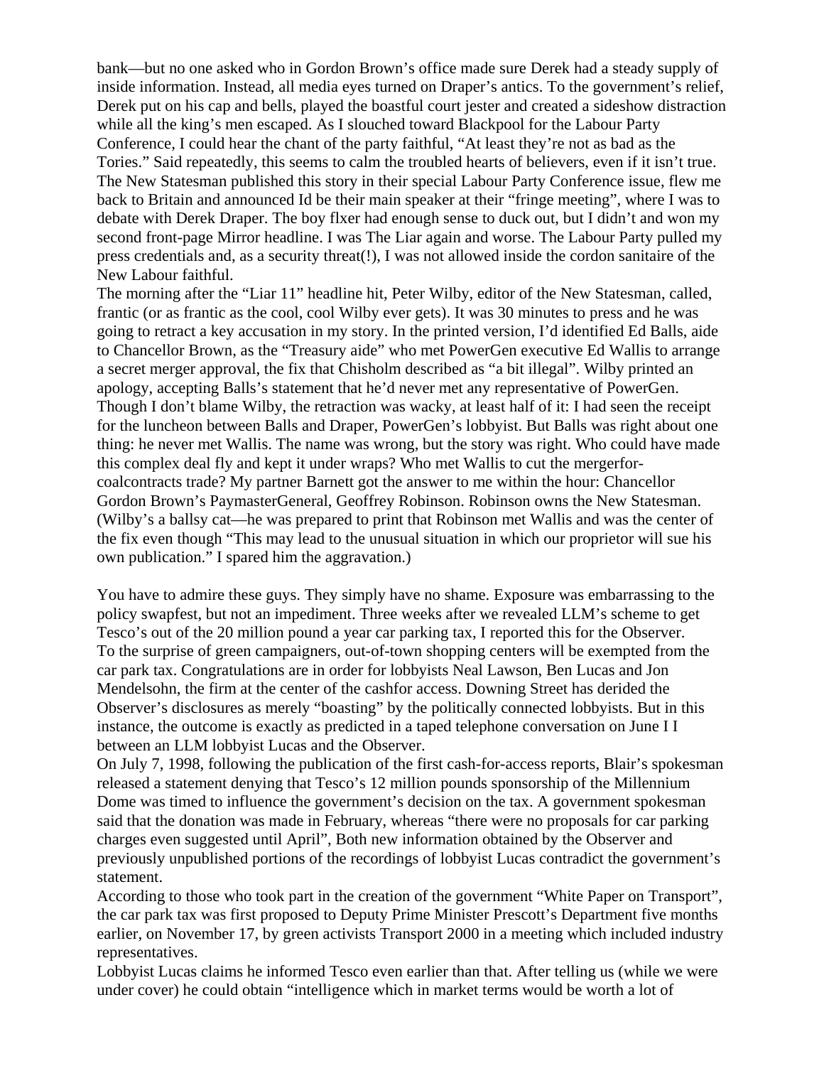bank—but no one asked who in Gordon Brown's office made sure Derek had a steady supply of inside information. Instead, all media eyes turned on Draper's antics. To the government's relief, Derek put on his cap and bells, played the boastful court jester and created a sideshow distraction while all the king's men escaped. As I slouched toward Blackpool for the Labour Party Conference, I could hear the chant of the party faithful, "At least they're not as bad as the Tories." Said repeatedly, this seems to calm the troubled hearts of believers, even if it isn't true. The New Statesman published this story in their special Labour Party Conference issue, flew me back to Britain and announced Id be their main speaker at their "fringe meeting", where I was to debate with Derek Draper. The boy flxer had enough sense to duck out, but I didn't and won my second front-page Mirror headline. I was The Liar again and worse. The Labour Party pulled my press credentials and, as a security threat(!), I was not allowed inside the cordon sanitaire of the New Labour faithful.

The morning after the "Liar 11" headline hit, Peter Wilby, editor of the New Statesman, called, frantic (or as frantic as the cool, cool Wilby ever gets). It was 30 minutes to press and he was going to retract a key accusation in my story. In the printed version, I'd identified Ed Balls, aide to Chancellor Brown, as the "Treasury aide" who met PowerGen executive Ed Wallis to arrange a secret merger approval, the fix that Chisholm described as "a bit illegal". Wilby printed an apology, accepting Balls's statement that he'd never met any representative of PowerGen. Though I don't blame Wilby, the retraction was wacky, at least half of it: I had seen the receipt for the luncheon between Balls and Draper, PowerGen's lobbyist. But Balls was right about one thing: he never met Wallis. The name was wrong, but the story was right. Who could have made this complex deal fly and kept it under wraps? Who met Wallis to cut the mergerfor-coalcontracts trade? My partner Barnett got the answer to me within the hour: Chancellor Gordon Brown's PaymasterGeneral, Geoffrey Robinson. Robinson owns the New Statesman. (Wilby's a ballsy cat—he was prepared to print that Robinson met Wallis and was the center of the fix even though "This may lead to the unusual situation in which our proprietor will sue his own publication." I spared him the aggravation.)

You have to admire these guys. They simply have no shame. Exposure was embarrassing to the policy swapfest, but not an impediment. Three weeks after we revealed LLM's scheme to get Tesco's out of the 20 million pound a year car parking tax, I reported this for the Observer. To the surprise of green campaigners, out-of-town shopping centers will be exempted from the car park tax. Congratulations are in order for lobbyists Neal Lawson, Ben Lucas and Jon Mendelsohn, the firm at the center of the cashfor access. Downing Street has derided the Observer's disclosures as merely "boasting" by the politically connected lobbyists. But in this instance, the outcome is exactly as predicted in a taped telephone conversation on June I I between an LLM lobbyist Lucas and the Observer.

On July 7, 1998, following the publication of the first cash-for-access reports, Blair's spokesman released a statement denying that Tesco's 12 million pounds sponsorship of the Millennium Dome was timed to influence the government's decision on the tax. A government spokesman said that the donation was made in February, whereas "there were no proposals for car parking charges even suggested until April", Both new information obtained by the Observer and previously unpublished portions of the recordings of lobbyist Lucas contradict the government's statement.

According to those who took part in the creation of the government "White Paper on Transport", the car park tax was first proposed to Deputy Prime Minister Prescott's Department five months earlier, on November 17, by green activists Transport 2000 in a meeting which included industry representatives.

Lobbyist Lucas claims he informed Tesco even earlier than that. After telling us (while we were under cover) he could obtain "intelligence which in market terms would be worth a lot of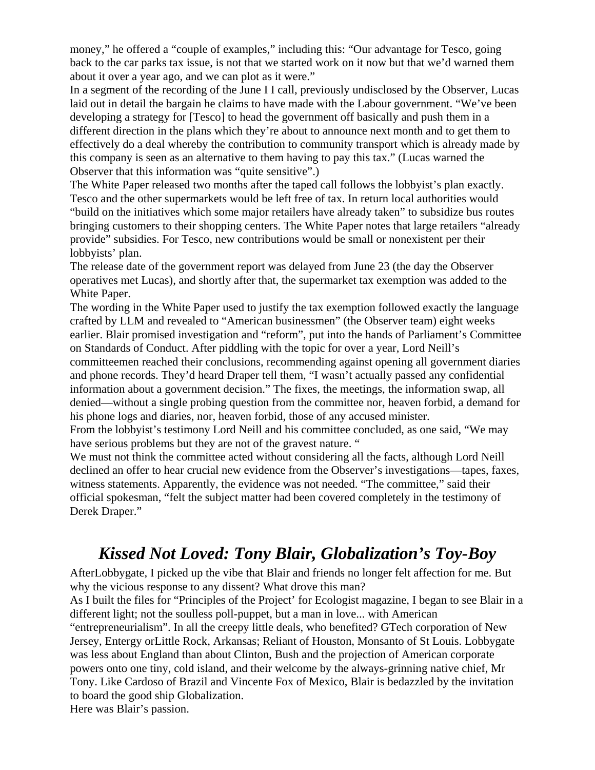money," he offered a "couple of examples," including this: "Our advantage for Tesco, going back to the car parks tax issue, is not that we started work on it now but that we'd warned them about it over a year ago, and we can plot as it were."

In a segment of the recording of the June I I call, previously undisclosed by the Observer, Lucas laid out in detail the bargain he claims to have made with the Labour government. "We've been developing a strategy for [Tesco] to head the government off basically and push them in a different direction in the plans which they're about to announce next month and to get them to effectively do a deal whereby the contribution to community transport which is already made by this company is seen as an alternative to them having to pay this tax." (Lucas warned the Observer that this information was "quite sensitive".)

The White Paper released two months after the taped call follows the lobbyist's plan exactly. Tesco and the other supermarkets would be left free of tax. In return local authorities would "build on the initiatives which some major retailers have already taken" to subsidize bus routes bringing customers to their shopping centers. The White Paper notes that large retailers "already provide" subsidies. For Tesco, new contributions would be small or nonexistent per their lobbyists' plan.

The release date of the government report was delayed from June 23 (the day the Observer operatives met Lucas), and shortly after that, the supermarket tax exemption was added to the White Paper.

The wording in the White Paper used to justify the tax exemption followed exactly the language crafted by LLM and revealed to "American businessmen" (the Observer team) eight weeks earlier. Blair promised investigation and "reform", put into the hands of Parliament's Committee on Standards of Conduct. After piddling with the topic for over a year, Lord Neill's committeemen reached their conclusions, recommending against opening all government diaries and phone records. They'd heard Draper tell them, "I wasn't actually passed any confidential information about a government decision." The fixes, the meetings, the information swap, all denied—without a single probing question from the committee nor, heaven forbid, a demand for his phone logs and diaries, nor, heaven forbid, those of any accused minister.

From the lobbyist's testimony Lord Neill and his committee concluded, as one said, "We may have serious problems but they are not of the gravest nature. "

We must not think the committee acted without considering all the facts, although Lord Neill declined an offer to hear crucial new evidence from the Observer's investigations—tapes, faxes, witness statements. Apparently, the evidence was not needed. "The committee," said their official spokesman, "felt the subject matter had been covered completely in the testimony of Derek Draper."

## *Kissed Not Loved: Tony Blair, Globalization's Toy-Boy*

AfterLobbygate, I picked up the vibe that Blair and friends no longer felt affection for me. But why the vicious response to any dissent? What drove this man?

As I built the files for "Principles of the Project' for Ecologist magazine, I began to see Blair in a different light; not the soulless poll-puppet, but a man in love... with American "entrepreneurialism". In all the creepy little deals, who benefited? GTech corporation of New Jersey, Entergy orLittle Rock, Arkansas; Reliant of Houston, Monsanto of St Louis. Lobbygate was less about England than about Clinton, Bush and the projection of American corporate powers onto one tiny, cold island, and their welcome by the always-grinning native chief, Mr Tony. Like Cardoso of Brazil and Vincente Fox of Mexico, Blair is bedazzled by the invitation to board the good ship Globalization.

Here was Blair's passion.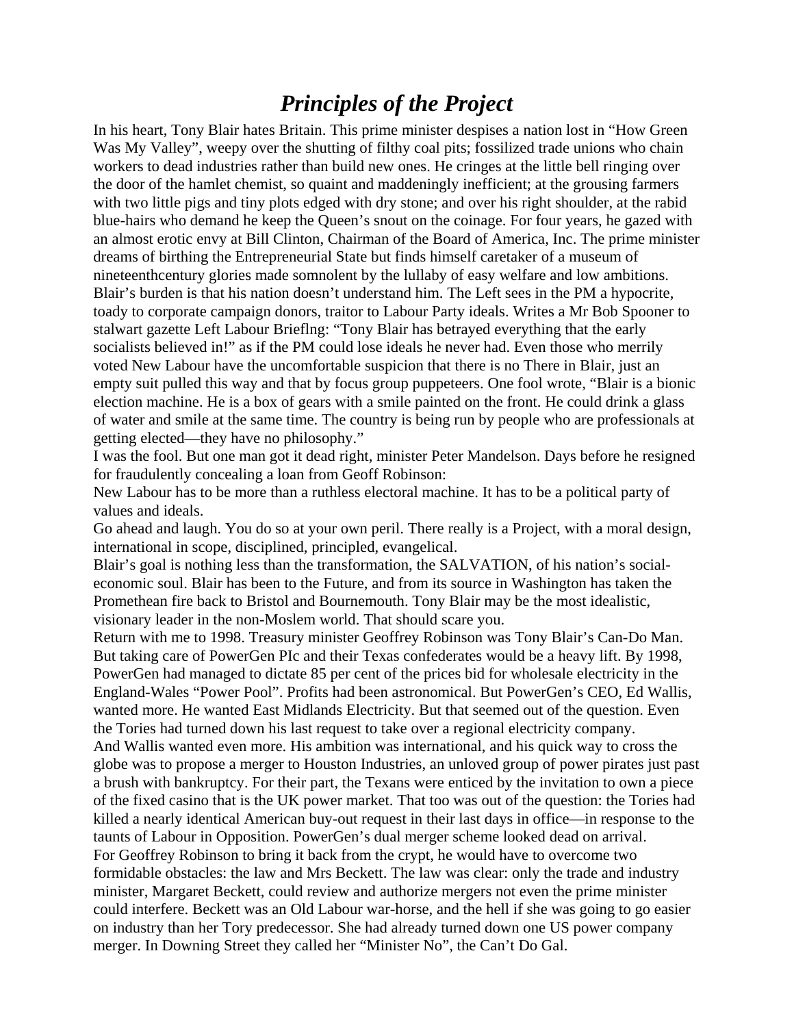# *Principles of the Project*

In his heart, Tony Blair hates Britain. This prime minister despises a nation lost in "How Green Was My Valley", weepy over the shutting of filthy coal pits; fossilized trade unions who chain workers to dead industries rather than build new ones. He cringes at the little bell ringing over the door of the hamlet chemist, so quaint and maddeningly inefficient; at the grousing farmers with two little pigs and tiny plots edged with dry stone; and over his right shoulder, at the rabid blue-hairs who demand he keep the Queen's snout on the coinage. For four years, he gazed with an almost erotic envy at Bill Clinton, Chairman of the Board of America, Inc. The prime minister dreams of birthing the Entrepreneurial State but finds himself caretaker of a museum of nineteenthcentury glories made somnolent by the lullaby of easy welfare and low ambitions.

Blair's burden is that his nation doesn't understand him. The Left sees in the PM a hypocrite, toady to corporate campaign donors, traitor to Labour Party ideals. Writes a Mr Bob Spooner to stalwart gazette Left Labour Brieflng: "Tony Blair has betrayed everything that the early socialists believed in!" as if the PM could lose ideals he never had. Even those who merrily voted New Labour have the uncomfortable suspicion that there is no There in Blair, just an empty suit pulled this way and that by focus group puppeteers. One fool wrote, "Blair is a bionic election machine. He is a box of gears with a smile painted on the front. He could drink a glass of water and smile at the same time. The country is being run by people who are professionals at getting elected—they have no philosophy."

I was the fool. But one man got it dead right, minister Peter Mandelson. Days before he resigned for fraudulently concealing a loan from Geoff Robinson:

New Labour has to be more than a ruthless electoral machine. It has to be a political party of values and ideals.

Go ahead and laugh. You do so at your own peril. There really is a Project, with a moral design, international in scope, disciplined, principled, evangelical.

Blair's goal is nothing less than the transformation, the SALVATION, of his nation's social-economic soul. Blair has been to the Future, and from its source in Washington has taken the Promethean fire back to Bristol and Bournemouth. Tony Blair may be the most idealistic, visionary leader in the non-Moslem world. That should scare you.

Return with me to 1998. Treasury minister Geoffrey Robinson was Tony Blair's Can-Do Man. But taking care of PowerGen PIc and their Texas confederates would be a heavy lift. By 1998, PowerGen had managed to dictate 85 per cent of the prices bid for wholesale electricity in the England-Wales "Power Pool". Profits had been astronomical. But PowerGen's CEO, Ed Wallis, wanted more. He wanted East Midlands Electricity. But that seemed out of the question. Even the Tories had turned down his last request to take over a regional electricity company.

And Wallis wanted even more. His ambition was international, and his quick way to cross the globe was to propose a merger to Houston Industries, an unloved group of power pirates just past a brush with bankruptcy. For their part, the Texans were enticed by the invitation to own a piece of the fixed casino that is the UK power market. That too was out of the question: the Tories had killed a nearly identical American buy-out request in their last days in office—in response to the taunts of Labour in Opposition. PowerGen's dual merger scheme looked dead on arrival.

For Geoffrey Robinson to bring it back from the crypt, he would have to overcome two formidable obstacles: the law and Mrs Beckett. The law was clear: only the trade and industry minister, Margaret Beckett, could review and authorize mergers not even the prime minister could interfere. Beckett was an Old Labour war-horse, and the hell if she was going to go easier on industry than her Tory predecessor. She had already turned down one US power company merger. In Downing Street they called her "Minister No", the Can't Do Gal.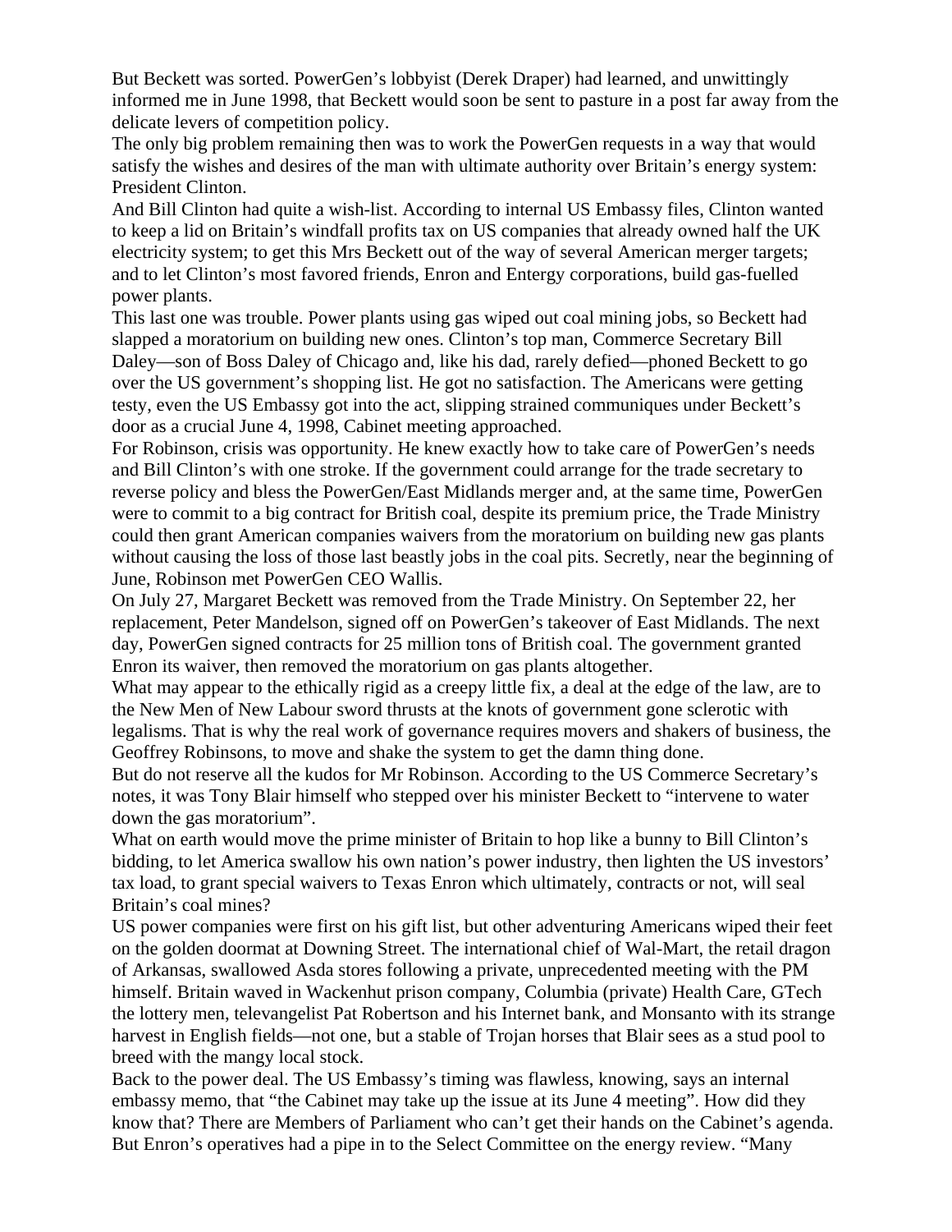But Beckett was sorted. PowerGen's lobbyist (Derek Draper) had learned, and unwittingly informed me in June 1998, that Beckett would soon be sent to pasture in a post far away from the delicate levers of competition policy.

The only big problem remaining then was to work the PowerGen requests in a way that would satisfy the wishes and desires of the man with ultimate authority over Britain's energy system: President Clinton.

And Bill Clinton had quite a wish-list. According to internal US Embassy files, Clinton wanted to keep a lid on Britain's windfall profits tax on US companies that already owned half the UK electricity system; to get this Mrs Beckett out of the way of several American merger targets; and to let Clinton's most favored friends, Enron and Entergy corporations, build gas-fuelled power plants.

This last one was trouble. Power plants using gas wiped out coal mining jobs, so Beckett had slapped a moratorium on building new ones. Clinton's top man, Commerce Secretary Bill Daley—son of Boss Daley of Chicago and, like his dad, rarely defied—phoned Beckett to go over the US government's shopping list. He got no satisfaction. The Americans were getting testy, even the US Embassy got into the act, slipping strained communiques under Beckett's door as a crucial June 4, 1998, Cabinet meeting approached.

For Robinson, crisis was opportunity. He knew exactly how to take care of PowerGen's needs and Bill Clinton's with one stroke. If the government could arrange for the trade secretary to reverse policy and bless the PowerGen/East Midlands merger and, at the same time, PowerGen were to commit to a big contract for British coal, despite its premium price, the Trade Ministry could then grant American companies waivers from the moratorium on building new gas plants without causing the loss of those last beastly jobs in the coal pits. Secretly, near the beginning of June, Robinson met PowerGen CEO Wallis.

On July 27, Margaret Beckett was removed from the Trade Ministry. On September 22, her replacement, Peter Mandelson, signed off on PowerGen's takeover of East Midlands. The next day, PowerGen signed contracts for 25 million tons of British coal. The government granted Enron its waiver, then removed the moratorium on gas plants altogether.

What may appear to the ethically rigid as a creepy little fix, a deal at the edge of the law, are to the New Men of New Labour sword thrusts at the knots of government gone sclerotic with legalisms. That is why the real work of governance requires movers and shakers of business, the Geoffrey Robinsons, to move and shake the system to get the damn thing done.

But do not reserve all the kudos for Mr Robinson. According to the US Commerce Secretary's notes, it was Tony Blair himself who stepped over his minister Beckett to "intervene to water down the gas moratorium".

What on earth would move the prime minister of Britain to hop like a bunny to Bill Clinton's bidding, to let America swallow his own nation's power industry, then lighten the US investors' tax load, to grant special waivers to Texas Enron which ultimately, contracts or not, will seal Britain's coal mines?

US power companies were first on his gift list, but other adventuring Americans wiped their feet on the golden doormat at Downing Street. The international chief of Wal-Mart, the retail dragon of Arkansas, swallowed Asda stores following a private, unprecedented meeting with the PM himself. Britain waved in Wackenhut prison company, Columbia (private) Health Care, GTech the lottery men, televangelist Pat Robertson and his Internet bank, and Monsanto with its strange harvest in English fields—not one, but a stable of Trojan horses that Blair sees as a stud pool to breed with the mangy local stock.

Back to the power deal. The US Embassy's timing was flawless, knowing, says an internal embassy memo, that "the Cabinet may take up the issue at its June 4 meeting". How did they know that? There are Members of Parliament who can't get their hands on the Cabinet's agenda. But Enron's operatives had a pipe in to the Select Committee on the energy review. "Many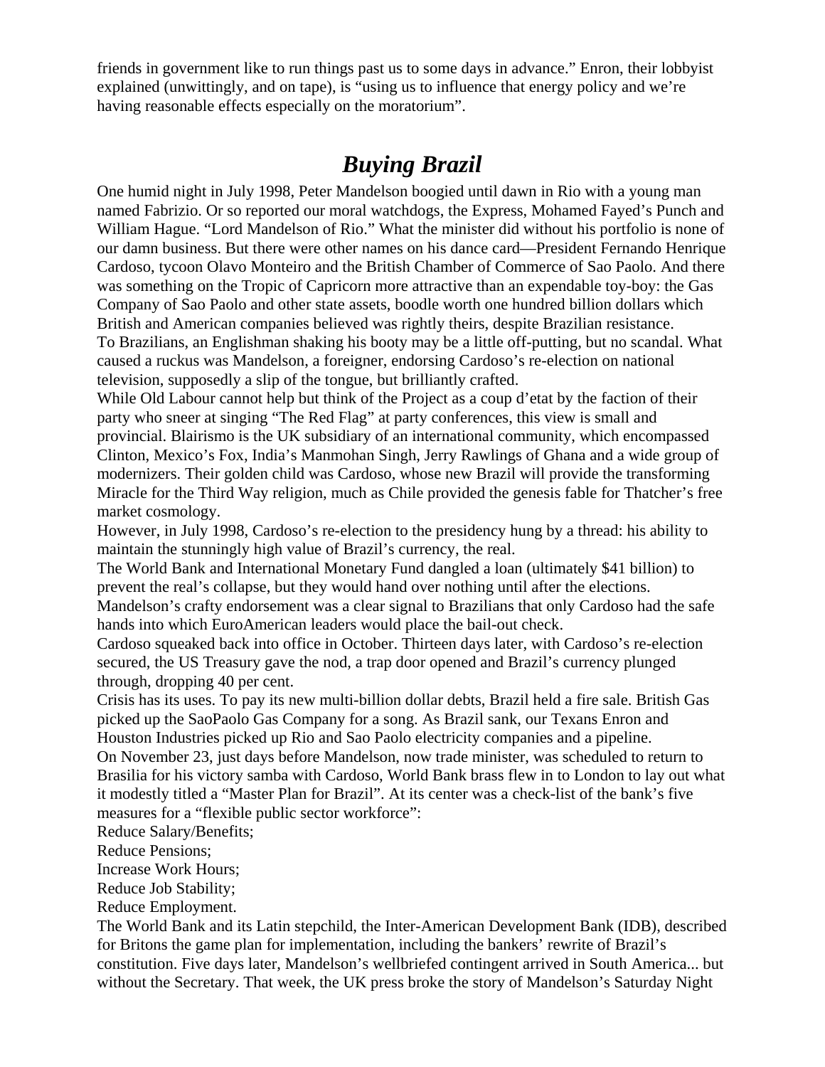friends in government like to run things past us to some days in advance." Enron, their lobbyist explained (unwittingly, and on tape), is "using us to influence that energy policy and we're having reasonable effects especially on the moratorium".

## *Buying Brazil*

One humid night in July 1998, Peter Mandelson boogied until dawn in Rio with a young man named Fabrizio. Or so reported our moral watchdogs, the Express, Mohamed Fayed's Punch and William Hague. "Lord Mandelson of Rio." What the minister did without his portfolio is none of our damn business. But there were other names on his dance card—President Fernando Henrique Cardoso, tycoon Olavo Monteiro and the British Chamber of Commerce of Sao Paolo. And there was something on the Tropic of Capricorn more attractive than an expendable toy-boy: the Gas Company of Sao Paolo and other state assets, boodle worth one hundred billion dollars which British and American companies believed was rightly theirs, despite Brazilian resistance.

To Brazilians, an Englishman shaking his booty may be a little off-putting, but no scandal. What caused a ruckus was Mandelson, a foreigner, endorsing Cardoso's re-election on national television, supposedly a slip of the tongue, but brilliantly crafted.

While Old Labour cannot help but think of the Project as a coup d'etat by the faction of their party who sneer at singing "The Red Flag" at party conferences, this view is small and provincial. Blairismo is the UK subsidiary of an international community, which encompassed Clinton, Mexico's Fox, India's Manmohan Singh, Jerry Rawlings of Ghana and a wide group of modernizers. Their golden child was Cardoso, whose new Brazil will provide the transforming Miracle for the Third Way religion, much as Chile provided the genesis fable for Thatcher's free market cosmology.

However, in July 1998, Cardoso's re-election to the presidency hung by a thread: his ability to maintain the stunningly high value of Brazil's currency, the real.

The World Bank and International Monetary Fund dangled a loan (ultimately $41 billion) to prevent the real's collapse, but they would hand over nothing until after the elections.

Mandelson's crafty endorsement was a clear signal to Brazilians that only Cardoso had the safe hands into which EuroAmerican leaders would place the bail-out check.

Cardoso squeaked back into office in October. Thirteen days later, with Cardoso's re-election secured, the US Treasury gave the nod, a trap door opened and Brazil's currency plunged through, dropping 40 per cent.

Crisis has its uses. To pay its new multi-billion dollar debts, Brazil held a fire sale. British Gas picked up the SaoPaolo Gas Company for a song. As Brazil sank, our Texans Enron and Houston Industries picked up Rio and Sao Paolo electricity companies and a pipeline.

On November 23, just days before Mandelson, now trade minister, was scheduled to return to Brasilia for his victory samba with Cardoso, World Bank brass flew in to London to lay out what it modestly titled a "Master Plan for Brazil". At its center was a check-list of the bank's five measures for a "flexible public sector workforce":

Reduce Salary/Benefits;
Reduce Pensions;
Increase Work Hours;
Reduce Job Stability;
Reduce Employment.

The World Bank and its Latin stepchild, the Inter-American Development Bank (IDB), described for Britons the game plan for implementation, including the bankers' rewrite of Brazil's constitution. Five days later, Mandelson's wellbriefed contingent arrived in South America... but without the Secretary. That week, the UK press broke the story of Mandelson's Saturday Night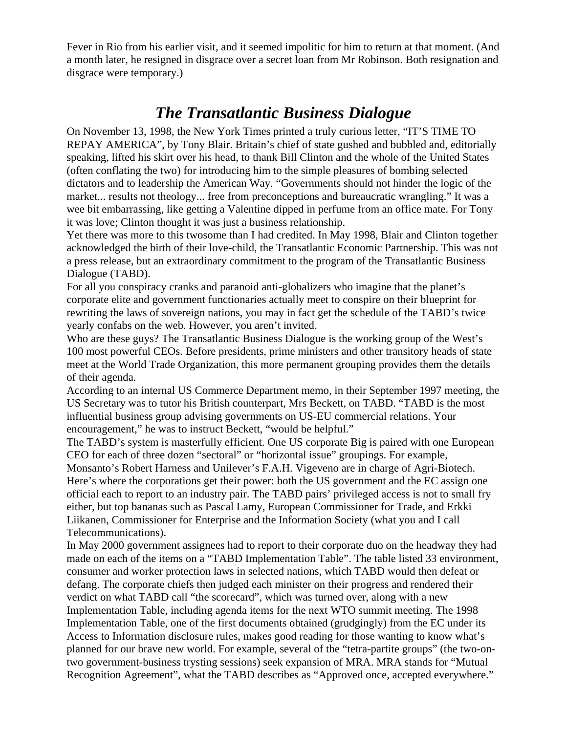Fever in Rio from his earlier visit, and it seemed impolitic for him to return at that moment. (And a month later, he resigned in disgrace over a secret loan from Mr Robinson. Both resignation and disgrace were temporary.)

## *The Transatlantic Business Dialogue*

On November 13, 1998, the New York Times printed a truly curious letter, "IT'S TIME TO REPAY AMERICA", by Tony Blair. Britain's chief of state gushed and bubbled and, editorially speaking, lifted his skirt over his head, to thank Bill Clinton and the whole of the United States (often conflating the two) for introducing him to the simple pleasures of bombing selected dictators and to leadership the American Way. "Governments should not hinder the logic of the market... results not theology... free from preconceptions and bureaucratic wrangling." It was a wee bit embarrassing, like getting a Valentine dipped in perfume from an office mate. For Tony it was love; Clinton thought it was just a business relationship.

Yet there was more to this twosome than I had credited. In May 1998, Blair and Clinton together acknowledged the birth of their love-child, the Transatlantic Economic Partnership. This was not a press release, but an extraordinary commitment to the program of the Transatlantic Business Dialogue (TABD).

For all you conspiracy cranks and paranoid anti-globalizers who imagine that the planet's corporate elite and government functionaries actually meet to conspire on their blueprint for rewriting the laws of sovereign nations, you may in fact get the schedule of the TABD's twice yearly confabs on the web. However, you aren't invited.

Who are these guys? The Transatlantic Business Dialogue is the working group of the West's 100 most powerful CEOs. Before presidents, prime ministers and other transitory heads of state meet at the World Trade Organization, this more permanent grouping provides them the details of their agenda.

According to an internal US Commerce Department memo, in their September 1997 meeting, the US Secretary was to tutor his British counterpart, Mrs Beckett, on TABD. "TABD is the most influential business group advising governments on US-EU commercial relations. Your encouragement," he was to instruct Beckett, "would be helpful."

The TABD's system is masterfully efficient. One US corporate Big is paired with one European CEO for each of three dozen "sectoral" or "horizontal issue" groupings. For example, Monsanto's Robert Harness and Unilever's F.A.H. Vigeveno are in charge of Agri-Biotech. Here's where the corporations get their power: both the US government and the EC assign one official each to report to an industry pair. The TABD pairs' privileged access is not to small fry either, but top bananas such as Pascal Lamy, European Commissioner for Trade, and Erkki Liikanen, Commissioner for Enterprise and the Information Society (what you and I call Telecommunications).

In May 2000 government assignees had to report to their corporate duo on the headway they had made on each of the items on a "TABD Implementation Table". The table listed 33 environment, consumer and worker protection laws in selected nations, which TABD would then defeat or defang. The corporate chiefs then judged each minister on their progress and rendered their verdict on what TABD call "the scorecard", which was turned over, along with a new Implementation Table, including agenda items for the next WTO summit meeting. The 1998 Implementation Table, one of the first documents obtained (grudgingly) from the EC under its Access to Information disclosure rules, makes good reading for those wanting to know what's planned for our brave new world. For example, several of the "tetra-partite groups" (the two-on-two government-business trysting sessions) seek expansion of MRA. MRA stands for "Mutual Recognition Agreement", what the TABD describes as "Approved once, accepted everywhere."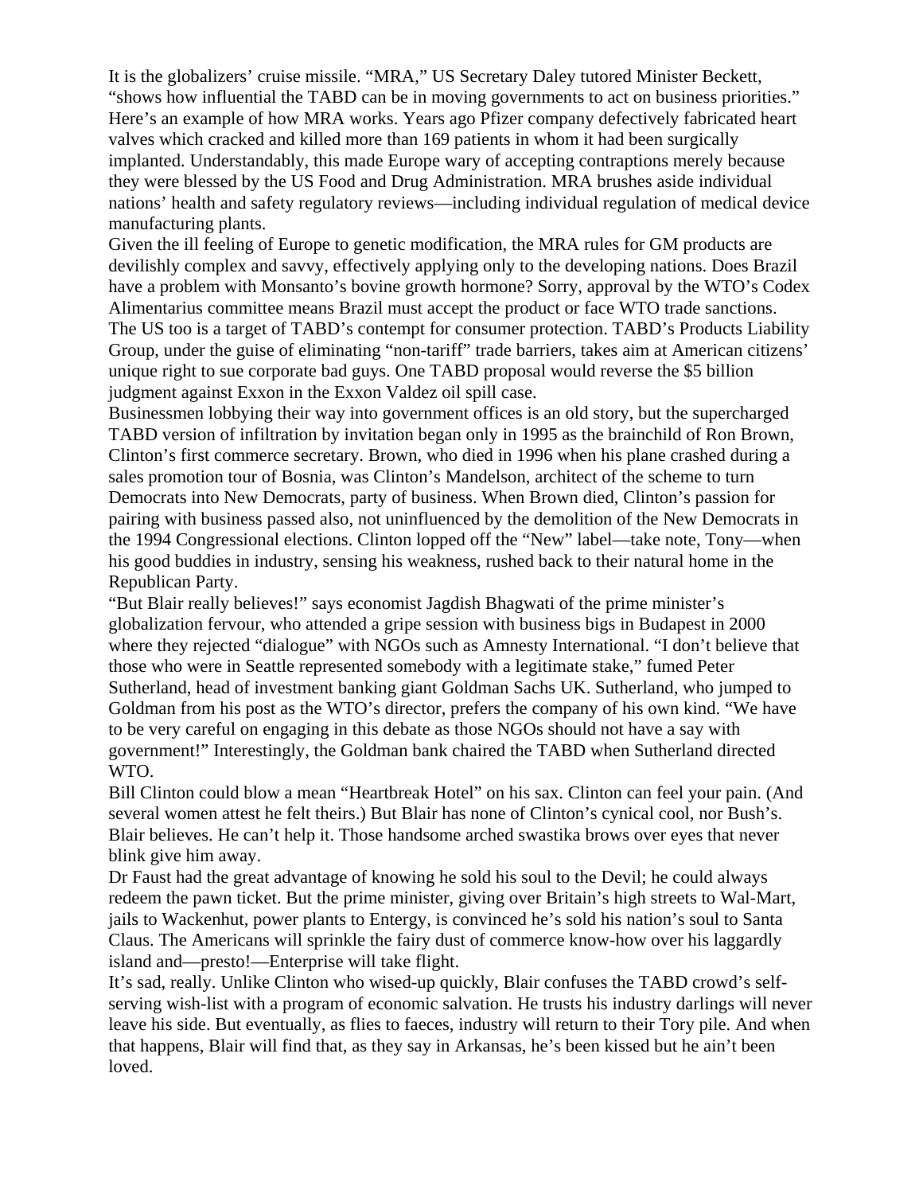It is the globalizers' cruise missile. "MRA," US Secretary Daley tutored Minister Beckett, "shows how influential the TABD can be in moving governments to act on business priorities." Here's an example of how MRA works. Years ago Pfizer company defectively fabricated heart valves which cracked and killed more than 169 patients in whom it had been surgically implanted. Understandably, this made Europe wary of accepting contraptions merely because they were blessed by the US Food and Drug Administration. MRA brushes aside individual nations' health and safety regulatory reviews—including individual regulation of medical device manufacturing plants.

Given the ill feeling of Europe to genetic modification, the MRA rules for GM products are devilishly complex and savvy, effectively applying only to the developing nations. Does Brazil have a problem with Monsanto's bovine growth hormone? Sorry, approval by the WTO's Codex Alimentarius committee means Brazil must accept the product or face WTO trade sanctions.

The US too is a target of TABD's contempt for consumer protection. TABD's Products Liability Group, under the guise of eliminating "non-tariff" trade barriers, takes aim at American citizens' unique right to sue corporate bad guys. One TABD proposal would reverse the $5 billion judgment against Exxon in the Exxon Valdez oil spill case.

Businessmen lobbying their way into government offices is an old story, but the supercharged TABD version of infiltration by invitation began only in 1995 as the brainchild of Ron Brown, Clinton's first commerce secretary. Brown, who died in 1996 when his plane crashed during a sales promotion tour of Bosnia, was Clinton's Mandelson, architect of the scheme to turn Democrats into New Democrats, party of business. When Brown died, Clinton's passion for pairing with business passed also, not uninfluenced by the demolition of the New Democrats in the 1994 Congressional elections. Clinton lopped off the "New" label—take note, Tony—when his good buddies in industry, sensing his weakness, rushed back to their natural home in the Republican Party.

"But Blair really believes!" says economist Jagdish Bhagwati of the prime minister's globalization fervour, who attended a gripe session with business bigs in Budapest in 2000 where they rejected "dialogue" with NGOs such as Amnesty International. "I don't believe that those who were in Seattle represented somebody with a legitimate stake," fumed Peter Sutherland, head of investment banking giant Goldman Sachs UK. Sutherland, who jumped to Goldman from his post as the WTO's director, prefers the company of his own kind. "We have to be very careful on engaging in this debate as those NGOs should not have a say with government!" Interestingly, the Goldman bank chaired the TABD when Sutherland directed WTO.

Bill Clinton could blow a mean "Heartbreak Hotel" on his sax. Clinton can feel your pain. (And several women attest he felt theirs.) But Blair has none of Clinton's cynical cool, nor Bush's. Blair believes. He can't help it. Those handsome arched swastika brows over eyes that never blink give him away.

Dr Faust had the great advantage of knowing he sold his soul to the Devil; he could always redeem the pawn ticket. But the prime minister, giving over Britain's high streets to Wal-Mart, jails to Wackenhut, power plants to Entergy, is convinced he's sold his nation's soul to Santa Claus. The Americans will sprinkle the fairy dust of commerce know-how over his laggardly island and—presto!—Enterprise will take flight.

It's sad, really. Unlike Clinton who wised-up quickly, Blair confuses the TABD crowd's self-serving wish-list with a program of economic salvation. He trusts his industry darlings will never leave his side. But eventually, as flies to faeces, industry will return to their Tory pile. And when that happens, Blair will find that, as they say in Arkansas, he's been kissed but he ain't been loved.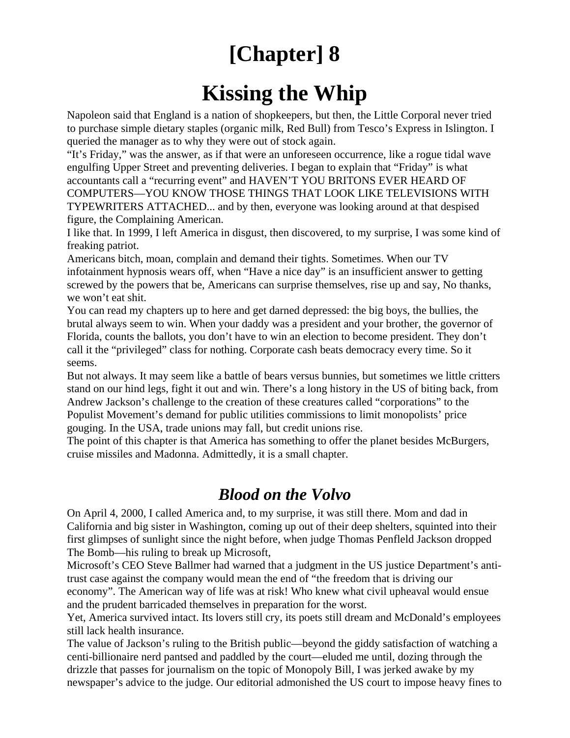# [Chapter] 8

# Kissing the Whip

Napoleon said that England is a nation of shopkeepers, but then, the Little Corporal never tried to purchase simple dietary staples (organic milk, Red Bull) from Tesco's Express in Islington. I queried the manager as to why they were out of stock again.

"It's Friday," was the answer, as if that were an unforeseen occurrence, like a rogue tidal wave engulfing Upper Street and preventing deliveries. I began to explain that "Friday" is what accountants call a "recurring event" and HAVEN'T YOU BRITONS EVER HEARD OF COMPUTERS—YOU KNOW THOSE THINGS THAT LOOK LIKE TELEVISIONS WITH TYPEWRITERS ATTACHED... and by then, everyone was looking around at that despised figure, the Complaining American.

I like that. In 1999, I left America in disgust, then discovered, to my surprise, I was some kind of freaking patriot.

Americans bitch, moan, complain and demand their tights. Sometimes. When our TV infotainment hypnosis wears off, when "Have a nice day" is an insufficient answer to getting screwed by the powers that be, Americans can surprise themselves, rise up and say, No thanks, we won't eat shit.

You can read my chapters up to here and get darned depressed: the big boys, the bullies, the brutal always seem to win. When your daddy was a president and your brother, the governor of Florida, counts the ballots, you don't have to win an election to become president. They don't call it the "privileged" class for nothing. Corporate cash beats democracy every time. So it seems.

But not always. It may seem like a battle of bears versus bunnies, but sometimes we little critters stand on our hind legs, fight it out and win. There's a long history in the US of biting back, from Andrew Jackson's challenge to the creation of these creatures called "corporations" to the Populist Movement's demand for public utilities commissions to limit monopolists' price gouging. In the USA, trade unions may fall, but credit unions rise.

The point of this chapter is that America has something to offer the planet besides McBurgers, cruise missiles and Madonna. Admittedly, it is a small chapter.

## *Blood on the Volvo*

On April 4, 2000, I called America and, to my surprise, it was still there. Mom and dad in California and big sister in Washington, coming up out of their deep shelters, squinted into their first glimpses of sunlight since the night before, when judge Thomas Penfleld Jackson dropped The Bomb—his ruling to break up Microsoft,

Microsoft's CEO Steve Ballmer had warned that a judgment in the US justice Department's anti-trust case against the company would mean the end of "the freedom that is driving our economy". The American way of life was at risk! Who knew what civil upheaval would ensue and the prudent barricaded themselves in preparation for the worst.

Yet, America survived intact. Its lovers still cry, its poets still dream and McDonald's employees still lack health insurance.

The value of Jackson's ruling to the British public—beyond the giddy satisfaction of watching a centi-billionaire nerd pantsed and paddled by the court—eluded me until, dozing through the drizzle that passes for journalism on the topic of Monopoly Bill, I was jerked awake by my newspaper's advice to the judge. Our editorial admonished the US court to impose heavy fines to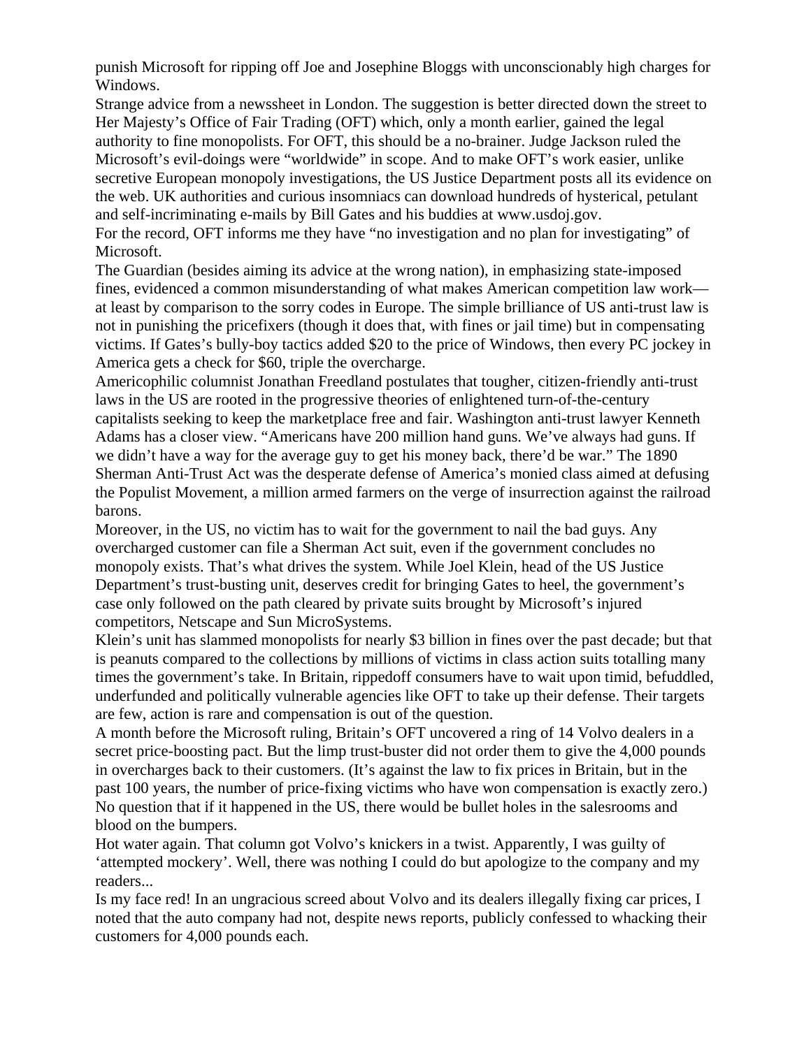punish Microsoft for ripping off Joe and Josephine Bloggs with unconscionably high charges for Windows.

Strange advice from a newssheet in London. The suggestion is better directed down the street to Her Majesty's Office of Fair Trading (OFT) which, only a month earlier, gained the legal authority to fine monopolists. For OFT, this should be a no-brainer. Judge Jackson ruled the Microsoft's evil-doings were "worldwide" in scope. And to make OFT's work easier, unlike secretive European monopoly investigations, the US Justice Department posts all its evidence on the web. UK authorities and curious insomniacs can download hundreds of hysterical, petulant and self-incriminating e-mails by Bill Gates and his buddies at www.usdoj.gov.

For the record, OFT informs me they have "no investigation and no plan for investigating" of Microsoft.

The Guardian (besides aiming its advice at the wrong nation), in emphasizing state-imposed fines, evidenced a common misunderstanding of what makes American competition law work—at least by comparison to the sorry codes in Europe. The simple brilliance of US anti-trust law is not in punishing the pricefixers (though it does that, with fines or jail time) but in compensating victims. If Gates's bully-boy tactics added $20 to the price of Windows, then every PC jockey in America gets a check for $60, triple the overcharge.

Americophilic columnist Jonathan Freedland postulates that tougher, citizen-friendly anti-trust laws in the US are rooted in the progressive theories of enlightened turn-of-the-century capitalists seeking to keep the marketplace free and fair. Washington anti-trust lawyer Kenneth Adams has a closer view. "Americans have 200 million hand guns. We've always had guns. If we didn't have a way for the average guy to get his money back, there'd be war." The 1890 Sherman Anti-Trust Act was the desperate defense of America's monied class aimed at defusing the Populist Movement, a million armed farmers on the verge of insurrection against the railroad barons.

Moreover, in the US, no victim has to wait for the government to nail the bad guys. Any overcharged customer can file a Sherman Act suit, even if the government concludes no monopoly exists. That's what drives the system. While Joel Klein, head of the US Justice Department's trust-busting unit, deserves credit for bringing Gates to heel, the government's case only followed on the path cleared by private suits brought by Microsoft's injured competitors, Netscape and Sun MicroSystems.

Klein's unit has slammed monopolists for nearly $3 billion in fines over the past decade; but that is peanuts compared to the collections by millions of victims in class action suits totalling many times the government's take. In Britain, rippedoff consumers have to wait upon timid, befuddled, underfunded and politically vulnerable agencies like OFT to take up their defense. Their targets are few, action is rare and compensation is out of the question.

A month before the Microsoft ruling, Britain's OFT uncovered a ring of 14 Volvo dealers in a secret price-boosting pact. But the limp trust-buster did not order them to give the 4,000 pounds in overcharges back to their customers. (It's against the law to fix prices in Britain, but in the past 100 years, the number of price-fixing victims who have won compensation is exactly zero.) No question that if it happened in the US, there would be bullet holes in the salesrooms and blood on the bumpers.

Hot water again. That column got Volvo's knickers in a twist. Apparently, I was guilty of 'attempted mockery'. Well, there was nothing I could do but apologize to the company and my readers...

Is my face red! In an ungracious screed about Volvo and its dealers illegally fixing car prices, I noted that the auto company had not, despite news reports, publicly confessed to whacking their customers for 4,000 pounds each.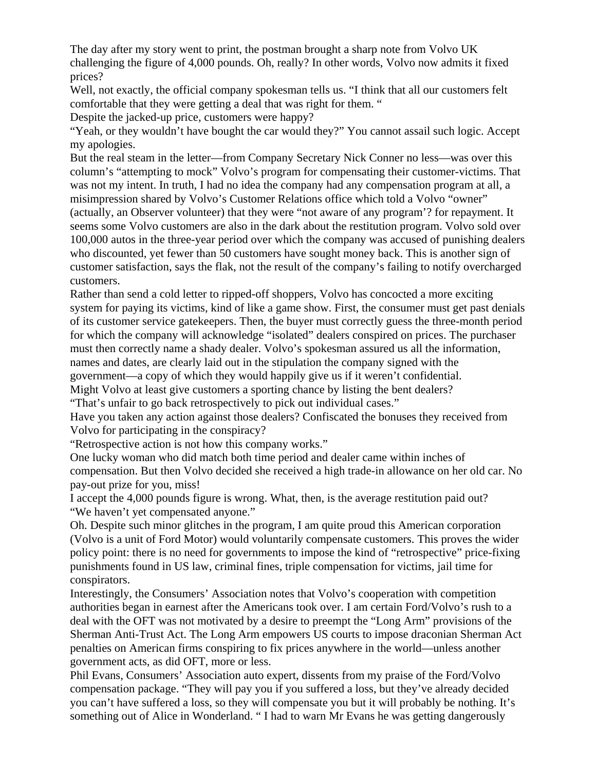The day after my story went to print, the postman brought a sharp note from Volvo UK challenging the figure of 4,000 pounds. Oh, really? In other words, Volvo now admits it fixed prices?

Well, not exactly, the official company spokesman tells us. "I think that all our customers felt comfortable that they were getting a deal that was right for them. "

Despite the jacked-up price, customers were happy?

"Yeah, or they wouldn't have bought the car would they?" You cannot assail such logic. Accept my apologies.

But the real steam in the letter—from Company Secretary Nick Conner no less—was over this column's "attempting to mock" Volvo's program for compensating their customer-victims. That was not my intent. In truth, I had no idea the company had any compensation program at all, a misimpression shared by Volvo's Customer Relations office which told a Volvo "owner" (actually, an Observer volunteer) that they were "not aware of any program'? for repayment. It seems some Volvo customers are also in the dark about the restitution program. Volvo sold over 100,000 autos in the three-year period over which the company was accused of punishing dealers who discounted, yet fewer than 50 customers have sought money back. This is another sign of customer satisfaction, says the flak, not the result of the company's failing to notify overcharged customers.

Rather than send a cold letter to ripped-off shoppers, Volvo has concocted a more exciting system for paying its victims, kind of like a game show. First, the consumer must get past denials of its customer service gatekeepers. Then, the buyer must correctly guess the three-month period for which the company will acknowledge "isolated" dealers conspired on prices. The purchaser must then correctly name a shady dealer. Volvo's spokesman assured us all the information, names and dates, are clearly laid out in the stipulation the company signed with the government—a copy of which they would happily give us if it weren't confidential.

Might Volvo at least give customers a sporting chance by listing the bent dealers?

"That's unfair to go back retrospectively to pick out individual cases."

Have you taken any action against those dealers? Confiscated the bonuses they received from Volvo for participating in the conspiracy?

"Retrospective action is not how this company works."

One lucky woman who did match both time period and dealer came within inches of compensation. But then Volvo decided she received a high trade-in allowance on her old car. No pay-out prize for you, miss!

I accept the 4,000 pounds figure is wrong. What, then, is the average restitution paid out?

"We haven't yet compensated anyone."

Oh. Despite such minor glitches in the program, I am quite proud this American corporation (Volvo is a unit of Ford Motor) would voluntarily compensate customers. This proves the wider policy point: there is no need for governments to impose the kind of "retrospective" price-fixing punishments found in US law, criminal fines, triple compensation for victims, jail time for conspirators.

Interestingly, the Consumers' Association notes that Volvo's cooperation with competition authorities began in earnest after the Americans took over. I am certain Ford/Volvo's rush to a deal with the OFT was not motivated by a desire to preempt the "Long Arm" provisions of the Sherman Anti-Trust Act. The Long Arm empowers US courts to impose draconian Sherman Act penalties on American firms conspiring to fix prices anywhere in the world—unless another government acts, as did OFT, more or less.

Phil Evans, Consumers' Association auto expert, dissents from my praise of the Ford/Volvo compensation package. "They will pay you if you suffered a loss, but they've already decided you can't have suffered a loss, so they will compensate you but it will probably be nothing. It's something out of Alice in Wonderland. " I had to warn Mr Evans he was getting dangerously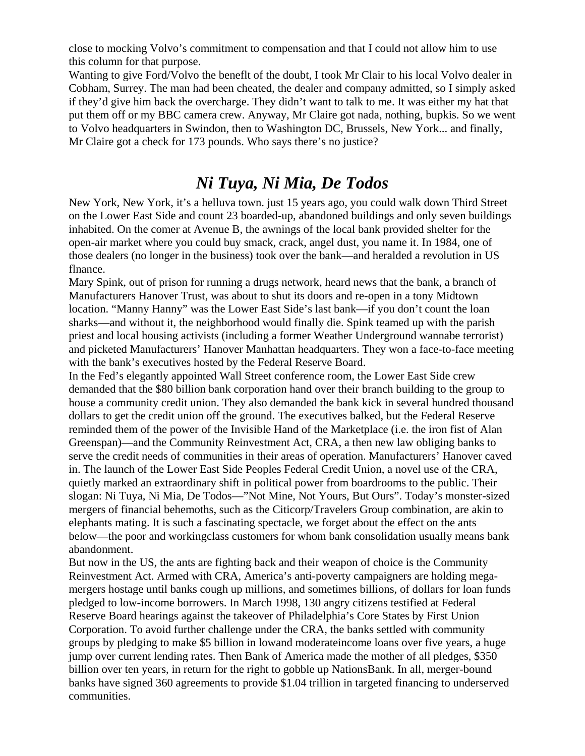close to mocking Volvo's commitment to compensation and that I could not allow him to use this column for that purpose.

Wanting to give Ford/Volvo the beneflt of the doubt, I took Mr Clair to his local Volvo dealer in Cobham, Surrey. The man had been cheated, the dealer and company admitted, so I simply asked if they'd give him back the overcharge. They didn't want to talk to me. It was either my hat that put them off or my BBC camera crew. Anyway, Mr Claire got nada, nothing, bupkis. So we went to Volvo headquarters in Swindon, then to Washington DC, Brussels, New York... and finally, Mr Claire got a check for 173 pounds. Who says there's no justice?

## *Ni Tuya, Ni Mia, De Todos*

New York, New York, it's a helluva town. just 15 years ago, you could walk down Third Street on the Lower East Side and count 23 boarded-up, abandoned buildings and only seven buildings inhabited. On the comer at Avenue B, the awnings of the local bank provided shelter for the open-air market where you could buy smack, crack, angel dust, you name it. In 1984, one of those dealers (no longer in the business) took over the bank—and heralded a revolution in US flnance.

Mary Spink, out of prison for running a drugs network, heard news that the bank, a branch of Manufacturers Hanover Trust, was about to shut its doors and re-open in a tony Midtown location. "Manny Hanny" was the Lower East Side's last bank—if you don't count the loan sharks—and without it, the neighborhood would finally die. Spink teamed up with the parish priest and local housing activists (including a former Weather Underground wannabe terrorist) and picketed Manufacturers' Hanover Manhattan headquarters. They won a face-to-face meeting with the bank's executives hosted by the Federal Reserve Board.

In the Fed's elegantly appointed Wall Street conference room, the Lower East Side crew demanded that the $80 billion bank corporation hand over their branch building to the group to house a community credit union. They also demanded the bank kick in several hundred thousand dollars to get the credit union off the ground. The executives balked, but the Federal Reserve reminded them of the power of the Invisible Hand of the Marketplace (i.e. the iron fist of Alan Greenspan)—and the Community Reinvestment Act, CRA, a then new law obliging banks to serve the credit needs of communities in their areas of operation. Manufacturers' Hanover caved in. The launch of the Lower East Side Peoples Federal Credit Union, a novel use of the CRA, quietly marked an extraordinary shift in political power from boardrooms to the public. Their slogan: Ni Tuya, Ni Mia, De Todos—"Not Mine, Not Yours, But Ours". Today's monster-sized mergers of financial behemoths, such as the Citicorp/Travelers Group combination, are akin to elephants mating. It is such a fascinating spectacle, we forget about the effect on the ants below—the poor and workingclass customers for whom bank consolidation usually means bank abandonment.

But now in the US, the ants are fighting back and their weapon of choice is the Community Reinvestment Act. Armed with CRA, America's anti-poverty campaigners are holding mega-mergers hostage until banks cough up millions, and sometimes billions, of dollars for loan funds pledged to low-income borrowers. In March 1998, 130 angry citizens testified at Federal Reserve Board hearings against the takeover of Philadelphia's Core States by First Union Corporation. To avoid further challenge under the CRA, the banks settled with community groups by pledging to make $5 billion in lowand moderateincome loans over five years, a huge jump over current lending rates. Then Bank of America made the mother of all pledges, $350 billion over ten years, in return for the right to gobble up NationsBank. In all, merger-bound banks have signed 360 agreements to provide $1.04 trillion in targeted financing to underserved communities.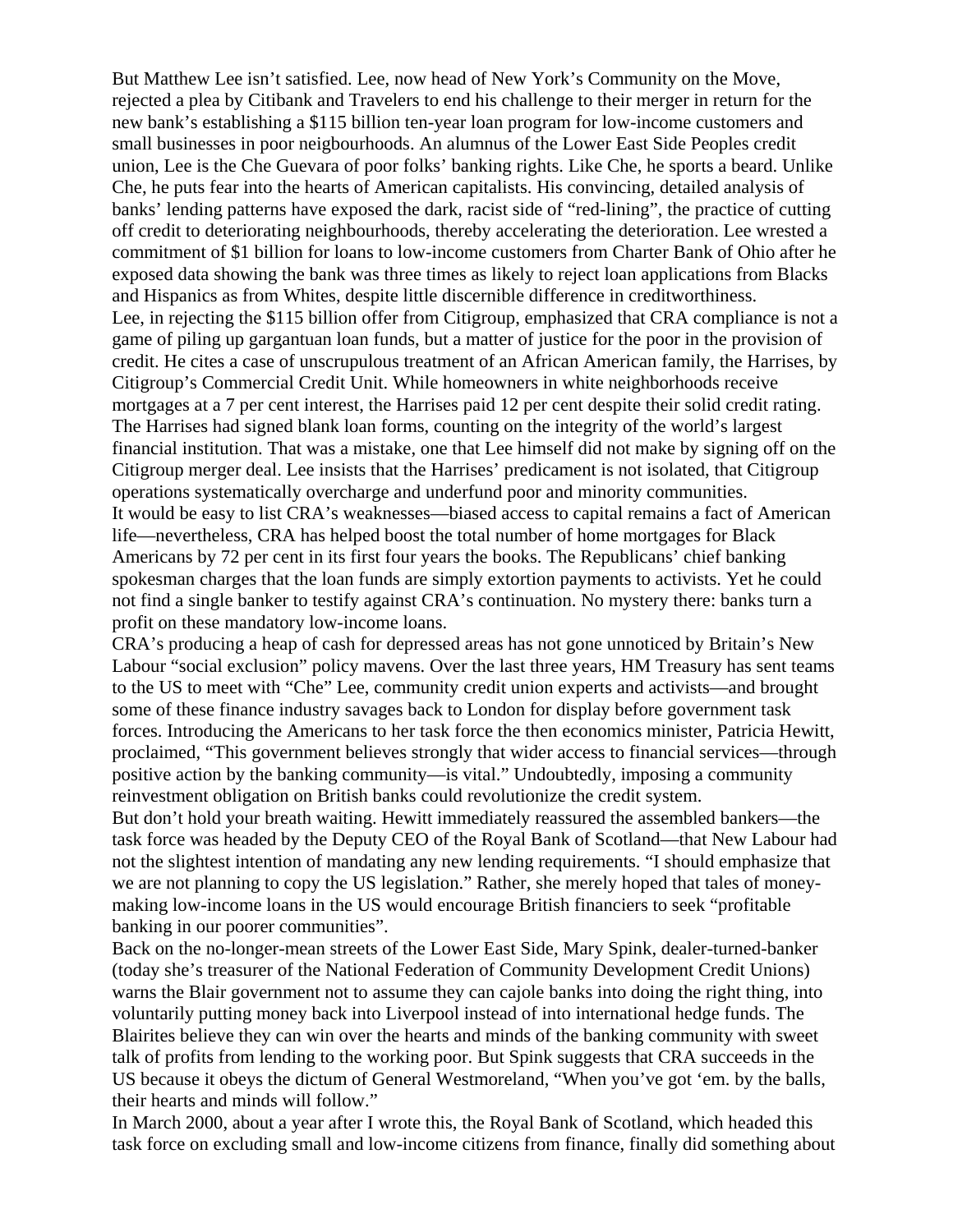But Matthew Lee isn't satisfied. Lee, now head of New York's Community on the Move, rejected a plea by Citibank and Travelers to end his challenge to their merger in return for the new bank's establishing a $115 billion ten-year loan program for low-income customers and small businesses in poor neigbourhoods. An alumnus of the Lower East Side Peoples credit union, Lee is the Che Guevara of poor folks' banking rights. Like Che, he sports a beard. Unlike Che, he puts fear into the hearts of American capitalists. His convincing, detailed analysis of banks' lending patterns have exposed the dark, racist side of "red-lining", the practice of cutting off credit to deteriorating neighbourhoods, thereby accelerating the deterioration. Lee wrested a commitment of $1 billion for loans to low-income customers from Charter Bank of Ohio after he exposed data showing the bank was three times as likely to reject loan applications from Blacks and Hispanics as from Whites, despite little discernible difference in creditworthiness.

Lee, in rejecting the $115 billion offer from Citigroup, emphasized that CRA compliance is not a game of piling up gargantuan loan funds, but a matter of justice for the poor in the provision of credit. He cites a case of unscrupulous treatment of an African American family, the Harrises, by Citigroup's Commercial Credit Unit. While homeowners in white neighborhoods receive mortgages at a 7 per cent interest, the Harrises paid 12 per cent despite their solid credit rating. The Harrises had signed blank loan forms, counting on the integrity of the world's largest financial institution. That was a mistake, one that Lee himself did not make by signing off on the Citigroup merger deal. Lee insists that the Harrises' predicament is not isolated, that Citigroup operations systematically overcharge and underfund poor and minority communities.

It would be easy to list CRA's weaknesses—biased access to capital remains a fact of American life—nevertheless, CRA has helped boost the total number of home mortgages for Black Americans by 72 per cent in its first four years the books. The Republicans' chief banking spokesman charges that the loan funds are simply extortion payments to activists. Yet he could not find a single banker to testify against CRA's continuation. No mystery there: banks turn a profit on these mandatory low-income loans.

CRA's producing a heap of cash for depressed areas has not gone unnoticed by Britain's New Labour "social exclusion" policy mavens. Over the last three years, HM Treasury has sent teams to the US to meet with "Che" Lee, community credit union experts and activists—and brought some of these finance industry savages back to London for display before government task forces. Introducing the Americans to her task force the then economics minister, Patricia Hewitt, proclaimed, "This government believes strongly that wider access to financial services—through positive action by the banking community—is vital." Undoubtedly, imposing a community reinvestment obligation on British banks could revolutionize the credit system.

But don't hold your breath waiting. Hewitt immediately reassured the assembled bankers—the task force was headed by the Deputy CEO of the Royal Bank of Scotland—that New Labour had not the slightest intention of mandating any new lending requirements. "I should emphasize that we are not planning to copy the US legislation." Rather, she merely hoped that tales of money-making low-income loans in the US would encourage British financiers to seek "profitable banking in our poorer communities".

Back on the no-longer-mean streets of the Lower East Side, Mary Spink, dealer-turned-banker (today she's treasurer of the National Federation of Community Development Credit Unions) warns the Blair government not to assume they can cajole banks into doing the right thing, into voluntarily putting money back into Liverpool instead of into international hedge funds. The Blairites believe they can win over the hearts and minds of the banking community with sweet talk of profits from lending to the working poor. But Spink suggests that CRA succeeds in the US because it obeys the dictum of General Westmoreland, "When you've got 'em. by the balls, their hearts and minds will follow."

In March 2000, about a year after I wrote this, the Royal Bank of Scotland, which headed this task force on excluding small and low-income citizens from finance, finally did something about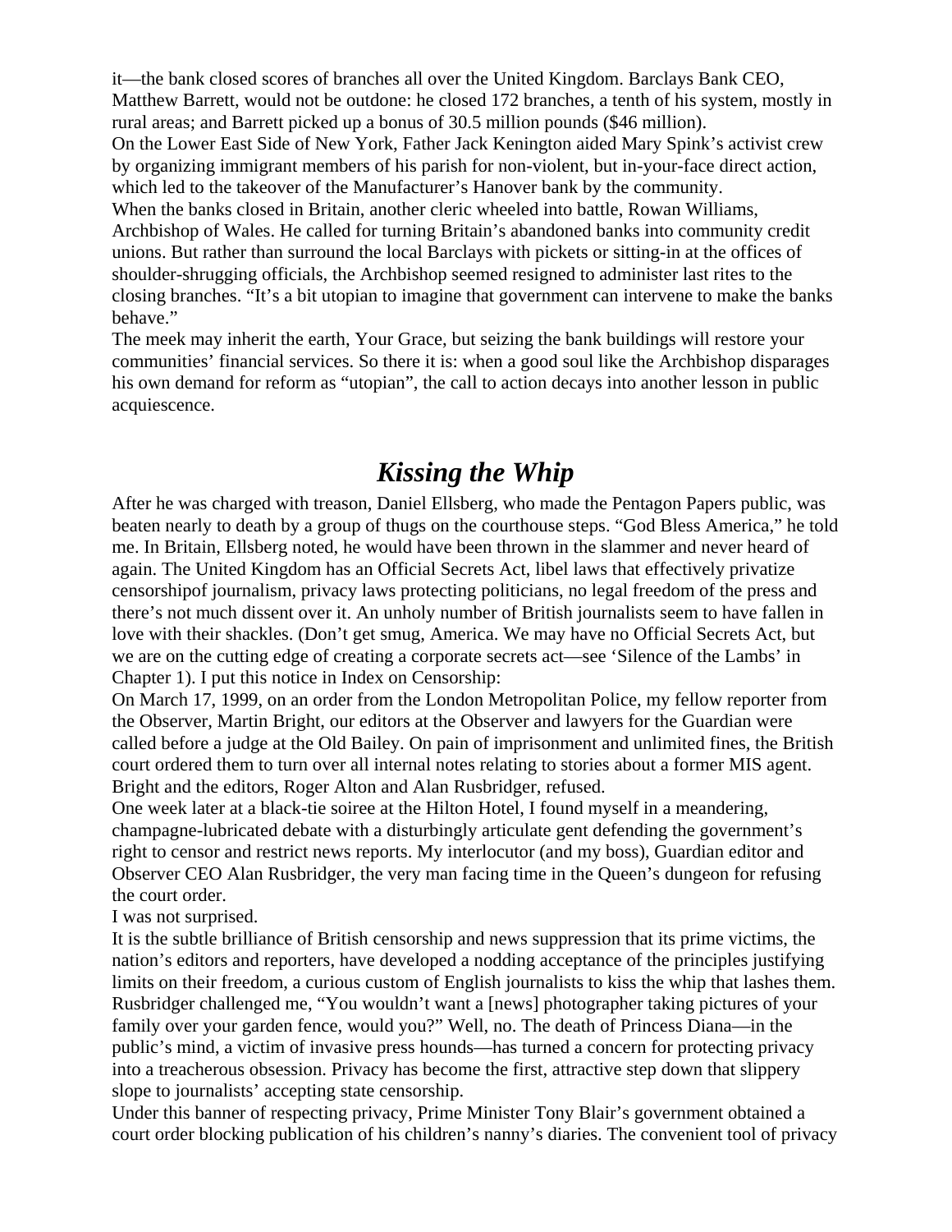it—the bank closed scores of branches all over the United Kingdom. Barclays Bank CEO, Matthew Barrett, would not be outdone: he closed 172 branches, a tenth of his system, mostly in rural areas; and Barrett picked up a bonus of 30.5 million pounds ($46 million).

On the Lower East Side of New York, Father Jack Kenington aided Mary Spink's activist crew by organizing immigrant members of his parish for non-violent, but in-your-face direct action, which led to the takeover of the Manufacturer's Hanover bank by the community.

When the banks closed in Britain, another cleric wheeled into battle, Rowan Williams, Archbishop of Wales. He called for turning Britain's abandoned banks into community credit unions. But rather than surround the local Barclays with pickets or sitting-in at the offices of shoulder-shrugging officials, the Archbishop seemed resigned to administer last rites to the closing branches. "It's a bit utopian to imagine that government can intervene to make the banks behave."

The meek may inherit the earth, Your Grace, but seizing the bank buildings will restore your communities' financial services. So there it is: when a good soul like the Archbishop disparages his own demand for reform as "utopian", the call to action decays into another lesson in public acquiescence.

## *Kissing the Whip*

After he was charged with treason, Daniel Ellsberg, who made the Pentagon Papers public, was beaten nearly to death by a group of thugs on the courthouse steps. "God Bless America," he told me. In Britain, Ellsberg noted, he would have been thrown in the slammer and never heard of again. The United Kingdom has an Official Secrets Act, libel laws that effectively privatize censorshipof journalism, privacy laws protecting politicians, no legal freedom of the press and there's not much dissent over it. An unholy number of British journalists seem to have fallen in love with their shackles. (Don't get smug, America. We may have no Official Secrets Act, but we are on the cutting edge of creating a corporate secrets act—see 'Silence of the Lambs' in Chapter 1). I put this notice in Index on Censorship:

On March 17, 1999, on an order from the London Metropolitan Police, my fellow reporter from the Observer, Martin Bright, our editors at the Observer and lawyers for the Guardian were called before a judge at the Old Bailey. On pain of imprisonment and unlimited fines, the British court ordered them to turn over all internal notes relating to stories about a former MIS agent. Bright and the editors, Roger Alton and Alan Rusbridger, refused.

One week later at a black-tie soiree at the Hilton Hotel, I found myself in a meandering, champagne-lubricated debate with a disturbingly articulate gent defending the government's right to censor and restrict news reports. My interlocutor (and my boss), Guardian editor and Observer CEO Alan Rusbridger, the very man facing time in the Queen's dungeon for refusing the court order.

I was not surprised.

It is the subtle brilliance of British censorship and news suppression that its prime victims, the nation's editors and reporters, have developed a nodding acceptance of the principles justifying limits on their freedom, a curious custom of English journalists to kiss the whip that lashes them. Rusbridger challenged me, "You wouldn't want a [news] photographer taking pictures of your family over your garden fence, would you?" Well, no. The death of Princess Diana—in the public's mind, a victim of invasive press hounds—has turned a concern for protecting privacy into a treacherous obsession. Privacy has become the first, attractive step down that slippery slope to journalists' accepting state censorship.

Under this banner of respecting privacy, Prime Minister Tony Blair's government obtained a court order blocking publication of his children's nanny's diaries. The convenient tool of privacy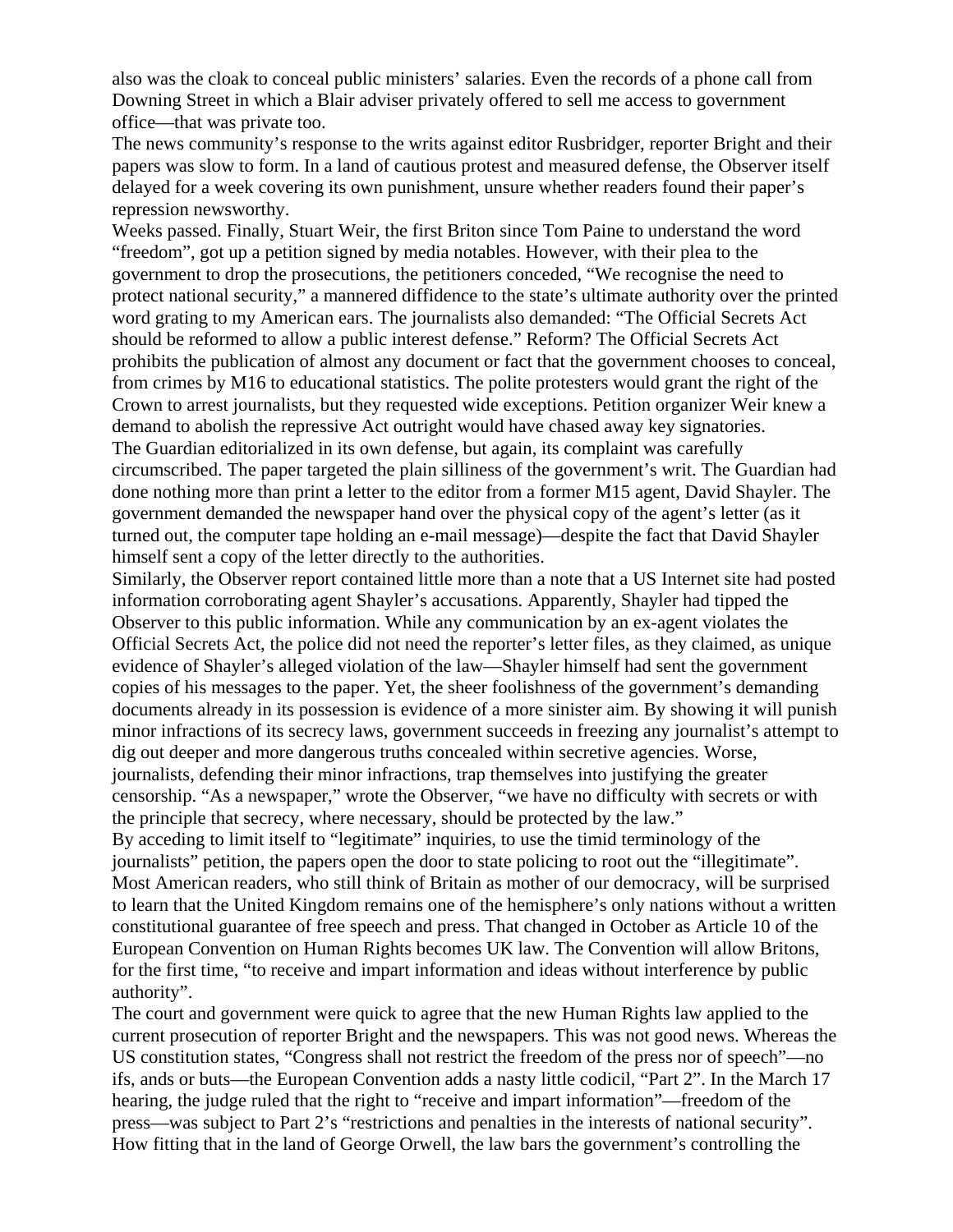also was the cloak to conceal public ministers' salaries. Even the records of a phone call from Downing Street in which a Blair adviser privately offered to sell me access to government office—that was private too.

The news community's response to the writs against editor Rusbridger, reporter Bright and their papers was slow to form. In a land of cautious protest and measured defense, the Observer itself delayed for a week covering its own punishment, unsure whether readers found their paper's repression newsworthy.

Weeks passed. Finally, Stuart Weir, the first Briton since Tom Paine to understand the word "freedom", got up a petition signed by media notables. However, with their plea to the government to drop the prosecutions, the petitioners conceded, "We recognise the need to protect national security," a mannered diffidence to the state's ultimate authority over the printed word grating to my American ears. The journalists also demanded: "The Official Secrets Act should be reformed to allow a public interest defense." Reform? The Official Secrets Act prohibits the publication of almost any document or fact that the government chooses to conceal, from crimes by M16 to educational statistics. The polite protesters would grant the right of the Crown to arrest journalists, but they requested wide exceptions. Petition organizer Weir knew a demand to abolish the repressive Act outright would have chased away key signatories.

The Guardian editorialized in its own defense, but again, its complaint was carefully circumscribed. The paper targeted the plain silliness of the government's writ. The Guardian had done nothing more than print a letter to the editor from a former M15 agent, David Shayler. The government demanded the newspaper hand over the physical copy of the agent's letter (as it turned out, the computer tape holding an e-mail message)—despite the fact that David Shayler himself sent a copy of the letter directly to the authorities.

Similarly, the Observer report contained little more than a note that a US Internet site had posted information corroborating agent Shayler's accusations. Apparently, Shayler had tipped the Observer to this public information. While any communication by an ex-agent violates the Official Secrets Act, the police did not need the reporter's letter files, as they claimed, as unique evidence of Shayler's alleged violation of the law—Shayler himself had sent the government copies of his messages to the paper. Yet, the sheer foolishness of the government's demanding documents already in its possession is evidence of a more sinister aim. By showing it will punish minor infractions of its secrecy laws, government succeeds in freezing any journalist's attempt to dig out deeper and more dangerous truths concealed within secretive agencies. Worse, journalists, defending their minor infractions, trap themselves into justifying the greater censorship. "As a newspaper," wrote the Observer, "we have no difficulty with secrets or with the principle that secrecy, where necessary, should be protected by the law."

By acceding to limit itself to "legitimate" inquiries, to use the timid terminology of the journalists" petition, the papers open the door to state policing to root out the "illegitimate". Most American readers, who still think of Britain as mother of our democracy, will be surprised to learn that the United Kingdom remains one of the hemisphere's only nations without a written constitutional guarantee of free speech and press. That changed in October as Article 10 of the European Convention on Human Rights becomes UK law. The Convention will allow Britons, for the first time, "to receive and impart information and ideas without interference by public authority".

The court and government were quick to agree that the new Human Rights law applied to the current prosecution of reporter Bright and the newspapers. This was not good news. Whereas the US constitution states, "Congress shall not restrict the freedom of the press nor of speech"—no ifs, ands or buts—the European Convention adds a nasty little codicil, "Part 2". In the March 17 hearing, the judge ruled that the right to "receive and impart information"—freedom of the press—was subject to Part 2's "restrictions and penalties in the interests of national security". How fitting that in the land of George Orwell, the law bars the government's controlling the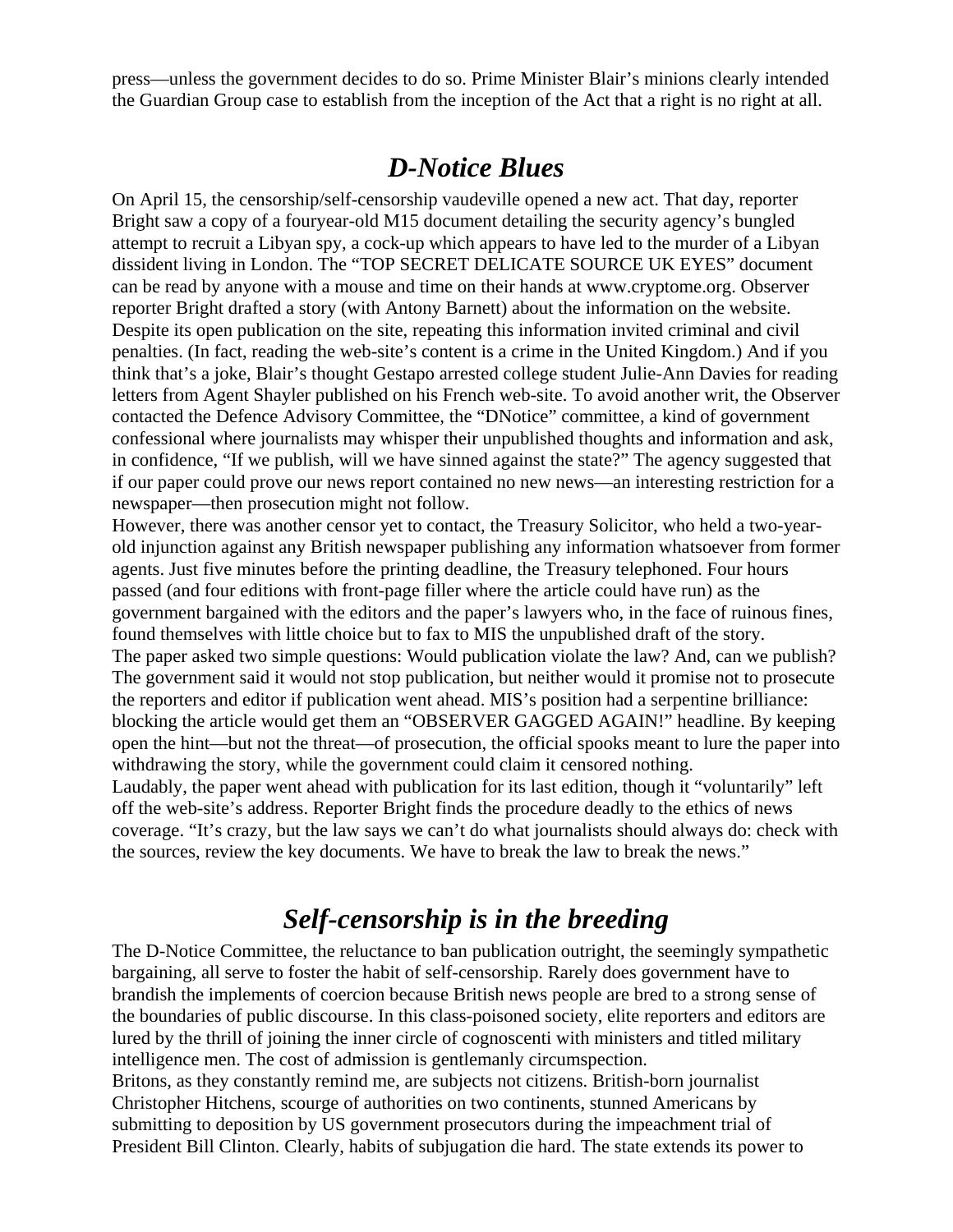press—unless the government decides to do so. Prime Minister Blair's minions clearly intended the Guardian Group case to establish from the inception of the Act that a right is no right at all.

## *D-Notice Blues*

On April 15, the censorship/self-censorship vaudeville opened a new act. That day, reporter Bright saw a copy of a fouryear-old M15 document detailing the security agency's bungled attempt to recruit a Libyan spy, a cock-up which appears to have led to the murder of a Libyan dissident living in London. The "TOP SECRET DELICATE SOURCE UK EYES" document can be read by anyone with a mouse and time on their hands at www.cryptome.org. Observer reporter Bright drafted a story (with Antony Barnett) about the information on the website. Despite its open publication on the site, repeating this information invited criminal and civil penalties. (In fact, reading the web-site's content is a crime in the United Kingdom.) And if you think that's a joke, Blair's thought Gestapo arrested college student Julie-Ann Davies for reading letters from Agent Shayler published on his French web-site. To avoid another writ, the Observer contacted the Defence Advisory Committee, the "DNotice" committee, a kind of government confessional where journalists may whisper their unpublished thoughts and information and ask, in confidence, "If we publish, will we have sinned against the state?" The agency suggested that if our paper could prove our news report contained no new news—an interesting restriction for a newspaper—then prosecution might not follow.

However, there was another censor yet to contact, the Treasury Solicitor, who held a two-year-old injunction against any British newspaper publishing any information whatsoever from former agents. Just five minutes before the printing deadline, the Treasury telephoned. Four hours passed (and four editions with front-page filler where the article could have run) as the government bargained with the editors and the paper's lawyers who, in the face of ruinous fines, found themselves with little choice but to fax to MIS the unpublished draft of the story.

The paper asked two simple questions: Would publication violate the law? And, can we publish? The government said it would not stop publication, but neither would it promise not to prosecute the reporters and editor if publication went ahead. MIS's position had a serpentine brilliance: blocking the article would get them an "OBSERVER GAGGED AGAIN!" headline. By keeping open the hint—but not the threat—of prosecution, the official spooks meant to lure the paper into withdrawing the story, while the government could claim it censored nothing.

Laudably, the paper went ahead with publication for its last edition, though it "voluntarily" left off the web-site's address. Reporter Bright finds the procedure deadly to the ethics of news coverage. "It's crazy, but the law says we can't do what journalists should always do: check with the sources, review the key documents. We have to break the law to break the news."

## *Self-censorship is in the breeding*

The D-Notice Committee, the reluctance to ban publication outright, the seemingly sympathetic bargaining, all serve to foster the habit of self-censorship. Rarely does government have to brandish the implements of coercion because British news people are bred to a strong sense of the boundaries of public discourse. In this class-poisoned society, elite reporters and editors are lured by the thrill of joining the inner circle of cognoscenti with ministers and titled military intelligence men. The cost of admission is gentlemanly circumspection.

Britons, as they constantly remind me, are subjects not citizens. British-born journalist Christopher Hitchens, scourge of authorities on two continents, stunned Americans by submitting to deposition by US government prosecutors during the impeachment trial of President Bill Clinton. Clearly, habits of subjugation die hard. The state extends its power to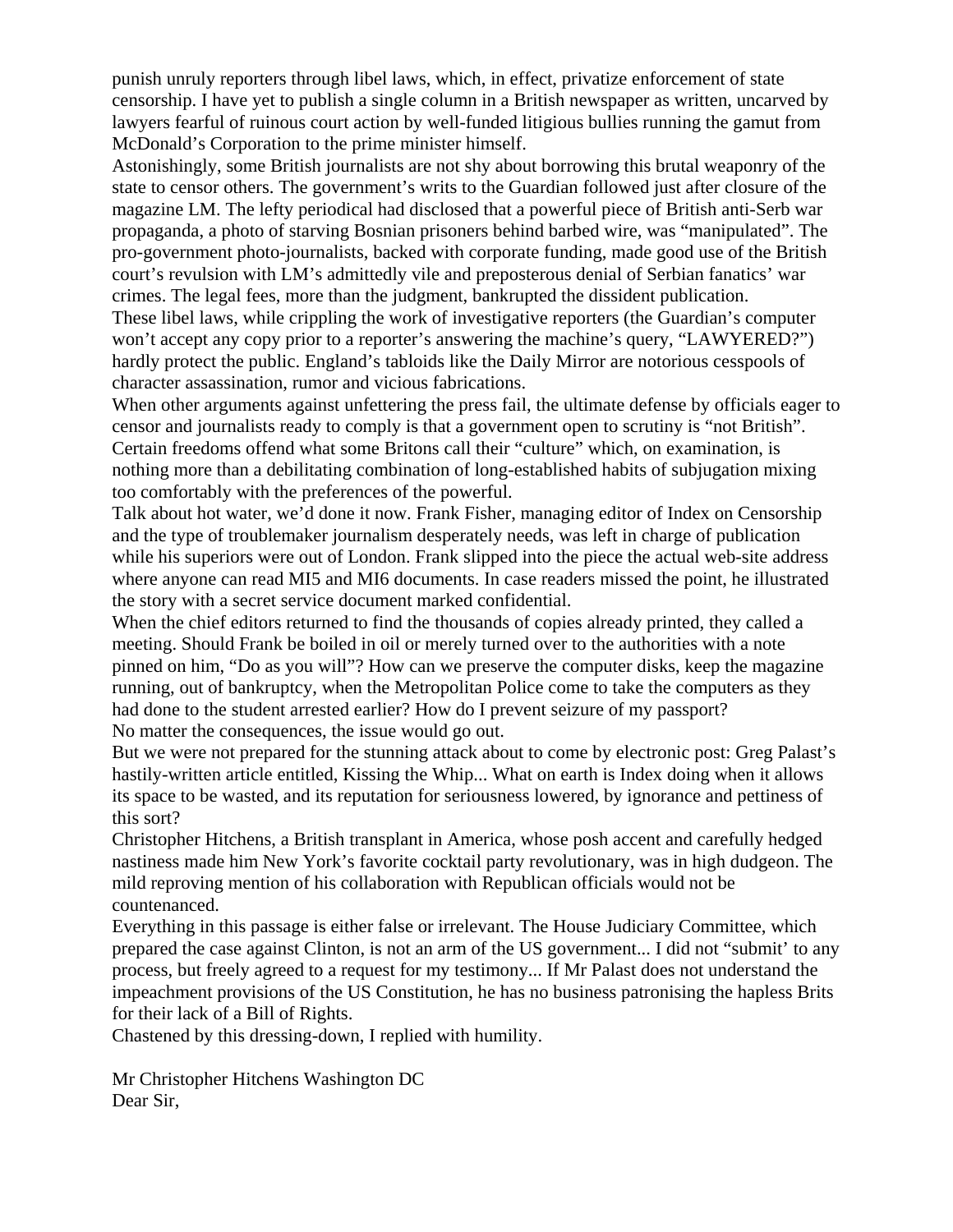punish unruly reporters through libel laws, which, in effect, privatize enforcement of state censorship. I have yet to publish a single column in a British newspaper as written, uncarved by lawyers fearful of ruinous court action by well-funded litigious bullies running the gamut from McDonald's Corporation to the prime minister himself.

Astonishingly, some British journalists are not shy about borrowing this brutal weaponry of the state to censor others. The government's writs to the Guardian followed just after closure of the magazine LM. The lefty periodical had disclosed that a powerful piece of British anti-Serb war propaganda, a photo of starving Bosnian prisoners behind barbed wire, was "manipulated". The pro-government photo-journalists, backed with corporate funding, made good use of the British court's revulsion with LM's admittedly vile and preposterous denial of Serbian fanatics' war crimes. The legal fees, more than the judgment, bankrupted the dissident publication.

These libel laws, while crippling the work of investigative reporters (the Guardian's computer won't accept any copy prior to a reporter's answering the machine's query, "LAWYERED?") hardly protect the public. England's tabloids like the Daily Mirror are notorious cesspools of character assassination, rumor and vicious fabrications.

When other arguments against unfettering the press fail, the ultimate defense by officials eager to censor and journalists ready to comply is that a government open to scrutiny is "not British". Certain freedoms offend what some Britons call their "culture" which, on examination, is nothing more than a debilitating combination of long-established habits of subjugation mixing too comfortably with the preferences of the powerful.

Talk about hot water, we'd done it now. Frank Fisher, managing editor of Index on Censorship and the type of troublemaker journalism desperately needs, was left in charge of publication while his superiors were out of London. Frank slipped into the piece the actual web-site address where anyone can read MI5 and MI6 documents. In case readers missed the point, he illustrated the story with a secret service document marked confidential.

When the chief editors returned to find the thousands of copies already printed, they called a meeting. Should Frank be boiled in oil or merely turned over to the authorities with a note pinned on him, "Do as you will"? How can we preserve the computer disks, keep the magazine running, out of bankruptcy, when the Metropolitan Police come to take the computers as they had done to the student arrested earlier? How do I prevent seizure of my passport?

No matter the consequences, the issue would go out.

But we were not prepared for the stunning attack about to come by electronic post: Greg Palast's hastily-written article entitled, Kissing the Whip... What on earth is Index doing when it allows its space to be wasted, and its reputation for seriousness lowered, by ignorance and pettiness of this sort?

Christopher Hitchens, a British transplant in America, whose posh accent and carefully hedged nastiness made him New York's favorite cocktail party revolutionary, was in high dudgeon. The mild reproving mention of his collaboration with Republican officials would not be countenanced.

Everything in this passage is either false or irrelevant. The House Judiciary Committee, which prepared the case against Clinton, is not an arm of the US government... I did not "submit' to any process, but freely agreed to a request for my testimony... If Mr Palast does not understand the impeachment provisions of the US Constitution, he has no business patronising the hapless Brits for their lack of a Bill of Rights.

Chastened by this dressing-down, I replied with humility.

Mr Christopher Hitchens Washington DC

Dear Sir,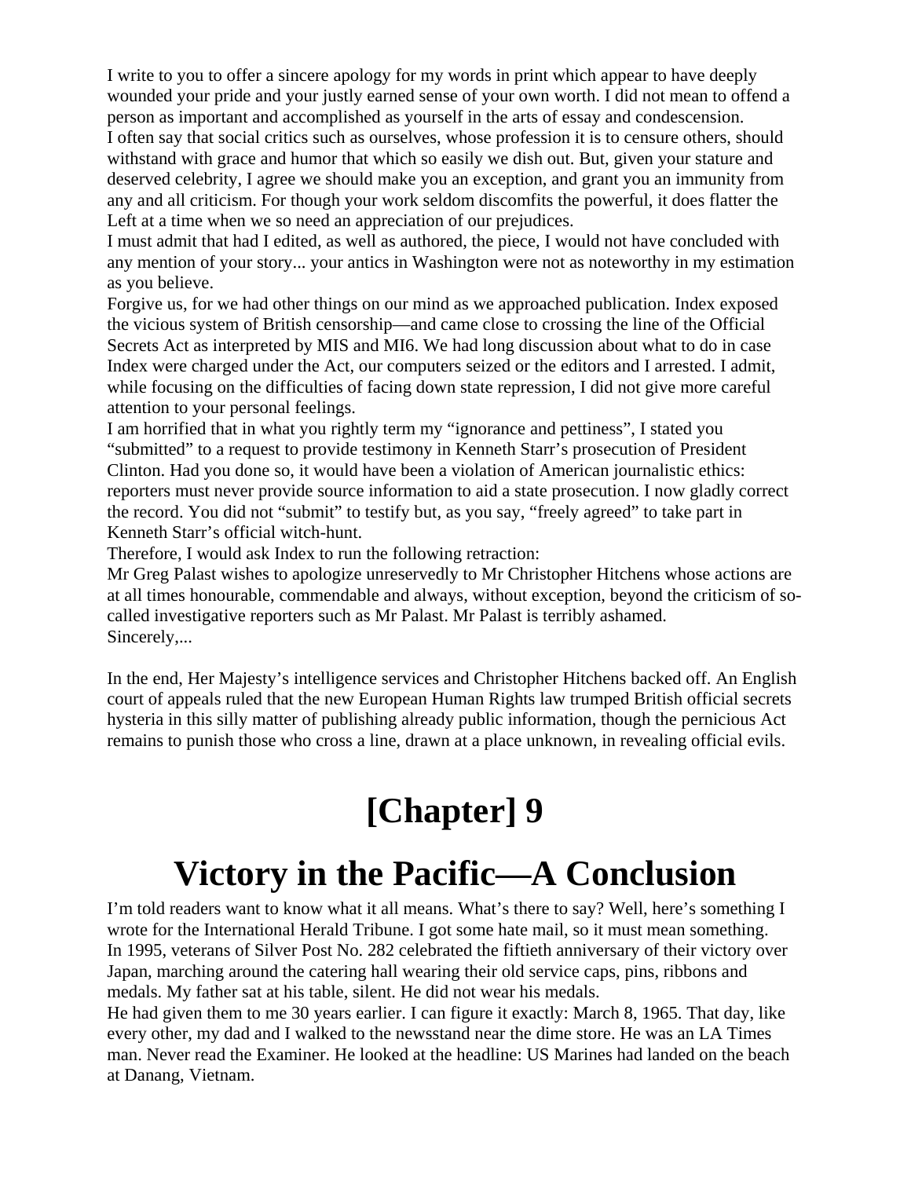I write to you to offer a sincere apology for my words in print which appear to have deeply wounded your pride and your justly earned sense of your own worth. I did not mean to offend a person as important and accomplished as yourself in the arts of essay and condescension.

I often say that social critics such as ourselves, whose profession it is to censure others, should withstand with grace and humor that which so easily we dish out. But, given your stature and deserved celebrity, I agree we should make you an exception, and grant you an immunity from any and all criticism. For though your work seldom discomfits the powerful, it does flatter the Left at a time when we so need an appreciation of our prejudices.

I must admit that had I edited, as well as authored, the piece, I would not have concluded with any mention of your story... your antics in Washington were not as noteworthy in my estimation as you believe.

Forgive us, for we had other things on our mind as we approached publication. Index exposed the vicious system of British censorship—and came close to crossing the line of the Official Secrets Act as interpreted by MIS and MI6. We had long discussion about what to do in case Index were charged under the Act, our computers seized or the editors and I arrested. I admit, while focusing on the difficulties of facing down state repression, I did not give more careful attention to your personal feelings.

I am horrified that in what you rightly term my "ignorance and pettiness", I stated you "submitted" to a request to provide testimony in Kenneth Starr's prosecution of President Clinton. Had you done so, it would have been a violation of American journalistic ethics: reporters must never provide source information to aid a state prosecution. I now gladly correct the record. You did not "submit" to testify but, as you say, "freely agreed" to take part in Kenneth Starr's official witch-hunt.

Therefore, I would ask Index to run the following retraction:

Mr Greg Palast wishes to apologize unreservedly to Mr Christopher Hitchens whose actions are at all times honourable, commendable and always, without exception, beyond the criticism of so-called investigative reporters such as Mr Palast. Mr Palast is terribly ashamed.

Sincerely,...

In the end, Her Majesty's intelligence services and Christopher Hitchens backed off. An English court of appeals ruled that the new European Human Rights law trumped British official secrets hysteria in this silly matter of publishing already public information, though the pernicious Act remains to punish those who cross a line, drawn at a place unknown, in revealing official evils.

# [Chapter] 9

# Victory in the Pacific—A Conclusion

I'm told readers want to know what it all means. What's there to say? Well, here's something I wrote for the International Herald Tribune. I got some hate mail, so it must mean something.

In 1995, veterans of Silver Post No. 282 celebrated the fiftieth anniversary of their victory over Japan, marching around the catering hall wearing their old service caps, pins, ribbons and medals. My father sat at his table, silent. He did not wear his medals.

He had given them to me 30 years earlier. I can figure it exactly: March 8, 1965. That day, like every other, my dad and I walked to the newsstand near the dime store. He was an LA Times man. Never read the Examiner. He looked at the headline: US Marines had landed on the beach at Danang, Vietnam.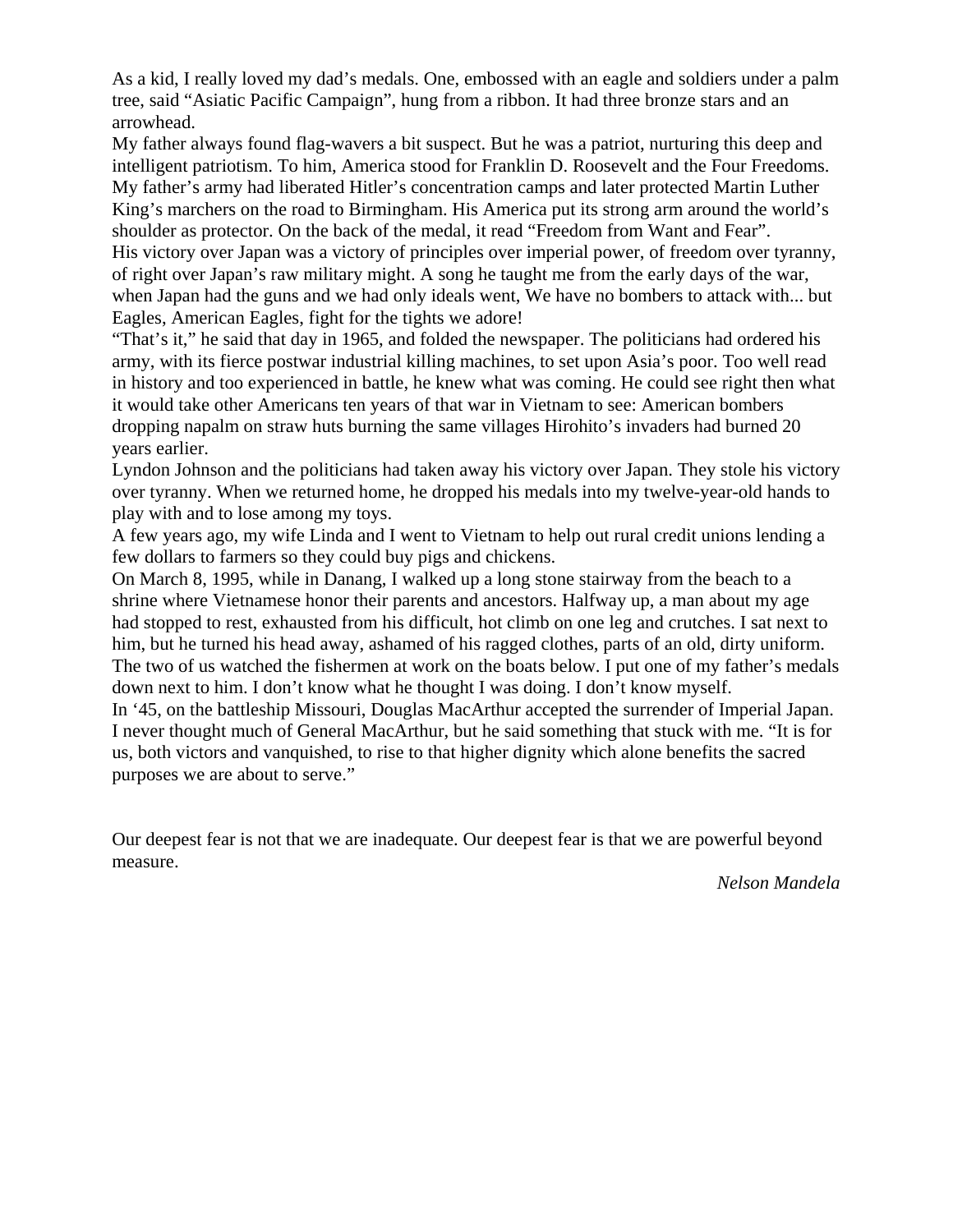As a kid, I really loved my dad's medals. One, embossed with an eagle and soldiers under a palm tree, said "Asiatic Pacific Campaign", hung from a ribbon. It had three bronze stars and an arrowhead.

My father always found flag-wavers a bit suspect. But he was a patriot, nurturing this deep and intelligent patriotism. To him, America stood for Franklin D. Roosevelt and the Four Freedoms. My father's army had liberated Hitler's concentration camps and later protected Martin Luther King's marchers on the road to Birmingham. His America put its strong arm around the world's shoulder as protector. On the back of the medal, it read "Freedom from Want and Fear".

His victory over Japan was a victory of principles over imperial power, of freedom over tyranny, of right over Japan's raw military might. A song he taught me from the early days of the war, when Japan had the guns and we had only ideals went, We have no bombers to attack with... but Eagles, American Eagles, fight for the tights we adore!

"That's it," he said that day in 1965, and folded the newspaper. The politicians had ordered his army, with its fierce postwar industrial killing machines, to set upon Asia's poor. Too well read in history and too experienced in battle, he knew what was coming. He could see right then what it would take other Americans ten years of that war in Vietnam to see: American bombers dropping napalm on straw huts burning the same villages Hirohito's invaders had burned 20 years earlier.

Lyndon Johnson and the politicians had taken away his victory over Japan. They stole his victory over tyranny. When we returned home, he dropped his medals into my twelve-year-old hands to play with and to lose among my toys.

A few years ago, my wife Linda and I went to Vietnam to help out rural credit unions lending a few dollars to farmers so they could buy pigs and chickens.

On March 8, 1995, while in Danang, I walked up a long stone stairway from the beach to a shrine where Vietnamese honor their parents and ancestors. Halfway up, a man about my age had stopped to rest, exhausted from his difficult, hot climb on one leg and crutches. I sat next to him, but he turned his head away, ashamed of his ragged clothes, parts of an old, dirty uniform. The two of us watched the fishermen at work on the boats below. I put one of my father's medals down next to him. I don't know what he thought I was doing. I don't know myself.

In '45, on the battleship Missouri, Douglas MacArthur accepted the surrender of Imperial Japan. I never thought much of General MacArthur, but he said something that stuck with me. "It is for us, both victors and vanquished, to rise to that higher dignity which alone benefits the sacred purposes we are about to serve."

Our deepest fear is not that we are inadequate. Our deepest fear is that we are powerful beyond measure.

*Nelson Mandela*